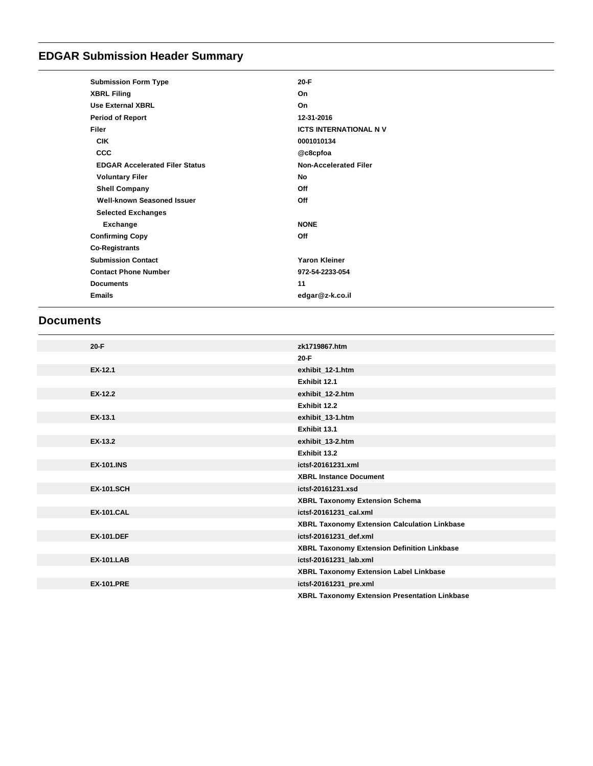# EDGAR Submission Header Summary

| | |
|---|---|
| **Submission Form Type** | **20-F** |
| **XBRL Filing** | **On** |
| **Use External XBRL** | **On** |
| **Period of Report** | **12-31-2016** |
| **Filer** | **ICTS INTERNATIONAL N V** |
| **CIK** | **0001010134** |
| **CCC** | **@c8cpfoa** |
| **EDGAR Accelerated Filer Status** | **Non-Accelerated Filer** |
| **Voluntary Filer** | **No** |
| **Shell Company** | **Off** |
| **Well-known Seasoned Issuer** | **Off** |
| **Selected Exchanges** | |
| **Exchange** | **NONE** |
| **Confirming Copy** | **Off** |
| **Co-Registrants** | |
| **Submission Contact** | **Yaron Kleiner** |
| **Contact Phone Number** | **972-54-2233-054** |
| **Documents** | **11** |
| **Emails** | **edgar@z-k.co.il** |

## Documents

| | |
|---|---|
| **20-F** | **zk1719867.htm** |
| | **20-F** |
| **EX-12.1** | **exhibit_12-1.htm** |
| | **Exhibit 12.1** |
| **EX-12.2** | **exhibit_12-2.htm** |
| | **Exhibit 12.2** |
| **EX-13.1** | **exhibit_13-1.htm** |
| | **Exhibit 13.1** |
| **EX-13.2** | **exhibit_13-2.htm** |
| | **Exhibit 13.2** |
| **EX-101.INS** | **ictsf-20161231.xml** |
| | **XBRL Instance Document** |
| **EX-101.SCH** | **ictsf-20161231.xsd** |
| | **XBRL Taxonomy Extension Schema** |
| **EX-101.CAL** | **ictsf-20161231_cal.xml** |
| | **XBRL Taxonomy Extension Calculation Linkbase** |
| **EX-101.DEF** | **ictsf-20161231_def.xml** |
| | **XBRL Taxonomy Extension Definition Linkbase** |
| **EX-101.LAB** | **ictsf-20161231_lab.xml** |
| | **XBRL Taxonomy Extension Label Linkbase** |
| **EX-101.PRE** | **ictsf-20161231_pre.xml** |
| | **XBRL Taxonomy Extension Presentation Linkbase** |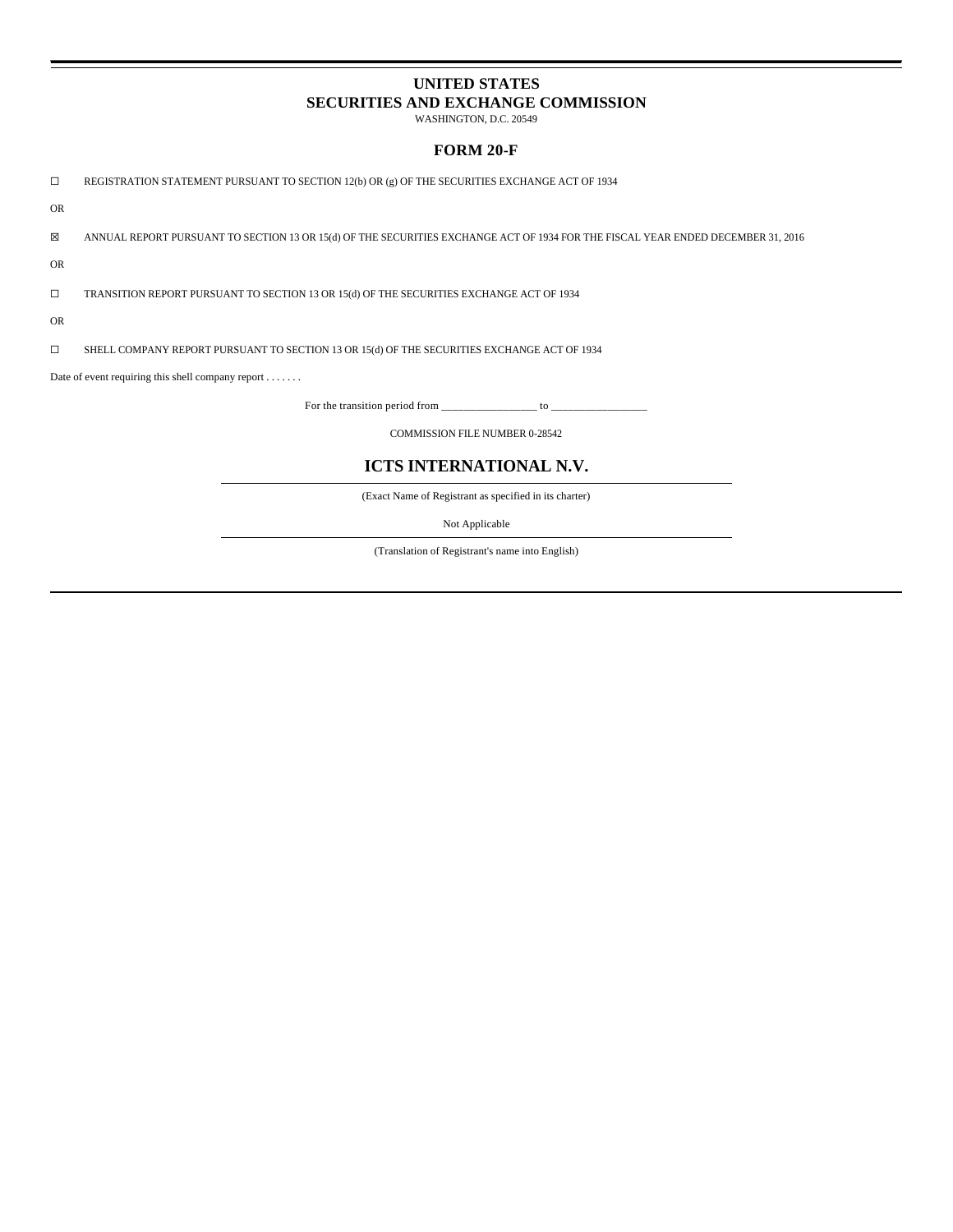# UNITED STATES
# SECURITIES AND EXCHANGE COMMISSION

WASHINGTON, D.C. 20549

## FORM 20-F

☐ REGISTRATION STATEMENT PURSUANT TO SECTION 12(b) OR (g) OF THE SECURITIES EXCHANGE ACT OF 1934

OR

☒ ANNUAL REPORT PURSUANT TO SECTION 13 OR 15(d) OF THE SECURITIES EXCHANGE ACT OF 1934 FOR THE FISCAL YEAR ENDED DECEMBER 31, 2016

OR

☐ TRANSITION REPORT PURSUANT TO SECTION 13 OR 15(d) OF THE SECURITIES EXCHANGE ACT OF 1934

OR

☐ SHELL COMPANY REPORT PURSUANT TO SECTION 13 OR 15(d) OF THE SECURITIES EXCHANGE ACT OF 1934

Date of event requiring this shell company report . . . . . . .

For the transition period from _________________ to _________________

COMMISSION FILE NUMBER 0-28542

## ICTS INTERNATIONAL N.V.

(Exact Name of Registrant as specified in its charter)

Not Applicable

(Translation of Registrant's name into English)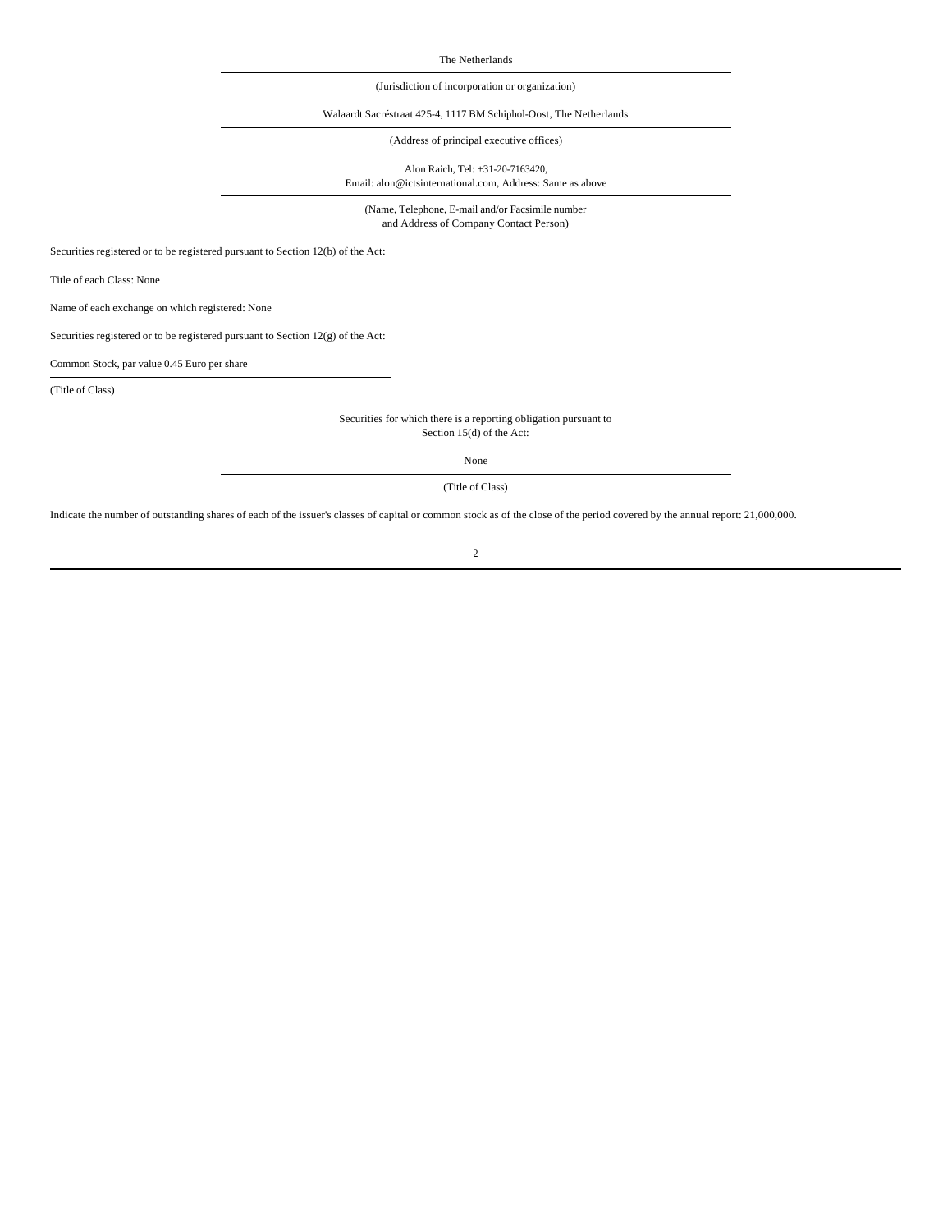The Netherlands

(Jurisdiction of incorporation or organization)

Walaardt Sacréstraat 425-4, 1117 BM Schiphol-Oost, The Netherlands

(Address of principal executive offices)

Alon Raich, Tel: +31-20-7163420,
Email: alon@ictsinternational.com, Address: Same as above

(Name, Telephone, E-mail and/or Facsimile number
and Address of Company Contact Person)

Securities registered or to be registered pursuant to Section 12(b) of the Act:

Title of each Class: None

Name of each exchange on which registered: None

Securities registered or to be registered pursuant to Section 12(g) of the Act:

Common Stock, par value 0.45 Euro per share

(Title of Class)

Securities for which there is a reporting obligation pursuant to
Section 15(d) of the Act:

None

(Title of Class)

Indicate the number of outstanding shares of each of the issuer's classes of capital or common stock as of the close of the period covered by the annual report: 21,000,000.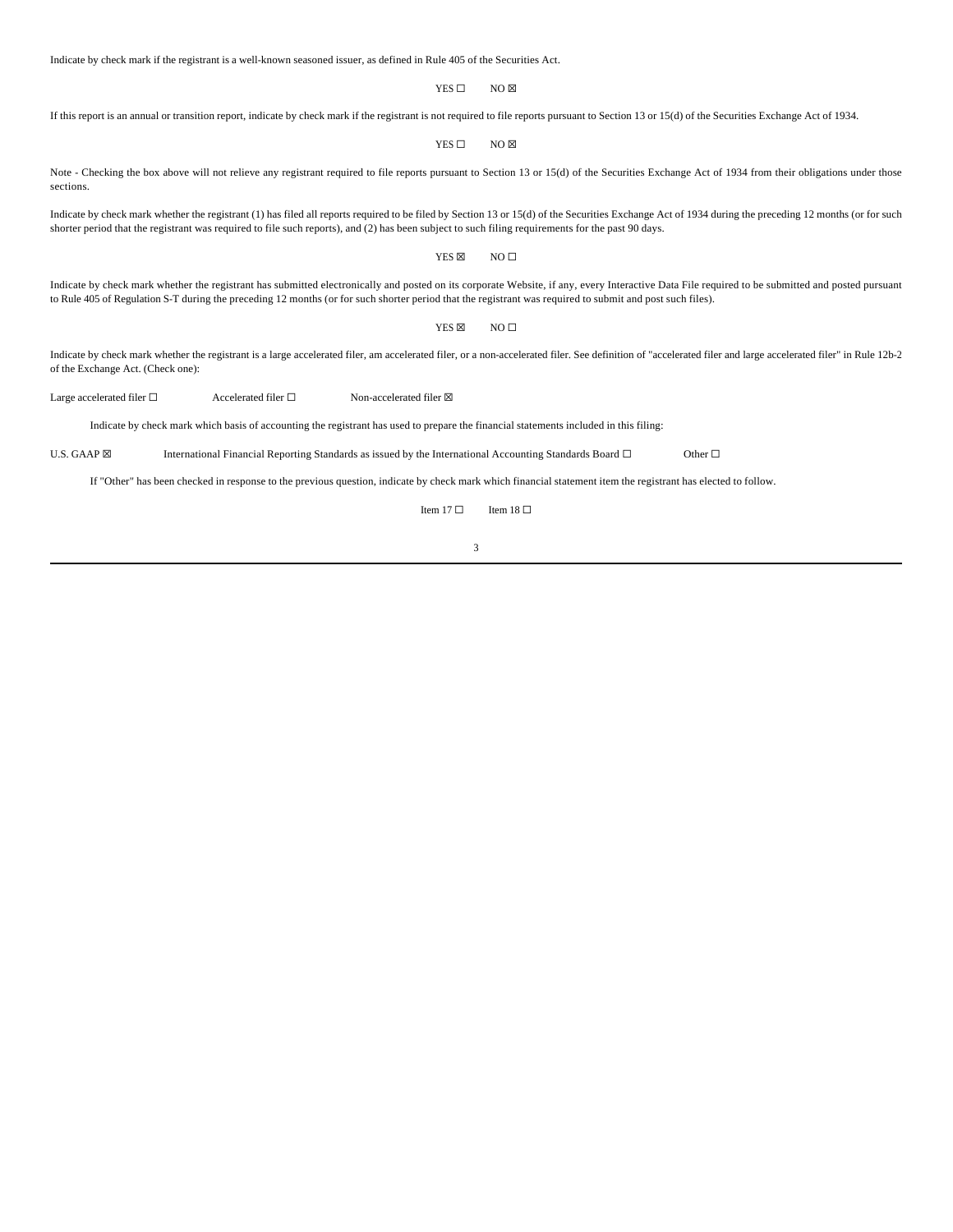Indicate by check mark if the registrant is a well-known seasoned issuer, as defined in Rule 405 of the Securities Act.

YES ☐ NO ☒

If this report is an annual or transition report, indicate by check mark if the registrant is not required to file reports pursuant to Section 13 or 15(d) of the Securities Exchange Act of 1934.

YES ☐ NO ☒

Note - Checking the box above will not relieve any registrant required to file reports pursuant to Section 13 or 15(d) of the Securities Exchange Act of 1934 from their obligations under those sections.

Indicate by check mark whether the registrant (1) has filed all reports required to be filed by Section 13 or 15(d) of the Securities Exchange Act of 1934 during the preceding 12 months (or for such shorter period that the registrant was required to file such reports), and (2) has been subject to such filing requirements for the past 90 days.

YES ☒ NO ☐

Indicate by check mark whether the registrant has submitted electronically and posted on its corporate Website, if any, every Interactive Data File required to be submitted and posted pursuant to Rule 405 of Regulation S-T during the preceding 12 months (or for such shorter period that the registrant was required to submit and post such files).

YES ☒ NO ☐

Indicate by check mark whether the registrant is a large accelerated filer, am accelerated filer, or a non-accelerated filer. See definition of "accelerated filer and large accelerated filer" in Rule 12b-2 of the Exchange Act. (Check one):

Large accelerated filer ☐ Accelerated filer ☐ Non-accelerated filer ☒

Indicate by check mark which basis of accounting the registrant has used to prepare the financial statements included in this filing:

U.S. GAAP ☒ International Financial Reporting Standards as issued by the International Accounting Standards Board ☐ Other ☐

If "Other" has been checked in response to the previous question, indicate by check mark which financial statement item the registrant has elected to follow.

Item 17 ☐ Item 18 ☐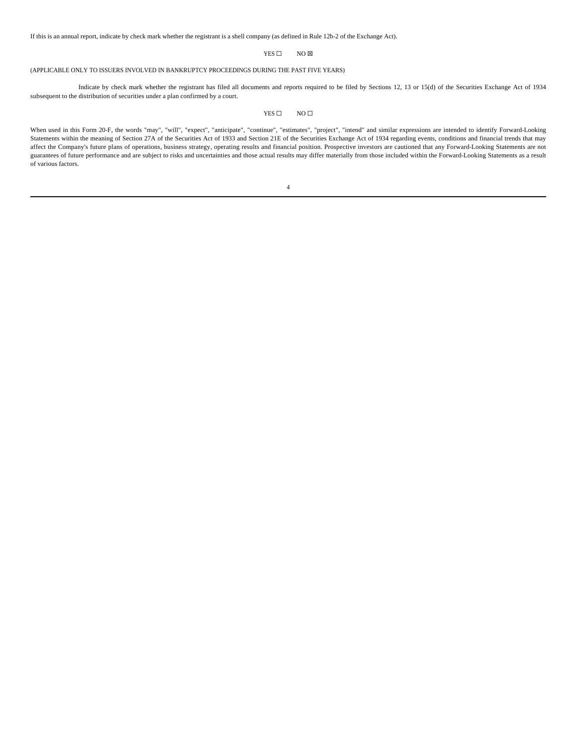If this is an annual report, indicate by check mark whether the registrant is a shell company (as defined in Rule 12b-2 of the Exchange Act).

YES ☐ NO ☒

(APPLICABLE ONLY TO ISSUERS INVOLVED IN BANKRUPTCY PROCEEDINGS DURING THE PAST FIVE YEARS)

Indicate by check mark whether the registrant has filed all documents and reports required to be filed by Sections 12, 13 or 15(d) of the Securities Exchange Act of 1934 subsequent to the distribution of securities under a plan confirmed by a court.

YES ☐ NO ☐

When used in this Form 20-F, the words "may", "will", "expect", "anticipate", "continue", "estimates", "project", "intend" and similar expressions are intended to identify Forward-Looking Statements within the meaning of Section 27A of the Securities Act of 1933 and Section 21E of the Securities Exchange Act of 1934 regarding events, conditions and financial trends that may affect the Company's future plans of operations, business strategy, operating results and financial position. Prospective investors are cautioned that any Forward-Looking Statements are not guarantees of future performance and are subject to risks and uncertainties and those actual results may differ materially from those included within the Forward-Looking Statements as a result of various factors.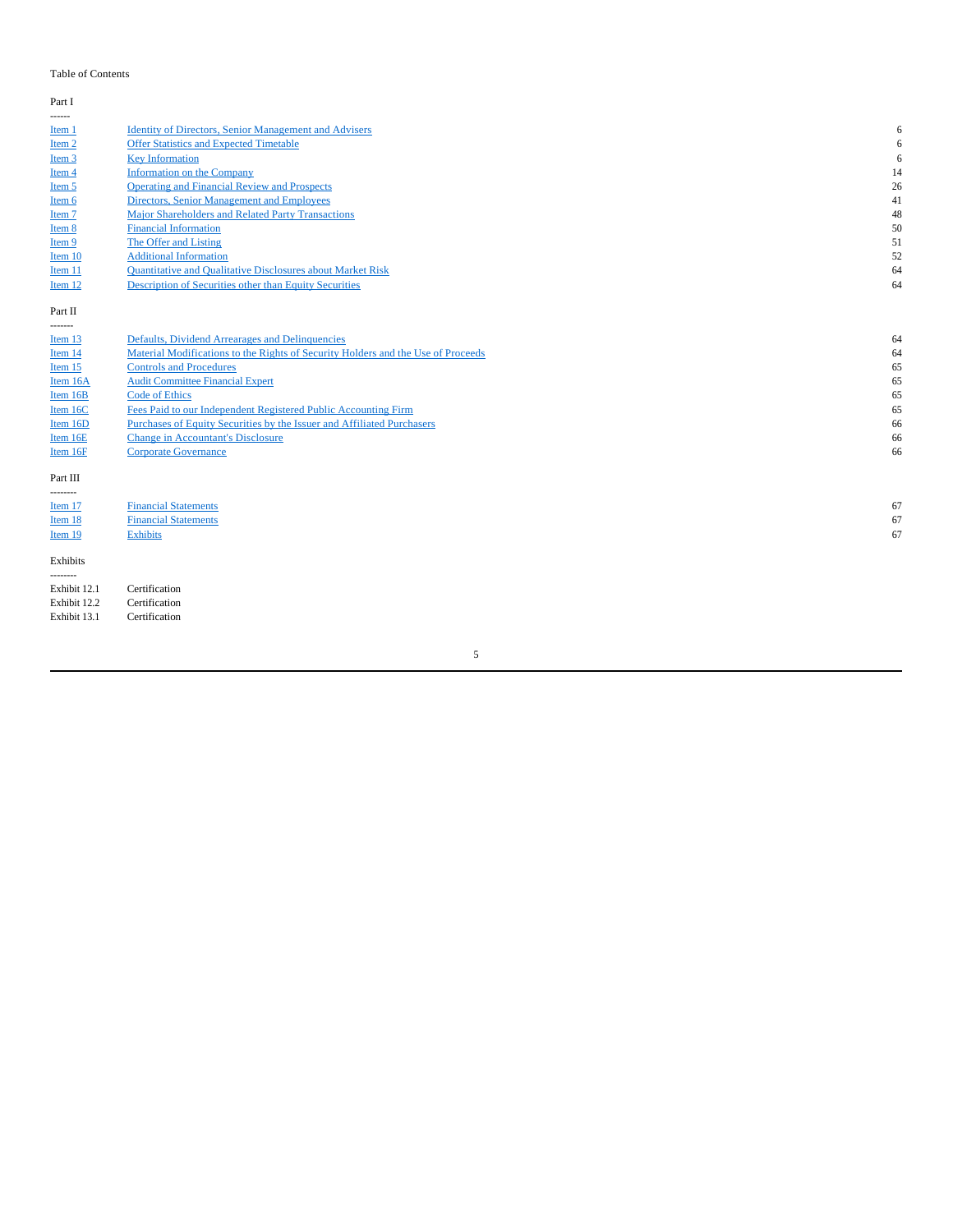Table of Contents

Part I

------

| | | |
|---|---|---|
| Item 1 | Identity of Directors, Senior Management and Advisers | 6 |
| Item 2 | Offer Statistics and Expected Timetable | 6 |
| Item 3 | Key Information | 6 |
| Item 4 | Information on the Company | 14 |
| Item 5 | Operating and Financial Review and Prospects | 26 |
| Item 6 | Directors, Senior Management and Employees | 41 |
| Item 7 | Major Shareholders and Related Party Transactions | 48 |
| Item 8 | Financial Information | 50 |
| Item 9 | The Offer and Listing | 51 |
| Item 10 | Additional Information | 52 |
| Item 11 | Quantitative and Qualitative Disclosures about Market Risk | 64 |
| Item 12 | Description of Securities other than Equity Securities | 64 |

Part II

-------

| | | |
|---|---|---|
| Item 13 | Defaults, Dividend Arrearages and Delinquencies | 64 |
| Item 14 | Material Modifications to the Rights of Security Holders and the Use of Proceeds | 64 |
| Item 15 | Controls and Procedures | 65 |
| Item 16A | Audit Committee Financial Expert | 65 |
| Item 16B | Code of Ethics | 65 |
| Item 16C | Fees Paid to our Independent Registered Public Accounting Firm | 65 |
| Item 16D | Purchases of Equity Securities by the Issuer and Affiliated Purchasers | 66 |
| Item 16E | Change in Accountant's Disclosure | 66 |
| Item 16F | Corporate Governance | 66 |

Part III

--------

| | | |
|---|---|---|
| Item 17 | Financial Statements | 67 |
| Item 18 | Financial Statements | 67 |
| Item 19 | Exhibits | 67 |

Exhibits

--------

| | |
|---|---|
| Exhibit 12.1 | Certification |
| Exhibit 12.2 | Certification |
| Exhibit 13.1 | Certification |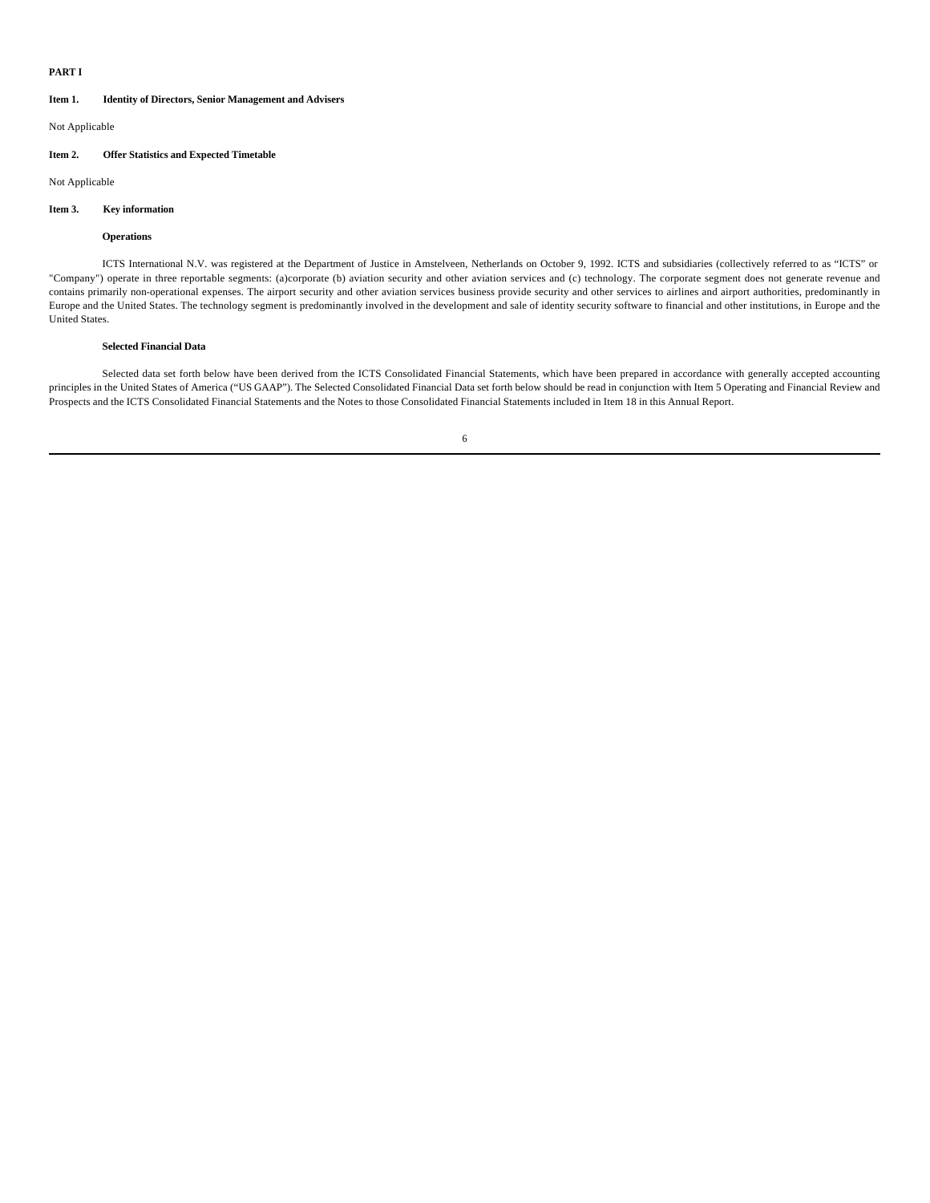**PART I**

**Item 1. Identity of Directors, Senior Management and Advisers**

Not Applicable

**Item 2. Offer Statistics and Expected Timetable**

Not Applicable

**Item 3. Key information**

**Operations**

ICTS International N.V. was registered at the Department of Justice in Amstelveen, Netherlands on October 9, 1992. ICTS and subsidiaries (collectively referred to as "ICTS" or "Company") operate in three reportable segments: (a)corporate (b) aviation security and other aviation services and (c) technology. The corporate segment does not generate revenue and contains primarily non-operational expenses. The airport security and other aviation services business provide security and other services to airlines and airport authorities, predominantly in Europe and the United States. The technology segment is predominantly involved in the development and sale of identity security software to financial and other institutions, in Europe and the United States.

**Selected Financial Data**

Selected data set forth below have been derived from the ICTS Consolidated Financial Statements, which have been prepared in accordance with generally accepted accounting principles in the United States of America ("US GAAP"). The Selected Consolidated Financial Data set forth below should be read in conjunction with Item 5 Operating and Financial Review and Prospects and the ICTS Consolidated Financial Statements and the Notes to those Consolidated Financial Statements included in Item 18 in this Annual Report.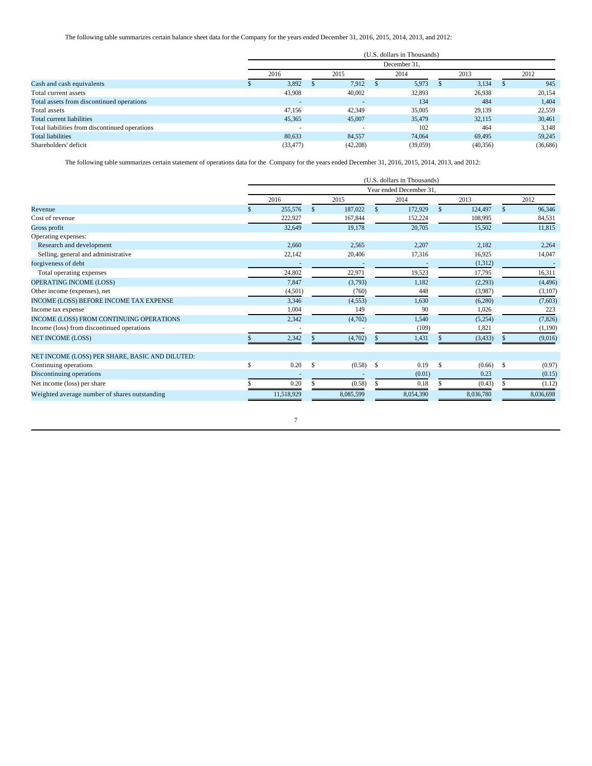The following table summarizes certain balance sheet data for the Company for the years ended December 31, 2016, 2015, 2014, 2013, and 2012:

| | (U.S. dollars in Thousands) | | | | |
|---|---|---|---|---|---|
| | December 31, | | | | |
| | 2016 | 2015 | 2014 | 2013 | 2012 |
| Cash and cash equivalents | $ 3,892 | $ 7,912 | $ 5,973 | $ 3,134 | $ 945 |
| Total current assets | 43,908 | 40,002 | 32,893 | 26,938 | 20,154 |
| Total assets from discontinued operations | - | - | 134 | 484 | 1,404 |
| Total assets | 47,156 | 42,349 | 35,005 | 29,139 | 22,559 |
| Total current liabilities | 45,365 | 45,007 | 35,479 | 32,115 | 30,461 |
| Total liabilities from discontinued operations | - | - | 102 | 464 | 3,148 |
| Total liabilities | 80,633 | 84,557 | 74,064 | 69,495 | 59,245 |
| Shareholders' deficit | (33,477) | (42,208) | (39,059) | (40,356) | (36,686) |

The following table summarizes certain statement of operations data for the Company for the years ended December 31, 2016, 2015, 2014, 2013, and 2012:

| | (U.S. dollars in Thousands) | | | | |
|---|---|---|---|---|---|
| | Year ended December 31, | | | | |
| | 2016 | 2015 | 2014 | 2013 | 2012 |
| Revenue | $ 255,576 | $ 187,022 | $ 172,929 | $ 124,497 | $ 96,346 |
| Cost of revenue | 222,927 | 167,844 | 152,224 | 108,995 | 84,531 |
| Gross profit | 32,649 | 19,178 | 20,705 | 15,502 | 11,815 |
| Operating expenses: | | | | | |
| Research and development | 2,660 | 2,565 | 2,207 | 2,182 | 2,264 |
| Selling, general and administrative | 22,142 | 20,406 | 17,316 | 16,925 | 14,047 |
| forgiveness of debt | - | - | - | (1,312) | - |
| Total operating expenses | 24,802 | 22,971 | 19,523 | 17,795 | 16,311 |
| OPERATING INCOME (LOSS) | 7,847 | (3,793) | 1,182 | (2,293) | (4,496) |
| Other income (expenses), net | (4,501) | (760) | 448 | (3,987) | (3,107) |
| INCOME (LOSS) BEFORE INCOME TAX EXPENSE | 3,346 | (4,553) | 1,630 | (6,280) | (7,603) |
| Income tax expense | 1,004 | 149 | 90 | 1,026 | 223 |
| INCOME (LOSS) FROM CONTINUING OPERATIONS | 2,342 | (4,702) | 1,540 | (5,254) | (7,826) |
| Income (loss) from discontinued operations | - | - | (109) | 1,821 | (1,190) |
| NET INCOME (LOSS) | $ 2,342 | $ (4,702) | $ 1,431 | $ (3,433) | $ (9,016) |
| | | | | | |
| NET INCOME (LOSS) PER SHARE, BASIC AND DILUTED: | | | | | |
| Continuing operations | $ 0.20 | $ (0.58) | $ 0.19 | $ (0.66) | $ (0.97) |
| Discontinuing operations | - | - | (0.01) | 0.23 | (0.15) |
| Net income (loss) per share | $ 0.20 | $ (0.58) | $ 0.18 | $ (0.43) | $ (1.12) |
| Weighted average number of shares outstanding | 11,518,929 | 8,085,599 | 8,054,390 | 8,036,780 | 8,036,698 |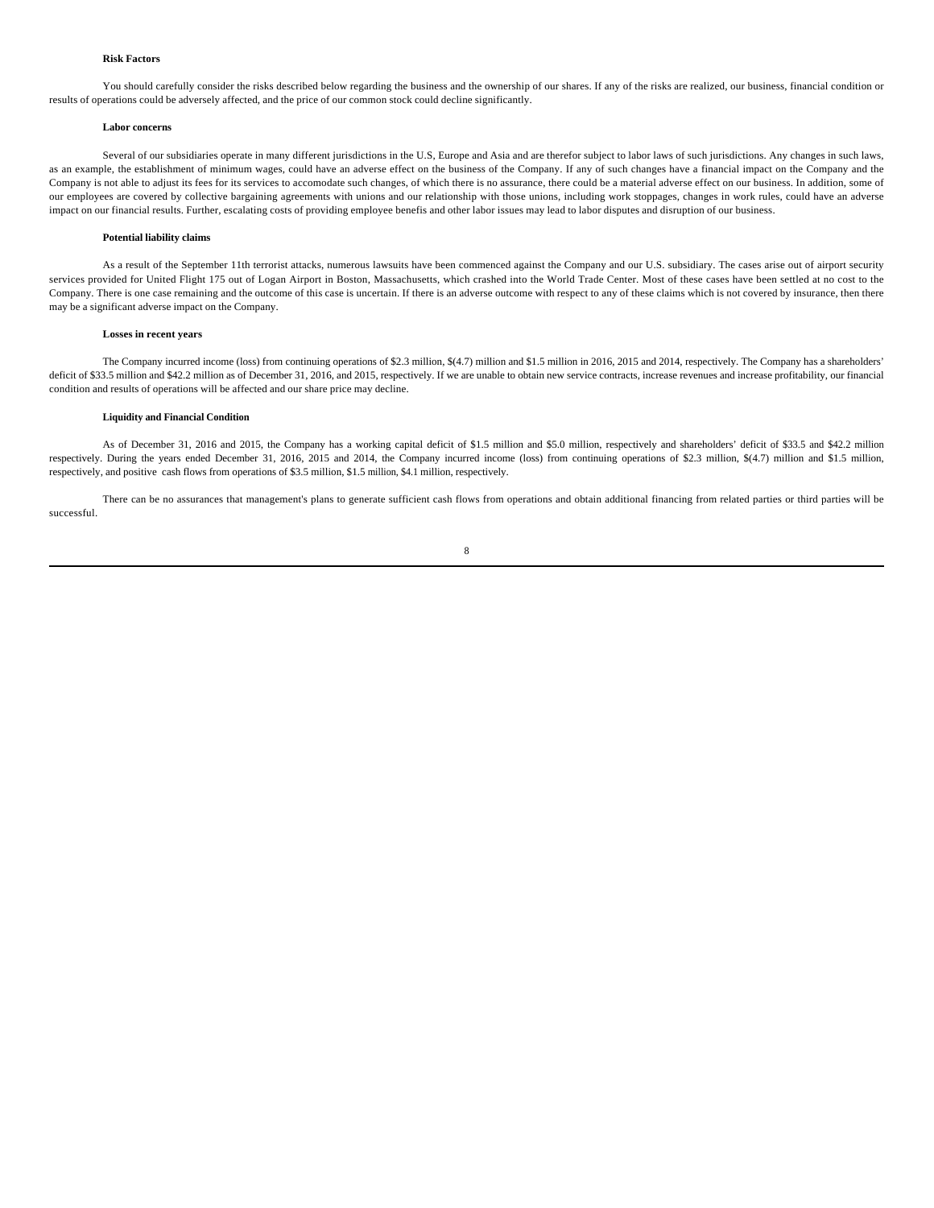**Risk Factors**

You should carefully consider the risks described below regarding the business and the ownership of our shares. If any of the risks are realized, our business, financial condition or results of operations could be adversely affected, and the price of our common stock could decline significantly.

**Labor concerns**

Several of our subsidiaries operate in many different jurisdictions in the U.S, Europe and Asia and are therefor subject to labor laws of such jurisdictions. Any changes in such laws, as an example, the establishment of minimum wages, could have an adverse effect on the business of the Company. If any of such changes have a financial impact on the Company and the Company is not able to adjust its fees for its services to accomodate such changes, of which there is no assurance, there could be a material adverse effect on our business. In addition, some of our employees are covered by collective bargaining agreements with unions and our relationship with those unions, including work stoppages, changes in work rules, could have an adverse impact on our financial results. Further, escalating costs of providing employee benefis and other labor issues may lead to labor disputes and disruption of our business.

**Potential liability claims**

As a result of the September 11th terrorist attacks, numerous lawsuits have been commenced against the Company and our U.S. subsidiary. The cases arise out of airport security services provided for United Flight 175 out of Logan Airport in Boston, Massachusetts, which crashed into the World Trade Center. Most of these cases have been settled at no cost to the Company. There is one case remaining and the outcome of this case is uncertain. If there is an adverse outcome with respect to any of these claims which is not covered by insurance, then there may be a significant adverse impact on the Company.

**Losses in recent years**

The Company incurred income (loss) from continuing operations of $2.3 million, $(4.7) million and $1.5 million in 2016, 2015 and 2014, respectively. The Company has a shareholders' deficit of $33.5 million and $42.2 million as of December 31, 2016, and 2015, respectively. If we are unable to obtain new service contracts, increase revenues and increase profitability, our financial condition and results of operations will be affected and our share price may decline.

**Liquidity and Financial Condition**

As of December 31, 2016 and 2015, the Company has a working capital deficit of $1.5 million and $5.0 million, respectively and shareholders' deficit of $33.5 and $42.2 million respectively. During the years ended December 31, 2016, 2015 and 2014, the Company incurred income (loss) from continuing operations of $2.3 million, $(4.7) million and $1.5 million, respectively, and positive cash flows from operations of $3.5 million, $1.5 million, $4.1 million, respectively.

There can be no assurances that management's plans to generate sufficient cash flows from operations and obtain additional financing from related parties or third parties will be successful.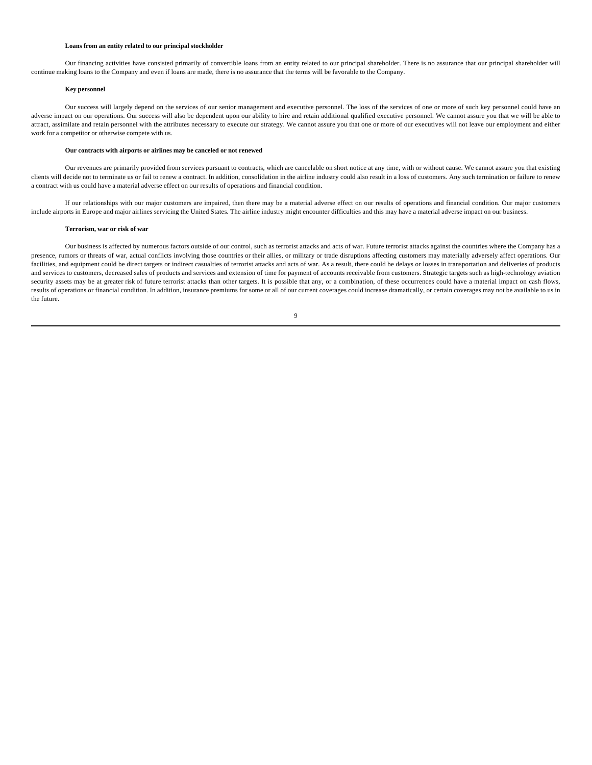**Loans from an entity related to our principal stockholder**

Our financing activities have consisted primarily of convertible loans from an entity related to our principal shareholder. There is no assurance that our principal shareholder will continue making loans to the Company and even if loans are made, there is no assurance that the terms will be favorable to the Company.

**Key personnel**

Our success will largely depend on the services of our senior management and executive personnel. The loss of the services of one or more of such key personnel could have an adverse impact on our operations. Our success will also be dependent upon our ability to hire and retain additional qualified executive personnel. We cannot assure you that we will be able to attract, assimilate and retain personnel with the attributes necessary to execute our strategy. We cannot assure you that one or more of our executives will not leave our employment and either work for a competitor or otherwise compete with us.

**Our contracts with airports or airlines may be canceled or not renewed**

Our revenues are primarily provided from services pursuant to contracts, which are cancelable on short notice at any time, with or without cause. We cannot assure you that existing clients will decide not to terminate us or fail to renew a contract. In addition, consolidation in the airline industry could also result in a loss of customers. Any such termination or failure to renew a contract with us could have a material adverse effect on our results of operations and financial condition.

If our relationships with our major customers are impaired, then there may be a material adverse effect on our results of operations and financial condition. Our major customers include airports in Europe and major airlines servicing the United States. The airline industry might encounter difficulties and this may have a material adverse impact on our business.

**Terrorism, war or risk of war**

Our business is affected by numerous factors outside of our control, such as terrorist attacks and acts of war. Future terrorist attacks against the countries where the Company has a presence, rumors or threats of war, actual conflicts involving those countries or their allies, or military or trade disruptions affecting customers may materially adversely affect operations. Our facilities, and equipment could be direct targets or indirect casualties of terrorist attacks and acts of war. As a result, there could be delays or losses in transportation and deliveries of products and services to customers, decreased sales of products and services and extension of time for payment of accounts receivable from customers. Strategic targets such as high-technology aviation security assets may be at greater risk of future terrorist attacks than other targets. It is possible that any, or a combination, of these occurrences could have a material impact on cash flows, results of operations or financial condition. In addition, insurance premiums for some or all of our current coverages could increase dramatically, or certain coverages may not be available to us in the future.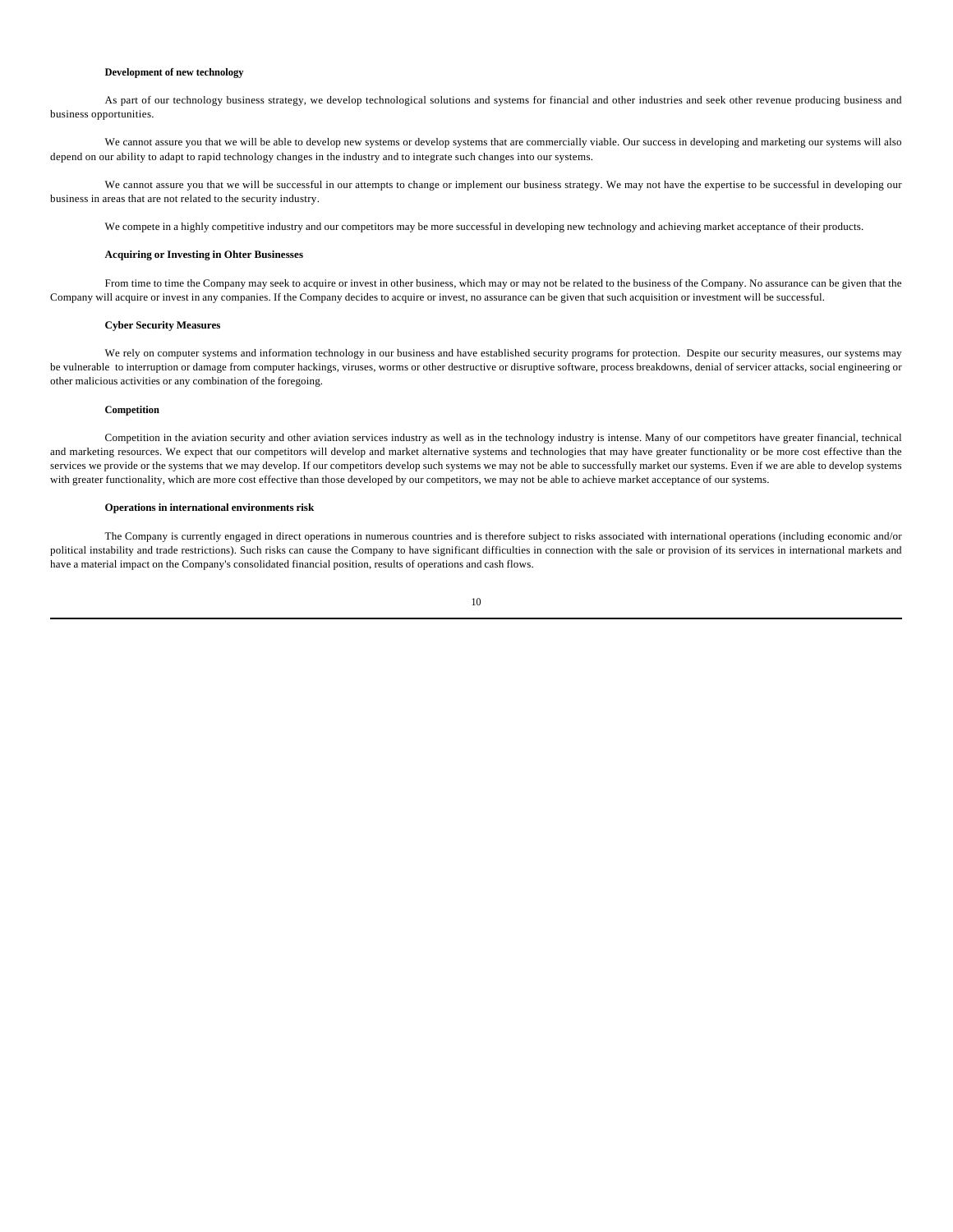**Development of new technology**

As part of our technology business strategy, we develop technological solutions and systems for financial and other industries and seek other revenue producing business and business opportunities.

We cannot assure you that we will be able to develop new systems or develop systems that are commercially viable. Our success in developing and marketing our systems will also depend on our ability to adapt to rapid technology changes in the industry and to integrate such changes into our systems.

We cannot assure you that we will be successful in our attempts to change or implement our business strategy. We may not have the expertise to be successful in developing our business in areas that are not related to the security industry.

We compete in a highly competitive industry and our competitors may be more successful in developing new technology and achieving market acceptance of their products.

**Acquiring or Investing in Ohter Businesses**

From time to time the Company may seek to acquire or invest in other business, which may or may not be related to the business of the Company. No assurance can be given that the Company will acquire or invest in any companies. If the Company decides to acquire or invest, no assurance can be given that such acquisition or investment will be successful.

**Cyber Security Measures**

We rely on computer systems and information technology in our business and have established security programs for protection. Despite our security measures, our systems may be vulnerable to interruption or damage from computer hackings, viruses, worms or other destructive or disruptive software, process breakdowns, denial of servicer attacks, social engineering or other malicious activities or any combination of the foregoing.

**Competition**

Competition in the aviation security and other aviation services industry as well as in the technology industry is intense. Many of our competitors have greater financial, technical and marketing resources. We expect that our competitors will develop and market alternative systems and technologies that may have greater functionality or be more cost effective than the services we provide or the systems that we may develop. If our competitors develop such systems we may not be able to successfully market our systems. Even if we are able to develop systems with greater functionality, which are more cost effective than those developed by our competitors, we may not be able to achieve market acceptance of our systems.

**Operations in international environments risk**

The Company is currently engaged in direct operations in numerous countries and is therefore subject to risks associated with international operations (including economic and/or political instability and trade restrictions). Such risks can cause the Company to have significant difficulties in connection with the sale or provision of its services in international markets and have a material impact on the Company's consolidated financial position, results of operations and cash flows.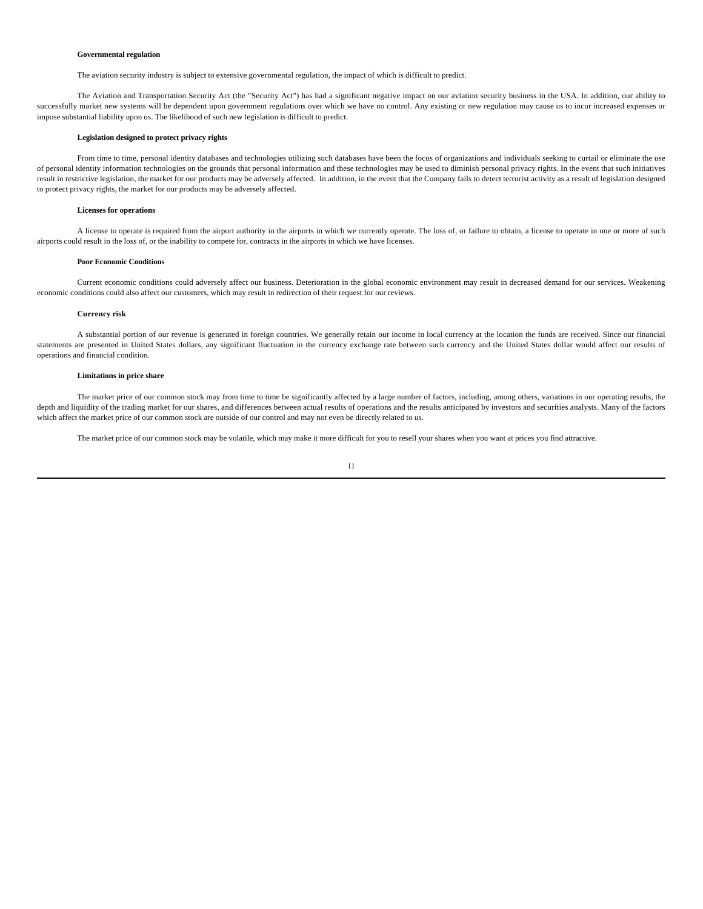**Governmental regulation**

The aviation security industry is subject to extensive governmental regulation, the impact of which is difficult to predict.

The Aviation and Transportation Security Act (the "Security Act") has had a significant negative impact on our aviation security business in the USA. In addition, our ability to successfully market new systems will be dependent upon government regulations over which we have no control. Any existing or new regulation may cause us to incur increased expenses or impose substantial liability upon us. The likelihood of such new legislation is difficult to predict.

**Legislation designed to protect privacy rights**

From time to time, personal identity databases and technologies utilizing such databases have been the focus of organizations and individuals seeking to curtail or eliminate the use of personal identity information technologies on the grounds that personal information and these technologies may be used to diminish personal privacy rights. In the event that such initiatives result in restrictive legislation, the market for our products may be adversely affected. In addition, in the event that the Company fails to detect terrorist activity as a result of legislation designed to protect privacy rights, the market for our products may be adversely affected.

**Licenses for operations**

A license to operate is required from the airport authority in the airports in which we currently operate. The loss of, or failure to obtain, a license to operate in one or more of such airports could result in the loss of, or the inability to compete for, contracts in the airports in which we have licenses.

**Poor Economic Conditions**

Current economic conditions could adversely affect our business. Deterioration in the global economic environment may result in decreased demand for our services. Weakening economic conditions could also affect our customers, which may result in redirection of their request for our reviews.

**Currency risk**

A substantial portion of our revenue is generated in foreign countries. We generally retain our income in local currency at the location the funds are received. Since our financial statements are presented in United States dollars, any significant fluctuation in the currency exchange rate between such currency and the United States dollar would affect our results of operations and financial condition.

**Limitations in price share**

The market price of our common stock may from time to time be significantly affected by a large number of factors, including, among others, variations in our operating results, the depth and liquidity of the trading market for our shares, and differences between actual results of operations and the results anticipated by investors and securities analysts. Many of the factors which affect the market price of our common stock are outside of our control and may not even be directly related to us.

The market price of our common stock may be volatile, which may make it more difficult for you to resell your shares when you want at prices you find attractive.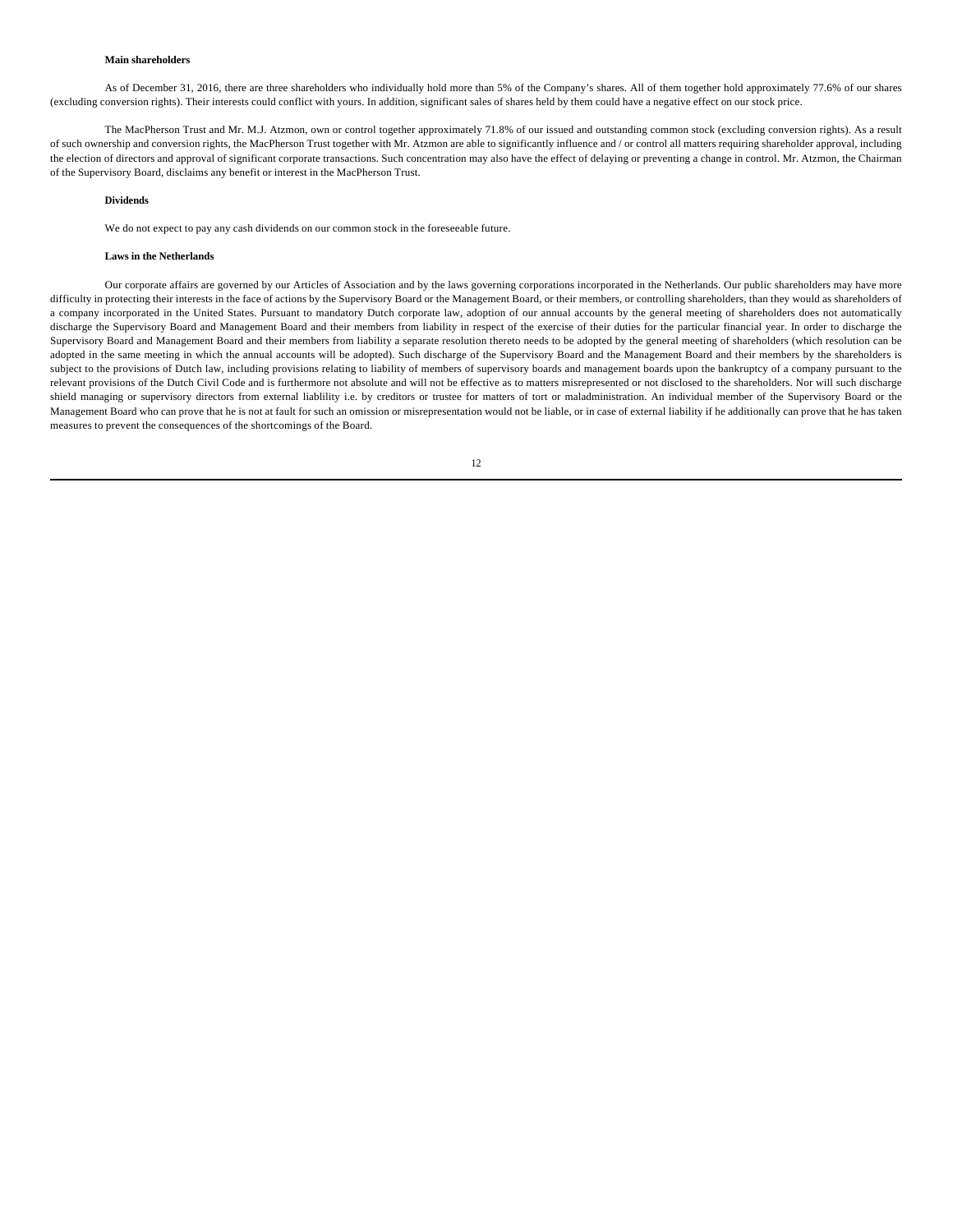**Main shareholders**

As of December 31, 2016, there are three shareholders who individually hold more than 5% of the Company's shares. All of them together hold approximately 77.6% of our shares (excluding conversion rights). Their interests could conflict with yours. In addition, significant sales of shares held by them could have a negative effect on our stock price.

The MacPherson Trust and Mr. M.J. Atzmon, own or control together approximately 71.8% of our issued and outstanding common stock (excluding conversion rights). As a result of such ownership and conversion rights, the MacPherson Trust together with Mr. Atzmon are able to significantly influence and / or control all matters requiring shareholder approval, including the election of directors and approval of significant corporate transactions. Such concentration may also have the effect of delaying or preventing a change in control. Mr. Atzmon, the Chairman of the Supervisory Board, disclaims any benefit or interest in the MacPherson Trust.

**Dividends**

We do not expect to pay any cash dividends on our common stock in the foreseeable future.

**Laws in the Netherlands**

Our corporate affairs are governed by our Articles of Association and by the laws governing corporations incorporated in the Netherlands. Our public shareholders may have more difficulty in protecting their interests in the face of actions by the Supervisory Board or the Management Board, or their members, or controlling shareholders, than they would as shareholders of a company incorporated in the United States. Pursuant to mandatory Dutch corporate law, adoption of our annual accounts by the general meeting of shareholders does not automatically discharge the Supervisory Board and Management Board and their members from liability in respect of the exercise of their duties for the particular financial year. In order to discharge the Supervisory Board and Management Board and their members from liability a separate resolution thereto needs to be adopted by the general meeting of shareholders (which resolution can be adopted in the same meeting in which the annual accounts will be adopted). Such discharge of the Supervisory Board and the Management Board and their members by the shareholders is subject to the provisions of Dutch law, including provisions relating to liability of members of supervisory boards and management boards upon the bankruptcy of a company pursuant to the relevant provisions of the Dutch Civil Code and is furthermore not absolute and will not be effective as to matters misrepresented or not disclosed to the shareholders. Nor will such discharge shield managing or supervisory directors from external liablility i.e. by creditors or trustee for matters of tort or maladministration. An individual member of the Supervisory Board or the Management Board who can prove that he is not at fault for such an omission or misrepresentation would not be liable, or in case of external liability if he additionally can prove that he has taken measures to prevent the consequences of the shortcomings of the Board.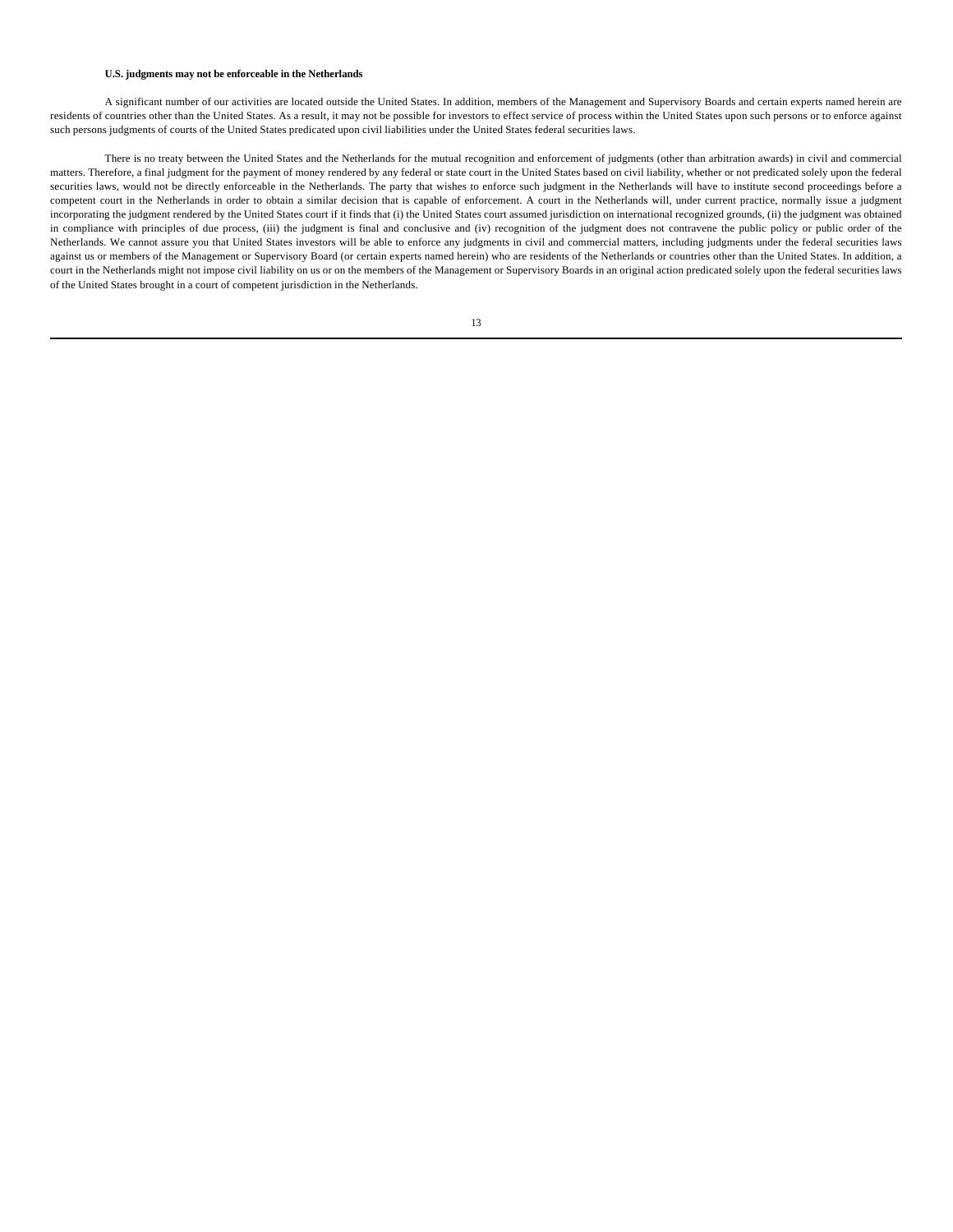**U.S. judgments may not be enforceable in the Netherlands**

A significant number of our activities are located outside the United States. In addition, members of the Management and Supervisory Boards and certain experts named herein are residents of countries other than the United States. As a result, it may not be possible for investors to effect service of process within the United States upon such persons or to enforce against such persons judgments of courts of the United States predicated upon civil liabilities under the United States federal securities laws.

There is no treaty between the United States and the Netherlands for the mutual recognition and enforcement of judgments (other than arbitration awards) in civil and commercial matters. Therefore, a final judgment for the payment of money rendered by any federal or state court in the United States based on civil liability, whether or not predicated solely upon the federal securities laws, would not be directly enforceable in the Netherlands. The party that wishes to enforce such judgment in the Netherlands will have to institute second proceedings before a competent court in the Netherlands in order to obtain a similar decision that is capable of enforcement. A court in the Netherlands will, under current practice, normally issue a judgment incorporating the judgment rendered by the United States court if it finds that (i) the United States court assumed jurisdiction on international recognized grounds, (ii) the judgment was obtained in compliance with principles of due process, (iii) the judgment is final and conclusive and (iv) recognition of the judgment does not contravene the public policy or public order of the Netherlands. We cannot assure you that United States investors will be able to enforce any judgments in civil and commercial matters, including judgments under the federal securities laws against us or members of the Management or Supervisory Board (or certain experts named herein) who are residents of the Netherlands or countries other than the United States. In addition, a court in the Netherlands might not impose civil liability on us or on the members of the Management or Supervisory Boards in an original action predicated solely upon the federal securities laws of the United States brought in a court of competent jurisdiction in the Netherlands.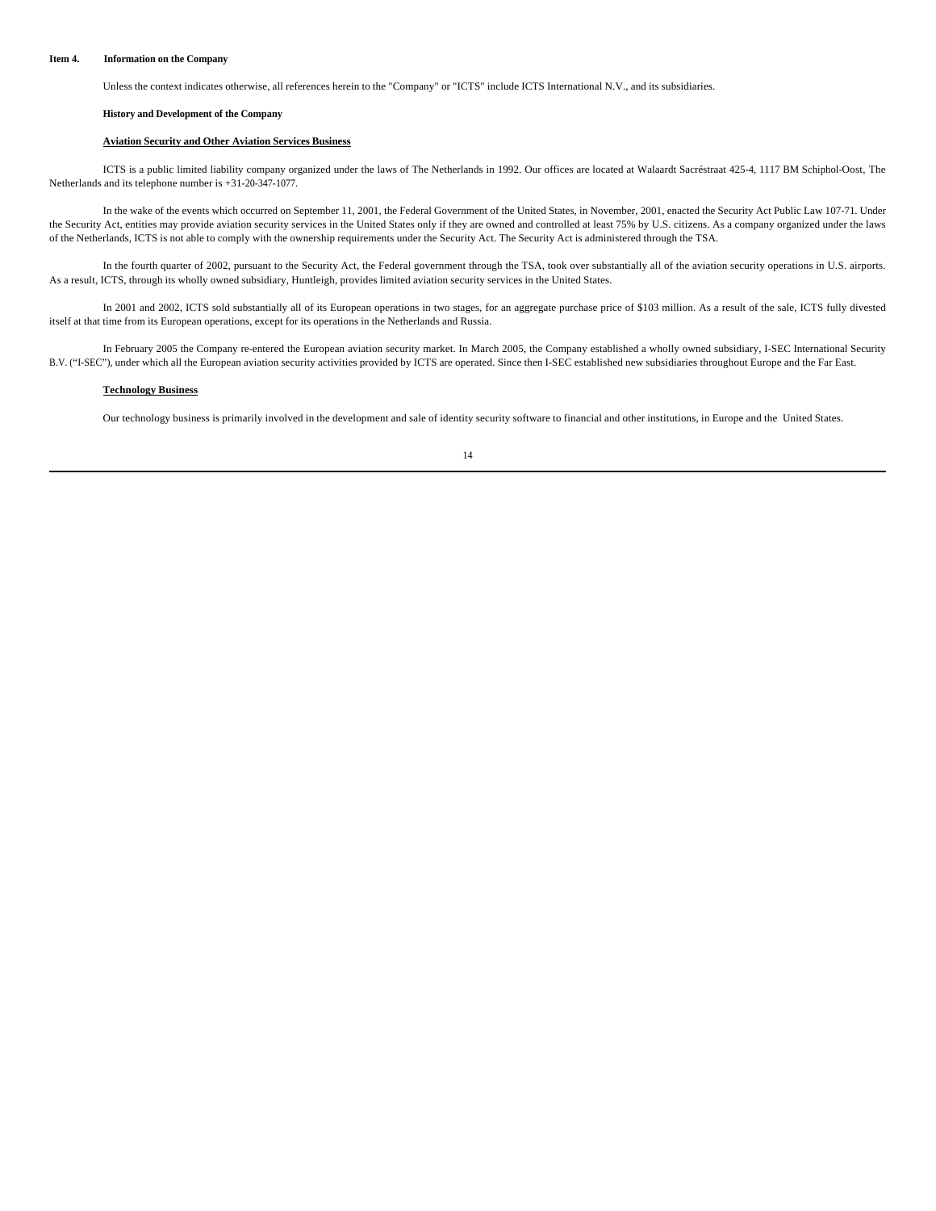## Item 4. Information on the Company

Unless the context indicates otherwise, all references herein to the "Company" or "ICTS" include ICTS International N.V., and its subsidiaries.

### History and Development of the Company

**Aviation Security and Other Aviation Services Business**

ICTS is a public limited liability company organized under the laws of The Netherlands in 1992. Our offices are located at Walaardt Sacréstraat 425-4, 1117 BM Schiphol-Oost, The Netherlands and its telephone number is +31-20-347-1077.

In the wake of the events which occurred on September 11, 2001, the Federal Government of the United States, in November, 2001, enacted the Security Act Public Law 107-71. Under the Security Act, entities may provide aviation security services in the United States only if they are owned and controlled at least 75% by U.S. citizens. As a company organized under the laws of the Netherlands, ICTS is not able to comply with the ownership requirements under the Security Act. The Security Act is administered through the TSA.

In the fourth quarter of 2002, pursuant to the Security Act, the Federal government through the TSA, took over substantially all of the aviation security operations in U.S. airports. As a result, ICTS, through its wholly owned subsidiary, Huntleigh, provides limited aviation security services in the United States.

In 2001 and 2002, ICTS sold substantially all of its European operations in two stages, for an aggregate purchase price of $103 million. As a result of the sale, ICTS fully divested itself at that time from its European operations, except for its operations in the Netherlands and Russia.

In February 2005 the Company re-entered the European aviation security market. In March 2005, the Company established a wholly owned subsidiary, I-SEC International Security B.V. ("I-SEC"), under which all the European aviation security activities provided by ICTS are operated. Since then I-SEC established new subsidiaries throughout Europe and the Far East.

**Technology Business**

Our technology business is primarily involved in the development and sale of identity security software to financial and other institutions, in Europe and the United States.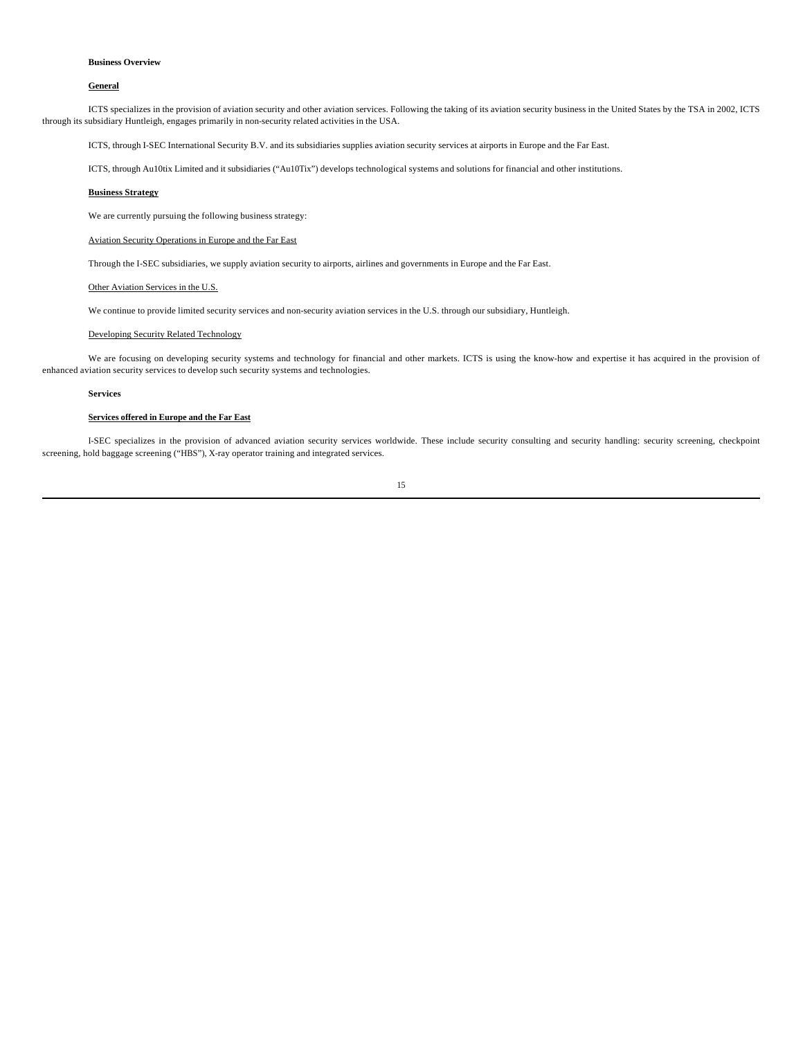**Business Overview**

**General**

ICTS specializes in the provision of aviation security and other aviation services. Following the taking of its aviation security business in the United States by the TSA in 2002, ICTS through its subsidiary Huntleigh, engages primarily in non-security related activities in the USA.

ICTS, through I-SEC International Security B.V. and its subsidiaries supplies aviation security services at airports in Europe and the Far East.

ICTS, through Au10tix Limited and it subsidiaries (“Au10Tix”) develops technological systems and solutions for financial and other institutions.

**Business Strategy**

We are currently pursuing the following business strategy:

Aviation Security Operations in Europe and the Far East

Through the I-SEC subsidiaries, we supply aviation security to airports, airlines and governments in Europe and the Far East.

Other Aviation Services in the U.S.

We continue to provide limited security services and non-security aviation services in the U.S. through our subsidiary, Huntleigh.

Developing Security Related Technology

We are focusing on developing security systems and technology for financial and other markets. ICTS is using the know-how and expertise it has acquired in the provision of enhanced aviation security services to develop such security systems and technologies.

**Services**

**Services offered in Europe and the Far East**

I-SEC specializes in the provision of advanced aviation security services worldwide. These include security consulting and security handling: security screening, checkpoint screening, hold baggage screening (“HBS”), X-ray operator training and integrated services.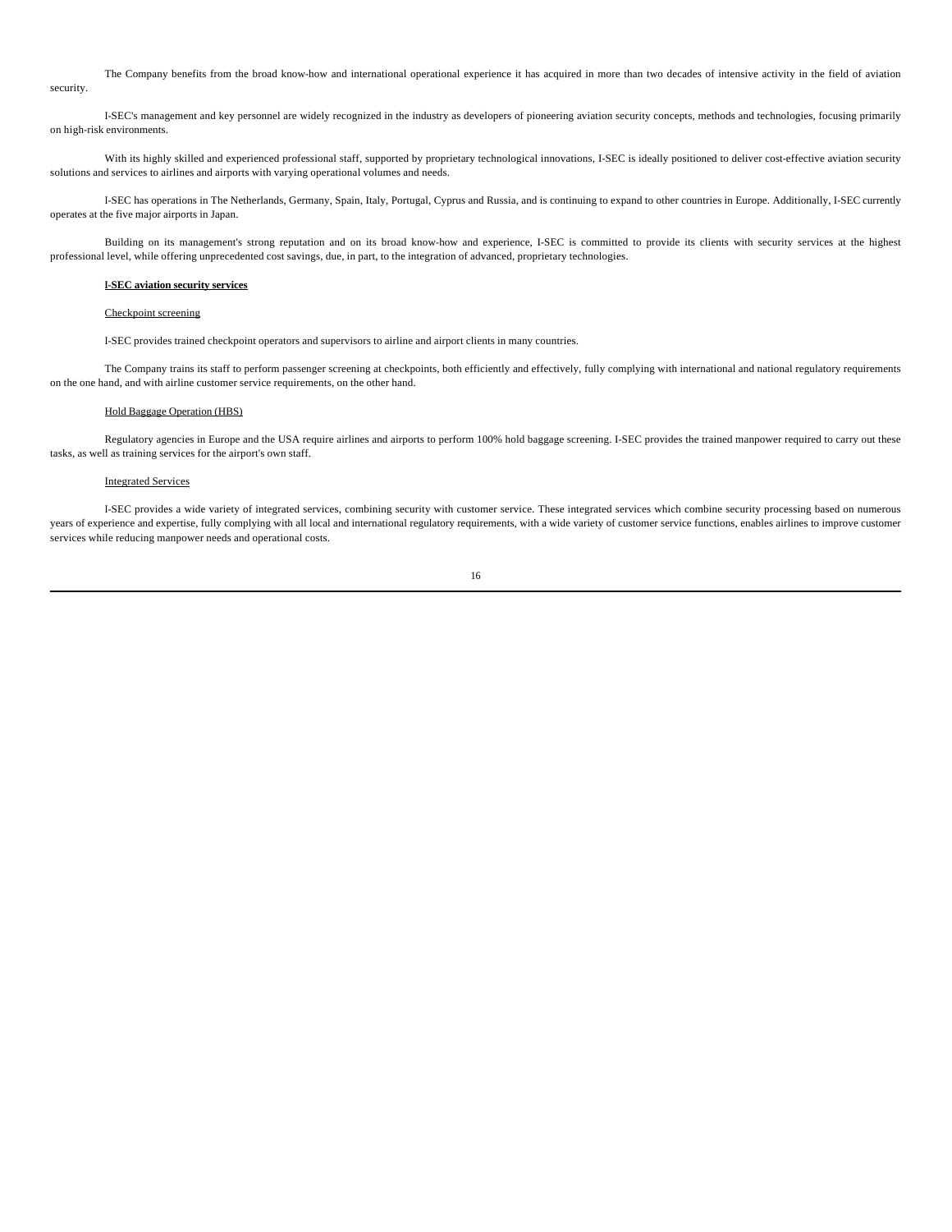The Company benefits from the broad know-how and international operational experience it has acquired in more than two decades of intensive activity in the field of aviation security.

I-SEC's management and key personnel are widely recognized in the industry as developers of pioneering aviation security concepts, methods and technologies, focusing primarily on high-risk environments.

With its highly skilled and experienced professional staff, supported by proprietary technological innovations, I-SEC is ideally positioned to deliver cost-effective aviation security solutions and services to airlines and airports with varying operational volumes and needs.

I-SEC has operations in The Netherlands, Germany, Spain, Italy, Portugal, Cyprus and Russia, and is continuing to expand to other countries in Europe. Additionally, I-SEC currently operates at the five major airports in Japan.

Building on its management's strong reputation and on its broad know-how and experience, I-SEC is committed to provide its clients with security services at the highest professional level, while offering unprecedented cost savings, due, in part, to the integration of advanced, proprietary technologies.

**I-SEC aviation security services**

Checkpoint screening

I-SEC provides trained checkpoint operators and supervisors to airline and airport clients in many countries.

The Company trains its staff to perform passenger screening at checkpoints, both efficiently and effectively, fully complying with international and national regulatory requirements on the one hand, and with airline customer service requirements, on the other hand.

Hold Baggage Operation (HBS)

Regulatory agencies in Europe and the USA require airlines and airports to perform 100% hold baggage screening. I-SEC provides the trained manpower required to carry out these tasks, as well as training services for the airport's own staff.

Integrated Services

I-SEC provides a wide variety of integrated services, combining security with customer service. These integrated services which combine security processing based on numerous years of experience and expertise, fully complying with all local and international regulatory requirements, with a wide variety of customer service functions, enables airlines to improve customer services while reducing manpower needs and operational costs.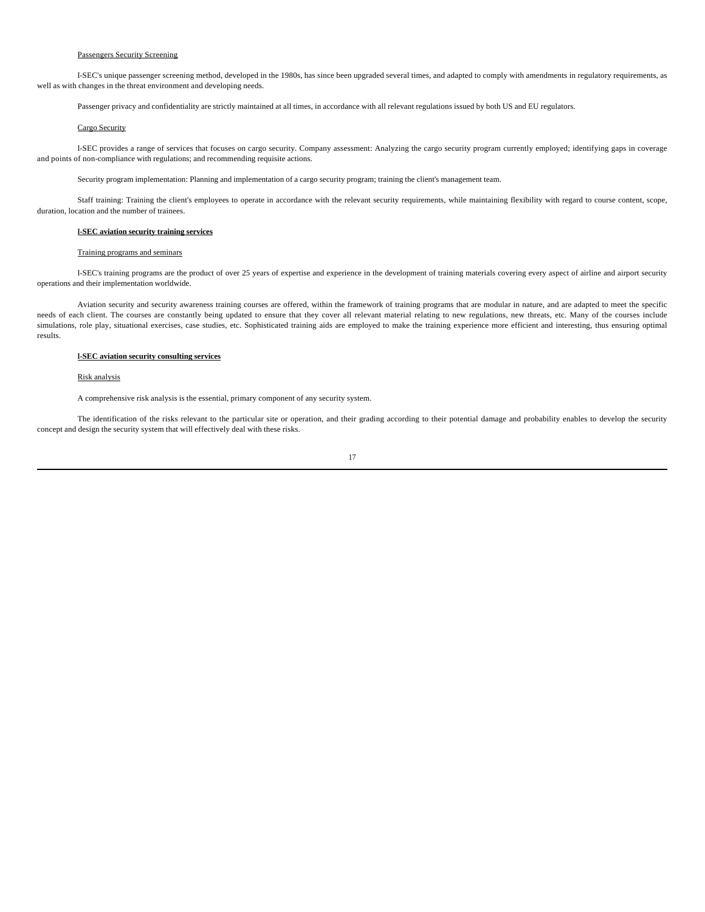Passengers Security Screening

I-SEC's unique passenger screening method, developed in the 1980s, has since been upgraded several times, and adapted to comply with amendments in regulatory requirements, as well as with changes in the threat environment and developing needs.

Passenger privacy and confidentiality are strictly maintained at all times, in accordance with all relevant regulations issued by both US and EU regulators.

Cargo Security

I-SEC provides a range of services that focuses on cargo security. Company assessment: Analyzing the cargo security program currently employed; identifying gaps in coverage and points of non-compliance with regulations; and recommending requisite actions.

Security program implementation: Planning and implementation of a cargo security program; training the client's management team.

Staff training: Training the client's employees to operate in accordance with the relevant security requirements, while maintaining flexibility with regard to course content, scope, duration, location and the number of trainees.

**I-SEC aviation security training services**

Training programs and seminars

I-SEC's training programs are the product of over 25 years of expertise and experience in the development of training materials covering every aspect of airline and airport security operations and their implementation worldwide.

Aviation security and security awareness training courses are offered, within the framework of training programs that are modular in nature, and are adapted to meet the specific needs of each client. The courses are constantly being updated to ensure that they cover all relevant material relating to new regulations, new threats, etc. Many of the courses include simulations, role play, situational exercises, case studies, etc. Sophisticated training aids are employed to make the training experience more efficient and interesting, thus ensuring optimal results.

**I-SEC aviation security consulting services**

Risk analysis

A comprehensive risk analysis is the essential, primary component of any security system.

The identification of the risks relevant to the particular site or operation, and their grading according to their potential damage and probability enables to develop the security concept and design the security system that will effectively deal with these risks.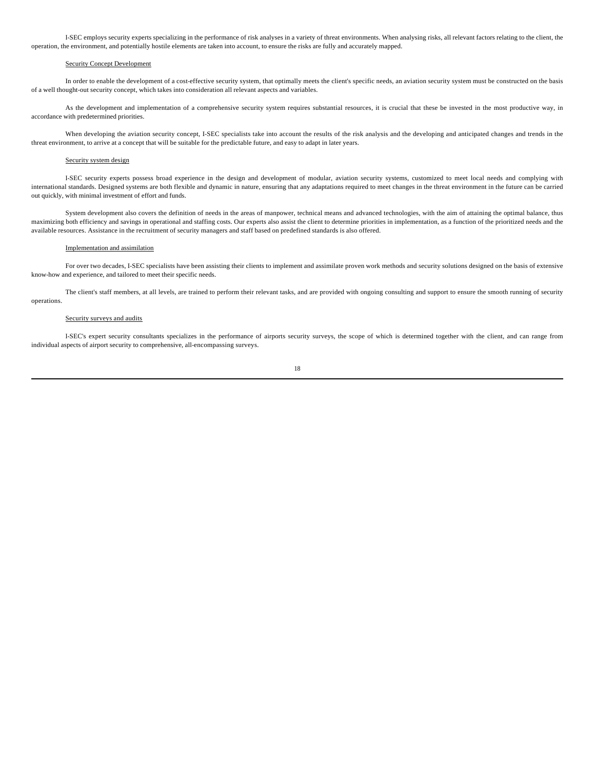I-SEC employs security experts specializing in the performance of risk analyses in a variety of threat environments. When analysing risks, all relevant factors relating to the client, the operation, the environment, and potentially hostile elements are taken into account, to ensure the risks are fully and accurately mapped.

Security Concept Development

In order to enable the development of a cost-effective security system, that optimally meets the client's specific needs, an aviation security system must be constructed on the basis of a well thought-out security concept, which takes into consideration all relevant aspects and variables.

As the development and implementation of a comprehensive security system requires substantial resources, it is crucial that these be invested in the most productive way, in accordance with predetermined priorities.

When developing the aviation security concept, I-SEC specialists take into account the results of the risk analysis and the developing and anticipated changes and trends in the threat environment, to arrive at a concept that will be suitable for the predictable future, and easy to adapt in later years.

Security system design

I-SEC security experts possess broad experience in the design and development of modular, aviation security systems, customized to meet local needs and complying with international standards. Designed systems are both flexible and dynamic in nature, ensuring that any adaptations required to meet changes in the threat environment in the future can be carried out quickly, with minimal investment of effort and funds.

System development also covers the definition of needs in the areas of manpower, technical means and advanced technologies, with the aim of attaining the optimal balance, thus maximizing both efficiency and savings in operational and staffing costs. Our experts also assist the client to determine priorities in implementation, as a function of the prioritized needs and the available resources. Assistance in the recruitment of security managers and staff based on predefined standards is also offered.

Implementation and assimilation

For over two decades, I-SEC specialists have been assisting their clients to implement and assimilate proven work methods and security solutions designed on the basis of extensive know-how and experience, and tailored to meet their specific needs.

The client's staff members, at all levels, are trained to perform their relevant tasks, and are provided with ongoing consulting and support to ensure the smooth running of security operations.

Security surveys and audits

I-SEC's expert security consultants specializes in the performance of airports security surveys, the scope of which is determined together with the client, and can range from individual aspects of airport security to comprehensive, all-encompassing surveys.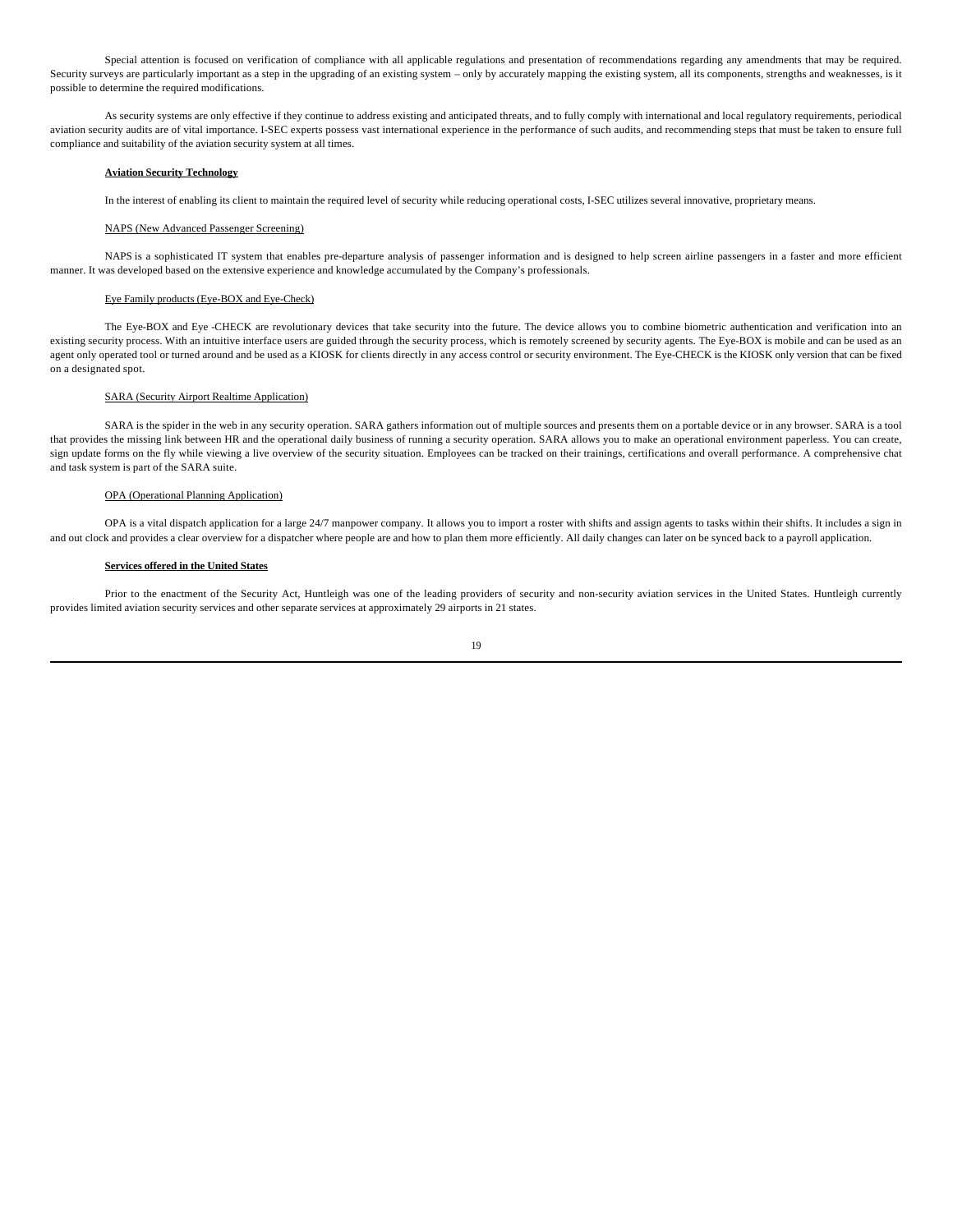Special attention is focused on verification of compliance with all applicable regulations and presentation of recommendations regarding any amendments that may be required. Security surveys are particularly important as a step in the upgrading of an existing system – only by accurately mapping the existing system, all its components, strengths and weaknesses, is it possible to determine the required modifications.

As security systems are only effective if they continue to address existing and anticipated threats, and to fully comply with international and local regulatory requirements, periodical aviation security audits are of vital importance. I-SEC experts possess vast international experience in the performance of such audits, and recommending steps that must be taken to ensure full compliance and suitability of the aviation security system at all times.

**Aviation Security Technology**

In the interest of enabling its client to maintain the required level of security while reducing operational costs, I-SEC utilizes several innovative, proprietary means.

NAPS (New Advanced Passenger Screening)

NAPS is a sophisticated IT system that enables pre-departure analysis of passenger information and is designed to help screen airline passengers in a faster and more efficient manner. It was developed based on the extensive experience and knowledge accumulated by the Company's professionals.

Eye Family products (Eye-BOX and Eye-Check)

The Eye-BOX and Eye -CHECK are revolutionary devices that take security into the future. The device allows you to combine biometric authentication and verification into an existing security process. With an intuitive interface users are guided through the security process, which is remotely screened by security agents. The Eye-BOX is mobile and can be used as an agent only operated tool or turned around and be used as a KIOSK for clients directly in any access control or security environment. The Eye-CHECK is the KIOSK only version that can be fixed on a designated spot.

SARA (Security Airport Realtime Application)

SARA is the spider in the web in any security operation. SARA gathers information out of multiple sources and presents them on a portable device or in any browser. SARA is a tool that provides the missing link between HR and the operational daily business of running a security operation. SARA allows you to make an operational environment paperless. You can create, sign update forms on the fly while viewing a live overview of the security situation. Employees can be tracked on their trainings, certifications and overall performance. A comprehensive chat and task system is part of the SARA suite.

OPA (Operational Planning Application)

OPA is a vital dispatch application for a large 24/7 manpower company. It allows you to import a roster with shifts and assign agents to tasks within their shifts. It includes a sign in and out clock and provides a clear overview for a dispatcher where people are and how to plan them more efficiently. All daily changes can later on be synced back to a payroll application.

**Services offered in the United States**

Prior to the enactment of the Security Act, Huntleigh was one of the leading providers of security and non-security aviation services in the United States. Huntleigh currently provides limited aviation security services and other separate services at approximately 29 airports in 21 states.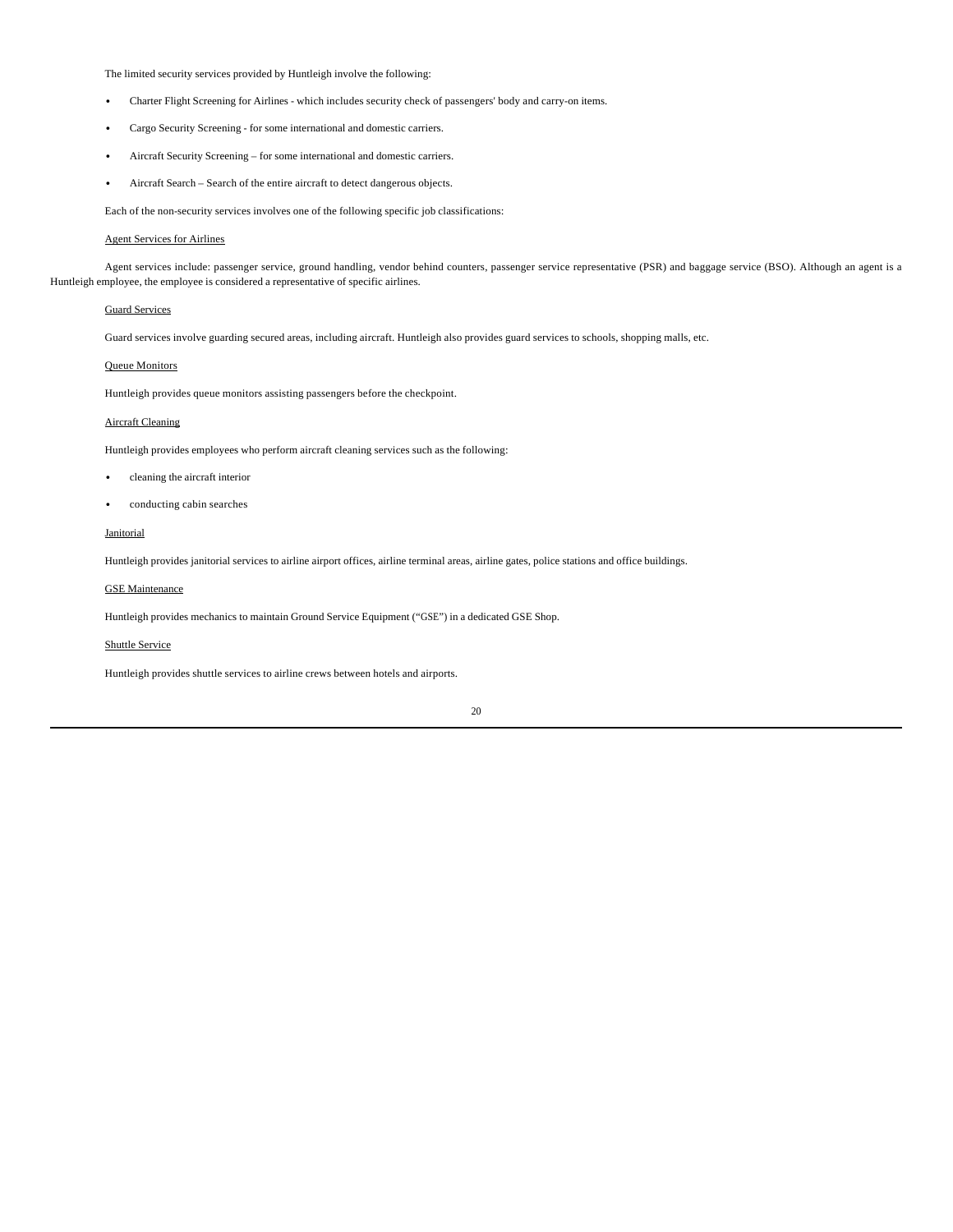The limited security services provided by Huntleigh involve the following:

- Charter Flight Screening for Airlines - which includes security check of passengers' body and carry-on items.
- Cargo Security Screening - for some international and domestic carriers.
- Aircraft Security Screening – for some international and domestic carriers.
- Aircraft Search – Search of the entire aircraft to detect dangerous objects.

Each of the non-security services involves one of the following specific job classifications:

Agent Services for Airlines

Agent services include: passenger service, ground handling, vendor behind counters, passenger service representative (PSR) and baggage service (BSO). Although an agent is a Huntleigh employee, the employee is considered a representative of specific airlines.

Guard Services

Guard services involve guarding secured areas, including aircraft. Huntleigh also provides guard services to schools, shopping malls, etc.

Queue Monitors

Huntleigh provides queue monitors assisting passengers before the checkpoint.

Aircraft Cleaning

Huntleigh provides employees who perform aircraft cleaning services such as the following:

- cleaning the aircraft interior
- conducting cabin searches

Janitorial

Huntleigh provides janitorial services to airline airport offices, airline terminal areas, airline gates, police stations and office buildings.

GSE Maintenance

Huntleigh provides mechanics to maintain Ground Service Equipment ("GSE") in a dedicated GSE Shop.

Shuttle Service

Huntleigh provides shuttle services to airline crews between hotels and airports.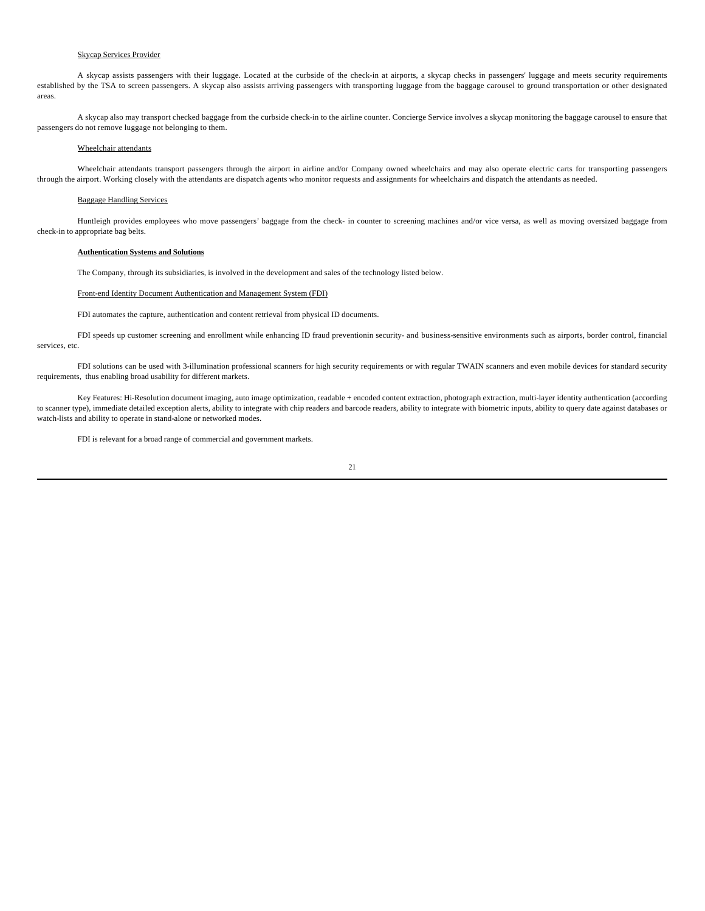Skycap Services Provider

A skycap assists passengers with their luggage. Located at the curbside of the check-in at airports, a skycap checks in passengers' luggage and meets security requirements established by the TSA to screen passengers. A skycap also assists arriving passengers with transporting luggage from the baggage carousel to ground transportation or other designated areas.

A skycap also may transport checked baggage from the curbside check-in to the airline counter. Concierge Service involves a skycap monitoring the baggage carousel to ensure that passengers do not remove luggage not belonging to them.

Wheelchair attendants

Wheelchair attendants transport passengers through the airport in airline and/or Company owned wheelchairs and may also operate electric carts for transporting passengers through the airport. Working closely with the attendants are dispatch agents who monitor requests and assignments for wheelchairs and dispatch the attendants as needed.

Baggage Handling Services

Huntleigh provides employees who move passengers' baggage from the check- in counter to screening machines and/or vice versa, as well as moving oversized baggage from check-in to appropriate bag belts.

**Authentication Systems and Solutions**

The Company, through its subsidiaries, is involved in the development and sales of the technology listed below.

Front-end Identity Document Authentication and Management System (FDI)

FDI automates the capture, authentication and content retrieval from physical ID documents.

FDI speeds up customer screening and enrollment while enhancing ID fraud preventionin security- and business-sensitive environments such as airports, border control, financial services, etc.

FDI solutions can be used with 3-illumination professional scanners for high security requirements or with regular TWAIN scanners and even mobile devices for standard security requirements, thus enabling broad usability for different markets.

Key Features: Hi-Resolution document imaging, auto image optimization, readable + encoded content extraction, photograph extraction, multi-layer identity authentication (according to scanner type), immediate detailed exception alerts, ability to integrate with chip readers and barcode readers, ability to integrate with biometric inputs, ability to query date against databases or watch-lists and ability to operate in stand-alone or networked modes.

FDI is relevant for a broad range of commercial and government markets.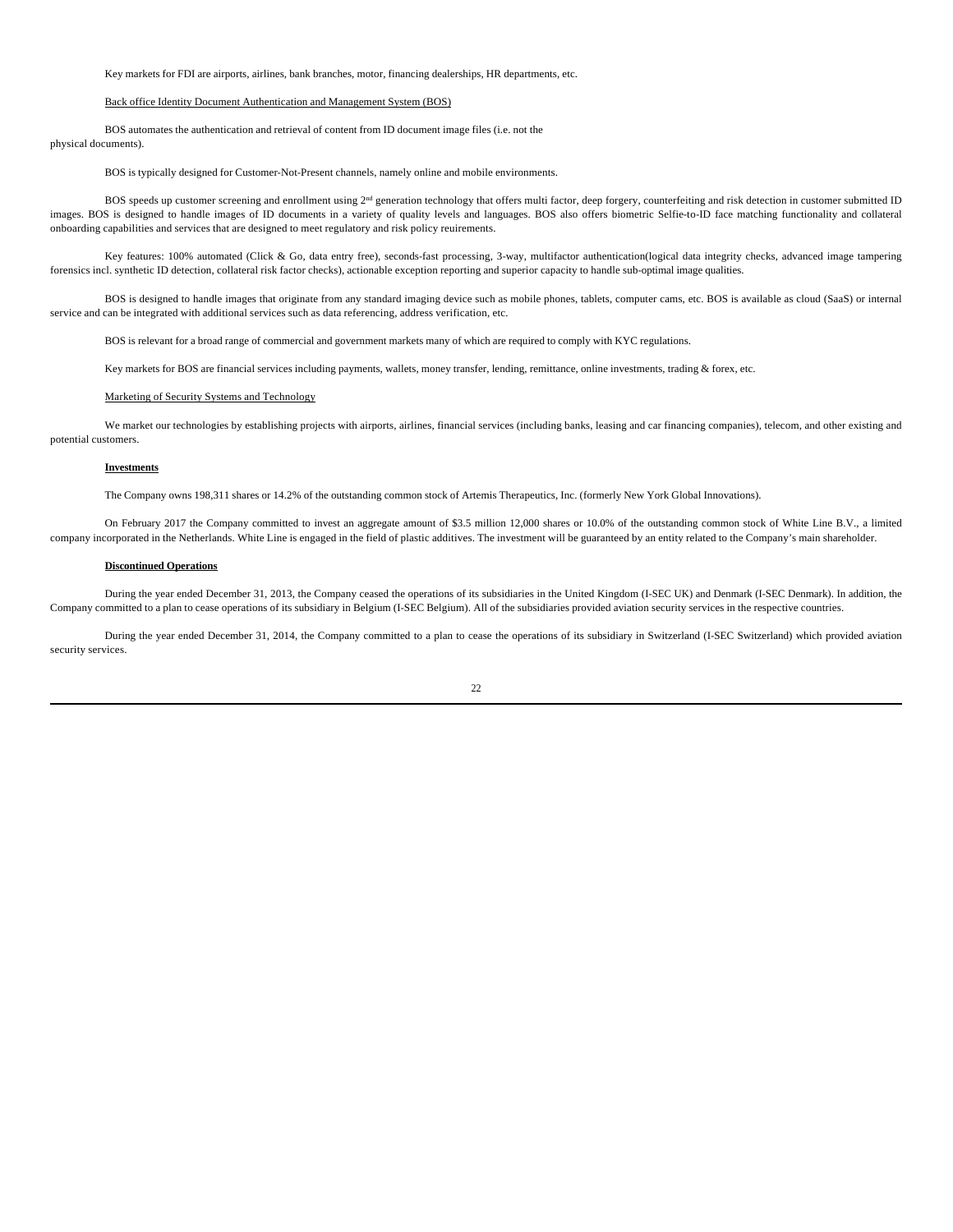Key markets for FDI are airports, airlines, bank branches, motor, financing dealerships, HR departments, etc.

Back office Identity Document Authentication and Management System (BOS)

BOS automates the authentication and retrieval of content from ID document image files (i.e. not the physical documents).

BOS is typically designed for Customer-Not-Present channels, namely online and mobile environments.

BOS speeds up customer screening and enrollment using 2nd generation technology that offers multi factor, deep forgery, counterfeiting and risk detection in customer submitted ID images. BOS is designed to handle images of ID documents in a variety of quality levels and languages. BOS also offers biometric Selfie-to-ID face matching functionality and collateral onboarding capabilities and services that are designed to meet regulatory and risk policy reuirements.

Key features: 100% automated (Click & Go, data entry free), seconds-fast processing, 3-way, multifactor authentication(logical data integrity checks, advanced image tampering forensics incl. synthetic ID detection, collateral risk factor checks), actionable exception reporting and superior capacity to handle sub-optimal image qualities.

BOS is designed to handle images that originate from any standard imaging device such as mobile phones, tablets, computer cams, etc. BOS is available as cloud (SaaS) or internal service and can be integrated with additional services such as data referencing, address verification, etc.

BOS is relevant for a broad range of commercial and government markets many of which are required to comply with KYC regulations.

Key markets for BOS are financial services including payments, wallets, money transfer, lending, remittance, online investments, trading & forex, etc.

Marketing of Security Systems and Technology

We market our technologies by establishing projects with airports, airlines, financial services (including banks, leasing and car financing companies), telecom, and other existing and potential customers.

**Investments**

The Company owns 198,311 shares or 14.2% of the outstanding common stock of Artemis Therapeutics, Inc. (formerly New York Global Innovations).

On February 2017 the Company committed to invest an aggregate amount of $3.5 million 12,000 shares or 10.0% of the outstanding common stock of White Line B.V., a limited company incorporated in the Netherlands. White Line is engaged in the field of plastic additives. The investment will be guaranteed by an entity related to the Company's main shareholder.

**Discontinued Operations**

During the year ended December 31, 2013, the Company ceased the operations of its subsidiaries in the United Kingdom (I-SEC UK) and Denmark (I-SEC Denmark). In addition, the Company committed to a plan to cease operations of its subsidiary in Belgium (I-SEC Belgium). All of the subsidiaries provided aviation security services in the respective countries.

During the year ended December 31, 2014, the Company committed to a plan to cease the operations of its subsidiary in Switzerland (I-SEC Switzerland) which provided aviation security services.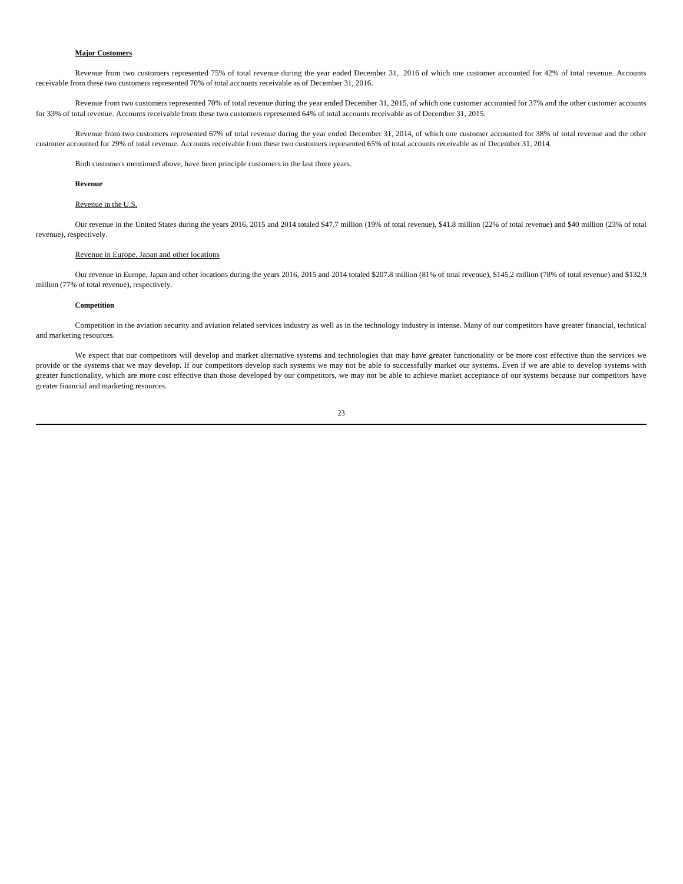**Major Customers**

Revenue from two customers represented 75% of total revenue during the year ended December 31, 2016 of which one customer accounted for 42% of total revenue. Accounts receivable from these two customers represented 70% of total accounts receivable as of December 31, 2016.

Revenue from two customers represented 70% of total revenue during the year ended December 31, 2015, of which one customer accounted for 37% and the other customer accounts for 33% of total revenue. Accounts receivable from these two customers represented 64% of total accounts receivable as of December 31, 2015.

Revenue from two customers represented 67% of total revenue during the year ended December 31, 2014, of which one customer accounted for 38% of total revenue and the other customer accounted for 29% of total revenue. Accounts receivable from these two customers represented 65% of total accounts receivable as of December 31, 2014.

Both customers mentioned above, have been principle customers in the last three years.

**Revenue**

Revenue in the U.S.

Our revenue in the United States during the years 2016, 2015 and 2014 totaled $47.7 million (19% of total revenue), $41.8 million (22% of total revenue) and $40 million (23% of total revenue), respectively.

Revenue in Europe, Japan and other locations

Our revenue in Europe, Japan and other locations during the years 2016, 2015 and 2014 totaled $207.8 million (81% of total revenue), $145.2 million (78% of total revenue) and $132.9 million (77% of total revenue), respectively.

**Competition**

Competition in the aviation security and aviation related services industry as well as in the technology industry is intense. Many of our competitors have greater financial, technical and marketing resources.

We expect that our competitors will develop and market alternative systems and technologies that may have greater functionality or be more cost effective than the services we provide or the systems that we may develop. If our competitors develop such systems we may not be able to successfully market our systems. Even if we are able to develop systems with greater functionality, which are more cost effective than those developed by our competitors, we may not be able to achieve market acceptance of our systems because our competitors have greater financial and marketing resources.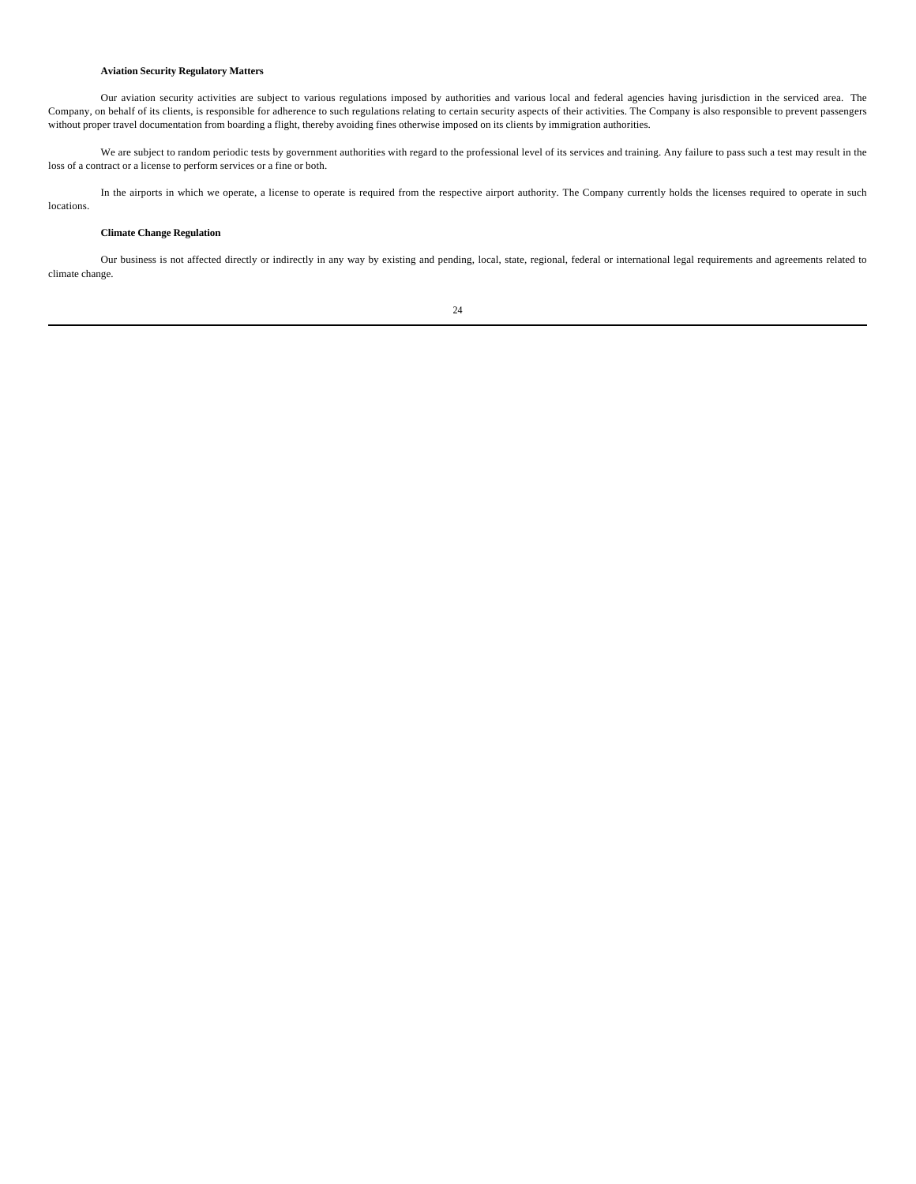**Aviation Security Regulatory Matters**

Our aviation security activities are subject to various regulations imposed by authorities and various local and federal agencies having jurisdiction in the serviced area. The Company, on behalf of its clients, is responsible for adherence to such regulations relating to certain security aspects of their activities. The Company is also responsible to prevent passengers without proper travel documentation from boarding a flight, thereby avoiding fines otherwise imposed on its clients by immigration authorities.

We are subject to random periodic tests by government authorities with regard to the professional level of its services and training. Any failure to pass such a test may result in the loss of a contract or a license to perform services or a fine or both.

In the airports in which we operate, a license to operate is required from the respective airport authority. The Company currently holds the licenses required to operate in such locations.

**Climate Change Regulation**

Our business is not affected directly or indirectly in any way by existing and pending, local, state, regional, federal or international legal requirements and agreements related to climate change.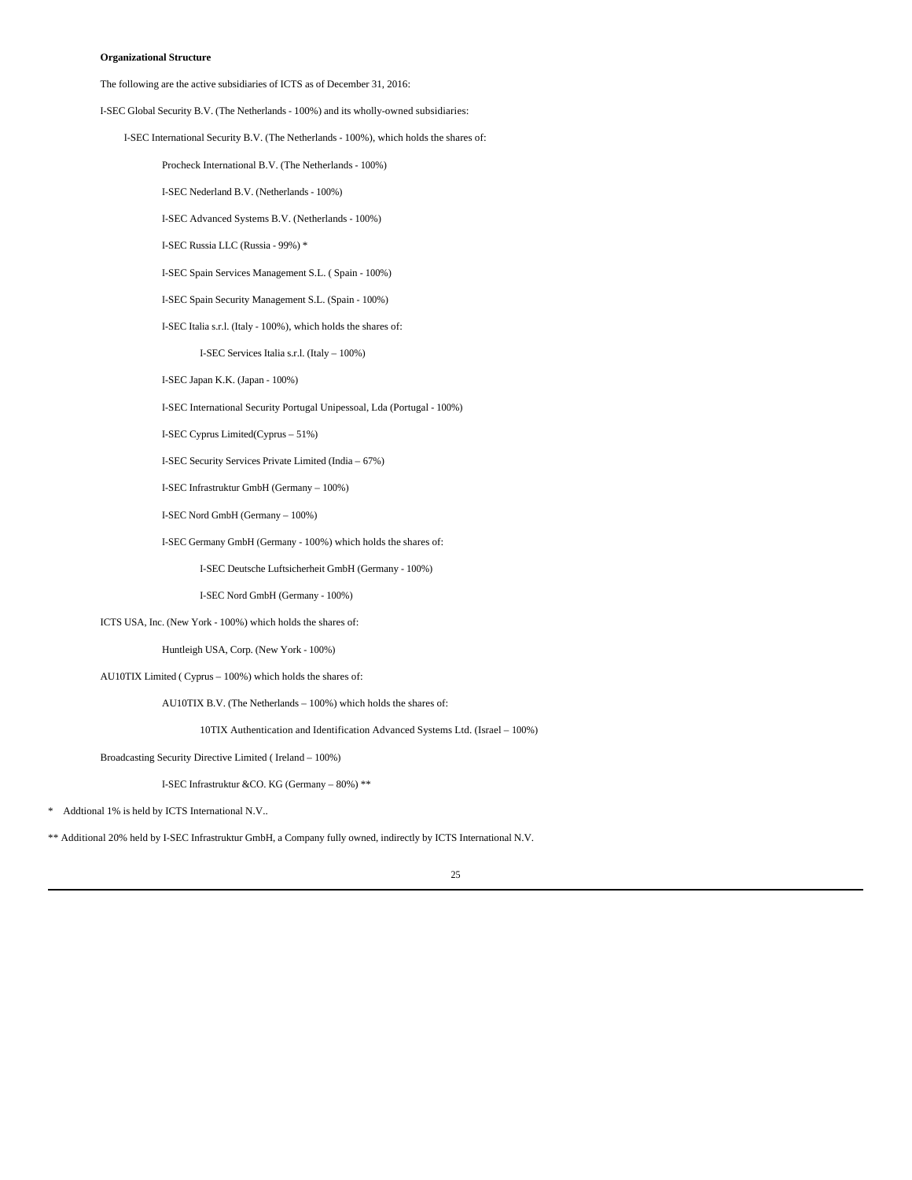**Organizational Structure**

The following are the active subsidiaries of ICTS as of December 31, 2016:

I-SEC Global Security B.V. (The Netherlands - 100%) and its wholly-owned subsidiaries:

- I-SEC International Security B.V. (The Netherlands - 100%), which holds the shares of:
  - Procheck International B.V. (The Netherlands - 100%)
  - I-SEC Nederland B.V. (Netherlands - 100%)
  - I-SEC Advanced Systems B.V. (Netherlands - 100%)
  - I-SEC Russia LLC (Russia - 99%) *
  - I-SEC Spain Services Management S.L. ( Spain - 100%)
  - I-SEC Spain Security Management S.L. (Spain - 100%)
  - I-SEC Italia s.r.l. (Italy - 100%), which holds the shares of:
    - I-SEC Services Italia s.r.l. (Italy – 100%)
  - I-SEC Japan K.K. (Japan - 100%)
  - I-SEC International Security Portugal Unipessoal, Lda (Portugal - 100%)
  - I-SEC Cyprus Limited(Cyprus – 51%)
  - I-SEC Security Services Private Limited (India – 67%)
  - I-SEC Infrastruktur GmbH (Germany – 100%)
  - I-SEC Nord GmbH (Germany – 100%)
  - I-SEC Germany GmbH (Germany - 100%) which holds the shares of:
    - I-SEC Deutsche Luftsicherheit GmbH (Germany - 100%)
    - I-SEC Nord GmbH (Germany - 100%)

ICTS USA, Inc. (New York - 100%) which holds the shares of:

- Huntleigh USA, Corp. (New York - 100%)

AU10TIX Limited ( Cyprus – 100%) which holds the shares of:

- AU10TIX B.V. (The Netherlands – 100%) which holds the shares of:
  - 10TIX Authentication and Identification Advanced Systems Ltd. (Israel – 100%)

Broadcasting Security Directive Limited ( Ireland – 100%)

- I-SEC Infrastruktur &CO. KG (Germany – 80%) **

\* Addtional 1% is held by ICTS International N.V..

** Additional 20% held by I-SEC Infrastruktur GmbH, a Company fully owned, indirectly by ICTS International N.V.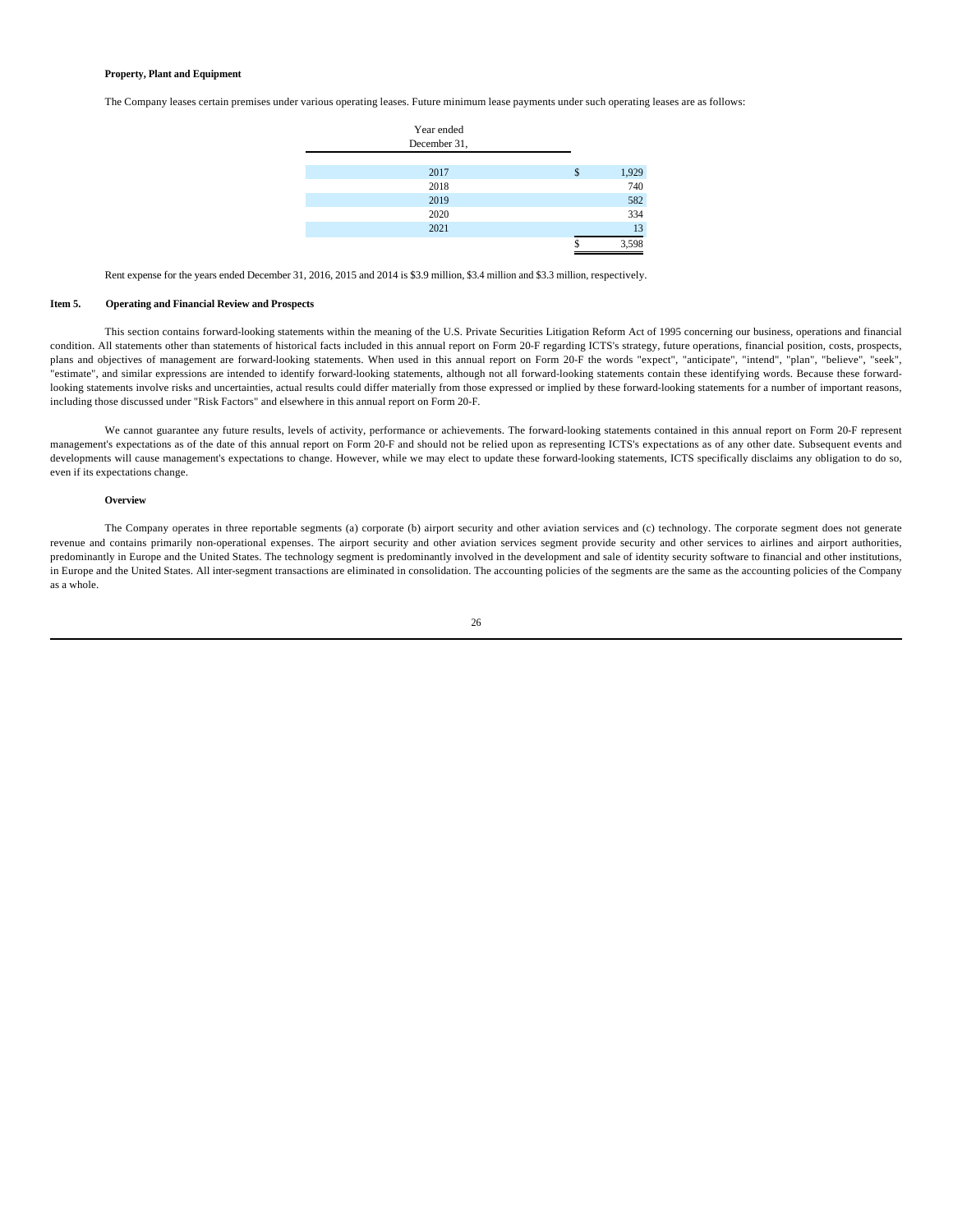**Property, Plant and Equipment**

The Company leases certain premises under various operating leases. Future minimum lease payments under such operating leases are as follows:

| Year ended December 31, | |
|---|---|
| 2017 | $ 1,929 |
| 2018 | 740 |
| 2019 | 582 |
| 2020 | 334 |
| 2021 | 13 |
| | $ 3,598 |

Rent expense for the years ended December 31, 2016, 2015 and 2014 is $3.9 million, $3.4 million and $3.3 million, respectively.

## Item 5. Operating and Financial Review and Prospects

This section contains forward-looking statements within the meaning of the U.S. Private Securities Litigation Reform Act of 1995 concerning our business, operations and financial condition. All statements other than statements of historical facts included in this annual report on Form 20-F regarding ICTS's strategy, future operations, financial position, costs, prospects, plans and objectives of management are forward-looking statements. When used in this annual report on Form 20-F the words "expect", "anticipate", "intend", "plan", "believe", "seek", "estimate", and similar expressions are intended to identify forward-looking statements, although not all forward-looking statements contain these identifying words. Because these forward-looking statements involve risks and uncertainties, actual results could differ materially from those expressed or implied by these forward-looking statements for a number of important reasons, including those discussed under "Risk Factors" and elsewhere in this annual report on Form 20-F.

We cannot guarantee any future results, levels of activity, performance or achievements. The forward-looking statements contained in this annual report on Form 20-F represent management's expectations as of the date of this annual report on Form 20-F and should not be relied upon as representing ICTS's expectations as of any other date. Subsequent events and developments will cause management's expectations to change. However, while we may elect to update these forward-looking statements, ICTS specifically disclaims any obligation to do so, even if its expectations change.

**Overview**

The Company operates in three reportable segments (a) corporate (b) airport security and other aviation services and (c) technology. The corporate segment does not generate revenue and contains primarily non-operational expenses. The airport security and other aviation services segment provide security and other services to airlines and airport authorities, predominantly in Europe and the United States. The technology segment is predominantly involved in the development and sale of identity security software to financial and other institutions, in Europe and the United States. All inter-segment transactions are eliminated in consolidation. The accounting policies of the segments are the same as the accounting policies of the Company as a whole.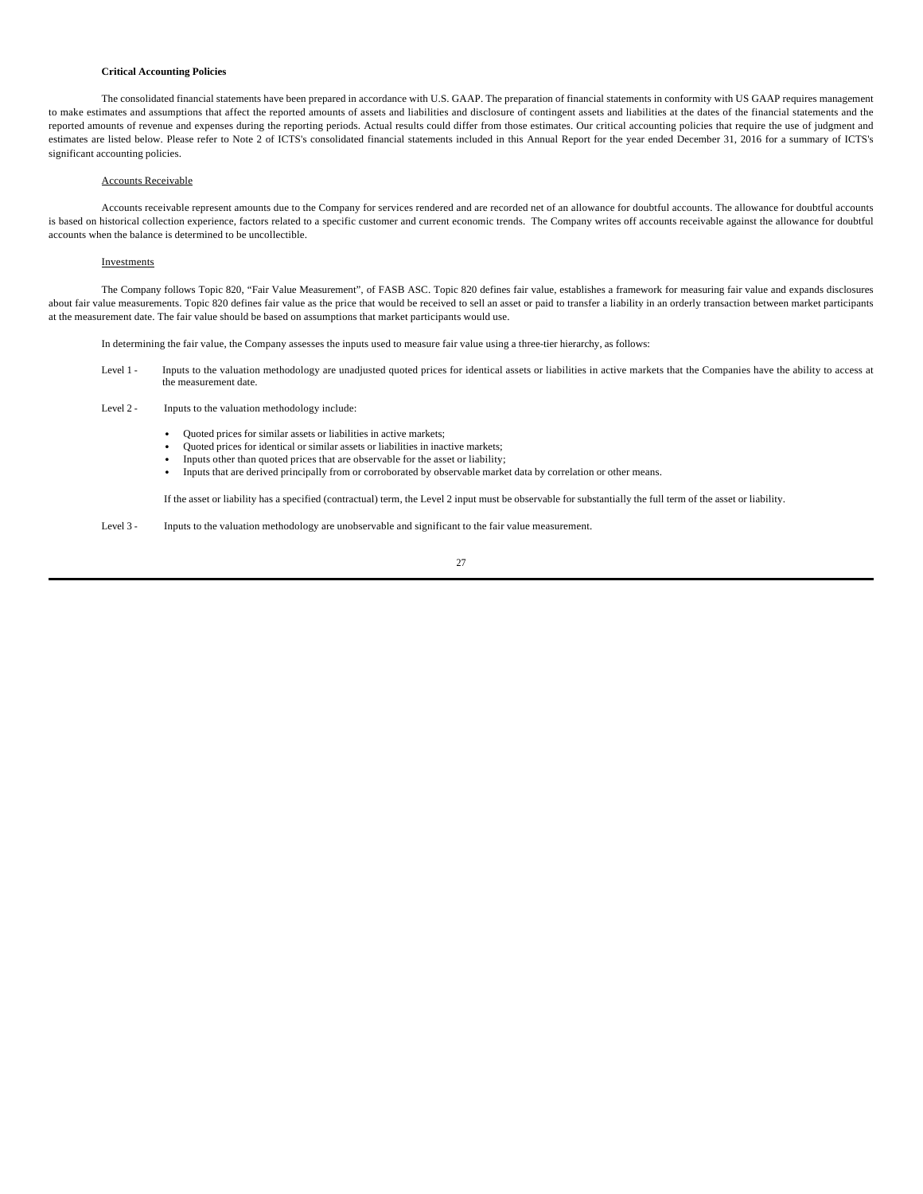**Critical Accounting Policies**

The consolidated financial statements have been prepared in accordance with U.S. GAAP. The preparation of financial statements in conformity with US GAAP requires management to make estimates and assumptions that affect the reported amounts of assets and liabilities and disclosure of contingent assets and liabilities at the dates of the financial statements and the reported amounts of revenue and expenses during the reporting periods. Actual results could differ from those estimates. Our critical accounting policies that require the use of judgment and estimates are listed below. Please refer to Note 2 of ICTS's consolidated financial statements included in this Annual Report for the year ended December 31, 2016 for a summary of ICTS's significant accounting policies.

Accounts Receivable

Accounts receivable represent amounts due to the Company for services rendered and are recorded net of an allowance for doubtful accounts. The allowance for doubtful accounts is based on historical collection experience, factors related to a specific customer and current economic trends. The Company writes off accounts receivable against the allowance for doubtful accounts when the balance is determined to be uncollectible.

Investments

The Company follows Topic 820, "Fair Value Measurement", of FASB ASC. Topic 820 defines fair value, establishes a framework for measuring fair value and expands disclosures about fair value measurements. Topic 820 defines fair value as the price that would be received to sell an asset or paid to transfer a liability in an orderly transaction between market participants at the measurement date. The fair value should be based on assumptions that market participants would use.

In determining the fair value, the Company assesses the inputs used to measure fair value using a three-tier hierarchy, as follows:

Level 1 - Inputs to the valuation methodology are unadjusted quoted prices for identical assets or liabilities in active markets that the Companies have the ability to access at the measurement date.

Level 2 - Inputs to the valuation methodology include:

- Quoted prices for similar assets or liabilities in active markets;
- Quoted prices for identical or similar assets or liabilities in inactive markets;
- Inputs other than quoted prices that are observable for the asset or liability;
- Inputs that are derived principally from or corroborated by observable market data by correlation or other means.

If the asset or liability has a specified (contractual) term, the Level 2 input must be observable for substantially the full term of the asset or liability.

Level 3 - Inputs to the valuation methodology are unobservable and significant to the fair value measurement.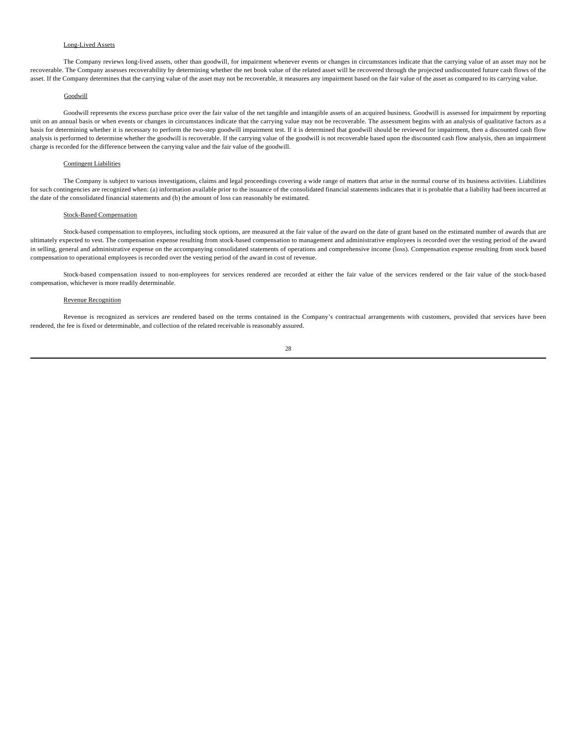Long-Lived Assets

The Company reviews long-lived assets, other than goodwill, for impairment whenever events or changes in circumstances indicate that the carrying value of an asset may not be recoverable. The Company assesses recoverability by determining whether the net book value of the related asset will be recovered through the projected undiscounted future cash flows of the asset. If the Company determines that the carrying value of the asset may not be recoverable, it measures any impairment based on the fair value of the asset as compared to its carrying value.

Goodwill

Goodwill represents the excess purchase price over the fair value of the net tangible and intangible assets of an acquired business. Goodwill is assessed for impairment by reporting unit on an annual basis or when events or changes in circumstances indicate that the carrying value may not be recoverable. The assessment begins with an analysis of qualitative factors as a basis for determining whether it is necessary to perform the two-step goodwill impairment test. If it is determined that goodwill should be reviewed for impairment, then a discounted cash flow analysis is performed to determine whether the goodwill is recoverable. If the carrying value of the goodwill is not recoverable based upon the discounted cash flow analysis, then an impairment charge is recorded for the difference between the carrying value and the fair value of the goodwill.

Contingent Liabilities

The Company is subject to various investigations, claims and legal proceedings covering a wide range of matters that arise in the normal course of its business activities. Liabilities for such contingencies are recognized when: (a) information available prior to the issuance of the consolidated financial statements indicates that it is probable that a liability had been incurred at the date of the consolidated financial statements and (b) the amount of loss can reasonably be estimated.

Stock-Based Compensation

Stock-based compensation to employees, including stock options, are measured at the fair value of the award on the date of grant based on the estimated number of awards that are ultimately expected to vest. The compensation expense resulting from stock-based compensation to management and administrative employees is recorded over the vesting period of the award in selling, general and administrative expense on the accompanying consolidated statements of operations and comprehensive income (loss). Compensation expense resulting from stock based compensation to operational employees is recorded over the vesting period of the award in cost of revenue.

Stock-based compensation issued to non-employees for services rendered are recorded at either the fair value of the services rendered or the fair value of the stock-based compensation, whichever is more readily determinable.

Revenue Recognition

Revenue is recognized as services are rendered based on the terms contained in the Company's contractual arrangements with customers, provided that services have been rendered, the fee is fixed or determinable, and collection of the related receivable is reasonably assured.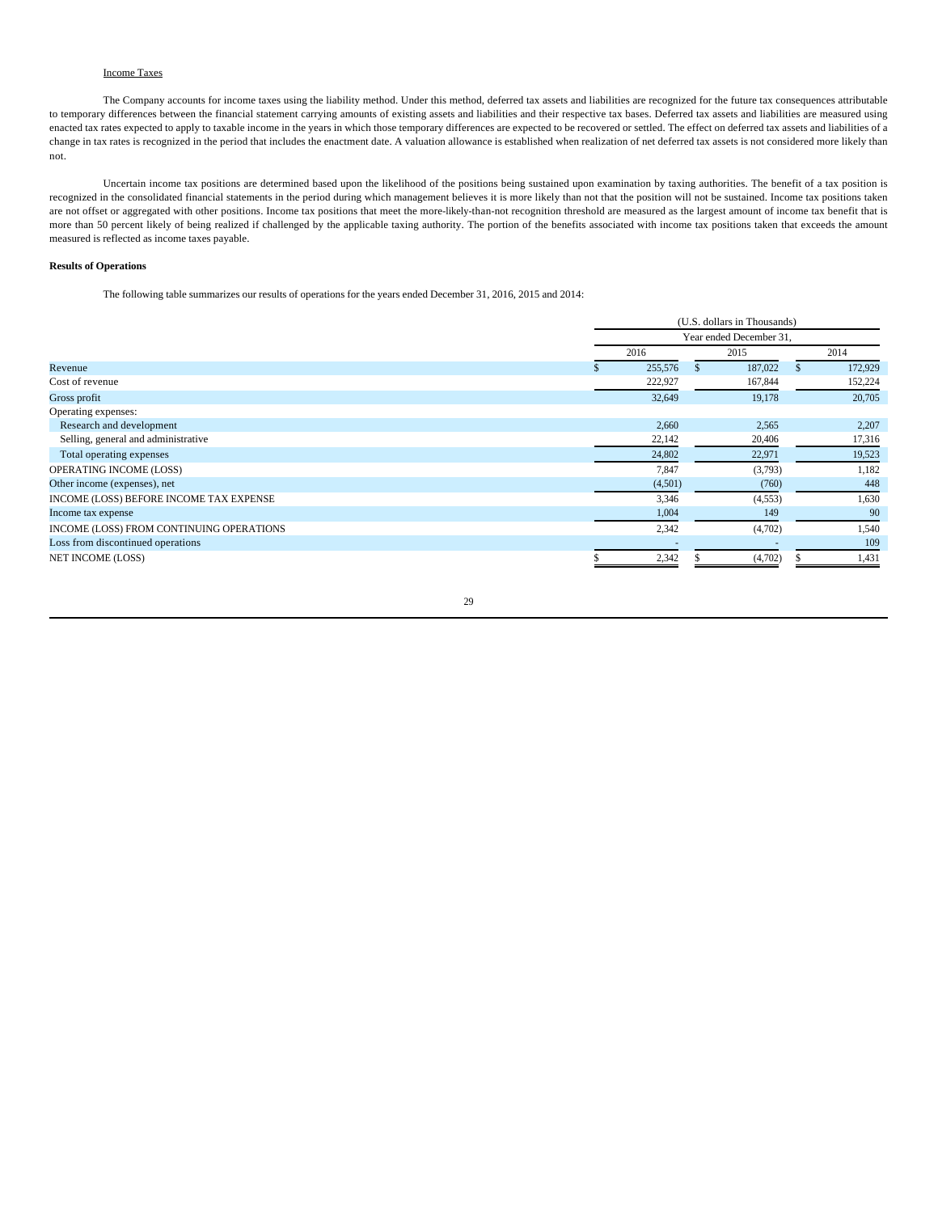Income Taxes

The Company accounts for income taxes using the liability method. Under this method, deferred tax assets and liabilities are recognized for the future tax consequences attributable to temporary differences between the financial statement carrying amounts of existing assets and liabilities and their respective tax bases. Deferred tax assets and liabilities are measured using enacted tax rates expected to apply to taxable income in the years in which those temporary differences are expected to be recovered or settled. The effect on deferred tax assets and liabilities of a change in tax rates is recognized in the period that includes the enactment date. A valuation allowance is established when realization of net deferred tax assets is not considered more likely than not.

Uncertain income tax positions are determined based upon the likelihood of the positions being sustained upon examination by taxing authorities. The benefit of a tax position is recognized in the consolidated financial statements in the period during which management believes it is more likely than not that the position will not be sustained. Income tax positions taken are not offset or aggregated with other positions. Income tax positions that meet the more-likely-than-not recognition threshold are measured as the largest amount of income tax benefit that is more than 50 percent likely of being realized if challenged by the applicable taxing authority. The portion of the benefits associated with income tax positions taken that exceeds the amount measured is reflected as income taxes payable.

**Results of Operations**

The following table summarizes our results of operations for the years ended December 31, 2016, 2015 and 2014:

| | (U.S. dollars in Thousands) | | |
|---|---|---|---|
| | Year ended December 31, | | |
| | 2016 | 2015 | 2014 |
| Revenue | $ 255,576 | $ 187,022 | $ 172,929 |
| Cost of revenue | 222,927 | 167,844 | 152,224 |
| Gross profit | 32,649 | 19,178 | 20,705 |
| Operating expenses: | | | |
| Research and development | 2,660 | 2,565 | 2,207 |
| Selling, general and administrative | 22,142 | 20,406 | 17,316 |
| Total operating expenses | 24,802 | 22,971 | 19,523 |
| OPERATING INCOME (LOSS) | 7,847 | (3,793) | 1,182 |
| Other income (expenses), net | (4,501) | (760) | 448 |
| INCOME (LOSS) BEFORE INCOME TAX EXPENSE | 3,346 | (4,553) | 1,630 |
| Income tax expense | 1,004 | 149 | 90 |
| INCOME (LOSS) FROM CONTINUING OPERATIONS | 2,342 | (4,702) | 1,540 |
| Loss from discontinued operations | - | - | 109 |
| NET INCOME (LOSS) | $ 2,342 | $ (4,702) | $ 1,431 |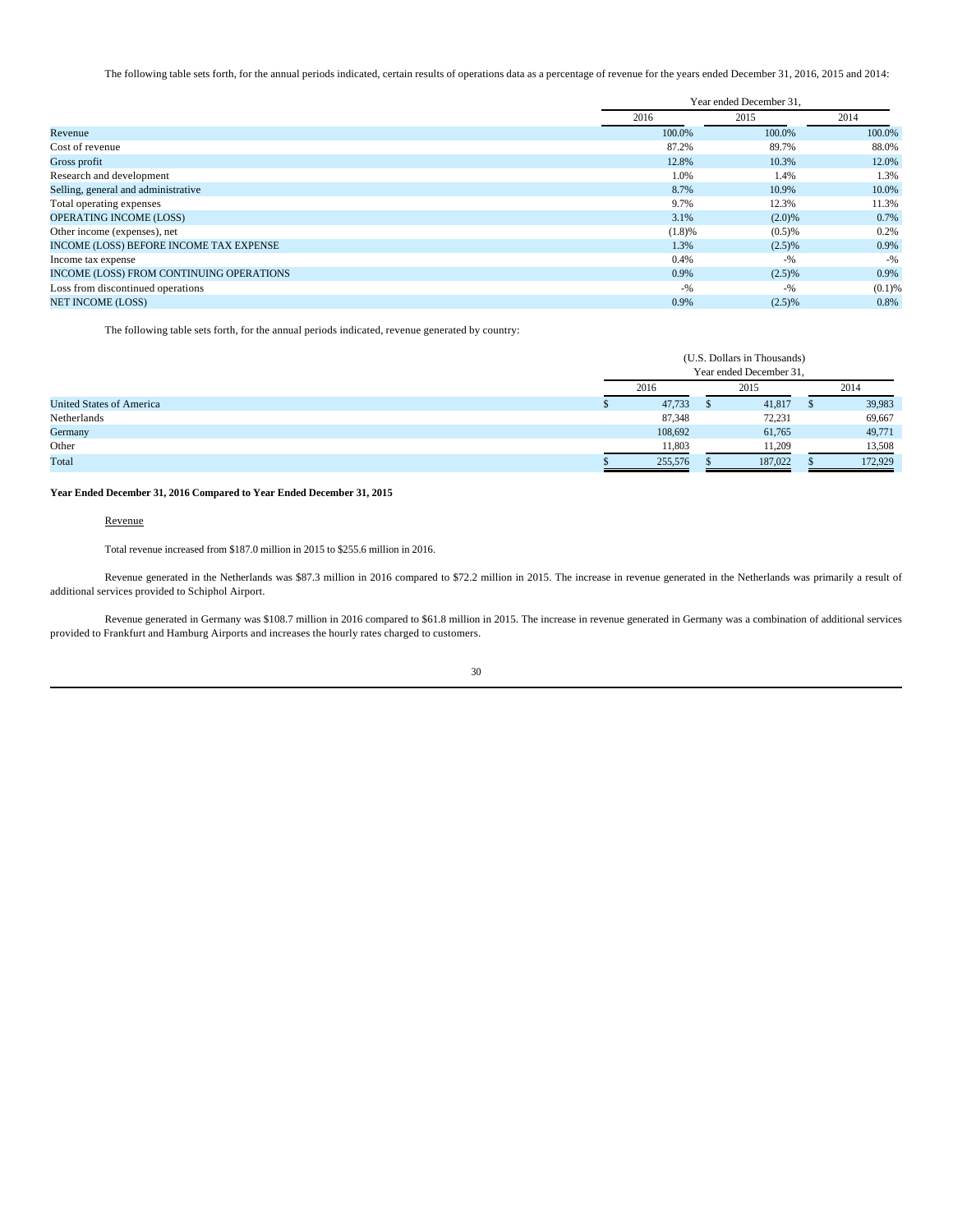The following table sets forth, for the annual periods indicated, certain results of operations data as a percentage of revenue for the years ended December 31, 2016, 2015 and 2014:

| | Year ended December 31, | | |
|---|---|---|---|
| | 2016 | 2015 | 2014 |
| Revenue | 100.0% | 100.0% | 100.0% |
| Cost of revenue | 87.2% | 89.7% | 88.0% |
| Gross profit | 12.8% | 10.3% | 12.0% |
| Research and development | 1.0% | 1.4% | 1.3% |
| Selling, general and administrative | 8.7% | 10.9% | 10.0% |
| Total operating expenses | 9.7% | 12.3% | 11.3% |
| OPERATING INCOME (LOSS) | 3.1% | (2.0)% | 0.7% |
| Other income (expenses), net | (1.8)% | (0.5)% | 0.2% |
| INCOME (LOSS) BEFORE INCOME TAX EXPENSE | 1.3% | (2.5)% | 0.9% |
| Income tax expense | 0.4% | -% | -% |
| INCOME (LOSS) FROM CONTINUING OPERATIONS | 0.9% | (2.5)% | 0.9% |
| Loss from discontinued operations | -% | -% | (0.1)% |
| NET INCOME (LOSS) | 0.9% | (2.5)% | 0.8% |

The following table sets forth, for the annual periods indicated, revenue generated by country:

| | (U.S. Dollars in Thousands) Year ended December 31, | | |
|---|---|---|---|
| | 2016 | 2015 | 2014 |
| United States of America | $ 47,733 | $ 41,817 | $ 39,983 |
| Netherlands | 87,348 | 72,231 | 69,667 |
| Germany | 108,692 | 61,765 | 49,771 |
| Other | 11,803 | 11,209 | 13,508 |
| Total | $ 255,576 | $ 187,022 | $ 172,929 |

**Year Ended December 31, 2016 Compared to Year Ended December 31, 2015**

Revenue

Total revenue increased from $187.0 million in 2015 to $255.6 million in 2016.

Revenue generated in the Netherlands was $87.3 million in 2016 compared to $72.2 million in 2015. The increase in revenue generated in the Netherlands was primarily a result of additional services provided to Schiphol Airport.

Revenue generated in Germany was $108.7 million in 2016 compared to $61.8 million in 2015. The increase in revenue generated in Germany was a combination of additional services provided to Frankfurt and Hamburg Airports and increases the hourly rates charged to customers.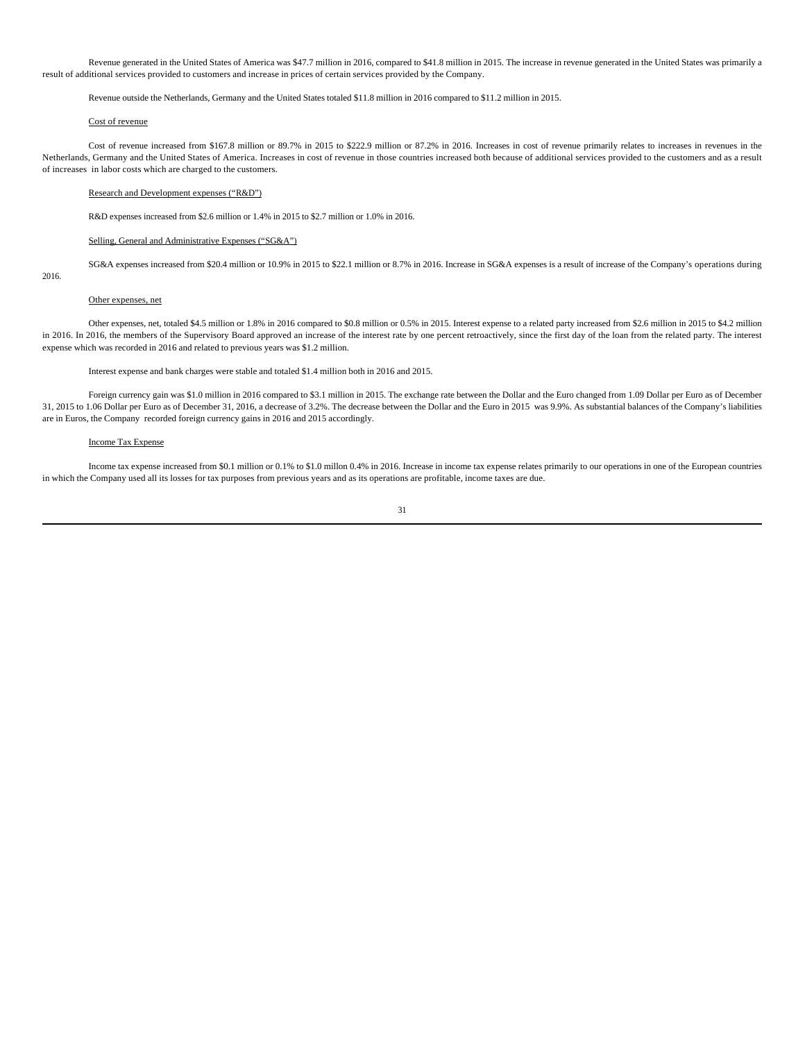Revenue generated in the United States of America was $47.7 million in 2016, compared to $41.8 million in 2015. The increase in revenue generated in the United States was primarily a result of additional services provided to customers and increase in prices of certain services provided by the Company.

Revenue outside the Netherlands, Germany and the United States totaled $11.8 million in 2016 compared to $11.2 million in 2015.

Cost of revenue

Cost of revenue increased from $167.8 million or 89.7% in 2015 to $222.9 million or 87.2% in 2016. Increases in cost of revenue primarily relates to increases in revenues in the Netherlands, Germany and the United States of America. Increases in cost of revenue in those countries increased both because of additional services provided to the customers and as a result of increases in labor costs which are charged to the customers.

Research and Development expenses (“R&D”)

R&D expenses increased from $2.6 million or 1.4% in 2015 to $2.7 million or 1.0% in 2016.

Selling, General and Administrative Expenses (“SG&A”)

SG&A expenses increased from $20.4 million or 10.9% in 2015 to $22.1 million or 8.7% in 2016. Increase in SG&A expenses is a result of increase of the Company’s operations during 2016.

Other expenses, net

Other expenses, net, totaled $4.5 million or 1.8% in 2016 compared to $0.8 million or 0.5% in 2015. Interest expense to a related party increased from $2.6 million in 2015 to $4.2 million in 2016. In 2016, the members of the Supervisory Board approved an increase of the interest rate by one percent retroactively, since the first day of the loan from the related party. The interest expense which was recorded in 2016 and related to previous years was $1.2 million.

Interest expense and bank charges were stable and totaled $1.4 million both in 2016 and 2015.

Foreign currency gain was $1.0 million in 2016 compared to $3.1 million in 2015. The exchange rate between the Dollar and the Euro changed from 1.09 Dollar per Euro as of December 31, 2015 to 1.06 Dollar per Euro as of December 31, 2016, a decrease of 3.2%. The decrease between the Dollar and the Euro in 2015 was 9.9%. As substantial balances of the Company’s liabilities are in Euros, the Company recorded foreign currency gains in 2016 and 2015 accordingly.

Income Tax Expense

Income tax expense increased from $0.1 million or 0.1% to $1.0 millon 0.4% in 2016. Increase in income tax expense relates primarily to our operations in one of the European countries in which the Company used all its losses for tax purposes from previous years and as its operations are profitable, income taxes are due.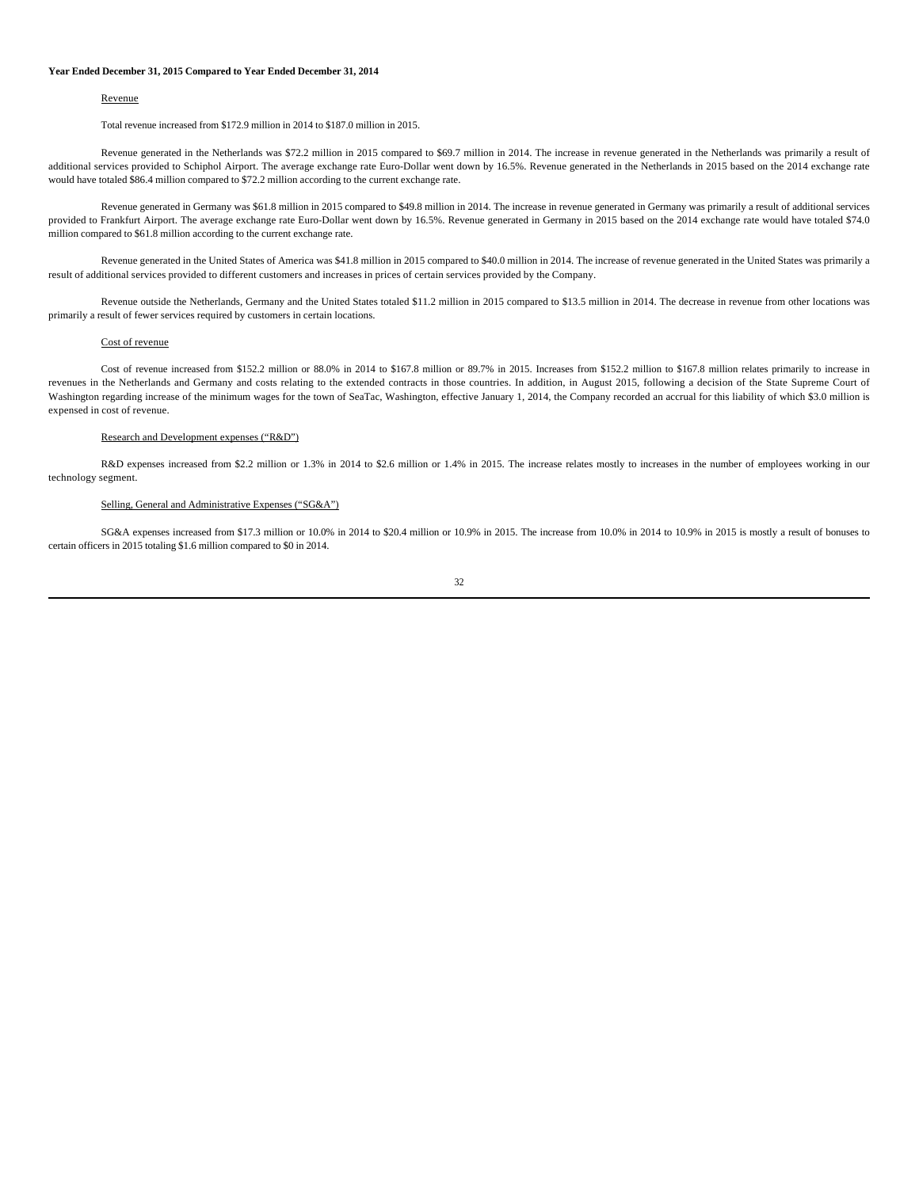**Year Ended December 31, 2015 Compared to Year Ended December 31, 2014**

Revenue

Total revenue increased from $172.9 million in 2014 to $187.0 million in 2015.

Revenue generated in the Netherlands was $72.2 million in 2015 compared to $69.7 million in 2014. The increase in revenue generated in the Netherlands was primarily a result of additional services provided to Schiphol Airport. The average exchange rate Euro-Dollar went down by 16.5%. Revenue generated in the Netherlands in 2015 based on the 2014 exchange rate would have totaled $86.4 million compared to $72.2 million according to the current exchange rate.

Revenue generated in Germany was $61.8 million in 2015 compared to $49.8 million in 2014. The increase in revenue generated in Germany was primarily a result of additional services provided to Frankfurt Airport. The average exchange rate Euro-Dollar went down by 16.5%. Revenue generated in Germany in 2015 based on the 2014 exchange rate would have totaled $74.0 million compared to $61.8 million according to the current exchange rate.

Revenue generated in the United States of America was $41.8 million in 2015 compared to $40.0 million in 2014. The increase of revenue generated in the United States was primarily a result of additional services provided to different customers and increases in prices of certain services provided by the Company.

Revenue outside the Netherlands, Germany and the United States totaled $11.2 million in 2015 compared to $13.5 million in 2014. The decrease in revenue from other locations was primarily a result of fewer services required by customers in certain locations.

Cost of revenue

Cost of revenue increased from $152.2 million or 88.0% in 2014 to $167.8 million or 89.7% in 2015. Increases from $152.2 million to $167.8 million relates primarily to increase in revenues in the Netherlands and Germany and costs relating to the extended contracts in those countries. In addition, in August 2015, following a decision of the State Supreme Court of Washington regarding increase of the minimum wages for the town of SeaTac, Washington, effective January 1, 2014, the Company recorded an accrual for this liability of which $3.0 million is expensed in cost of revenue.

Research and Development expenses (“R&D”)

R&D expenses increased from $2.2 million or 1.3% in 2014 to $2.6 million or 1.4% in 2015. The increase relates mostly to increases in the number of employees working in our technology segment.

Selling, General and Administrative Expenses (“SG&A”)

SG&A expenses increased from $17.3 million or 10.0% in 2014 to $20.4 million or 10.9% in 2015. The increase from 10.0% in 2014 to 10.9% in 2015 is mostly a result of bonuses to certain officers in 2015 totaling $1.6 million compared to $0 in 2014.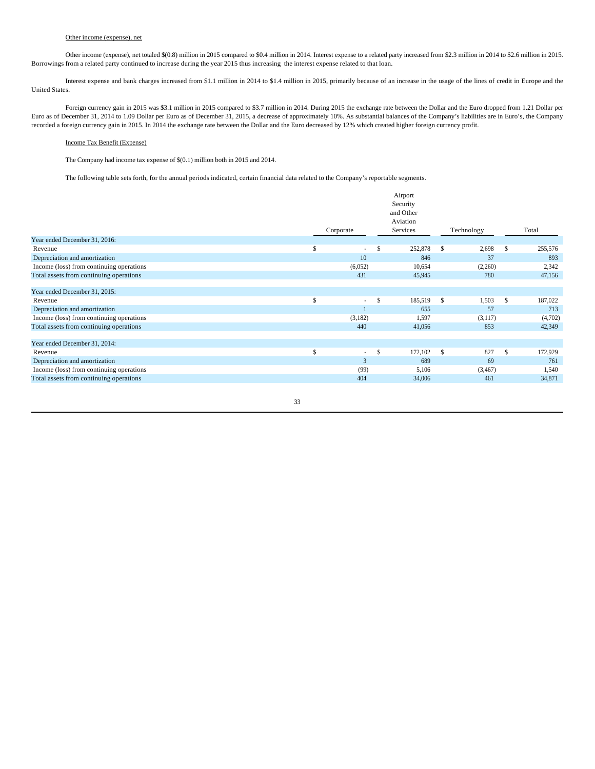Other income (expense), net

Other income (expense), net totaled $(0.8) million in 2015 compared to $0.4 million in 2014. Interest expense to a related party increased from $2.3 million in 2014 to $2.6 million in 2015. Borrowings from a related party continued to increase during the year 2015 thus increasing the interest expense related to that loan.

Interest expense and bank charges increased from $1.1 million in 2014 to $1.4 million in 2015, primarily because of an increase in the usage of the lines of credit in Europe and the United States.

Foreign currency gain in 2015 was $3.1 million in 2015 compared to $3.7 million in 2014. During 2015 the exchange rate between the Dollar and the Euro dropped from 1.21 Dollar per Euro as of December 31, 2014 to 1.09 Dollar per Euro as of December 31, 2015, a decrease of approximately 10%. As substantial balances of the Company's liabilities are in Euro's, the Company recorded a foreign currency gain in 2015. In 2014 the exchange rate between the Dollar and the Euro decreased by 12% which created higher foreign currency profit.

Income Tax Benefit (Expense)

The Company had income tax expense of $(0.1) million both in 2015 and 2014.

The following table sets forth, for the annual periods indicated, certain financial data related to the Company's reportable segments.

| | Corporate | Airport Security and Other Aviation Services | Technology | Total |
|---|---|---|---|---|
| Year ended December 31, 2016: | | | | |
| Revenue | $ - | $ 252,878 | $ 2,698 | $ 255,576 |
| Depreciation and amortization | 10 | 846 | 37 | 893 |
| Income (loss) from continuing operations | (6,052) | 10,654 | (2,260) | 2,342 |
| Total assets from continuing operations | 431 | 45,945 | 780 | 47,156 |
| Year ended December 31, 2015: | | | | |
| Revenue | $ - | $ 185,519 | $ 1,503 | $ 187,022 |
| Depreciation and amortization | 1 | 655 | 57 | 713 |
| Income (loss) from continuing operations | (3,182) | 1,597 | (3,117) | (4,702) |
| Total assets from continuing operations | 440 | 41,056 | 853 | 42,349 |
| Year ended December 31, 2014: | | | | |
| Revenue | $ - | $ 172,102 | $ 827 | $ 172,929 |
| Depreciation and amortization | 3 | 689 | 69 | 761 |
| Income (loss) from continuing operations | (99) | 5,106 | (3,467) | 1,540 |
| Total assets from continuing operations | 404 | 34,006 | 461 | 34,871 |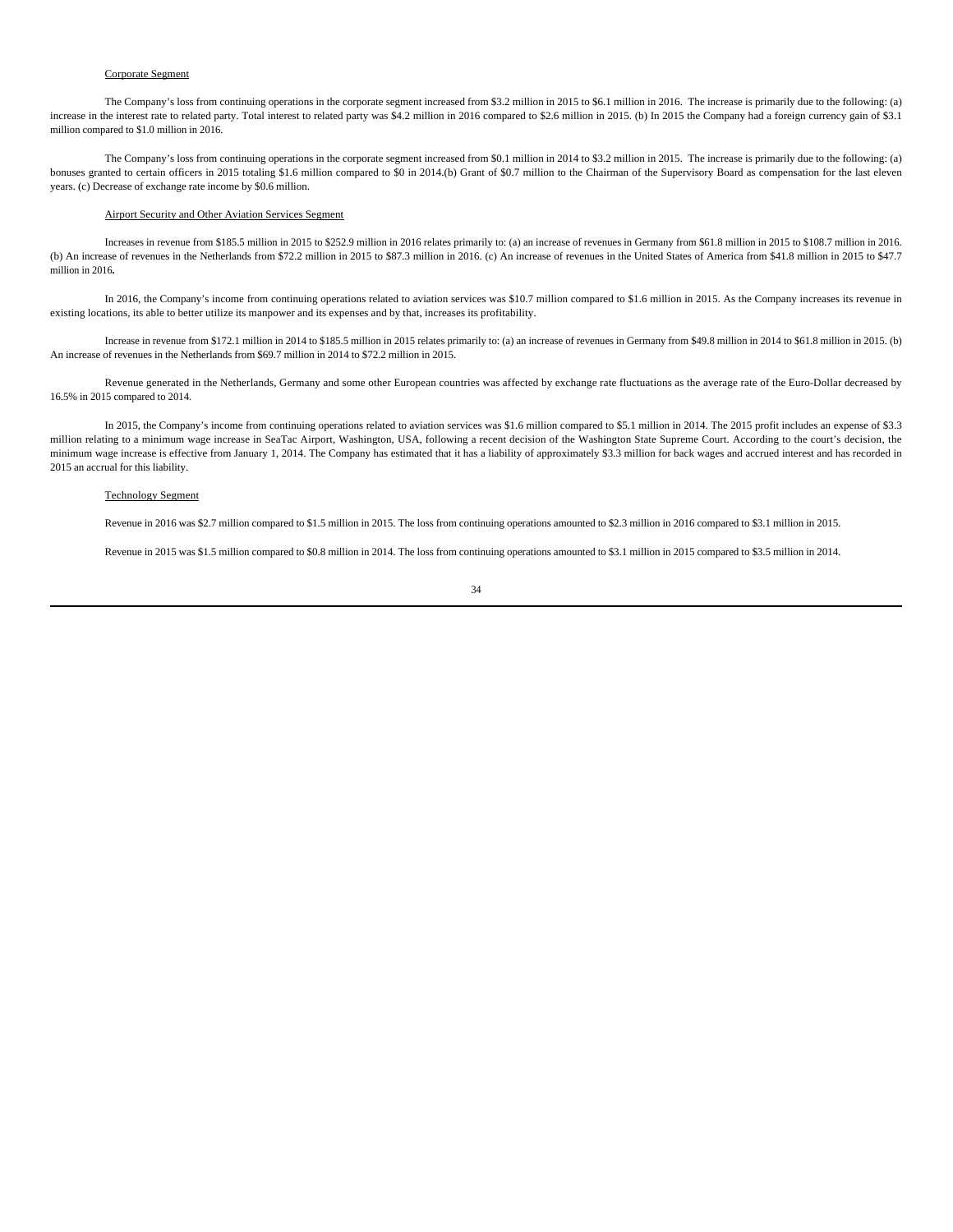Corporate Segment

The Company's loss from continuing operations in the corporate segment increased from $3.2 million in 2015 to $6.1 million in 2016. The increase is primarily due to the following: (a) increase in the interest rate to related party. Total interest to related party was $4.2 million in 2016 compared to $2.6 million in 2015. (b) In 2015 the Company had a foreign currency gain of $3.1 million compared to $1.0 million in 2016.

The Company's loss from continuing operations in the corporate segment increased from $0.1 million in 2014 to $3.2 million in 2015. The increase is primarily due to the following: (a) bonuses granted to certain officers in 2015 totaling $1.6 million compared to $0 in 2014.(b) Grant of $0.7 million to the Chairman of the Supervisory Board as compensation for the last eleven years. (c) Decrease of exchange rate income by $0.6 million.

Airport Security and Other Aviation Services Segment

Increases in revenue from $185.5 million in 2015 to $252.9 million in 2016 relates primarily to: (a) an increase of revenues in Germany from $61.8 million in 2015 to $108.7 million in 2016. (b) An increase of revenues in the Netherlands from $72.2 million in 2015 to $87.3 million in 2016. (c) An increase of revenues in the United States of America from $41.8 million in 2015 to $47.7 million in 2016**.**

In 2016, the Company's income from continuing operations related to aviation services was $10.7 million compared to $1.6 million in 2015. As the Company increases its revenue in existing locations, its able to better utilize its manpower and its expenses and by that, increases its profitability.

Increase in revenue from $172.1 million in 2014 to $185.5 million in 2015 relates primarily to: (a) an increase of revenues in Germany from $49.8 million in 2014 to $61.8 million in 2015. (b) An increase of revenues in the Netherlands from $69.7 million in 2014 to $72.2 million in 2015.

Revenue generated in the Netherlands, Germany and some other European countries was affected by exchange rate fluctuations as the average rate of the Euro-Dollar decreased by 16.5% in 2015 compared to 2014.

In 2015, the Company's income from continuing operations related to aviation services was $1.6 million compared to $5.1 million in 2014. The 2015 profit includes an expense of $3.3 million relating to a minimum wage increase in SeaTac Airport, Washington, USA, following a recent decision of the Washington State Supreme Court. According to the court's decision, the minimum wage increase is effective from January 1, 2014. The Company has estimated that it has a liability of approximately $3.3 million for back wages and accrued interest and has recorded in 2015 an accrual for this liability.

Technology Segment

Revenue in 2016 was $2.7 million compared to $1.5 million in 2015. The loss from continuing operations amounted to $2.3 million in 2016 compared to $3.1 million in 2015.

Revenue in 2015 was $1.5 million compared to $0.8 million in 2014. The loss from continuing operations amounted to $3.1 million in 2015 compared to $3.5 million in 2014.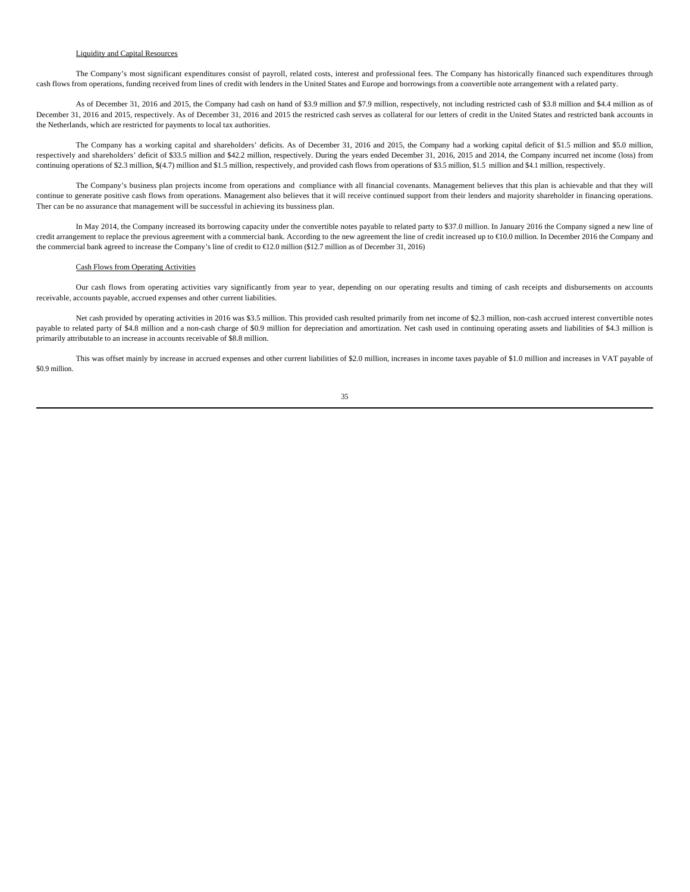Liquidity and Capital Resources

The Company's most significant expenditures consist of payroll, related costs, interest and professional fees. The Company has historically financed such expenditures through cash flows from operations, funding received from lines of credit with lenders in the United States and Europe and borrowings from a convertible note arrangement with a related party.

As of December 31, 2016 and 2015, the Company had cash on hand of $3.9 million and $7.9 million, respectively, not including restricted cash of $3.8 million and $4.4 million as of December 31, 2016 and 2015, respectively. As of December 31, 2016 and 2015 the restricted cash serves as collateral for our letters of credit in the United States and restricted bank accounts in the Netherlands, which are restricted for payments to local tax authorities.

The Company has a working capital and shareholders' deficits. As of December 31, 2016 and 2015, the Company had a working capital deficit of $1.5 million and $5.0 million, respectively and shareholders' deficit of $33.5 million and $42.2 million, respectively. During the years ended December 31, 2016, 2015 and 2014, the Company incurred net income (loss) from continuing operations of $2.3 million, $(4.7) million and $1.5 million, respectively, and provided cash flows from operations of $3.5 million, $1.5 million and $4.1 million, respectively.

The Company's business plan projects income from operations and compliance with all financial covenants. Management believes that this plan is achievable and that they will continue to generate positive cash flows from operations. Management also believes that it will receive continued support from their lenders and majority shareholder in financing operations. Ther can be no assurance that management will be successful in achieving its bussiness plan.

In May 2014, the Company increased its borrowing capacity under the convertible notes payable to related party to $37.0 million. In January 2016 the Company signed a new line of credit arrangement to replace the previous agreement with a commercial bank. According to the new agreement the line of credit increased up to €10.0 million. In December 2016 the Company and the commercial bank agreed to increase the Company's line of credit to €12.0 million ($12.7 million as of December 31, 2016)

Cash Flows from Operating Activities

Our cash flows from operating activities vary significantly from year to year, depending on our operating results and timing of cash receipts and disbursements on accounts receivable, accounts payable, accrued expenses and other current liabilities.

Net cash provided by operating activities in 2016 was $3.5 million. This provided cash resulted primarily from net income of $2.3 million, non-cash accrued interest convertible notes payable to related party of $4.8 million and a non-cash charge of $0.9 million for depreciation and amortization. Net cash used in continuing operating assets and liabilities of $4.3 million is primarily attributable to an increase in accounts receivable of $8.8 million.

This was offset mainly by increase in accrued expenses and other current liabilities of $2.0 million, increases in income taxes payable of $1.0 million and increases in VAT payable of $0.9 million.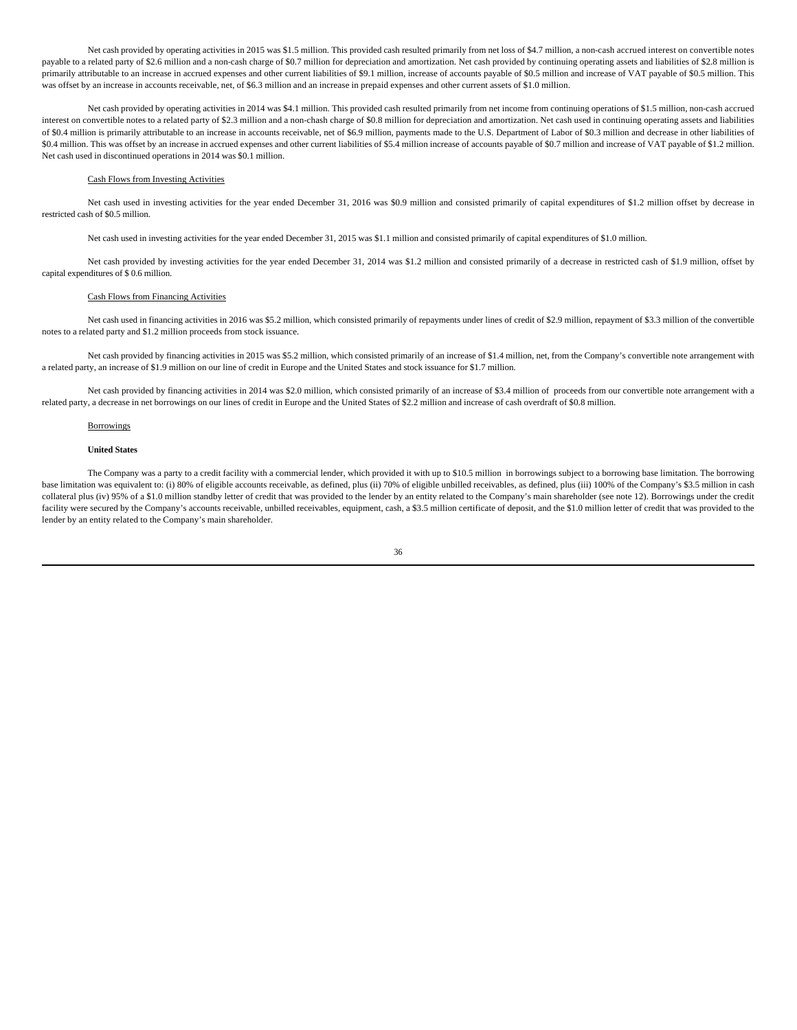Net cash provided by operating activities in 2015 was $1.5 million. This provided cash resulted primarily from net loss of $4.7 million, a non-cash accrued interest on convertible notes payable to a related party of $2.6 million and a non-cash charge of $0.7 million for depreciation and amortization. Net cash provided by continuing operating assets and liabilities of $2.8 million is primarily attributable to an increase in accrued expenses and other current liabilities of $9.1 million, increase of accounts payable of $0.5 million and increase of VAT payable of $0.5 million. This was offset by an increase in accounts receivable, net, of $6.3 million and an increase in prepaid expenses and other current assets of $1.0 million.

Net cash provided by operating activities in 2014 was $4.1 million. This provided cash resulted primarily from net income from continuing operations of $1.5 million, non-cash accrued interest on convertible notes to a related party of $2.3 million and a non-chash charge of $0.8 million for depreciation and amortization. Net cash used in continuing operating assets and liabilities of $0.4 million is primarily attributable to an increase in accounts receivable, net of $6.9 million, payments made to the U.S. Department of Labor of $0.3 million and decrease in other liabilities of $0.4 million. This was offset by an increase in accrued expenses and other current liabilities of $5.4 million increase of accounts payable of $0.7 million and increase of VAT payable of $1.2 million. Net cash used in discontinued operations in 2014 was $0.1 million.

Cash Flows from Investing Activities

Net cash used in investing activities for the year ended December 31, 2016 was $0.9 million and consisted primarily of capital expenditures of $1.2 million offset by decrease in restricted cash of $0.5 million.

Net cash used in investing activities for the year ended December 31, 2015 was $1.1 million and consisted primarily of capital expenditures of $1.0 million.

Net cash provided by investing activities for the year ended December 31, 2014 was $1.2 million and consisted primarily of a decrease in restricted cash of $1.9 million, offset by capital expenditures of $ 0.6 million.

Cash Flows from Financing Activities

Net cash used in financing activities in 2016 was $5.2 million, which consisted primarily of repayments under lines of credit of $2.9 million, repayment of $3.3 million of the convertible notes to a related party and $1.2 million proceeds from stock issuance.

Net cash provided by financing activities in 2015 was $5.2 million, which consisted primarily of an increase of $1.4 million, net, from the Company's convertible note arrangement with a related party, an increase of $1.9 million on our line of credit in Europe and the United States and stock issuance for $1.7 million.

Net cash provided by financing activities in 2014 was $2.0 million, which consisted primarily of an increase of $3.4 million of proceeds from our convertible note arrangement with a related party, a decrease in net borrowings on our lines of credit in Europe and the United States of $2.2 million and increase of cash overdraft of $0.8 million.

Borrowings

**United States**

The Company was a party to a credit facility with a commercial lender, which provided it with up to $10.5 million in borrowings subject to a borrowing base limitation. The borrowing base limitation was equivalent to: (i) 80% of eligible accounts receivable, as defined, plus (ii) 70% of eligible unbilled receivables, as defined, plus (iii) 100% of the Company's $3.5 million in cash collateral plus (iv) 95% of a $1.0 million standby letter of credit that was provided to the lender by an entity related to the Company's main shareholder (see note 12). Borrowings under the credit facility were secured by the Company's accounts receivable, unbilled receivables, equipment, cash, a $3.5 million certificate of deposit, and the $1.0 million letter of credit that was provided to the lender by an entity related to the Company's main shareholder.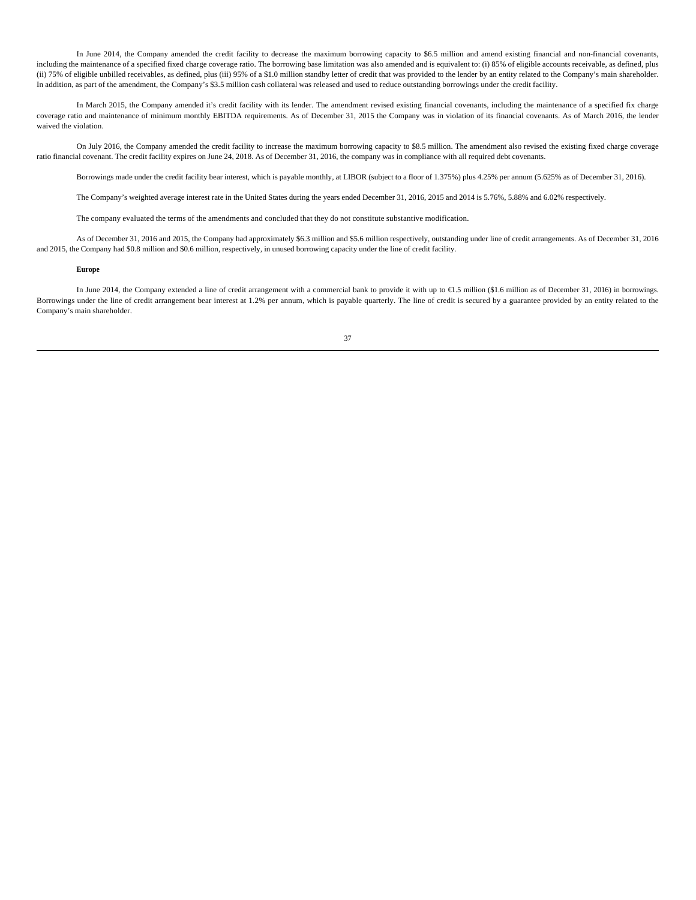In June 2014, the Company amended the credit facility to decrease the maximum borrowing capacity to $6.5 million and amend existing financial and non-financial covenants, including the maintenance of a specified fixed charge coverage ratio. The borrowing base limitation was also amended and is equivalent to: (i) 85% of eligible accounts receivable, as defined, plus (ii) 75% of eligible unbilled receivables, as defined, plus (iii) 95% of a $1.0 million standby letter of credit that was provided to the lender by an entity related to the Company's main shareholder. In addition, as part of the amendment, the Company's $3.5 million cash collateral was released and used to reduce outstanding borrowings under the credit facility.

In March 2015, the Company amended it's credit facility with its lender. The amendment revised existing financial covenants, including the maintenance of a specified fix charge coverage ratio and maintenance of minimum monthly EBITDA requirements. As of December 31, 2015 the Company was in violation of its financial covenants. As of March 2016, the lender waived the violation.

On July 2016, the Company amended the credit facility to increase the maximum borrowing capacity to $8.5 million. The amendment also revised the existing fixed charge coverage ratio financial covenant. The credit facility expires on June 24, 2018. As of December 31, 2016, the company was in compliance with all required debt covenants.

Borrowings made under the credit facility bear interest, which is payable monthly, at LIBOR (subject to a floor of 1.375%) plus 4.25% per annum (5.625% as of December 31, 2016).

The Company's weighted average interest rate in the United States during the years ended December 31, 2016, 2015 and 2014 is 5.76%, 5.88% and 6.02% respectively.

The company evaluated the terms of the amendments and concluded that they do not constitute substantive modification.

As of December 31, 2016 and 2015, the Company had approximately $6.3 million and $5.6 million respectively, outstanding under line of credit arrangements. As of December 31, 2016 and 2015, the Company had $0.8 million and $0.6 million, respectively, in unused borrowing capacity under the line of credit facility.

**Europe**

In June 2014, the Company extended a line of credit arrangement with a commercial bank to provide it with up to €1.5 million ($1.6 million as of December 31, 2016) in borrowings. Borrowings under the line of credit arrangement bear interest at 1.2% per annum, which is payable quarterly. The line of credit is secured by a guarantee provided by an entity related to the Company's main shareholder.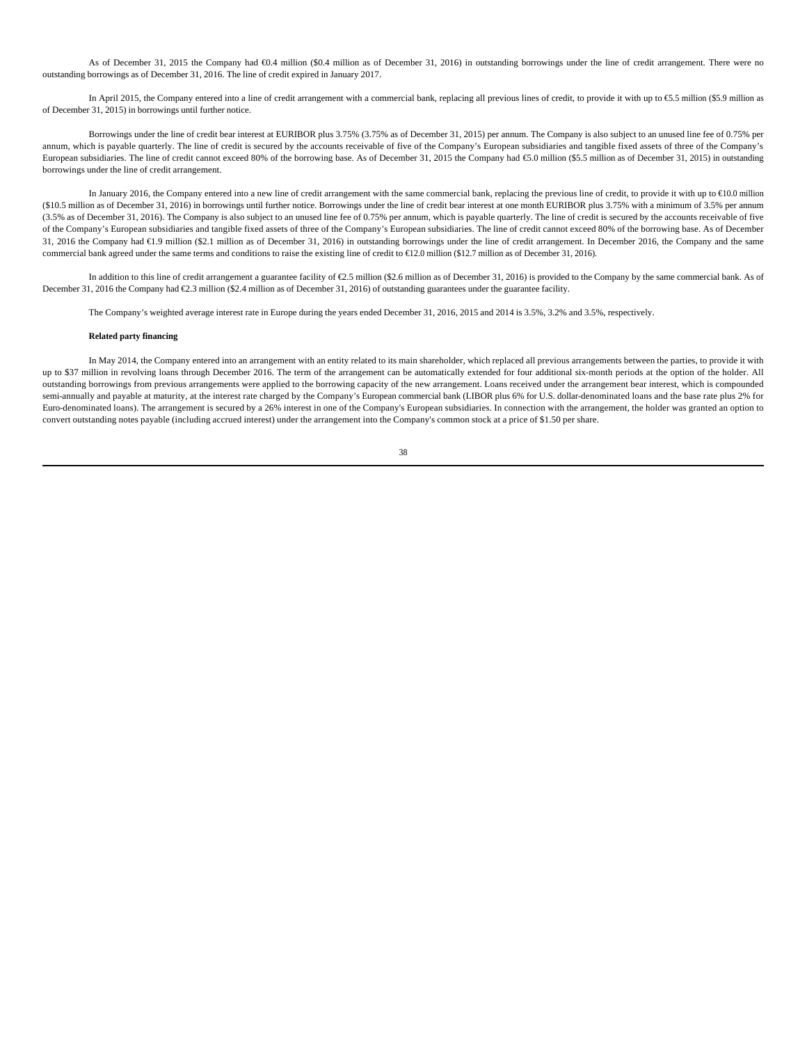As of December 31, 2015 the Company had €0.4 million ($0.4 million as of December 31, 2016) in outstanding borrowings under the line of credit arrangement. There were no outstanding borrowings as of December 31, 2016. The line of credit expired in January 2017.

In April 2015, the Company entered into a line of credit arrangement with a commercial bank, replacing all previous lines of credit, to provide it with up to €5.5 million ($5.9 million as of December 31, 2015) in borrowings until further notice.

Borrowings under the line of credit bear interest at EURIBOR plus 3.75% (3.75% as of December 31, 2015) per annum. The Company is also subject to an unused line fee of 0.75% per annum, which is payable quarterly. The line of credit is secured by the accounts receivable of five of the Company's European subsidiaries and tangible fixed assets of three of the Company's European subsidiaries. The line of credit cannot exceed 80% of the borrowing base. As of December 31, 2015 the Company had €5.0 million ($5.5 million as of December 31, 2015) in outstanding borrowings under the line of credit arrangement.

In January 2016, the Company entered into a new line of credit arrangement with the same commercial bank, replacing the previous line of credit, to provide it with up to €10.0 million ($10.5 million as of December 31, 2016) in borrowings until further notice. Borrowings under the line of credit bear interest at one month EURIBOR plus 3.75% with a minimum of 3.5% per annum (3.5% as of December 31, 2016). The Company is also subject to an unused line fee of 0.75% per annum, which is payable quarterly. The line of credit is secured by the accounts receivable of five of the Company's European subsidiaries and tangible fixed assets of three of the Company's European subsidiaries. The line of credit cannot exceed 80% of the borrowing base. As of December 31, 2016 the Company had €1.9 million ($2.1 million as of December 31, 2016) in outstanding borrowings under the line of credit arrangement. In December 2016, the Company and the same commercial bank agreed under the same terms and conditions to raise the existing line of credit to €12.0 million ($12.7 million as of December 31, 2016).

In addition to this line of credit arrangement a guarantee facility of €2.5 million ($2.6 million as of December 31, 2016) is provided to the Company by the same commercial bank. As of December 31, 2016 the Company had €2.3 million ($2.4 million as of December 31, 2016) of outstanding guarantees under the guarantee facility.

The Company's weighted average interest rate in Europe during the years ended December 31, 2016, 2015 and 2014 is 3.5%, 3.2% and 3.5%, respectively.

**Related party financing**

In May 2014, the Company entered into an arrangement with an entity related to its main shareholder, which replaced all previous arrangements between the parties, to provide it with up to $37 million in revolving loans through December 2016. The term of the arrangement can be automatically extended for four additional six-month periods at the option of the holder. All outstanding borrowings from previous arrangements were applied to the borrowing capacity of the new arrangement. Loans received under the arrangement bear interest, which is compounded semi-annually and payable at maturity, at the interest rate charged by the Company's European commercial bank (LIBOR plus 6% for U.S. dollar-denominated loans and the base rate plus 2% for Euro-denominated loans). The arrangement is secured by a 26% interest in one of the Company's European subsidiaries. In connection with the arrangement, the holder was granted an option to convert outstanding notes payable (including accrued interest) under the arrangement into the Company's common stock at a price of $1.50 per share.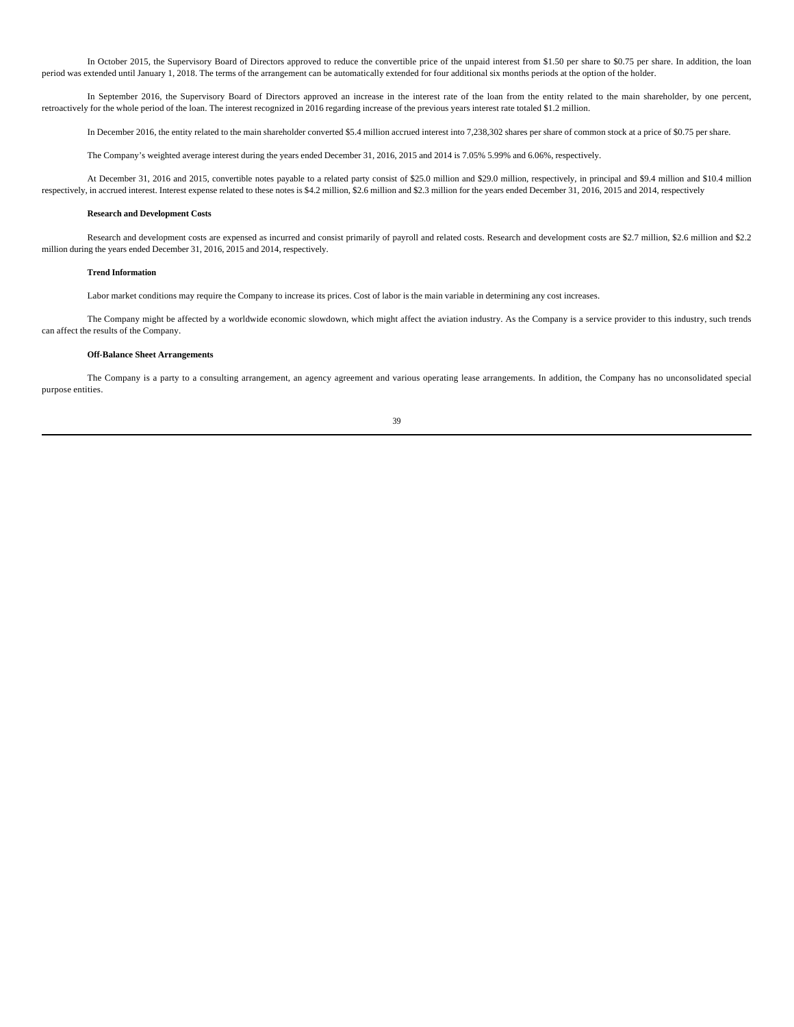In October 2015, the Supervisory Board of Directors approved to reduce the convertible price of the unpaid interest from $1.50 per share to $0.75 per share. In addition, the loan period was extended until January 1, 2018. The terms of the arrangement can be automatically extended for four additional six months periods at the option of the holder.

In September 2016, the Supervisory Board of Directors approved an increase in the interest rate of the loan from the entity related to the main shareholder, by one percent, retroactively for the whole period of the loan. The interest recognized in 2016 regarding increase of the previous years interest rate totaled $1.2 million.

In December 2016, the entity related to the main shareholder converted $5.4 million accrued interest into 7,238,302 shares per share of common stock at a price of $0.75 per share.

The Company's weighted average interest during the years ended December 31, 2016, 2015 and 2014 is 7.05% 5.99% and 6.06%, respectively.

At December 31, 2016 and 2015, convertible notes payable to a related party consist of $25.0 million and $29.0 million, respectively, in principal and $9.4 million and $10.4 million respectively, in accrued interest. Interest expense related to these notes is $4.2 million, $2.6 million and $2.3 million for the years ended December 31, 2016, 2015 and 2014, respectively

**Research and Development Costs**

Research and development costs are expensed as incurred and consist primarily of payroll and related costs. Research and development costs are $2.7 million, $2.6 million and $2.2 million during the years ended December 31, 2016, 2015 and 2014, respectively.

**Trend Information**

Labor market conditions may require the Company to increase its prices. Cost of labor is the main variable in determining any cost increases.

The Company might be affected by a worldwide economic slowdown, which might affect the aviation industry. As the Company is a service provider to this industry, such trends can affect the results of the Company.

**Off-Balance Sheet Arrangements**

The Company is a party to a consulting arrangement, an agency agreement and various operating lease arrangements. In addition, the Company has no unconsolidated special purpose entities.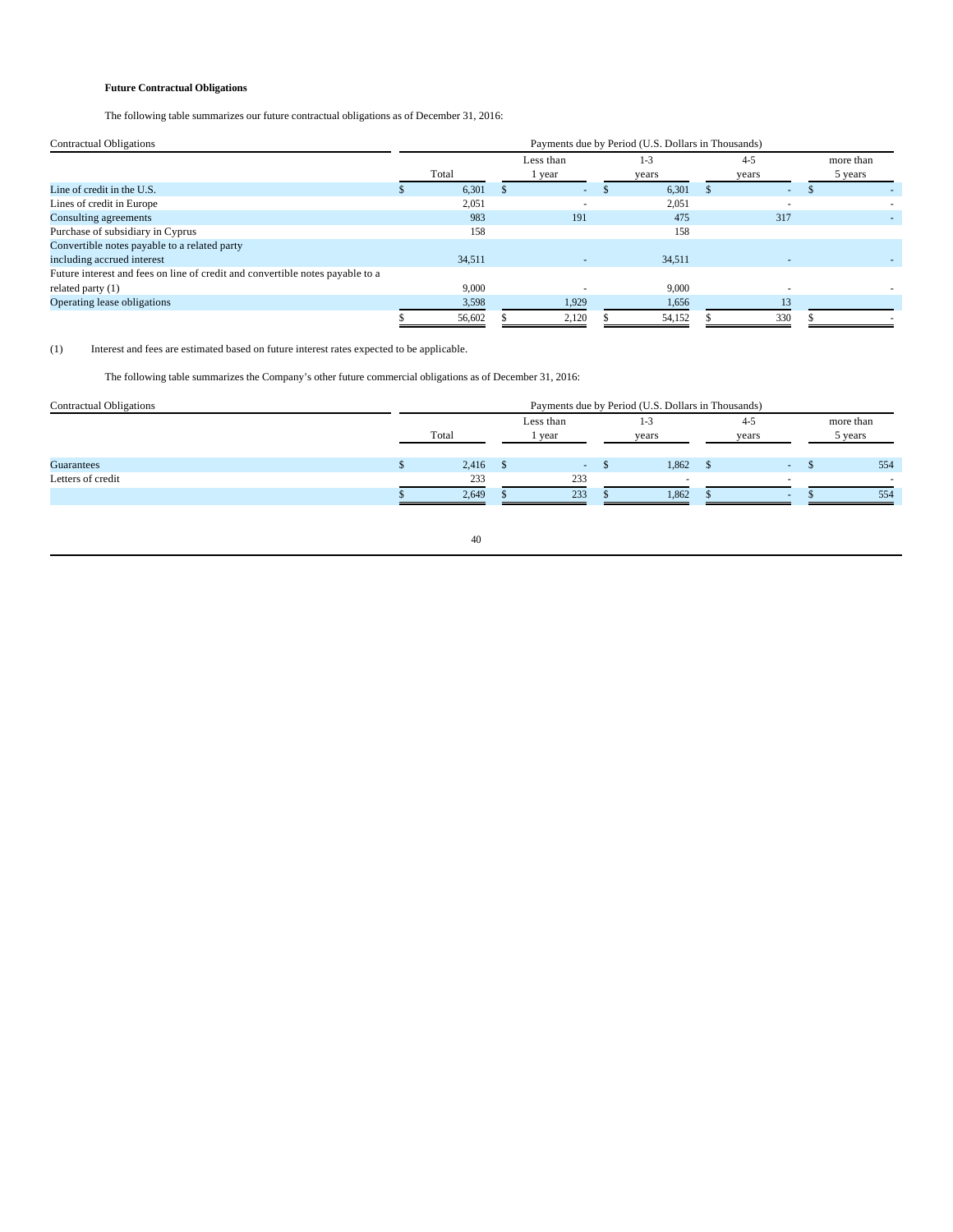**Future Contractual Obligations**

The following table summarizes our future contractual obligations as of December 31, 2016:

| Contractual Obligations | Payments due by Period (U.S. Dollars in Thousands) | | | | |
|---|---|---|---|---|---|
| | Total | Less than 1 year | 1-3 years | 4-5 years | more than 5 years |
| Line of credit in the U.S. | $ 6,301 | $ - | $ 6,301 | $ - | $ - |
| Lines of credit in Europe | 2,051 | - | 2,051 | - | - |
| Consulting agreements | 983 | 191 | 475 | 317 | - |
| Purchase of subsidiary in Cyprus | 158 | | 158 | | |
| Convertible notes payable to a related party including accrued interest | 34,511 | - | 34,511 | - | - |
| Future interest and fees on line of credit and convertible notes payable to a related party (1) | 9,000 | - | 9,000 | - | - |
| Operating lease obligations | 3,598 | 1,929 | 1,656 | 13 | |
| | $ 56,602 | $ 2,120 | $ 54,152 | $ 330 | $ - |

(1) Interest and fees are estimated based on future interest rates expected to be applicable.

The following table summarizes the Company's other future commercial obligations as of December 31, 2016:

| Contractual Obligations | Payments due by Period (U.S. Dollars in Thousands) | | | | |
|---|---|---|---|---|---|
| | Total | Less than 1 year | 1-3 years | 4-5 years | more than 5 years |
| Guarantees | $ 2,416 | $ - | $ 1,862 | $ - | $ 554 |
| Letters of credit | 233 | 233 | - | - | - |
| | $ 2,649 | $ 233 | $ 1,862 | $ - | $ 554 |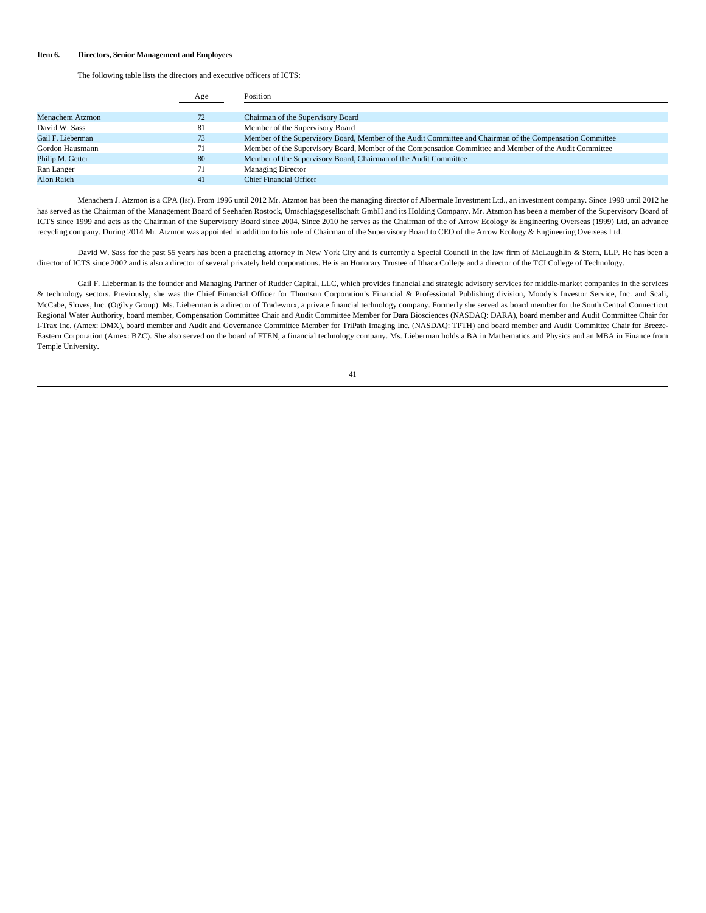**Item 6. Directors, Senior Management and Employees**

The following table lists the directors and executive officers of ICTS:

| | Age | Position |
|---|---|---|
| Menachem Atzmon | 72 | Chairman of the Supervisory Board |
| David W. Sass | 81 | Member of the Supervisory Board |
| Gail F. Lieberman | 73 | Member of the Supervisory Board, Member of the Audit Committee and Chairman of the Compensation Committee |
| Gordon Hausmann | 71 | Member of the Supervisory Board, Member of the Compensation Committee and Member of the Audit Committee |
| Philip M. Getter | 80 | Member of the Supervisory Board, Chairman of the Audit Committee |
| Ran Langer | 71 | Managing Director |
| Alon Raich | 41 | Chief Financial Officer |

Menachem J. Atzmon is a CPA (Isr). From 1996 until 2012 Mr. Atzmon has been the managing director of Albermale Investment Ltd., an investment company. Since 1998 until 2012 he has served as the Chairman of the Management Board of Seehafen Rostock, Umschlagsgesellschaft GmbH and its Holding Company. Mr. Atzmon has been a member of the Supervisory Board of ICTS since 1999 and acts as the Chairman of the Supervisory Board since 2004. Since 2010 he serves as the Chairman of the of Arrow Ecology & Engineering Overseas (1999) Ltd, an advance recycling company. During 2014 Mr. Atzmon was appointed in addition to his role of Chairman of the Supervisory Board to CEO of the Arrow Ecology & Engineering Overseas Ltd.

David W. Sass for the past 55 years has been a practicing attorney in New York City and is currently a Special Council in the law firm of McLaughlin & Stern, LLP. He has been a director of ICTS since 2002 and is also a director of several privately held corporations. He is an Honorary Trustee of Ithaca College and a director of the TCI College of Technology.

Gail F. Lieberman is the founder and Managing Partner of Rudder Capital, LLC, which provides financial and strategic advisory services for middle-market companies in the services & technology sectors. Previously, she was the Chief Financial Officer for Thomson Corporation's Financial & Professional Publishing division, Moody's Investor Service, Inc. and Scali, McCabe, Sloves, Inc. (Ogilvy Group). Ms. Lieberman is a director of Tradeworx, a private financial technology company. Formerly she served as board member for the South Central Connecticut Regional Water Authority, board member, Compensation Committee Chair and Audit Committee Member for Dara Biosciences (NASDAQ: DARA), board member and Audit Committee Chair for I-Trax Inc. (Amex: DMX), board member and Audit and Governance Committee Member for TriPath Imaging Inc. (NASDAQ: TPTH) and board member and Audit Committee Chair for Breeze-Eastern Corporation (Amex: BZC). She also served on the board of FTEN, a financial technology company. Ms. Lieberman holds a BA in Mathematics and Physics and an MBA in Finance from Temple University.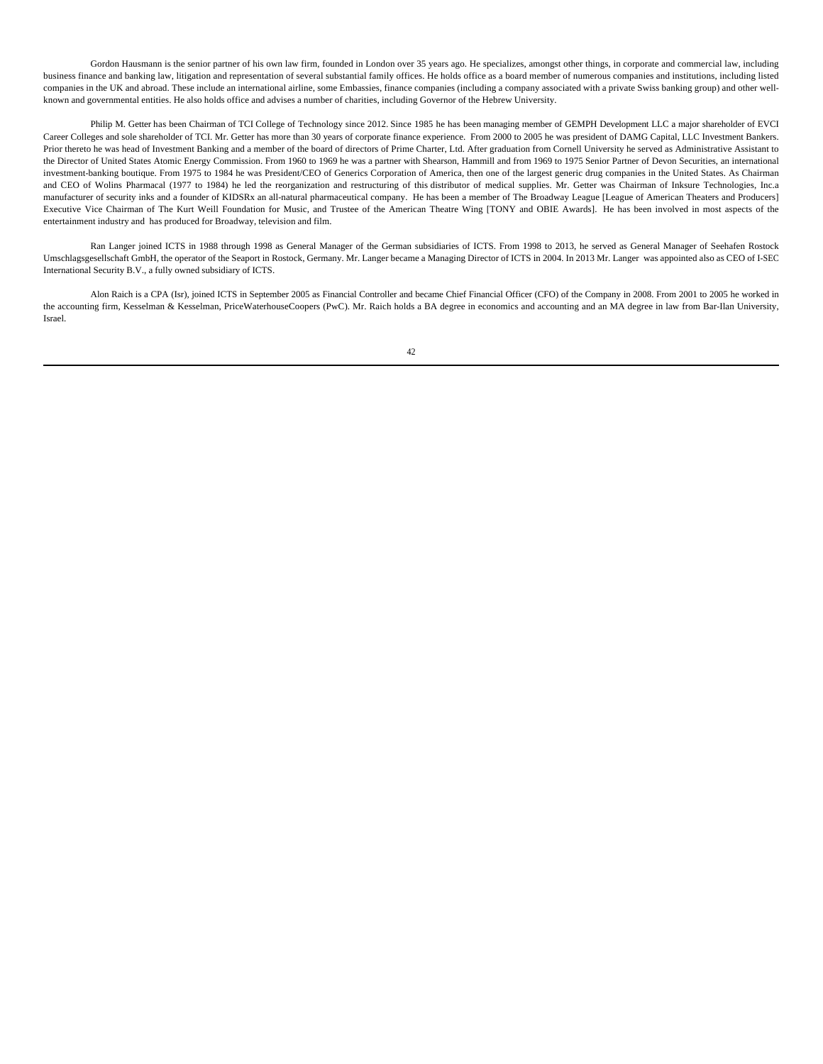Gordon Hausmann is the senior partner of his own law firm, founded in London over 35 years ago. He specializes, amongst other things, in corporate and commercial law, including business finance and banking law, litigation and representation of several substantial family offices. He holds office as a board member of numerous companies and institutions, including listed companies in the UK and abroad. These include an international airline, some Embassies, finance companies (including a company associated with a private Swiss banking group) and other well-known and governmental entities. He also holds office and advises a number of charities, including Governor of the Hebrew University.

Philip M. Getter has been Chairman of TCI College of Technology since 2012. Since 1985 he has been managing member of GEMPH Development LLC a major shareholder of EVCI Career Colleges and sole shareholder of TCI. Mr. Getter has more than 30 years of corporate finance experience. From 2000 to 2005 he was president of DAMG Capital, LLC Investment Bankers. Prior thereto he was head of Investment Banking and a member of the board of directors of Prime Charter, Ltd. After graduation from Cornell University he served as Administrative Assistant to the Director of United States Atomic Energy Commission. From 1960 to 1969 he was a partner with Shearson, Hammill and from 1969 to 1975 Senior Partner of Devon Securities, an international investment-banking boutique. From 1975 to 1984 he was President/CEO of Generics Corporation of America, then one of the largest generic drug companies in the United States. As Chairman and CEO of Wolins Pharmacal (1977 to 1984) he led the reorganization and restructuring of this distributor of medical supplies. Mr. Getter was Chairman of Inksure Technologies, Inc.a manufacturer of security inks and a founder of KIDSRx an all-natural pharmaceutical company. He has been a member of The Broadway League [League of American Theaters and Producers] Executive Vice Chairman of The Kurt Weill Foundation for Music, and Trustee of the American Theatre Wing [TONY and OBIE Awards]. He has been involved in most aspects of the entertainment industry and has produced for Broadway, television and film.

Ran Langer joined ICTS in 1988 through 1998 as General Manager of the German subsidiaries of ICTS. From 1998 to 2013, he served as General Manager of Seehafen Rostock Umschlagsgesellschaft GmbH, the operator of the Seaport in Rostock, Germany. Mr. Langer became a Managing Director of ICTS in 2004. In 2013 Mr. Langer was appointed also as CEO of I-SEC International Security B.V., a fully owned subsidiary of ICTS.

Alon Raich is a CPA (Isr), joined ICTS in September 2005 as Financial Controller and became Chief Financial Officer (CFO) of the Company in 2008. From 2001 to 2005 he worked in the accounting firm, Kesselman & Kesselman, PriceWaterhouseCoopers (PwC). Mr. Raich holds a BA degree in economics and accounting and an MA degree in law from Bar-Ilan University, Israel.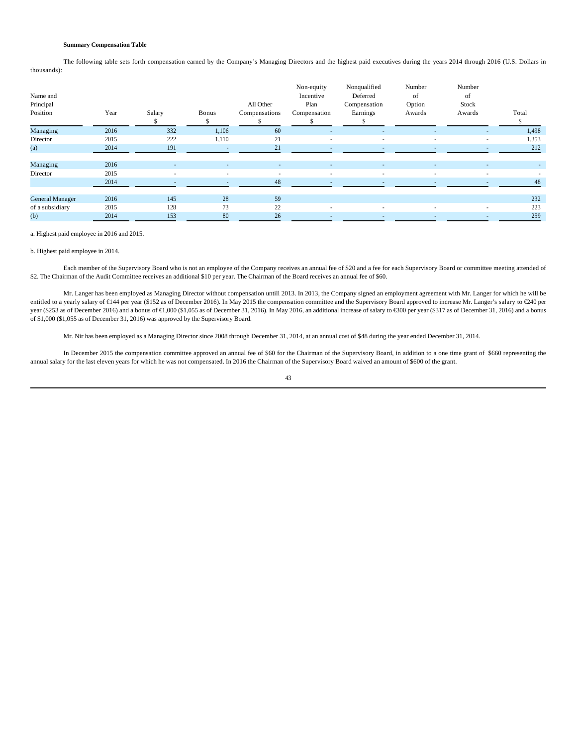**Summary Compensation Table**

The following table sets forth compensation earned by the Company's Managing Directors and the highest paid executives during the years 2014 through 2016 (U.S. Dollars in thousands):

| Name and Principal Position | Year | Salary $ | Bonus $ | All Other Compensations $ | Non-equity Incentive Plan Compensation $ | Nonqualified Deferred Compensation Earnings $ | Number of Option Awards | Number of Stock Awards | Total $ |
|---|---|---|---|---|---|---|---|---|---|
| Managing | 2016 | 332 | 1,106 | 60 | - | - | - | - | 1,498 |
| Director | 2015 | 222 | 1,110 | 21 | - | - | - | - | 1,353 |
| (a) | 2014 | 191 | - | 21 | - | - | - | - | 212 |
| | | | | | | | | | |
| Managing | 2016 | - | - | - | - | - | - | - | - |
| Director | 2015 | - | - | - | - | - | - | - | - |
| | 2014 | - | - | 48 | - | - | - | - | 48 |
| | | | | | | | | | |
| General Manager | 2016 | 145 | 28 | 59 | | | | | 232 |
| of a subsidiary | 2015 | 128 | 73 | 22 | - | - | - | - | 223 |
| (b) | 2014 | 153 | 80 | 26 | - | - | - | - | 259 |

a. Highest paid employee in 2016 and 2015.

b. Highest paid employee in 2014.

Each member of the Supervisory Board who is not an employee of the Company receives an annual fee of $20 and a fee for each Supervisory Board or committee meeting attended of $2. The Chairman of the Audit Committee receives an additional $10 per year. The Chairman of the Board receives an annual fee of $60.

Mr. Langer has been employed as Managing Director without compensation untill 2013. In 2013, the Company signed an employment agreement with Mr. Langer for which he will be entitled to a yearly salary of €144 per year ($152 as of December 2016). In May 2015 the compensation committee and the Supervisory Board approved to increase Mr. Langer's salary to €240 per year ($253 as of December 2016) and a bonus of €1,000 ($1,055 as of December 31, 2016). In May 2016, an additional increase of salary to €300 per year ($317 as of December 31, 2016) and a bonus of $1,000 ($1,055 as of December 31, 2016) was approved by the Supervisory Board.

Mr. Nir has been employed as a Managing Director since 2008 through December 31, 2014, at an annual cost of $48 during the year ended December 31, 2014.

In December 2015 the compensation committee approved an annual fee of $60 for the Chairman of the Supervisory Board, in addition to a one time grant of $660 representing the annual salary for the last eleven years for which he was not compensated. In 2016 the Chairman of the Supervisory Board waived an amount of $600 of the grant.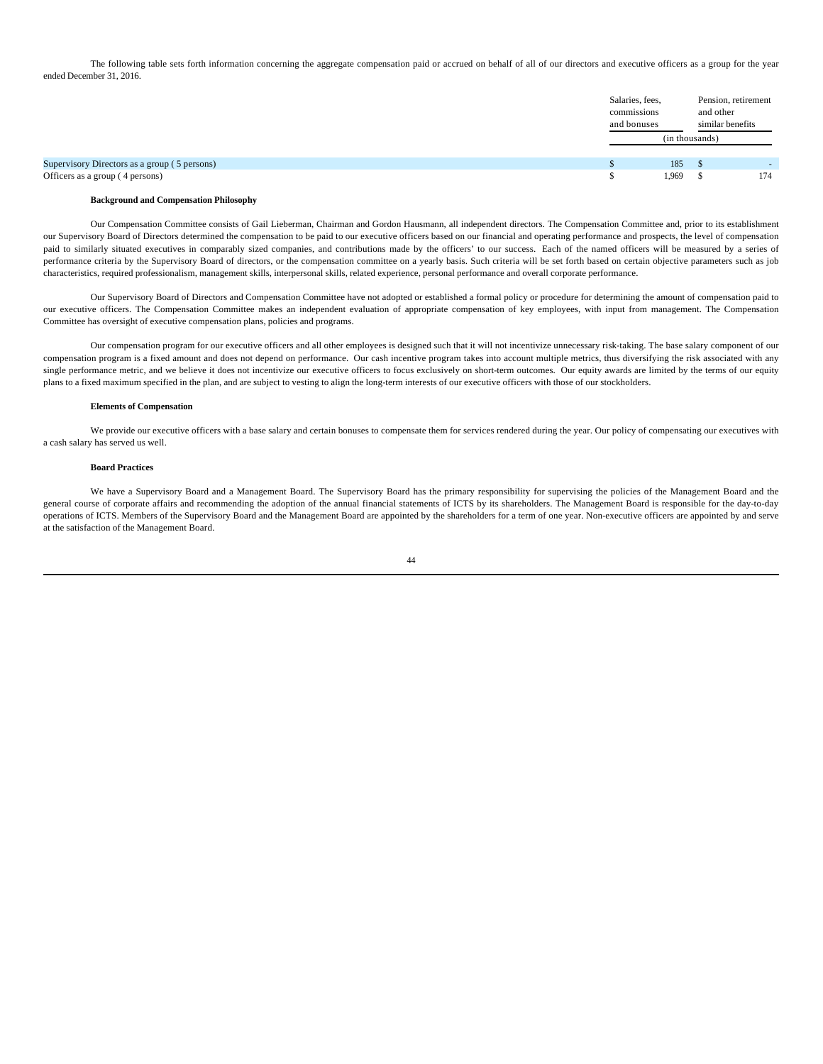The following table sets forth information concerning the aggregate compensation paid or accrued on behalf of all of our directors and executive officers as a group for the year ended December 31, 2016.

| | Salaries, fees, commissions and bonuses | Pension, retirement and other similar benefits |
|---|---|---|
| | (in thousands) | |
| Supervisory Directors as a group ( 5 persons) | $ 185 | $ - |
| Officers as a group ( 4 persons) | $ 1,969 | $ 174 |

**Background and Compensation Philosophy**

Our Compensation Committee consists of Gail Lieberman, Chairman and Gordon Hausmann, all independent directors. The Compensation Committee and, prior to its establishment our Supervisory Board of Directors determined the compensation to be paid to our executive officers based on our financial and operating performance and prospects, the level of compensation paid to similarly situated executives in comparably sized companies, and contributions made by the officers' to our success. Each of the named officers will be measured by a series of performance criteria by the Supervisory Board of directors, or the compensation committee on a yearly basis. Such criteria will be set forth based on certain objective parameters such as job characteristics, required professionalism, management skills, interpersonal skills, related experience, personal performance and overall corporate performance.

Our Supervisory Board of Directors and Compensation Committee have not adopted or established a formal policy or procedure for determining the amount of compensation paid to our executive officers. The Compensation Committee makes an independent evaluation of appropriate compensation of key employees, with input from management. The Compensation Committee has oversight of executive compensation plans, policies and programs.

Our compensation program for our executive officers and all other employees is designed such that it will not incentivize unnecessary risk-taking. The base salary component of our compensation program is a fixed amount and does not depend on performance. Our cash incentive program takes into account multiple metrics, thus diversifying the risk associated with any single performance metric, and we believe it does not incentivize our executive officers to focus exclusively on short-term outcomes. Our equity awards are limited by the terms of our equity plans to a fixed maximum specified in the plan, and are subject to vesting to align the long-term interests of our executive officers with those of our stockholders.

**Elements of Compensation**

We provide our executive officers with a base salary and certain bonuses to compensate them for services rendered during the year. Our policy of compensating our executives with a cash salary has served us well.

**Board Practices**

We have a Supervisory Board and a Management Board. The Supervisory Board has the primary responsibility for supervising the policies of the Management Board and the general course of corporate affairs and recommending the adoption of the annual financial statements of ICTS by its shareholders. The Management Board is responsible for the day-to-day operations of ICTS. Members of the Supervisory Board and the Management Board are appointed by the shareholders for a term of one year. Non-executive officers are appointed by and serve at the satisfaction of the Management Board.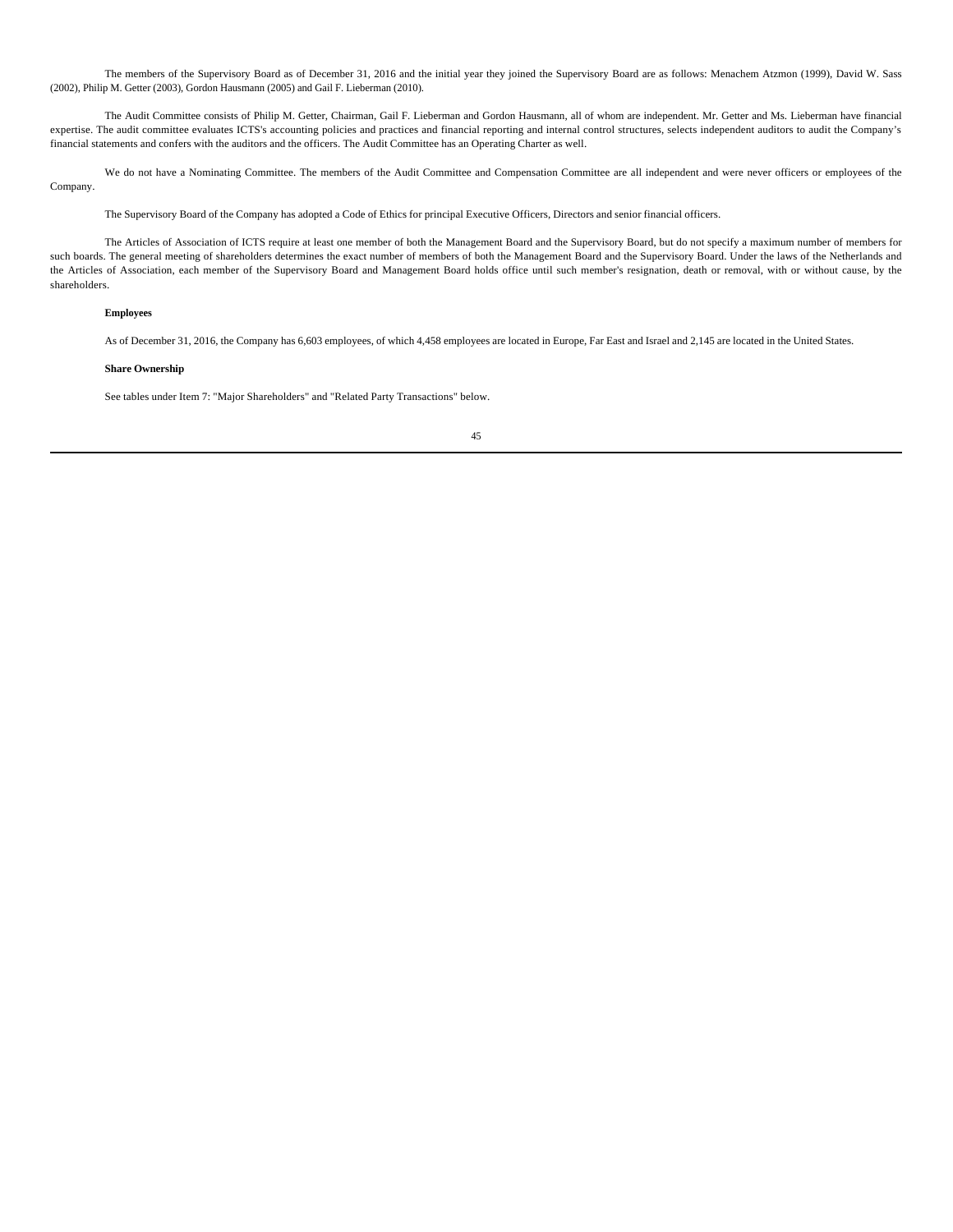The members of the Supervisory Board as of December 31, 2016 and the initial year they joined the Supervisory Board are as follows: Menachem Atzmon (1999), David W. Sass (2002), Philip M. Getter (2003), Gordon Hausmann (2005) and Gail F. Lieberman (2010).

The Audit Committee consists of Philip M. Getter, Chairman, Gail F. Lieberman and Gordon Hausmann, all of whom are independent. Mr. Getter and Ms. Lieberman have financial expertise. The audit committee evaluates ICTS's accounting policies and practices and financial reporting and internal control structures, selects independent auditors to audit the Company's financial statements and confers with the auditors and the officers. The Audit Committee has an Operating Charter as well.

We do not have a Nominating Committee. The members of the Audit Committee and Compensation Committee are all independent and were never officers or employees of the Company.

The Supervisory Board of the Company has adopted a Code of Ethics for principal Executive Officers, Directors and senior financial officers.

The Articles of Association of ICTS require at least one member of both the Management Board and the Supervisory Board, but do not specify a maximum number of members for such boards. The general meeting of shareholders determines the exact number of members of both the Management Board and the Supervisory Board. Under the laws of the Netherlands and the Articles of Association, each member of the Supervisory Board and Management Board holds office until such member's resignation, death or removal, with or without cause, by the shareholders.

**Employees**

As of December 31, 2016, the Company has 6,603 employees, of which 4,458 employees are located in Europe, Far East and Israel and 2,145 are located in the United States.

**Share Ownership**

See tables under Item 7: "Major Shareholders" and "Related Party Transactions" below.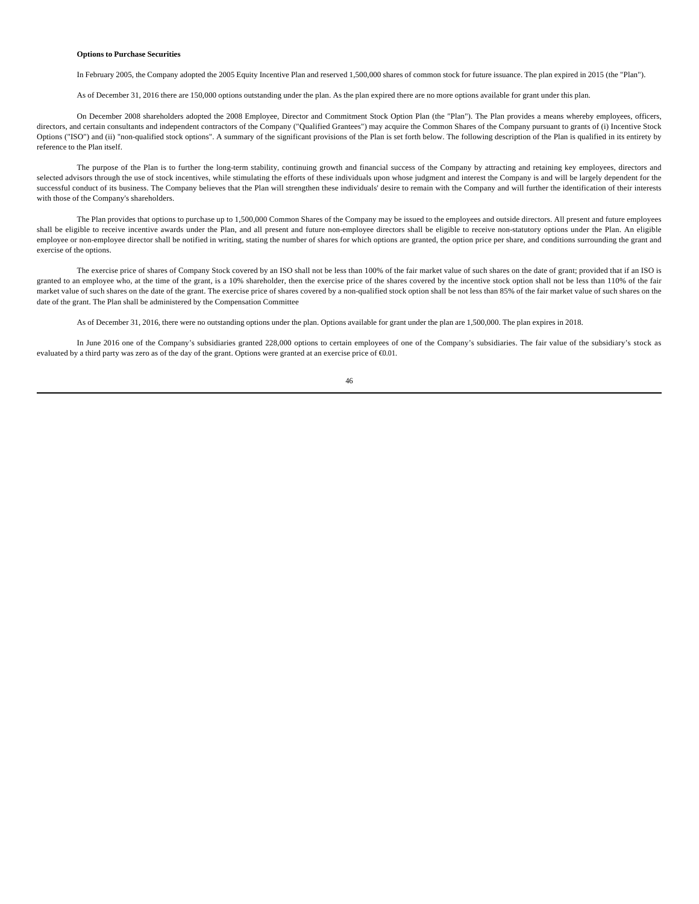**Options to Purchase Securities**

In February 2005, the Company adopted the 2005 Equity Incentive Plan and reserved 1,500,000 shares of common stock for future issuance. The plan expired in 2015 (the "Plan").

As of December 31, 2016 there are 150,000 options outstanding under the plan. As the plan expired there are no more options available for grant under this plan.

On December 2008 shareholders adopted the 2008 Employee, Director and Commitment Stock Option Plan (the "Plan"). The Plan provides a means whereby employees, officers, directors, and certain consultants and independent contractors of the Company ("Qualified Grantees") may acquire the Common Shares of the Company pursuant to grants of (i) Incentive Stock Options ("ISO") and (ii) "non-qualified stock options". A summary of the significant provisions of the Plan is set forth below. The following description of the Plan is qualified in its entirety by reference to the Plan itself.

The purpose of the Plan is to further the long-term stability, continuing growth and financial success of the Company by attracting and retaining key employees, directors and selected advisors through the use of stock incentives, while stimulating the efforts of these individuals upon whose judgment and interest the Company is and will be largely dependent for the successful conduct of its business. The Company believes that the Plan will strengthen these individuals' desire to remain with the Company and will further the identification of their interests with those of the Company's shareholders.

The Plan provides that options to purchase up to 1,500,000 Common Shares of the Company may be issued to the employees and outside directors. All present and future employees shall be eligible to receive incentive awards under the Plan, and all present and future non-employee directors shall be eligible to receive non-statutory options under the Plan. An eligible employee or non-employee director shall be notified in writing, stating the number of shares for which options are granted, the option price per share, and conditions surrounding the grant and exercise of the options.

The exercise price of shares of Company Stock covered by an ISO shall not be less than 100% of the fair market value of such shares on the date of grant; provided that if an ISO is granted to an employee who, at the time of the grant, is a 10% shareholder, then the exercise price of the shares covered by the incentive stock option shall not be less than 110% of the fair market value of such shares on the date of the grant. The exercise price of shares covered by a non-qualified stock option shall be not less than 85% of the fair market value of such shares on the date of the grant. The Plan shall be administered by the Compensation Committee

As of December 31, 2016, there were no outstanding options under the plan. Options available for grant under the plan are 1,500,000. The plan expires in 2018.

In June 2016 one of the Company's subsidiaries granted 228,000 options to certain employees of one of the Company's subsidiaries. The fair value of the subsidiary's stock as evaluated by a third party was zero as of the day of the grant. Options were granted at an exercise price of €0.01.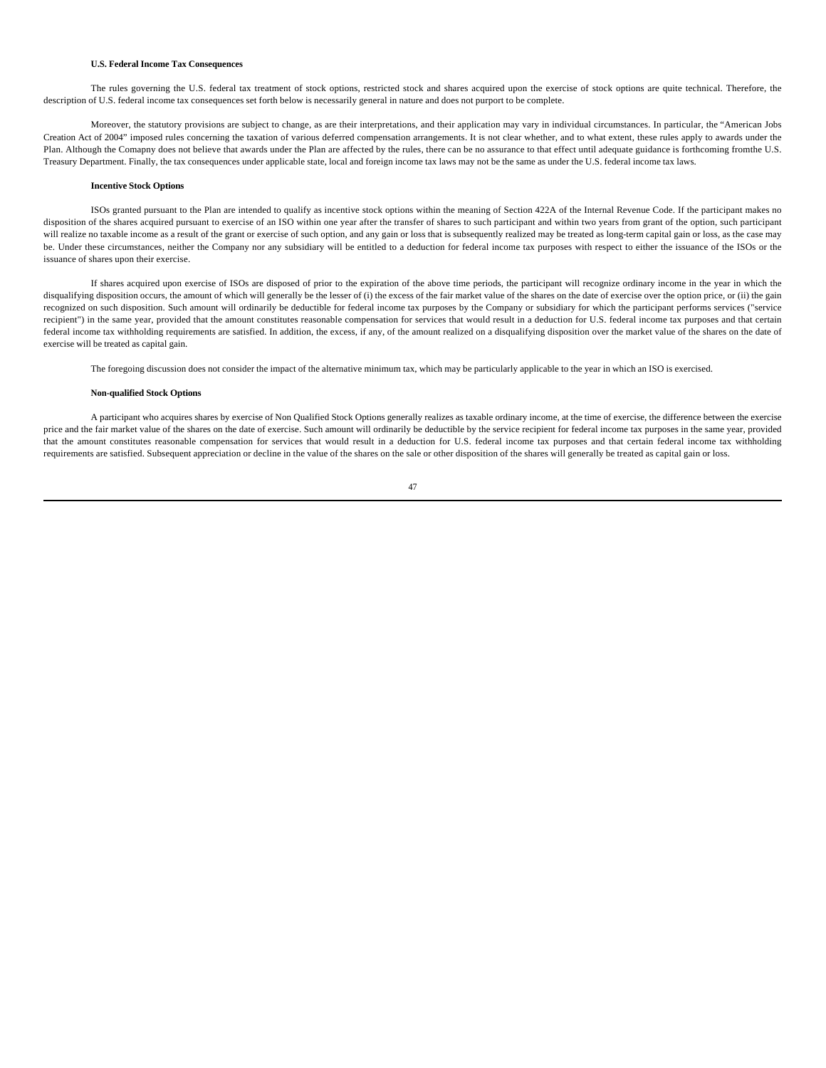**U.S. Federal Income Tax Consequences**

The rules governing the U.S. federal tax treatment of stock options, restricted stock and shares acquired upon the exercise of stock options are quite technical. Therefore, the description of U.S. federal income tax consequences set forth below is necessarily general in nature and does not purport to be complete.

Moreover, the statutory provisions are subject to change, as are their interpretations, and their application may vary in individual circumstances. In particular, the "American Jobs Creation Act of 2004" imposed rules concerning the taxation of various deferred compensation arrangements. It is not clear whether, and to what extent, these rules apply to awards under the Plan. Although the Comapny does not believe that awards under the Plan are affected by the rules, there can be no assurance to that effect until adequate guidance is forthcoming fromthe U.S. Treasury Department. Finally, the tax consequences under applicable state, local and foreign income tax laws may not be the same as under the U.S. federal income tax laws.

**Incentive Stock Options**

ISOs granted pursuant to the Plan are intended to qualify as incentive stock options within the meaning of Section 422A of the Internal Revenue Code. If the participant makes no disposition of the shares acquired pursuant to exercise of an ISO within one year after the transfer of shares to such participant and within two years from grant of the option, such participant will realize no taxable income as a result of the grant or exercise of such option, and any gain or loss that is subsequently realized may be treated as long-term capital gain or loss, as the case may be. Under these circumstances, neither the Company nor any subsidiary will be entitled to a deduction for federal income tax purposes with respect to either the issuance of the ISOs or the issuance of shares upon their exercise.

If shares acquired upon exercise of ISOs are disposed of prior to the expiration of the above time periods, the participant will recognize ordinary income in the year in which the disqualifying disposition occurs, the amount of which will generally be the lesser of (i) the excess of the fair market value of the shares on the date of exercise over the option price, or (ii) the gain recognized on such disposition. Such amount will ordinarily be deductible for federal income tax purposes by the Company or subsidiary for which the participant performs services ("service recipient") in the same year, provided that the amount constitutes reasonable compensation for services that would result in a deduction for U.S. federal income tax purposes and that certain federal income tax withholding requirements are satisfied. In addition, the excess, if any, of the amount realized on a disqualifying disposition over the market value of the shares on the date of exercise will be treated as capital gain.

The foregoing discussion does not consider the impact of the alternative minimum tax, which may be particularly applicable to the year in which an ISO is exercised.

**Non-qualified Stock Options**

A participant who acquires shares by exercise of Non Qualified Stock Options generally realizes as taxable ordinary income, at the time of exercise, the difference between the exercise price and the fair market value of the shares on the date of exercise. Such amount will ordinarily be deductible by the service recipient for federal income tax purposes in the same year, provided that the amount constitutes reasonable compensation for services that would result in a deduction for U.S. federal income tax purposes and that certain federal income tax withholding requirements are satisfied. Subsequent appreciation or decline in the value of the shares on the sale or other disposition of the shares will generally be treated as capital gain or loss.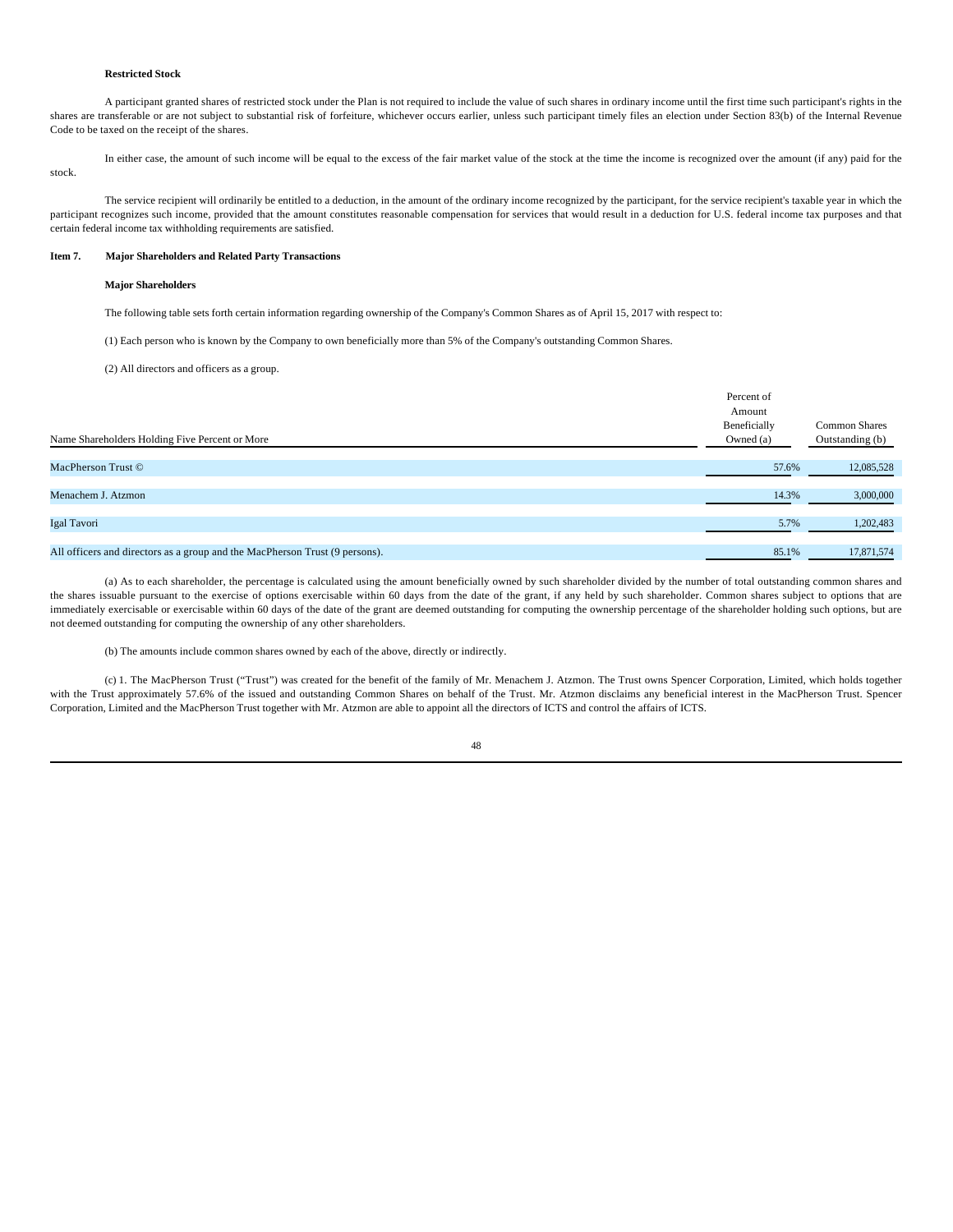**Restricted Stock**

A participant granted shares of restricted stock under the Plan is not required to include the value of such shares in ordinary income until the first time such participant's rights in the shares are transferable or are not subject to substantial risk of forfeiture, whichever occurs earlier, unless such participant timely files an election under Section 83(b) of the Internal Revenue Code to be taxed on the receipt of the shares.

In either case, the amount of such income will be equal to the excess of the fair market value of the stock at the time the income is recognized over the amount (if any) paid for the stock.

The service recipient will ordinarily be entitled to a deduction, in the amount of the ordinary income recognized by the participant, for the service recipient's taxable year in which the participant recognizes such income, provided that the amount constitutes reasonable compensation for services that would result in a deduction for U.S. federal income tax purposes and that certain federal income tax withholding requirements are satisfied.

## Item 7. Major Shareholders and Related Party Transactions

**Major Shareholders**

The following table sets forth certain information regarding ownership of the Company's Common Shares as of April 15, 2017 with respect to:

(1) Each person who is known by the Company to own beneficially more than 5% of the Company's outstanding Common Shares.

(2) All directors and officers as a group.

| Name Shareholders Holding Five Percent or More | Percent of Amount Beneficially Owned (a) | Common Shares Outstanding (b) |
|---|---|---|
| MacPherson Trust © | 57.6% | 12,085,528 |
| Menachem J. Atzmon | 14.3% | 3,000,000 |
| Igal Tavori | 5.7% | 1,202,483 |
| All officers and directors as a group and the MacPherson Trust (9 persons). | 85.1% | 17,871,574 |

(a) As to each shareholder, the percentage is calculated using the amount beneficially owned by such shareholder divided by the number of total outstanding common shares and the shares issuable pursuant to the exercise of options exercisable within 60 days from the date of the grant, if any held by such shareholder. Common shares subject to options that are immediately exercisable or exercisable within 60 days of the date of the grant are deemed outstanding for computing the ownership percentage of the shareholder holding such options, but are not deemed outstanding for computing the ownership of any other shareholders.

(b) The amounts include common shares owned by each of the above, directly or indirectly.

(c) 1. The MacPherson Trust ("Trust") was created for the benefit of the family of Mr. Menachem J. Atzmon. The Trust owns Spencer Corporation, Limited, which holds together with the Trust approximately 57.6% of the issued and outstanding Common Shares on behalf of the Trust. Mr. Atzmon disclaims any beneficial interest in the MacPherson Trust. Spencer Corporation, Limited and the MacPherson Trust together with Mr. Atzmon are able to appoint all the directors of ICTS and control the affairs of ICTS.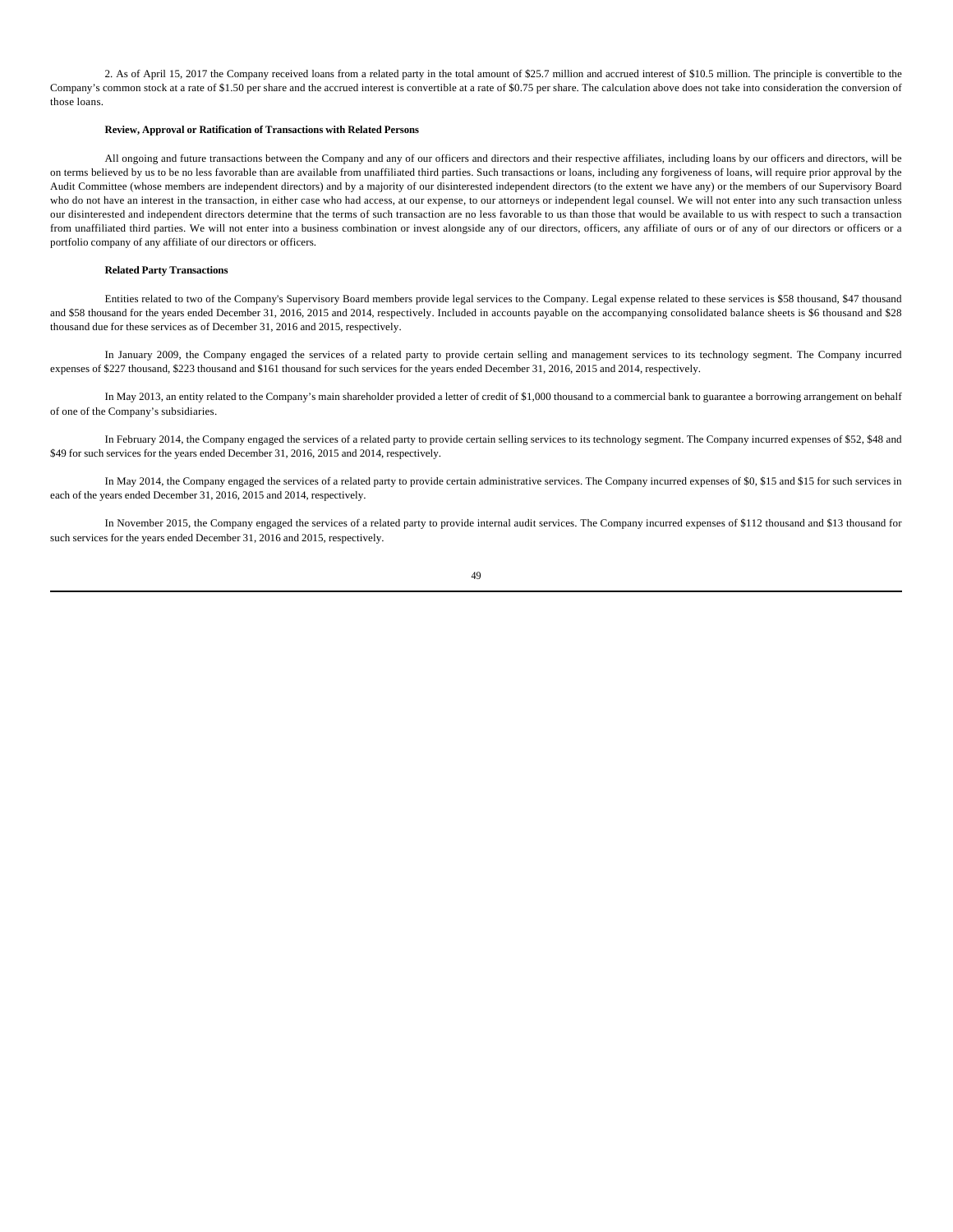2. As of April 15, 2017 the Company received loans from a related party in the total amount of $25.7 million and accrued interest of $10.5 million. The principle is convertible to the Company's common stock at a rate of $1.50 per share and the accrued interest is convertible at a rate of $0.75 per share. The calculation above does not take into consideration the conversion of those loans.

**Review, Approval or Ratification of Transactions with Related Persons**

All ongoing and future transactions between the Company and any of our officers and directors and their respective affiliates, including loans by our officers and directors, will be on terms believed by us to be no less favorable than are available from unaffiliated third parties. Such transactions or loans, including any forgiveness of loans, will require prior approval by the Audit Committee (whose members are independent directors) and by a majority of our disinterested independent directors (to the extent we have any) or the members of our Supervisory Board who do not have an interest in the transaction, in either case who had access, at our expense, to our attorneys or independent legal counsel. We will not enter into any such transaction unless our disinterested and independent directors determine that the terms of such transaction are no less favorable to us than those that would be available to us with respect to such a transaction from unaffiliated third parties. We will not enter into a business combination or invest alongside any of our directors, officers, any affiliate of ours or of any of our directors or officers or a portfolio company of any affiliate of our directors or officers.

**Related Party Transactions**

Entities related to two of the Company's Supervisory Board members provide legal services to the Company. Legal expense related to these services is $58 thousand, $47 thousand and $58 thousand for the years ended December 31, 2016, 2015 and 2014, respectively. Included in accounts payable on the accompanying consolidated balance sheets is $6 thousand and $28 thousand due for these services as of December 31, 2016 and 2015, respectively.

In January 2009, the Company engaged the services of a related party to provide certain selling and management services to its technology segment. The Company incurred expenses of $227 thousand, $223 thousand and $161 thousand for such services for the years ended December 31, 2016, 2015 and 2014, respectively.

In May 2013, an entity related to the Company's main shareholder provided a letter of credit of $1,000 thousand to a commercial bank to guarantee a borrowing arrangement on behalf of one of the Company's subsidiaries.

In February 2014, the Company engaged the services of a related party to provide certain selling services to its technology segment. The Company incurred expenses of $52, $48 and $49 for such services for the years ended December 31, 2016, 2015 and 2014, respectively.

In May 2014, the Company engaged the services of a related party to provide certain administrative services. The Company incurred expenses of $0, $15 and $15 for such services in each of the years ended December 31, 2016, 2015 and 2014, respectively.

In November 2015, the Company engaged the services of a related party to provide internal audit services. The Company incurred expenses of $112 thousand and $13 thousand for such services for the years ended December 31, 2016 and 2015, respectively.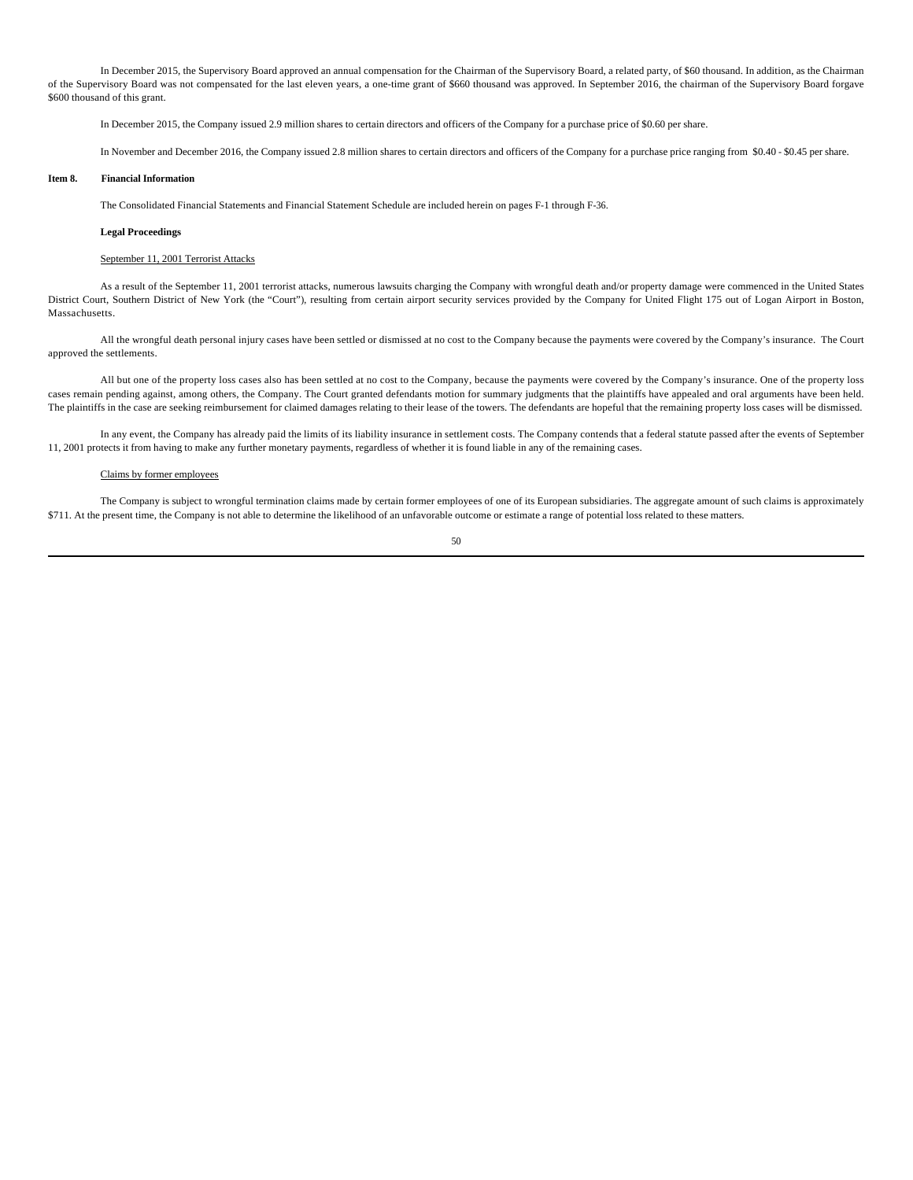In December 2015, the Supervisory Board approved an annual compensation for the Chairman of the Supervisory Board, a related party, of $60 thousand. In addition, as the Chairman of the Supervisory Board was not compensated for the last eleven years, a one-time grant of $660 thousand was approved. In September 2016, the chairman of the Supervisory Board forgave $600 thousand of this grant.

In December 2015, the Company issued 2.9 million shares to certain directors and officers of the Company for a purchase price of $0.60 per share.

In November and December 2016, the Company issued 2.8 million shares to certain directors and officers of the Company for a purchase price ranging from $0.40 - $0.45 per share.

## Item 8. Financial Information

The Consolidated Financial Statements and Financial Statement Schedule are included herein on pages F-1 through F-36.

**Legal Proceedings**

September 11, 2001 Terrorist Attacks

As a result of the September 11, 2001 terrorist attacks, numerous lawsuits charging the Company with wrongful death and/or property damage were commenced in the United States District Court, Southern District of New York (the "Court"), resulting from certain airport security services provided by the Company for United Flight 175 out of Logan Airport in Boston, Massachusetts.

All the wrongful death personal injury cases have been settled or dismissed at no cost to the Company because the payments were covered by the Company's insurance. The Court approved the settlements.

All but one of the property loss cases also has been settled at no cost to the Company, because the payments were covered by the Company's insurance. One of the property loss cases remain pending against, among others, the Company. The Court granted defendants motion for summary judgments that the plaintiffs have appealed and oral arguments have been held. The plaintiffs in the case are seeking reimbursement for claimed damages relating to their lease of the towers. The defendants are hopeful that the remaining property loss cases will be dismissed.

In any event, the Company has already paid the limits of its liability insurance in settlement costs. The Company contends that a federal statute passed after the events of September 11, 2001 protects it from having to make any further monetary payments, regardless of whether it is found liable in any of the remaining cases.

Claims by former employees

The Company is subject to wrongful termination claims made by certain former employees of one of its European subsidiaries. The aggregate amount of such claims is approximately $711. At the present time, the Company is not able to determine the likelihood of an unfavorable outcome or estimate a range of potential loss related to these matters.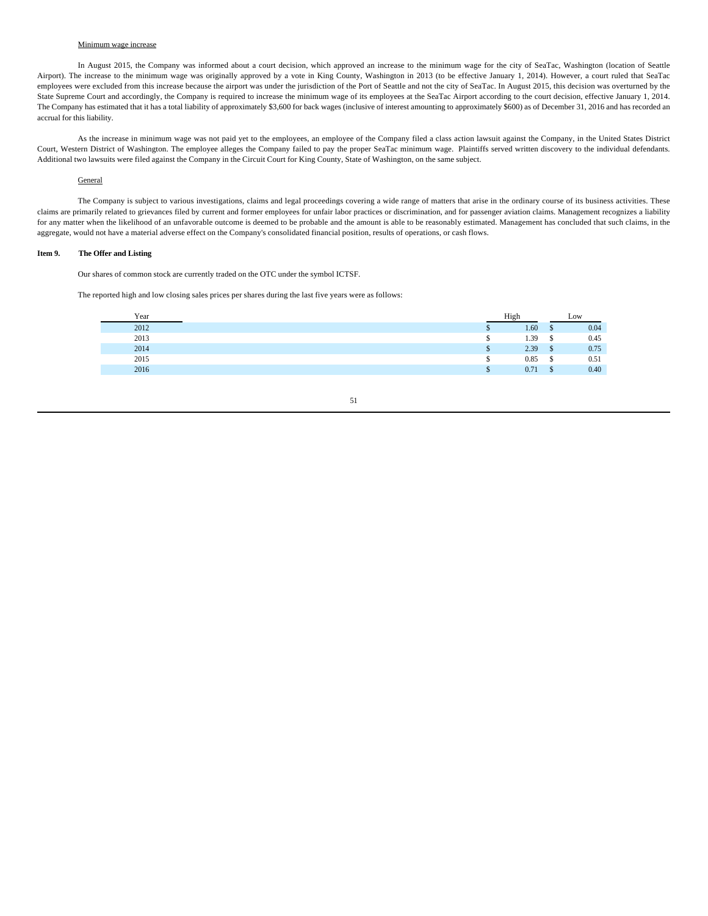Minimum wage increase

In August 2015, the Company was informed about a court decision, which approved an increase to the minimum wage for the city of SeaTac, Washington (location of Seattle Airport). The increase to the minimum wage was originally approved by a vote in King County, Washington in 2013 (to be effective January 1, 2014). However, a court ruled that SeaTac employees were excluded from this increase because the airport was under the jurisdiction of the Port of Seattle and not the city of SeaTac. In August 2015, this decision was overturned by the State Supreme Court and accordingly, the Company is required to increase the minimum wage of its employees at the SeaTac Airport according to the court decision, effective January 1, 2014. The Company has estimated that it has a total liability of approximately $3,600 for back wages (inclusive of interest amounting to approximately $600) as of December 31, 2016 and has recorded an accrual for this liability.

As the increase in minimum wage was not paid yet to the employees, an employee of the Company filed a class action lawsuit against the Company, in the United States District Court, Western District of Washington. The employee alleges the Company failed to pay the proper SeaTac minimum wage. Plaintiffs served written discovery to the individual defendants. Additional two lawsuits were filed against the Company in the Circuit Court for King County, State of Washington, on the same subject.

General

The Company is subject to various investigations, claims and legal proceedings covering a wide range of matters that arise in the ordinary course of its business activities. These claims are primarily related to grievances filed by current and former employees for unfair labor practices or discrimination, and for passenger aviation claims. Management recognizes a liability for any matter when the likelihood of an unfavorable outcome is deemed to be probable and the amount is able to be reasonably estimated. Management has concluded that such claims, in the aggregate, would not have a material adverse effect on the Company's consolidated financial position, results of operations, or cash flows.

## Item 9. The Offer and Listing

Our shares of common stock are currently traded on the OTC under the symbol ICTSF.

The reported high and low closing sales prices per shares during the last five years were as follows:

| Year | High | Low |
|---|---|---|
| 2012 | $ 1.60 | $ 0.04 |
| 2013 | $ 1.39 | $ 0.45 |
| 2014 | $ 2.39 | $ 0.75 |
| 2015 | $ 0.85 | $ 0.51 |
| 2016 | $ 0.71 | $ 0.40 |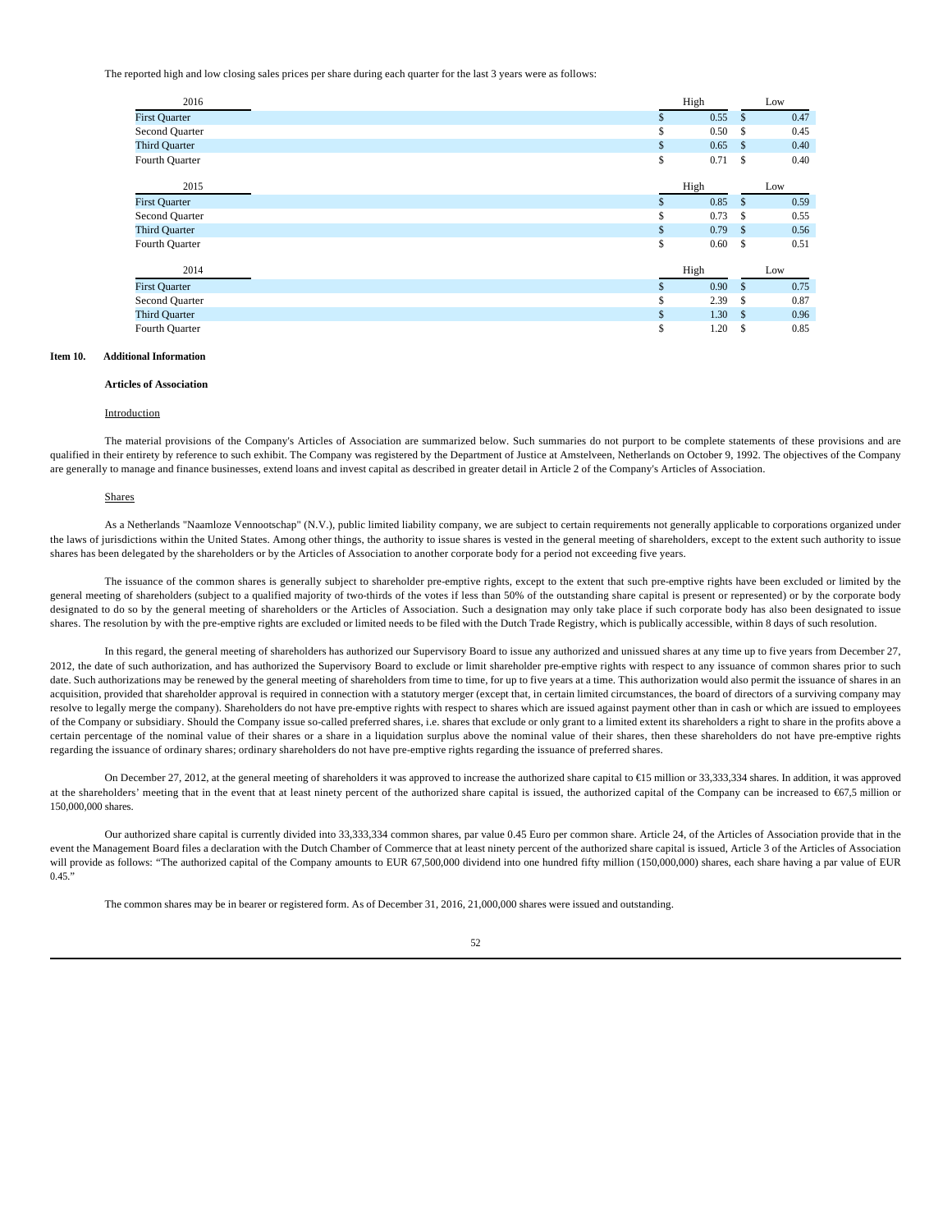The reported high and low closing sales prices per share during each quarter for the last 3 years were as follows:

| 2016 | High | Low |
|---|---|---|
| First Quarter | $ 0.55 | $ 0.47 |
| Second Quarter | $ 0.50 | $ 0.45 |
| Third Quarter | $ 0.65 | $ 0.40 |
| Fourth Quarter | $ 0.71 | $ 0.40 |

| 2015 | High | Low |
|---|---|---|
| First Quarter | $ 0.85 | $ 0.59 |
| Second Quarter | $ 0.73 | $ 0.55 |
| Third Quarter | $ 0.79 | $ 0.56 |
| Fourth Quarter | $ 0.60 | $ 0.51 |

| 2014 | High | Low |
|---|---|---|
| First Quarter | $ 0.90 | $ 0.75 |
| Second Quarter | $ 2.39 | $ 0.87 |
| Third Quarter | $ 1.30 | $ 0.96 |
| Fourth Quarter | $ 1.20 | $ 0.85 |

## Item 10. Additional Information

### Articles of Association

Introduction

The material provisions of the Company's Articles of Association are summarized below. Such summaries do not purport to be complete statements of these provisions and are qualified in their entirety by reference to such exhibit. The Company was registered by the Department of Justice at Amstelveen, Netherlands on October 9, 1992. The objectives of the Company are generally to manage and finance businesses, extend loans and invest capital as described in greater detail in Article 2 of the Company's Articles of Association.

Shares

As a Netherlands "Naamloze Vennootschap" (N.V.), public limited liability company, we are subject to certain requirements not generally applicable to corporations organized under the laws of jurisdictions within the United States. Among other things, the authority to issue shares is vested in the general meeting of shareholders, except to the extent such authority to issue shares has been delegated by the shareholders or by the Articles of Association to another corporate body for a period not exceeding five years.

The issuance of the common shares is generally subject to shareholder pre-emptive rights, except to the extent that such pre-emptive rights have been excluded or limited by the general meeting of shareholders (subject to a qualified majority of two-thirds of the votes if less than 50% of the outstanding share capital is present or represented) or by the corporate body designated to do so by the general meeting of shareholders or the Articles of Association. Such a designation may only take place if such corporate body has also been designated to issue shares. The resolution by with the pre-emptive rights are excluded or limited needs to be filed with the Dutch Trade Registry, which is publically accessible, within 8 days of such resolution.

In this regard, the general meeting of shareholders has authorized our Supervisory Board to issue any authorized and unissued shares at any time up to five years from December 27, 2012, the date of such authorization, and has authorized the Supervisory Board to exclude or limit shareholder pre-emptive rights with respect to any issuance of common shares prior to such date. Such authorizations may be renewed by the general meeting of shareholders from time to time, for up to five years at a time. This authorization would also permit the issuance of shares in an acquisition, provided that shareholder approval is required in connection with a statutory merger (except that, in certain limited circumstances, the board of directors of a surviving company may resolve to legally merge the company). Shareholders do not have pre-emptive rights with respect to shares which are issued against payment other than in cash or which are issued to employees of the Company or subsidiary. Should the Company issue so-called preferred shares, i.e. shares that exclude or only grant to a limited extent its shareholders a right to share in the profits above a certain percentage of the nominal value of their shares or a share in a liquidation surplus above the nominal value of their shares, then these shareholders do not have pre-emptive rights regarding the issuance of ordinary shares; ordinary shareholders do not have pre-emptive rights regarding the issuance of preferred shares.

On December 27, 2012, at the general meeting of shareholders it was approved to increase the authorized share capital to €15 million or 33,333,334 shares. In addition, it was approved at the shareholders' meeting that in the event that at least ninety percent of the authorized share capital is issued, the authorized capital of the Company can be increased to €67,5 million or 150,000,000 shares.

Our authorized share capital is currently divided into 33,333,334 common shares, par value 0.45 Euro per common share. Article 24, of the Articles of Association provide that in the event the Management Board files a declaration with the Dutch Chamber of Commerce that at least ninety percent of the authorized share capital is issued, Article 3 of the Articles of Association will provide as follows: "The authorized capital of the Company amounts to EUR 67,500,000 dividend into one hundred fifty million (150,000,000) shares, each share having a par value of EUR 0.45."

The common shares may be in bearer or registered form. As of December 31, 2016, 21,000,000 shares were issued and outstanding.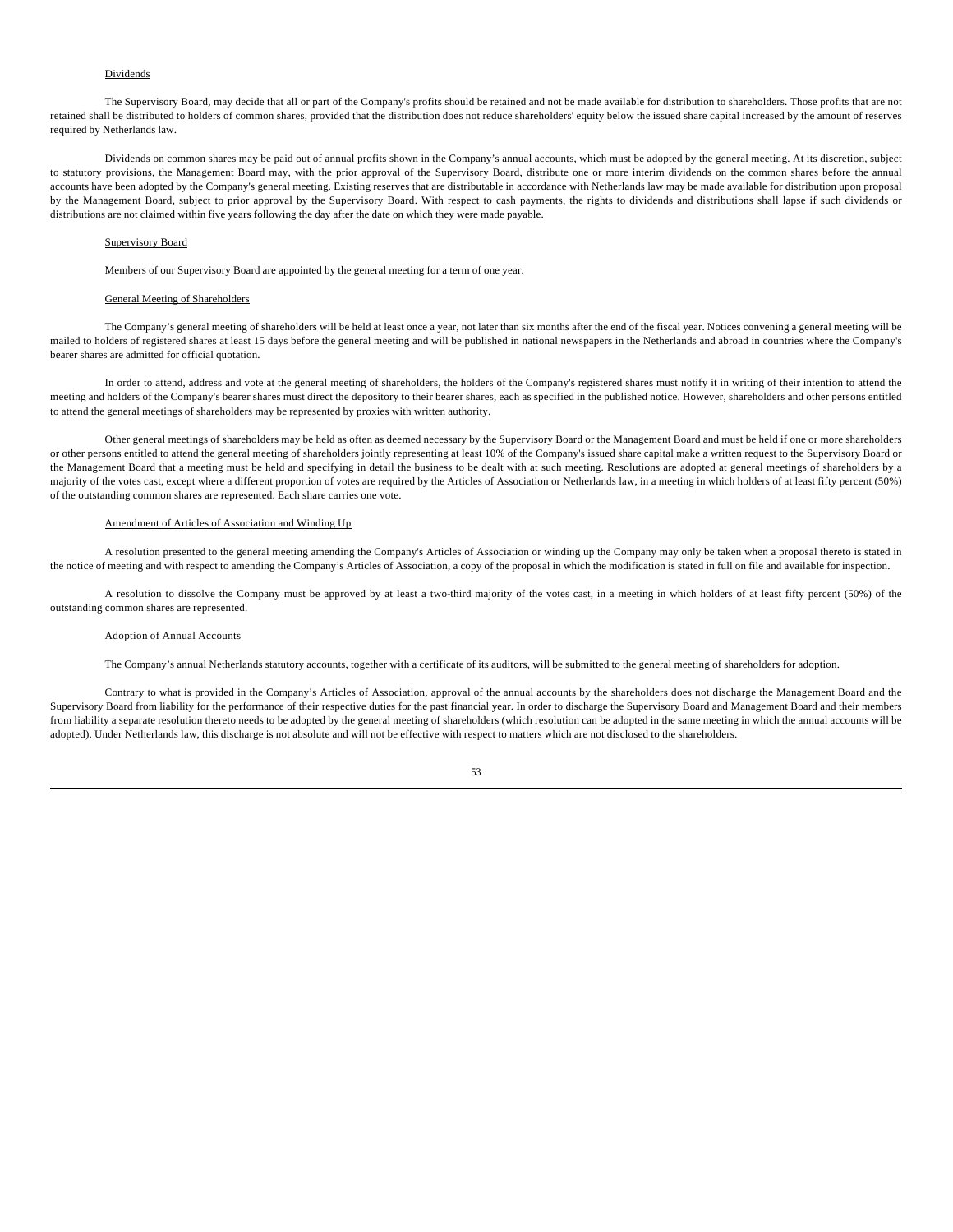Dividends

The Supervisory Board, may decide that all or part of the Company's profits should be retained and not be made available for distribution to shareholders. Those profits that are not retained shall be distributed to holders of common shares, provided that the distribution does not reduce shareholders' equity below the issued share capital increased by the amount of reserves required by Netherlands law.

Dividends on common shares may be paid out of annual profits shown in the Company's annual accounts, which must be adopted by the general meeting. At its discretion, subject to statutory provisions, the Management Board may, with the prior approval of the Supervisory Board, distribute one or more interim dividends on the common shares before the annual accounts have been adopted by the Company's general meeting. Existing reserves that are distributable in accordance with Netherlands law may be made available for distribution upon proposal by the Management Board, subject to prior approval by the Supervisory Board. With respect to cash payments, the rights to dividends and distributions shall lapse if such dividends or distributions are not claimed within five years following the day after the date on which they were made payable.

Supervisory Board

Members of our Supervisory Board are appointed by the general meeting for a term of one year.

General Meeting of Shareholders

The Company's general meeting of shareholders will be held at least once a year, not later than six months after the end of the fiscal year. Notices convening a general meeting will be mailed to holders of registered shares at least 15 days before the general meeting and will be published in national newspapers in the Netherlands and abroad in countries where the Company's bearer shares are admitted for official quotation.

In order to attend, address and vote at the general meeting of shareholders, the holders of the Company's registered shares must notify it in writing of their intention to attend the meeting and holders of the Company's bearer shares must direct the depository to their bearer shares, each as specified in the published notice. However, shareholders and other persons entitled to attend the general meetings of shareholders may be represented by proxies with written authority.

Other general meetings of shareholders may be held as often as deemed necessary by the Supervisory Board or the Management Board and must be held if one or more shareholders or other persons entitled to attend the general meeting of shareholders jointly representing at least 10% of the Company's issued share capital make a written request to the Supervisory Board or the Management Board that a meeting must be held and specifying in detail the business to be dealt with at such meeting. Resolutions are adopted at general meetings of shareholders by a majority of the votes cast, except where a different proportion of votes are required by the Articles of Association or Netherlands law, in a meeting in which holders of at least fifty percent (50%) of the outstanding common shares are represented. Each share carries one vote.

Amendment of Articles of Association and Winding Up

A resolution presented to the general meeting amending the Company's Articles of Association or winding up the Company may only be taken when a proposal thereto is stated in the notice of meeting and with respect to amending the Company's Articles of Association, a copy of the proposal in which the modification is stated in full on file and available for inspection.

A resolution to dissolve the Company must be approved by at least a two-third majority of the votes cast, in a meeting in which holders of at least fifty percent (50%) of the outstanding common shares are represented.

Adoption of Annual Accounts

The Company's annual Netherlands statutory accounts, together with a certificate of its auditors, will be submitted to the general meeting of shareholders for adoption.

Contrary to what is provided in the Company's Articles of Association, approval of the annual accounts by the shareholders does not discharge the Management Board and the Supervisory Board from liability for the performance of their respective duties for the past financial year. In order to discharge the Supervisory Board and Management Board and their members from liability a separate resolution thereto needs to be adopted by the general meeting of shareholders (which resolution can be adopted in the same meeting in which the annual accounts will be adopted). Under Netherlands law, this discharge is not absolute and will not be effective with respect to matters which are not disclosed to the shareholders.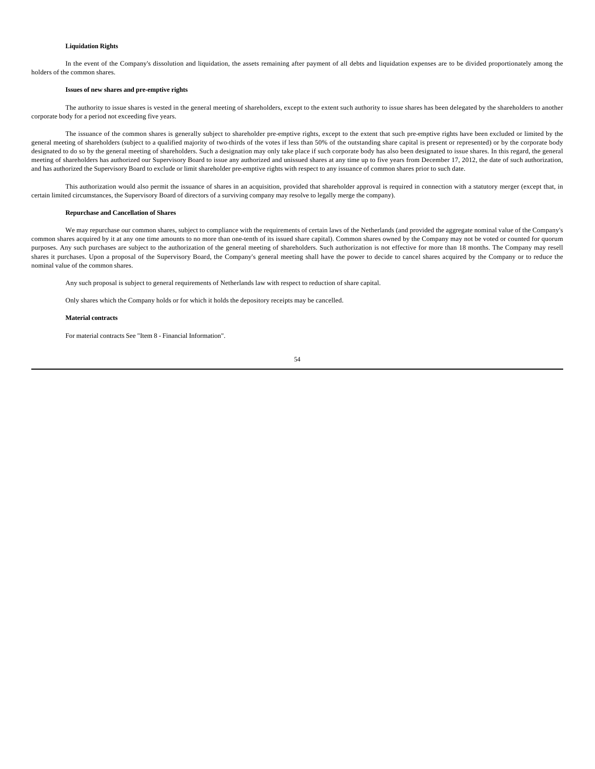**Liquidation Rights**

In the event of the Company's dissolution and liquidation, the assets remaining after payment of all debts and liquidation expenses are to be divided proportionately among the holders of the common shares.

**Issues of new shares and pre-emptive rights**

The authority to issue shares is vested in the general meeting of shareholders, except to the extent such authority to issue shares has been delegated by the shareholders to another corporate body for a period not exceeding five years.

The issuance of the common shares is generally subject to shareholder pre-emptive rights, except to the extent that such pre-emptive rights have been excluded or limited by the general meeting of shareholders (subject to a qualified majority of two-thirds of the votes if less than 50% of the outstanding share capital is present or represented) or by the corporate body designated to do so by the general meeting of shareholders. Such a designation may only take place if such corporate body has also been designated to issue shares. In this regard, the general meeting of shareholders has authorized our Supervisory Board to issue any authorized and unissued shares at any time up to five years from December 17, 2012, the date of such authorization, and has authorized the Supervisory Board to exclude or limit shareholder pre-emptive rights with respect to any issuance of common shares prior to such date.

This authorization would also permit the issuance of shares in an acquisition, provided that shareholder approval is required in connection with a statutory merger (except that, in certain limited circumstances, the Supervisory Board of directors of a surviving company may resolve to legally merge the company).

**Repurchase and Cancellation of Shares**

We may repurchase our common shares, subject to compliance with the requirements of certain laws of the Netherlands (and provided the aggregate nominal value of the Company's common shares acquired by it at any one time amounts to no more than one-tenth of its issued share capital). Common shares owned by the Company may not be voted or counted for quorum purposes. Any such purchases are subject to the authorization of the general meeting of shareholders. Such authorization is not effective for more than 18 months. The Company may resell shares it purchases. Upon a proposal of the Supervisory Board, the Company's general meeting shall have the power to decide to cancel shares acquired by the Company or to reduce the nominal value of the common shares.

Any such proposal is subject to general requirements of Netherlands law with respect to reduction of share capital.

Only shares which the Company holds or for which it holds the depository receipts may be cancelled.

**Material contracts**

For material contracts See "Item 8 - Financial Information".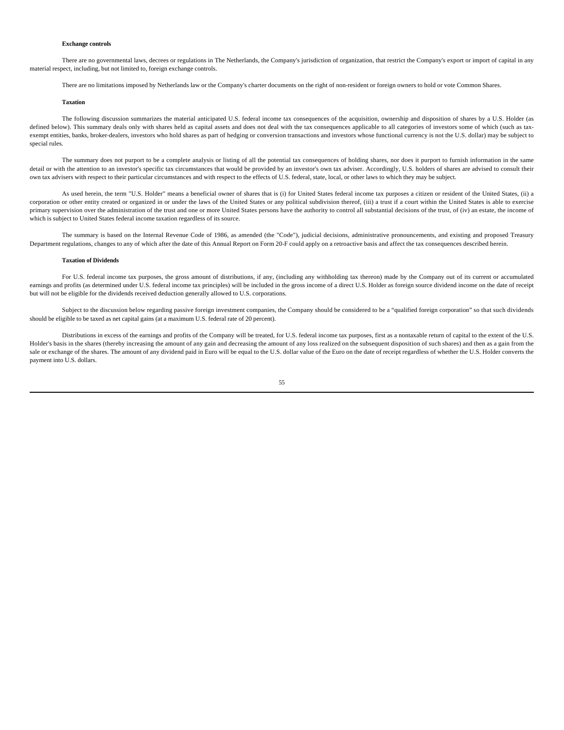**Exchange controls**

There are no governmental laws, decrees or regulations in The Netherlands, the Company's jurisdiction of organization, that restrict the Company's export or import of capital in any material respect, including, but not limited to, foreign exchange controls.

There are no limitations imposed by Netherlands law or the Company's charter documents on the right of non-resident or foreign owners to hold or vote Common Shares.

**Taxation**

The following discussion summarizes the material anticipated U.S. federal income tax consequences of the acquisition, ownership and disposition of shares by a U.S. Holder (as defined below). This summary deals only with shares held as capital assets and does not deal with the tax consequences applicable to all categories of investors some of which (such as tax-exempt entities, banks, broker-dealers, investors who hold shares as part of hedging or conversion transactions and investors whose functional currency is not the U.S. dollar) may be subject to special rules.

The summary does not purport to be a complete analysis or listing of all the potential tax consequences of holding shares, nor does it purport to furnish information in the same detail or with the attention to an investor's specific tax circumstances that would be provided by an investor's own tax adviser. Accordingly, U.S. holders of shares are advised to consult their own tax advisers with respect to their particular circumstances and with respect to the effects of U.S. federal, state, local, or other laws to which they may be subject.

As used herein, the term "U.S. Holder" means a beneficial owner of shares that is (i) for United States federal income tax purposes a citizen or resident of the United States, (ii) a corporation or other entity created or organized in or under the laws of the United States or any political subdivision thereof, (iii) a trust if a court within the United States is able to exercise primary supervision over the administration of the trust and one or more United States persons have the authority to control all substantial decisions of the trust, of (iv) an estate, the income of which is subject to United States federal income taxation regardless of its source.

The summary is based on the Internal Revenue Code of 1986, as amended (the "Code"), judicial decisions, administrative pronouncements, and existing and proposed Treasury Department regulations, changes to any of which after the date of this Annual Report on Form 20-F could apply on a retroactive basis and affect the tax consequences described herein.

**Taxation of Dividends**

For U.S. federal income tax purposes, the gross amount of distributions, if any, (including any withholding tax thereon) made by the Company out of its current or accumulated earnings and profits (as determined under U.S. federal income tax principles) will be included in the gross income of a direct U.S. Holder as foreign source dividend income on the date of receipt but will not be eligible for the dividends received deduction generally allowed to U.S. corporations.

Subject to the discussion below regarding passive foreign investment companies, the Company should be considered to be a "qualified foreign corporation" so that such dividends should be eligible to be taxed as net capital gains (at a maximum U.S. federal rate of 20 percent).

Distributions in excess of the earnings and profits of the Company will be treated, for U.S. federal income tax purposes, first as a nontaxable return of capital to the extent of the U.S. Holder's basis in the shares (thereby increasing the amount of any gain and decreasing the amount of any loss realized on the subsequent disposition of such shares) and then as a gain from the sale or exchange of the shares. The amount of any dividend paid in Euro will be equal to the U.S. dollar value of the Euro on the date of receipt regardless of whether the U.S. Holder converts the payment into U.S. dollars.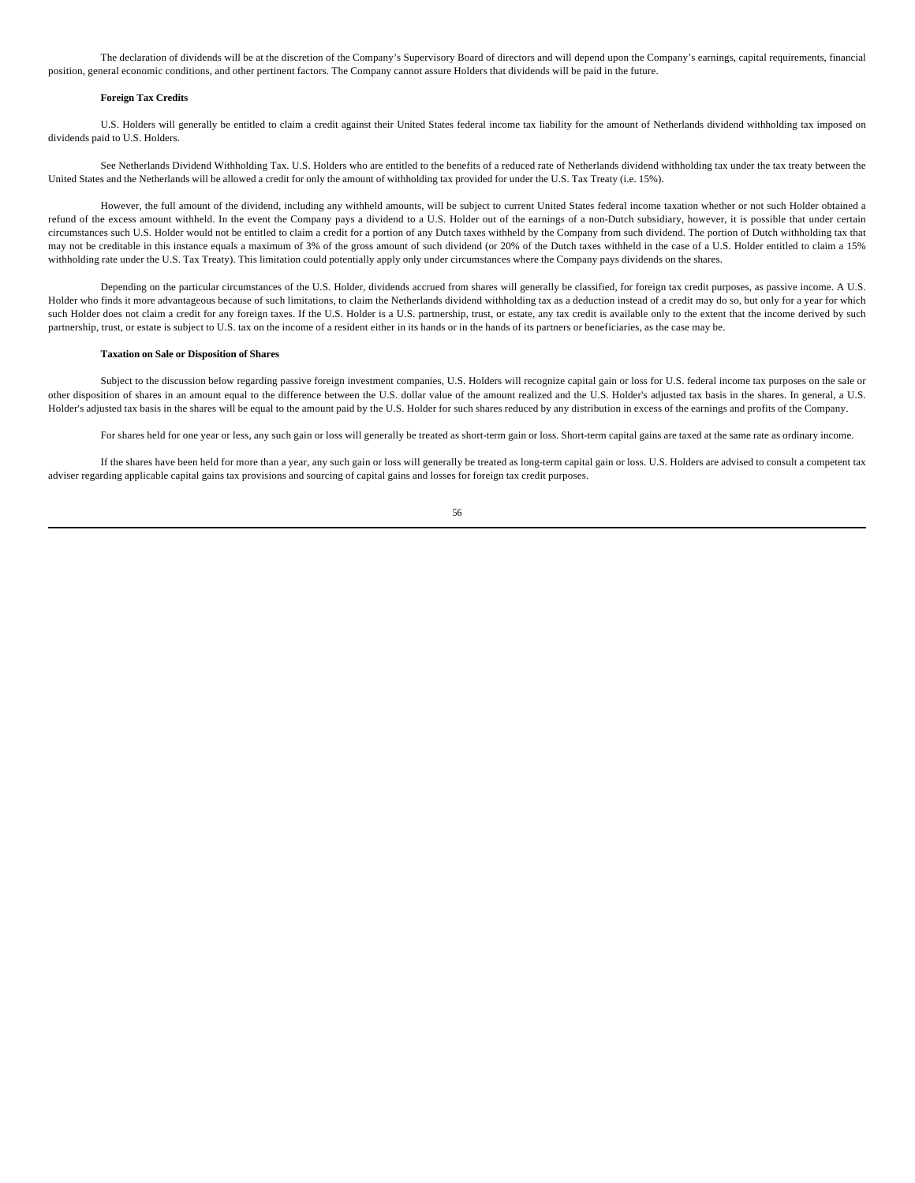The declaration of dividends will be at the discretion of the Company's Supervisory Board of directors and will depend upon the Company's earnings, capital requirements, financial position, general economic conditions, and other pertinent factors. The Company cannot assure Holders that dividends will be paid in the future.

**Foreign Tax Credits**

U.S. Holders will generally be entitled to claim a credit against their United States federal income tax liability for the amount of Netherlands dividend withholding tax imposed on dividends paid to U.S. Holders.

See Netherlands Dividend Withholding Tax. U.S. Holders who are entitled to the benefits of a reduced rate of Netherlands dividend withholding tax under the tax treaty between the United States and the Netherlands will be allowed a credit for only the amount of withholding tax provided for under the U.S. Tax Treaty (i.e. 15%).

However, the full amount of the dividend, including any withheld amounts, will be subject to current United States federal income taxation whether or not such Holder obtained a refund of the excess amount withheld. In the event the Company pays a dividend to a U.S. Holder out of the earnings of a non-Dutch subsidiary, however, it is possible that under certain circumstances such U.S. Holder would not be entitled to claim a credit for a portion of any Dutch taxes withheld by the Company from such dividend. The portion of Dutch withholding tax that may not be creditable in this instance equals a maximum of 3% of the gross amount of such dividend (or 20% of the Dutch taxes withheld in the case of a U.S. Holder entitled to claim a 15% withholding rate under the U.S. Tax Treaty). This limitation could potentially apply only under circumstances where the Company pays dividends on the shares.

Depending on the particular circumstances of the U.S. Holder, dividends accrued from shares will generally be classified, for foreign tax credit purposes, as passive income. A U.S. Holder who finds it more advantageous because of such limitations, to claim the Netherlands dividend withholding tax as a deduction instead of a credit may do so, but only for a year for which such Holder does not claim a credit for any foreign taxes. If the U.S. Holder is a U.S. partnership, trust, or estate, any tax credit is available only to the extent that the income derived by such partnership, trust, or estate is subject to U.S. tax on the income of a resident either in its hands or in the hands of its partners or beneficiaries, as the case may be.

**Taxation on Sale or Disposition of Shares**

Subject to the discussion below regarding passive foreign investment companies, U.S. Holders will recognize capital gain or loss for U.S. federal income tax purposes on the sale or other disposition of shares in an amount equal to the difference between the U.S. dollar value of the amount realized and the U.S. Holder's adjusted tax basis in the shares. In general, a U.S. Holder's adjusted tax basis in the shares will be equal to the amount paid by the U.S. Holder for such shares reduced by any distribution in excess of the earnings and profits of the Company.

For shares held for one year or less, any such gain or loss will generally be treated as short-term gain or loss. Short-term capital gains are taxed at the same rate as ordinary income.

If the shares have been held for more than a year, any such gain or loss will generally be treated as long-term capital gain or loss. U.S. Holders are advised to consult a competent tax adviser regarding applicable capital gains tax provisions and sourcing of capital gains and losses for foreign tax credit purposes.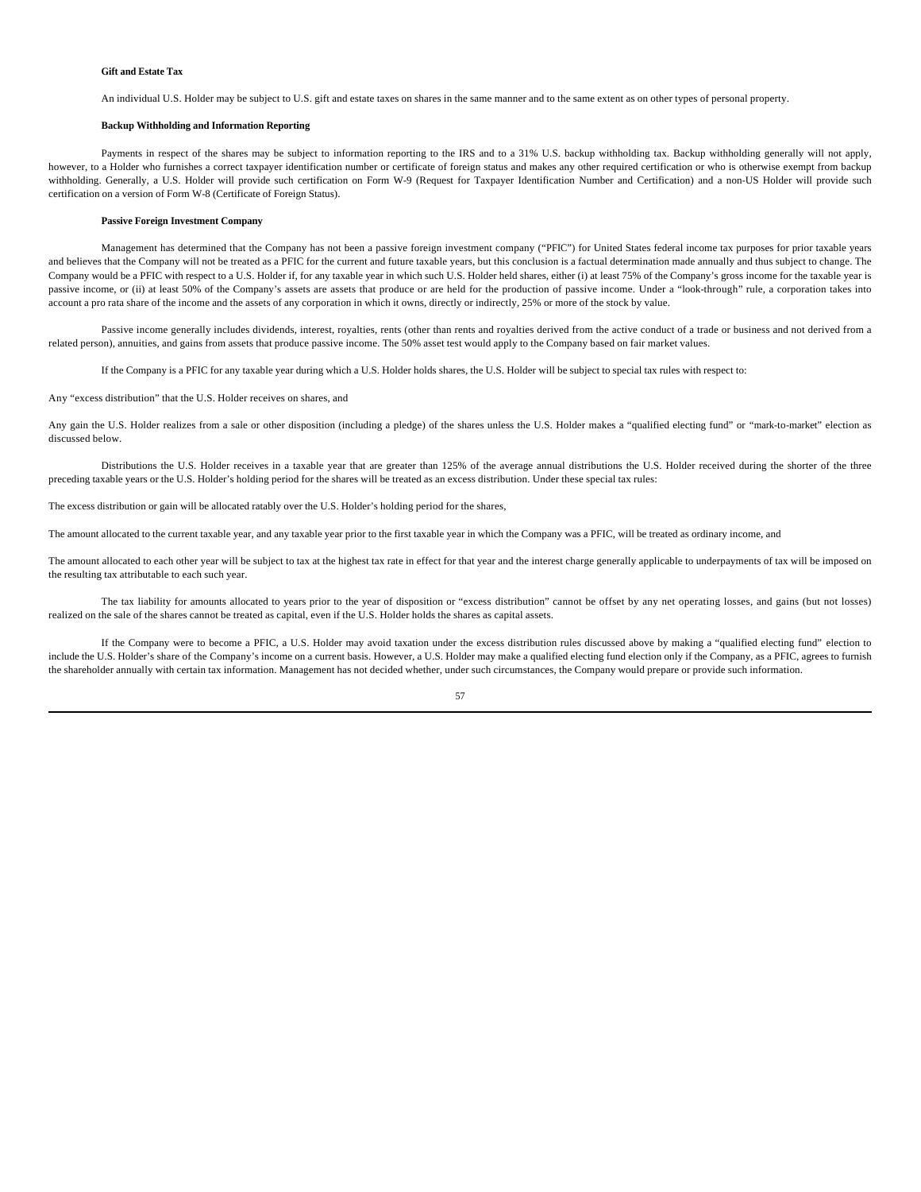**Gift and Estate Tax**

An individual U.S. Holder may be subject to U.S. gift and estate taxes on shares in the same manner and to the same extent as on other types of personal property.

**Backup Withholding and Information Reporting**

Payments in respect of the shares may be subject to information reporting to the IRS and to a 31% U.S. backup withholding tax. Backup withholding generally will not apply, however, to a Holder who furnishes a correct taxpayer identification number or certificate of foreign status and makes any other required certification or who is otherwise exempt from backup withholding. Generally, a U.S. Holder will provide such certification on Form W-9 (Request for Taxpayer Identification Number and Certification) and a non-US Holder will provide such certification on a version of Form W-8 (Certificate of Foreign Status).

**Passive Foreign Investment Company**

Management has determined that the Company has not been a passive foreign investment company ("PFIC") for United States federal income tax purposes for prior taxable years and believes that the Company will not be treated as a PFIC for the current and future taxable years, but this conclusion is a factual determination made annually and thus subject to change. The Company would be a PFIC with respect to a U.S. Holder if, for any taxable year in which such U.S. Holder held shares, either (i) at least 75% of the Company's gross income for the taxable year is passive income, or (ii) at least 50% of the Company's assets are assets that produce or are held for the production of passive income. Under a "look-through" rule, a corporation takes into account a pro rata share of the income and the assets of any corporation in which it owns, directly or indirectly, 25% or more of the stock by value.

Passive income generally includes dividends, interest, royalties, rents (other than rents and royalties derived from the active conduct of a trade or business and not derived from a related person), annuities, and gains from assets that produce passive income. The 50% asset test would apply to the Company based on fair market values.

If the Company is a PFIC for any taxable year during which a U.S. Holder holds shares, the U.S. Holder will be subject to special tax rules with respect to:

Any "excess distribution" that the U.S. Holder receives on shares, and

Any gain the U.S. Holder realizes from a sale or other disposition (including a pledge) of the shares unless the U.S. Holder makes a "qualified electing fund" or "mark-to-market" election as discussed below.

Distributions the U.S. Holder receives in a taxable year that are greater than 125% of the average annual distributions the U.S. Holder received during the shorter of the three preceding taxable years or the U.S. Holder's holding period for the shares will be treated as an excess distribution. Under these special tax rules:

The excess distribution or gain will be allocated ratably over the U.S. Holder's holding period for the shares,

The amount allocated to the current taxable year, and any taxable year prior to the first taxable year in which the Company was a PFIC, will be treated as ordinary income, and

The amount allocated to each other year will be subject to tax at the highest tax rate in effect for that year and the interest charge generally applicable to underpayments of tax will be imposed on the resulting tax attributable to each such year.

The tax liability for amounts allocated to years prior to the year of disposition or "excess distribution" cannot be offset by any net operating losses, and gains (but not losses) realized on the sale of the shares cannot be treated as capital, even if the U.S. Holder holds the shares as capital assets.

If the Company were to become a PFIC, a U.S. Holder may avoid taxation under the excess distribution rules discussed above by making a "qualified electing fund" election to include the U.S. Holder's share of the Company's income on a current basis. However, a U.S. Holder may make a qualified electing fund election only if the Company, as a PFIC, agrees to furnish the shareholder annually with certain tax information. Management has not decided whether, under such circumstances, the Company would prepare or provide such information.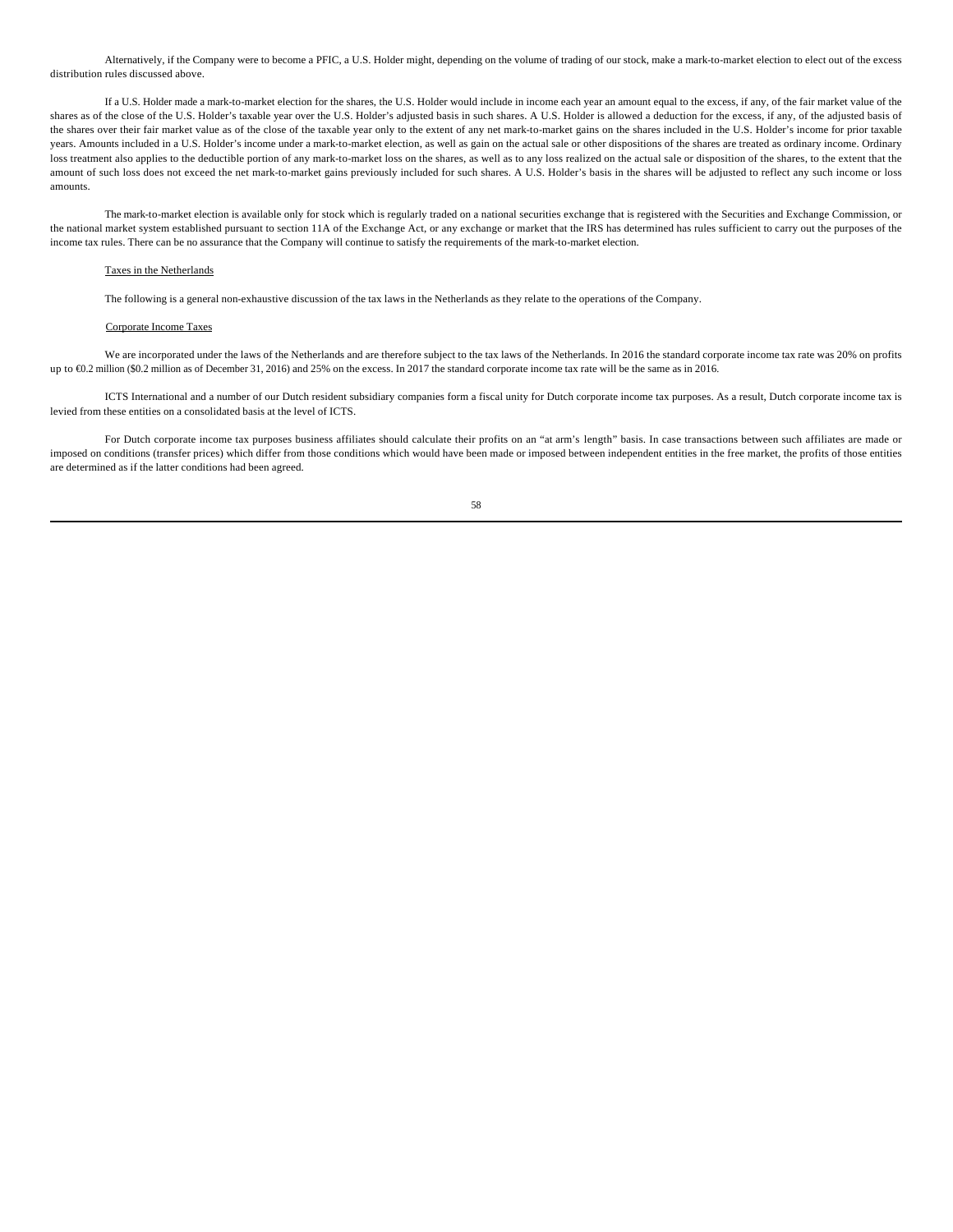Alternatively, if the Company were to become a PFIC, a U.S. Holder might, depending on the volume of trading of our stock, make a mark-to-market election to elect out of the excess distribution rules discussed above.

If a U.S. Holder made a mark-to-market election for the shares, the U.S. Holder would include in income each year an amount equal to the excess, if any, of the fair market value of the shares as of the close of the U.S. Holder's taxable year over the U.S. Holder's adjusted basis in such shares. A U.S. Holder is allowed a deduction for the excess, if any, of the adjusted basis of the shares over their fair market value as of the close of the taxable year only to the extent of any net mark-to-market gains on the shares included in the U.S. Holder's income for prior taxable years. Amounts included in a U.S. Holder's income under a mark-to-market election, as well as gain on the actual sale or other dispositions of the shares are treated as ordinary income. Ordinary loss treatment also applies to the deductible portion of any mark-to-market loss on the shares, as well as to any loss realized on the actual sale or disposition of the shares, to the extent that the amount of such loss does not exceed the net mark-to-market gains previously included for such shares. A U.S. Holder's basis in the shares will be adjusted to reflect any such income or loss amounts.

The mark-to-market election is available only for stock which is regularly traded on a national securities exchange that is registered with the Securities and Exchange Commission, or the national market system established pursuant to section 11A of the Exchange Act, or any exchange or market that the IRS has determined has rules sufficient to carry out the purposes of the income tax rules. There can be no assurance that the Company will continue to satisfy the requirements of the mark-to-market election.

Taxes in the Netherlands

The following is a general non-exhaustive discussion of the tax laws in the Netherlands as they relate to the operations of the Company.

Corporate Income Taxes

We are incorporated under the laws of the Netherlands and are therefore subject to the tax laws of the Netherlands. In 2016 the standard corporate income tax rate was 20% on profits up to €0.2 million ($0.2 million as of December 31, 2016) and 25% on the excess. In 2017 the standard corporate income tax rate will be the same as in 2016.

ICTS International and a number of our Dutch resident subsidiary companies form a fiscal unity for Dutch corporate income tax purposes. As a result, Dutch corporate income tax is levied from these entities on a consolidated basis at the level of ICTS.

For Dutch corporate income tax purposes business affiliates should calculate their profits on an "at arm's length" basis. In case transactions between such affiliates are made or imposed on conditions (transfer prices) which differ from those conditions which would have been made or imposed between independent entities in the free market, the profits of those entities are determined as if the latter conditions had been agreed.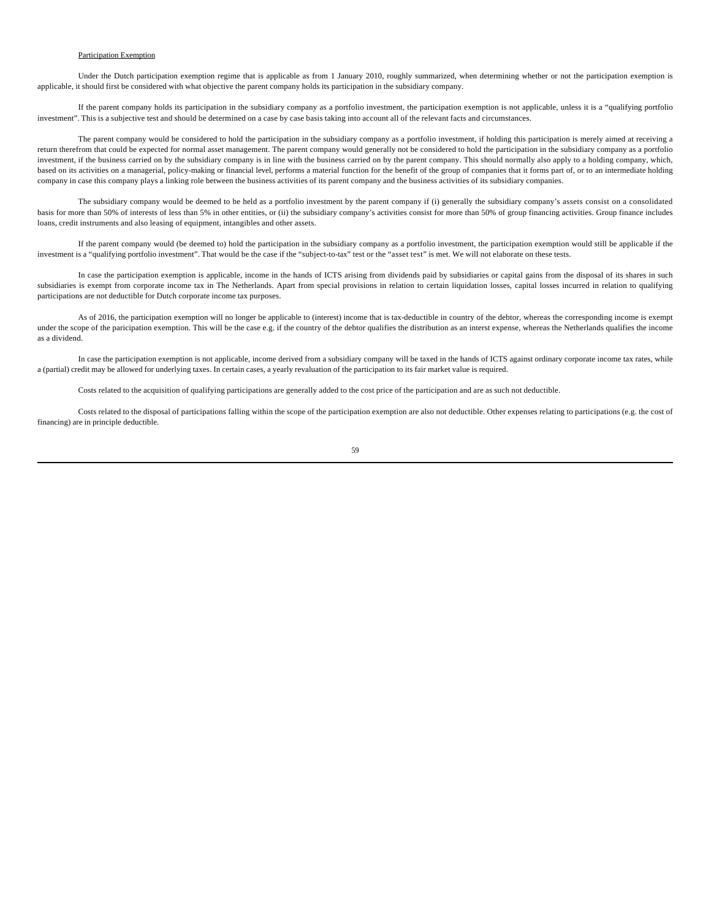Participation Exemption

Under the Dutch participation exemption regime that is applicable as from 1 January 2010, roughly summarized, when determining whether or not the participation exemption is applicable, it should first be considered with what objective the parent company holds its participation in the subsidiary company.

If the parent company holds its participation in the subsidiary company as a portfolio investment, the participation exemption is not applicable, unless it is a "qualifying portfolio investment". This is a subjective test and should be determined on a case by case basis taking into account all of the relevant facts and circumstances.

The parent company would be considered to hold the participation in the subsidiary company as a portfolio investment, if holding this participation is merely aimed at receiving a return therefrom that could be expected for normal asset management. The parent company would generally not be considered to hold the participation in the subsidiary company as a portfolio investment, if the business carried on by the subsidiary company is in line with the business carried on by the parent company. This should normally also apply to a holding company, which, based on its activities on a managerial, policy-making or financial level, performs a material function for the benefit of the group of companies that it forms part of, or to an intermediate holding company in case this company plays a linking role between the business activities of its parent company and the business activities of its subsidiary companies.

The subsidiary company would be deemed to be held as a portfolio investment by the parent company if (i) generally the subsidiary company's assets consist on a consolidated basis for more than 50% of interests of less than 5% in other entities, or (ii) the subsidiary company's activities consist for more than 50% of group financing activities. Group finance includes loans, credit instruments and also leasing of equipment, intangibles and other assets.

If the parent company would (be deemed to) hold the participation in the subsidiary company as a portfolio investment, the participation exemption would still be applicable if the investment is a "qualifying portfolio investment". That would be the case if the "subject-to-tax" test or the "asset test" is met. We will not elaborate on these tests.

In case the participation exemption is applicable, income in the hands of ICTS arising from dividends paid by subsidiaries or capital gains from the disposal of its shares in such subsidiaries is exempt from corporate income tax in The Netherlands. Apart from special provisions in relation to certain liquidation losses, capital losses incurred in relation to qualifying participations are not deductible for Dutch corporate income tax purposes.

As of 2016, the participation exemption will no longer be applicable to (interest) income that is tax-deductible in country of the debtor, whereas the corresponding income is exempt under the scope of the paricipation exemption. This will be the case e.g. if the country of the debtor qualifies the distribution as an interst expense, whereas the Netherlands qualifies the income as a dividend.

In case the participation exemption is not applicable, income derived from a subsidiary company will be taxed in the hands of ICTS against ordinary corporate income tax rates, while a (partial) credit may be allowed for underlying taxes. In certain cases, a yearly revaluation of the participation to its fair market value is required.

Costs related to the acquisition of qualifying participations are generally added to the cost price of the participation and are as such not deductible.

Costs related to the disposal of participations falling within the scope of the participation exemption are also not deductible. Other expenses relating to participations (e.g. the cost of financing) are in principle deductible.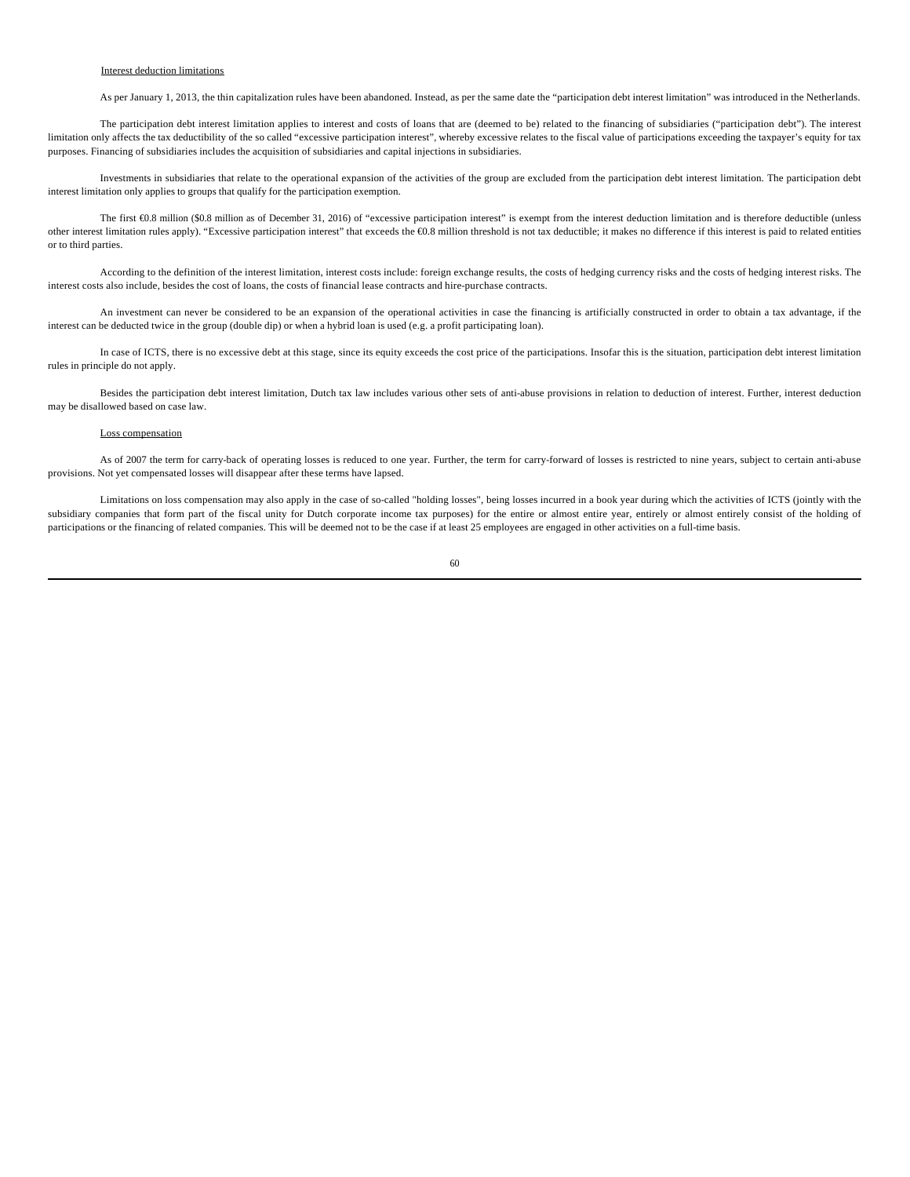Interest deduction limitations

As per January 1, 2013, the thin capitalization rules have been abandoned. Instead, as per the same date the "participation debt interest limitation" was introduced in the Netherlands.

The participation debt interest limitation applies to interest and costs of loans that are (deemed to be) related to the financing of subsidiaries ("participation debt"). The interest limitation only affects the tax deductibility of the so called "excessive participation interest", whereby excessive relates to the fiscal value of participations exceeding the taxpayer's equity for tax purposes. Financing of subsidiaries includes the acquisition of subsidiaries and capital injections in subsidiaries.

Investments in subsidiaries that relate to the operational expansion of the activities of the group are excluded from the participation debt interest limitation. The participation debt interest limitation only applies to groups that qualify for the participation exemption.

The first €0.8 million ($0.8 million as of December 31, 2016) of "excessive participation interest" is exempt from the interest deduction limitation and is therefore deductible (unless other interest limitation rules apply). "Excessive participation interest" that exceeds the €0.8 million threshold is not tax deductible; it makes no difference if this interest is paid to related entities or to third parties.

According to the definition of the interest limitation, interest costs include: foreign exchange results, the costs of hedging currency risks and the costs of hedging interest risks. The interest costs also include, besides the cost of loans, the costs of financial lease contracts and hire-purchase contracts.

An investment can never be considered to be an expansion of the operational activities in case the financing is artificially constructed in order to obtain a tax advantage, if the interest can be deducted twice in the group (double dip) or when a hybrid loan is used (e.g. a profit participating loan).

In case of ICTS, there is no excessive debt at this stage, since its equity exceeds the cost price of the participations. Insofar this is the situation, participation debt interest limitation rules in principle do not apply.

Besides the participation debt interest limitation, Dutch tax law includes various other sets of anti-abuse provisions in relation to deduction of interest. Further, interest deduction may be disallowed based on case law.

Loss compensation

As of 2007 the term for carry-back of operating losses is reduced to one year. Further, the term for carry-forward of losses is restricted to nine years, subject to certain anti-abuse provisions. Not yet compensated losses will disappear after these terms have lapsed.

Limitations on loss compensation may also apply in the case of so-called "holding losses", being losses incurred in a book year during which the activities of ICTS (jointly with the subsidiary companies that form part of the fiscal unity for Dutch corporate income tax purposes) for the entire or almost entire year, entirely or almost entirely consist of the holding of participations or the financing of related companies. This will be deemed not to be the case if at least 25 employees are engaged in other activities on a full-time basis.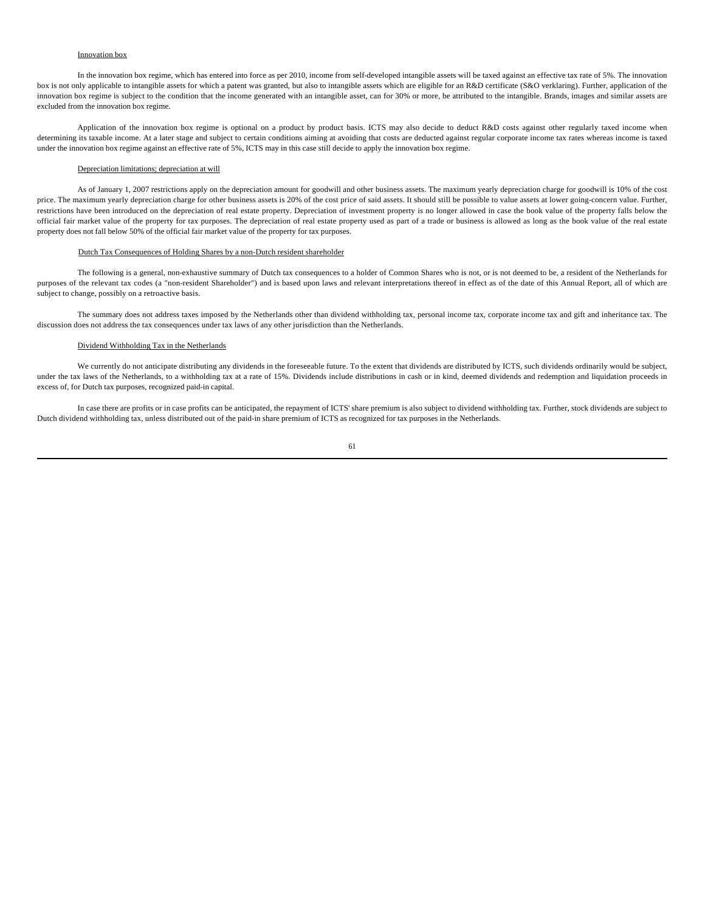Innovation box

In the innovation box regime, which has entered into force as per 2010, income from self-developed intangible assets will be taxed against an effective tax rate of 5%. The innovation box is not only applicable to intangible assets for which a patent was granted, but also to intangible assets which are eligible for an R&D certificate (S&O verklaring). Further, application of the innovation box regime is subject to the condition that the income generated with an intangible asset, can for 30% or more, be attributed to the intangible. Brands, images and similar assets are excluded from the innovation box regime.

Application of the innovation box regime is optional on a product by product basis. ICTS may also decide to deduct R&D costs against other regularly taxed income when determining its taxable income. At a later stage and subject to certain conditions aiming at avoiding that costs are deducted against regular corporate income tax rates whereas income is taxed under the innovation box regime against an effective rate of 5%, ICTS may in this case still decide to apply the innovation box regime.

Depreciation limitations; depreciation at will

As of January 1, 2007 restrictions apply on the depreciation amount for goodwill and other business assets. The maximum yearly depreciation charge for goodwill is 10% of the cost price. The maximum yearly depreciation charge for other business assets is 20% of the cost price of said assets. It should still be possible to value assets at lower going-concern value. Further, restrictions have been introduced on the depreciation of real estate property. Depreciation of investment property is no longer allowed in case the book value of the property falls below the official fair market value of the property for tax purposes. The depreciation of real estate property used as part of a trade or business is allowed as long as the book value of the real estate property does not fall below 50% of the official fair market value of the property for tax purposes.

Dutch Tax Consequences of Holding Shares by a non-Dutch resident shareholder

The following is a general, non-exhaustive summary of Dutch tax consequences to a holder of Common Shares who is not, or is not deemed to be, a resident of the Netherlands for purposes of the relevant tax codes (a "non-resident Shareholder") and is based upon laws and relevant interpretations thereof in effect as of the date of this Annual Report, all of which are subject to change, possibly on a retroactive basis.

The summary does not address taxes imposed by the Netherlands other than dividend withholding tax, personal income tax, corporate income tax and gift and inheritance tax. The discussion does not address the tax consequences under tax laws of any other jurisdiction than the Netherlands.

Dividend Withholding Tax in the Netherlands

We currently do not anticipate distributing any dividends in the foreseeable future. To the extent that dividends are distributed by ICTS, such dividends ordinarily would be subject, under the tax laws of the Netherlands, to a withholding tax at a rate of 15%. Dividends include distributions in cash or in kind, deemed dividends and redemption and liquidation proceeds in excess of, for Dutch tax purposes, recognized paid-in capital.

In case there are profits or in case profits can be anticipated, the repayment of ICTS' share premium is also subject to dividend withholding tax. Further, stock dividends are subject to Dutch dividend withholding tax, unless distributed out of the paid-in share premium of ICTS as recognized for tax purposes in the Netherlands.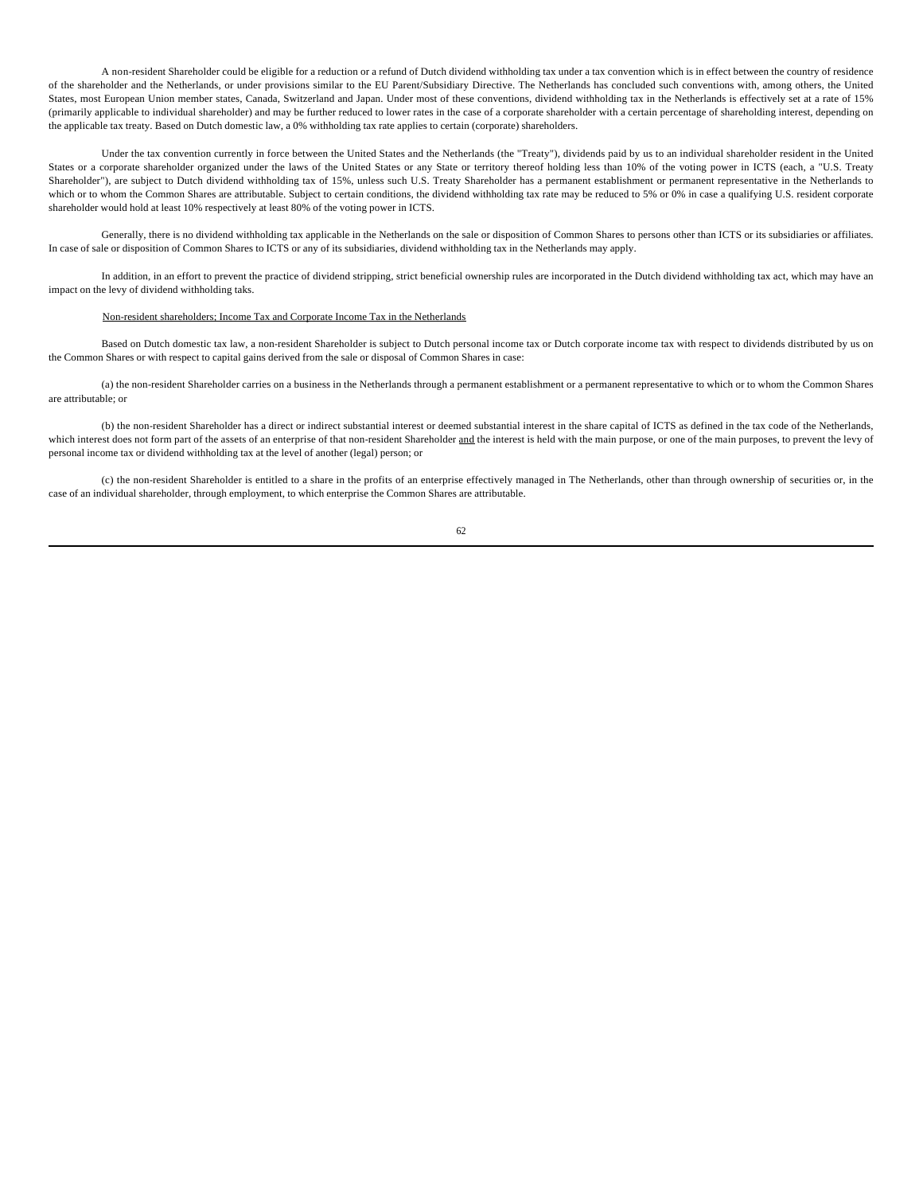A non-resident Shareholder could be eligible for a reduction or a refund of Dutch dividend withholding tax under a tax convention which is in effect between the country of residence of the shareholder and the Netherlands, or under provisions similar to the EU Parent/Subsidiary Directive. The Netherlands has concluded such conventions with, among others, the United States, most European Union member states, Canada, Switzerland and Japan. Under most of these conventions, dividend withholding tax in the Netherlands is effectively set at a rate of 15% (primarily applicable to individual shareholder) and may be further reduced to lower rates in the case of a corporate shareholder with a certain percentage of shareholding interest, depending on the applicable tax treaty. Based on Dutch domestic law, a 0% withholding tax rate applies to certain (corporate) shareholders.

Under the tax convention currently in force between the United States and the Netherlands (the "Treaty"), dividends paid by us to an individual shareholder resident in the United States or a corporate shareholder organized under the laws of the United States or any State or territory thereof holding less than 10% of the voting power in ICTS (each, a "U.S. Treaty Shareholder"), are subject to Dutch dividend withholding tax of 15%, unless such U.S. Treaty Shareholder has a permanent establishment or permanent representative in the Netherlands to which or to whom the Common Shares are attributable. Subject to certain conditions, the dividend withholding tax rate may be reduced to 5% or 0% in case a qualifying U.S. resident corporate shareholder would hold at least 10% respectively at least 80% of the voting power in ICTS.

Generally, there is no dividend withholding tax applicable in the Netherlands on the sale or disposition of Common Shares to persons other than ICTS or its subsidiaries or affiliates. In case of sale or disposition of Common Shares to ICTS or any of its subsidiaries, dividend withholding tax in the Netherlands may apply.

In addition, in an effort to prevent the practice of dividend stripping, strict beneficial ownership rules are incorporated in the Dutch dividend withholding tax act, which may have an impact on the levy of dividend withholding taks.

Non-resident shareholders; Income Tax and Corporate Income Tax in the Netherlands

Based on Dutch domestic tax law, a non-resident Shareholder is subject to Dutch personal income tax or Dutch corporate income tax with respect to dividends distributed by us on the Common Shares or with respect to capital gains derived from the sale or disposal of Common Shares in case:

(a) the non-resident Shareholder carries on a business in the Netherlands through a permanent establishment or a permanent representative to which or to whom the Common Shares are attributable; or

(b) the non-resident Shareholder has a direct or indirect substantial interest or deemed substantial interest in the share capital of ICTS as defined in the tax code of the Netherlands, which interest does not form part of the assets of an enterprise of that non-resident Shareholder and the interest is held with the main purpose, or one of the main purposes, to prevent the levy of personal income tax or dividend withholding tax at the level of another (legal) person; or

(c) the non-resident Shareholder is entitled to a share in the profits of an enterprise effectively managed in The Netherlands, other than through ownership of securities or, in the case of an individual shareholder, through employment, to which enterprise the Common Shares are attributable.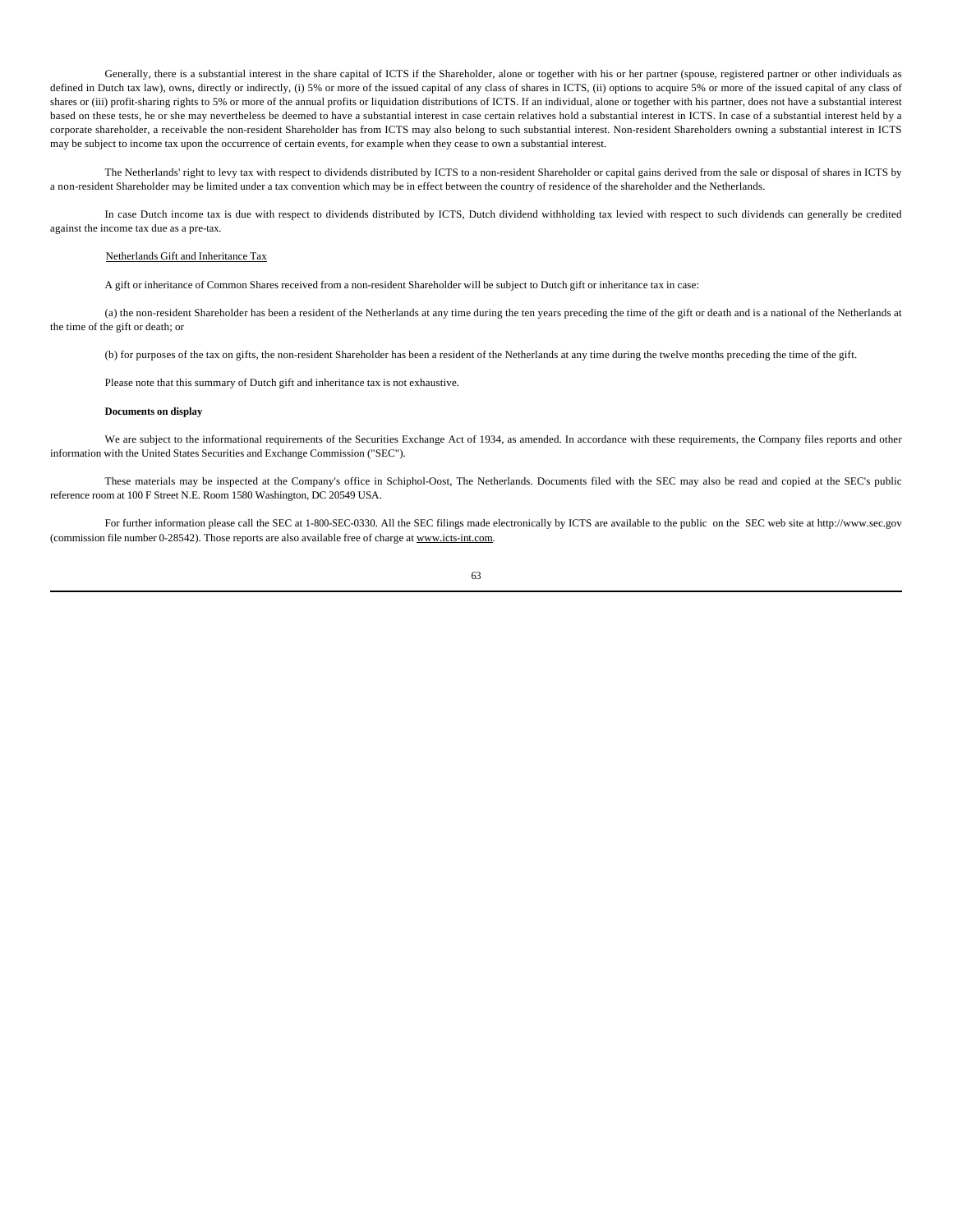Generally, there is a substantial interest in the share capital of ICTS if the Shareholder, alone or together with his or her partner (spouse, registered partner or other individuals as defined in Dutch tax law), owns, directly or indirectly, (i) 5% or more of the issued capital of any class of shares in ICTS, (ii) options to acquire 5% or more of the issued capital of any class of shares or (iii) profit-sharing rights to 5% or more of the annual profits or liquidation distributions of ICTS. If an individual, alone or together with his partner, does not have a substantial interest based on these tests, he or she may nevertheless be deemed to have a substantial interest in case certain relatives hold a substantial interest in ICTS. In case of a substantial interest held by a corporate shareholder, a receivable the non-resident Shareholder has from ICTS may also belong to such substantial interest. Non-resident Shareholders owning a substantial interest in ICTS may be subject to income tax upon the occurrence of certain events, for example when they cease to own a substantial interest.

The Netherlands' right to levy tax with respect to dividends distributed by ICTS to a non-resident Shareholder or capital gains derived from the sale or disposal of shares in ICTS by a non-resident Shareholder may be limited under a tax convention which may be in effect between the country of residence of the shareholder and the Netherlands.

In case Dutch income tax is due with respect to dividends distributed by ICTS, Dutch dividend withholding tax levied with respect to such dividends can generally be credited against the income tax due as a pre-tax.

Netherlands Gift and Inheritance Tax

A gift or inheritance of Common Shares received from a non-resident Shareholder will be subject to Dutch gift or inheritance tax in case:

(a) the non-resident Shareholder has been a resident of the Netherlands at any time during the ten years preceding the time of the gift or death and is a national of the Netherlands at the time of the gift or death; or

(b) for purposes of the tax on gifts, the non-resident Shareholder has been a resident of the Netherlands at any time during the twelve months preceding the time of the gift.

Please note that this summary of Dutch gift and inheritance tax is not exhaustive.

**Documents on display**

We are subject to the informational requirements of the Securities Exchange Act of 1934, as amended. In accordance with these requirements, the Company files reports and other information with the United States Securities and Exchange Commission ("SEC").

These materials may be inspected at the Company's office in Schiphol-Oost, The Netherlands. Documents filed with the SEC may also be read and copied at the SEC's public reference room at 100 F Street N.E. Room 1580 Washington, DC 20549 USA.

For further information please call the SEC at 1-800-SEC-0330. All the SEC filings made electronically by ICTS are available to the public on the SEC web site at http://www.sec.gov (commission file number 0-28542). Those reports are also available free of charge at www.icts-int.com.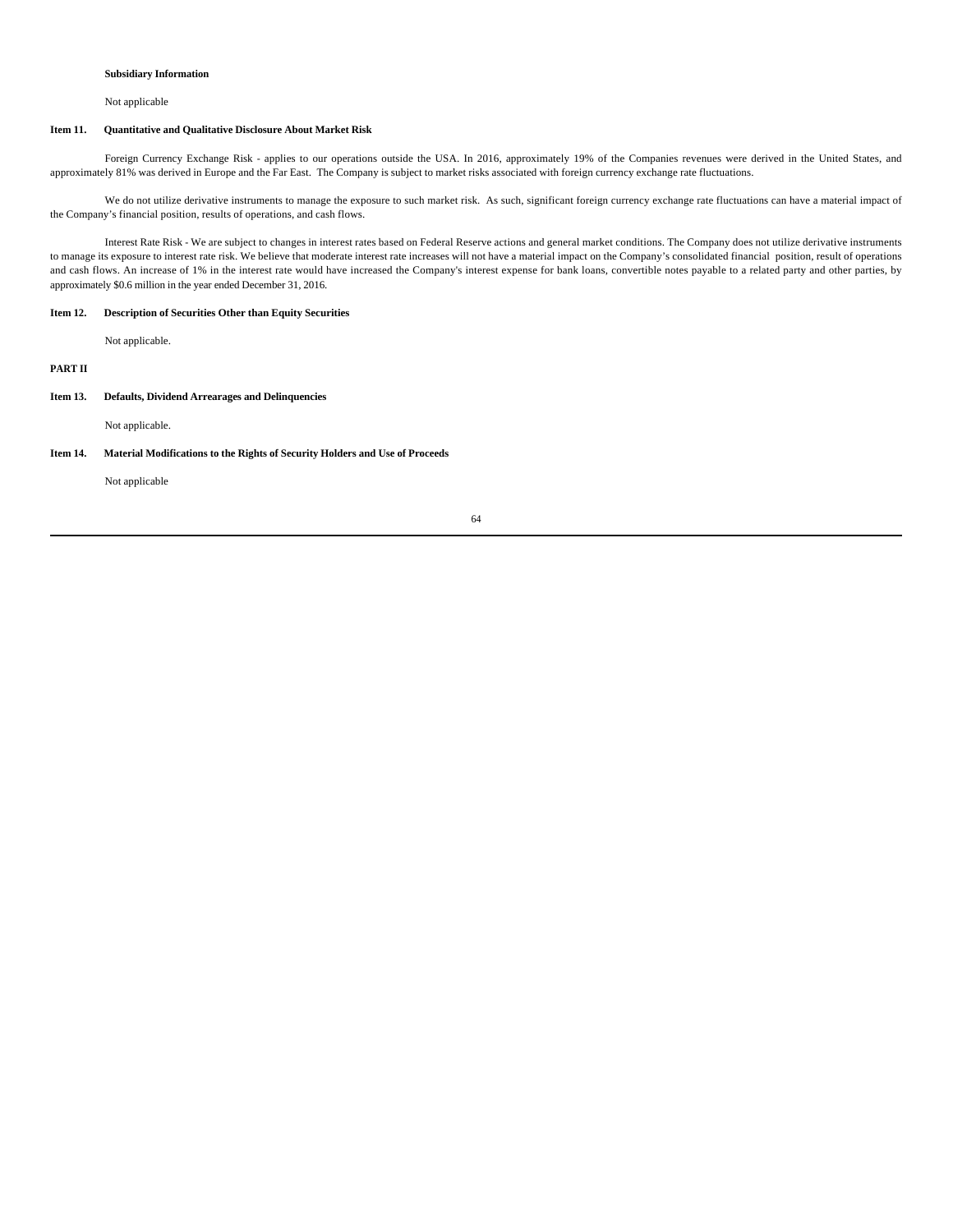**Subsidiary Information**

Not applicable

### Item 11. Quantitative and Qualitative Disclosure About Market Risk

Foreign Currency Exchange Risk - applies to our operations outside the USA. In 2016, approximately 19% of the Companies revenues were derived in the United States, and approximately 81% was derived in Europe and the Far East. The Company is subject to market risks associated with foreign currency exchange rate fluctuations.

We do not utilize derivative instruments to manage the exposure to such market risk. As such, significant foreign currency exchange rate fluctuations can have a material impact of the Company's financial position, results of operations, and cash flows.

Interest Rate Risk - We are subject to changes in interest rates based on Federal Reserve actions and general market conditions. The Company does not utilize derivative instruments to manage its exposure to interest rate risk. We believe that moderate interest rate increases will not have a material impact on the Company's consolidated financial position, result of operations and cash flows. An increase of 1% in the interest rate would have increased the Company's interest expense for bank loans, convertible notes payable to a related party and other parties, by approximately $0.6 million in the year ended December 31, 2016.

### Item 12. Description of Securities Other than Equity Securities

Not applicable.

## PART II

### Item 13. Defaults, Dividend Arrearages and Delinquencies

Not applicable.

### Item 14. Material Modifications to the Rights of Security Holders and Use of Proceeds

Not applicable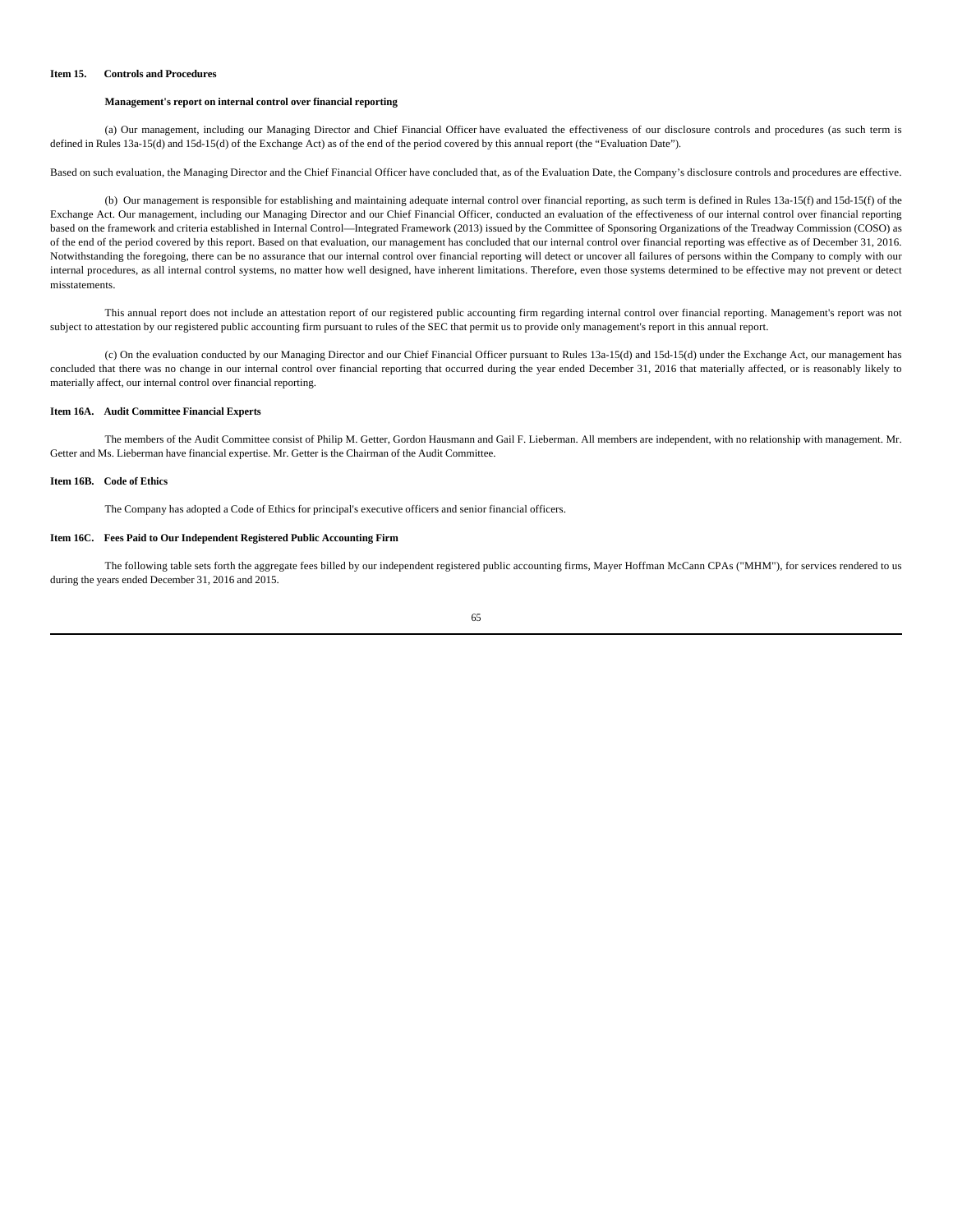### Item 15. Controls and Procedures

**Management's report on internal control over financial reporting**

(a) Our management, including our Managing Director and Chief Financial Officer have evaluated the effectiveness of our disclosure controls and procedures (as such term is defined in Rules 13a-15(d) and 15d-15(d) of the Exchange Act) as of the end of the period covered by this annual report (the "Evaluation Date").

Based on such evaluation, the Managing Director and the Chief Financial Officer have concluded that, as of the Evaluation Date, the Company's disclosure controls and procedures are effective.

(b) Our management is responsible for establishing and maintaining adequate internal control over financial reporting, as such term is defined in Rules 13a-15(f) and 15d-15(f) of the Exchange Act. Our management, including our Managing Director and our Chief Financial Officer, conducted an evaluation of the effectiveness of our internal control over financial reporting based on the framework and criteria established in Internal Control—Integrated Framework (2013) issued by the Committee of Sponsoring Organizations of the Treadway Commission (COSO) as of the end of the period covered by this report. Based on that evaluation, our management has concluded that our internal control over financial reporting was effective as of December 31, 2016. Notwithstanding the foregoing, there can be no assurance that our internal control over financial reporting will detect or uncover all failures of persons within the Company to comply with our internal procedures, as all internal control systems, no matter how well designed, have inherent limitations. Therefore, even those systems determined to be effective may not prevent or detect misstatements.

This annual report does not include an attestation report of our registered public accounting firm regarding internal control over financial reporting. Management's report was not subject to attestation by our registered public accounting firm pursuant to rules of the SEC that permit us to provide only management's report in this annual report.

(c) On the evaluation conducted by our Managing Director and our Chief Financial Officer pursuant to Rules 13a-15(d) and 15d-15(d) under the Exchange Act, our management has concluded that there was no change in our internal control over financial reporting that occurred during the year ended December 31, 2016 that materially affected, or is reasonably likely to materially affect, our internal control over financial reporting.

### Item 16A. Audit Committee Financial Experts

The members of the Audit Committee consist of Philip M. Getter, Gordon Hausmann and Gail F. Lieberman. All members are independent, with no relationship with management. Mr. Getter and Ms. Lieberman have financial expertise. Mr. Getter is the Chairman of the Audit Committee.

### Item 16B. Code of Ethics

The Company has adopted a Code of Ethics for principal's executive officers and senior financial officers.

### Item 16C. Fees Paid to Our Independent Registered Public Accounting Firm

The following table sets forth the aggregate fees billed by our independent registered public accounting firms, Mayer Hoffman McCann CPAs ("MHM"), for services rendered to us during the years ended December 31, 2016 and 2015.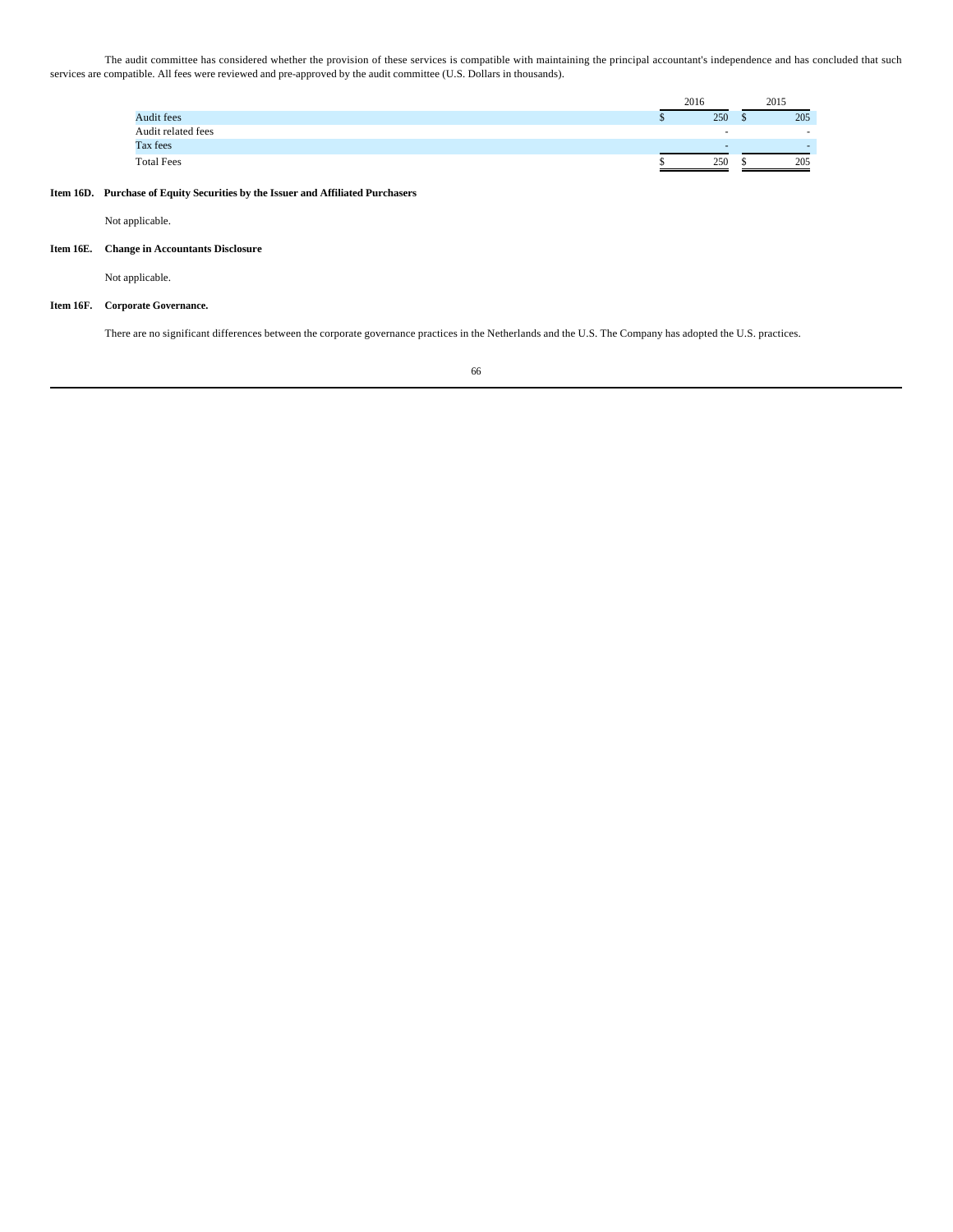The audit committee has considered whether the provision of these services is compatible with maintaining the principal accountant's independence and has concluded that such services are compatible. All fees were reviewed and pre-approved by the audit committee (U.S. Dollars in thousands).

| | 2016 | 2015 |
|---|---|---|
| Audit fees | $ 250 | $ 205 |
| Audit related fees | - | - |
| Tax fees | - | - |
| Total Fees | $ 250 | $ 205 |

**Item 16D. Purchase of Equity Securities by the Issuer and Affiliated Purchasers**

Not applicable.

**Item 16E. Change in Accountants Disclosure**

Not applicable.

**Item 16F. Corporate Governance.**

There are no significant differences between the corporate governance practices in the Netherlands and the U.S. The Company has adopted the U.S. practices.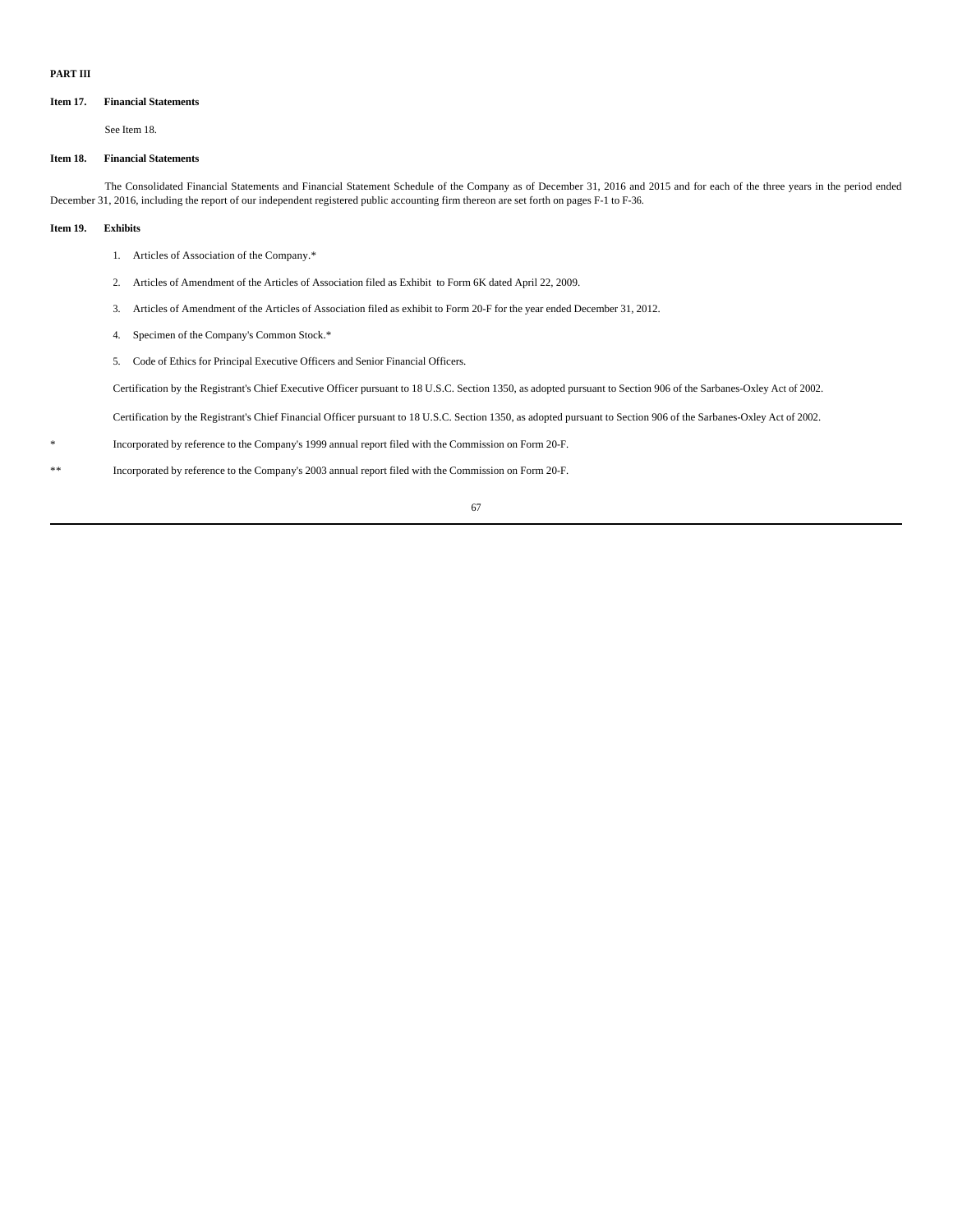**PART III**

**Item 17. Financial Statements**

See Item 18.

**Item 18. Financial Statements**

The Consolidated Financial Statements and Financial Statement Schedule of the Company as of December 31, 2016 and 2015 and for each of the three years in the period ended December 31, 2016, including the report of our independent registered public accounting firm thereon are set forth on pages F-1 to F-36.

**Item 19. Exhibits**

1. Articles of Association of the Company.*
2. Articles of Amendment of the Articles of Association filed as Exhibit to Form 6K dated April 22, 2009.
3. Articles of Amendment of the Articles of Association filed as exhibit to Form 20-F for the year ended December 31, 2012.
4. Specimen of the Company's Common Stock.*
5. Code of Ethics for Principal Executive Officers and Senior Financial Officers.

Certification by the Registrant's Chief Executive Officer pursuant to 18 U.S.C. Section 1350, as adopted pursuant to Section 906 of the Sarbanes-Oxley Act of 2002.

Certification by the Registrant's Chief Financial Officer pursuant to 18 U.S.C. Section 1350, as adopted pursuant to Section 906 of the Sarbanes-Oxley Act of 2002.

\* Incorporated by reference to the Company's 1999 annual report filed with the Commission on Form 20-F.

\*\* Incorporated by reference to the Company's 2003 annual report filed with the Commission on Form 20-F.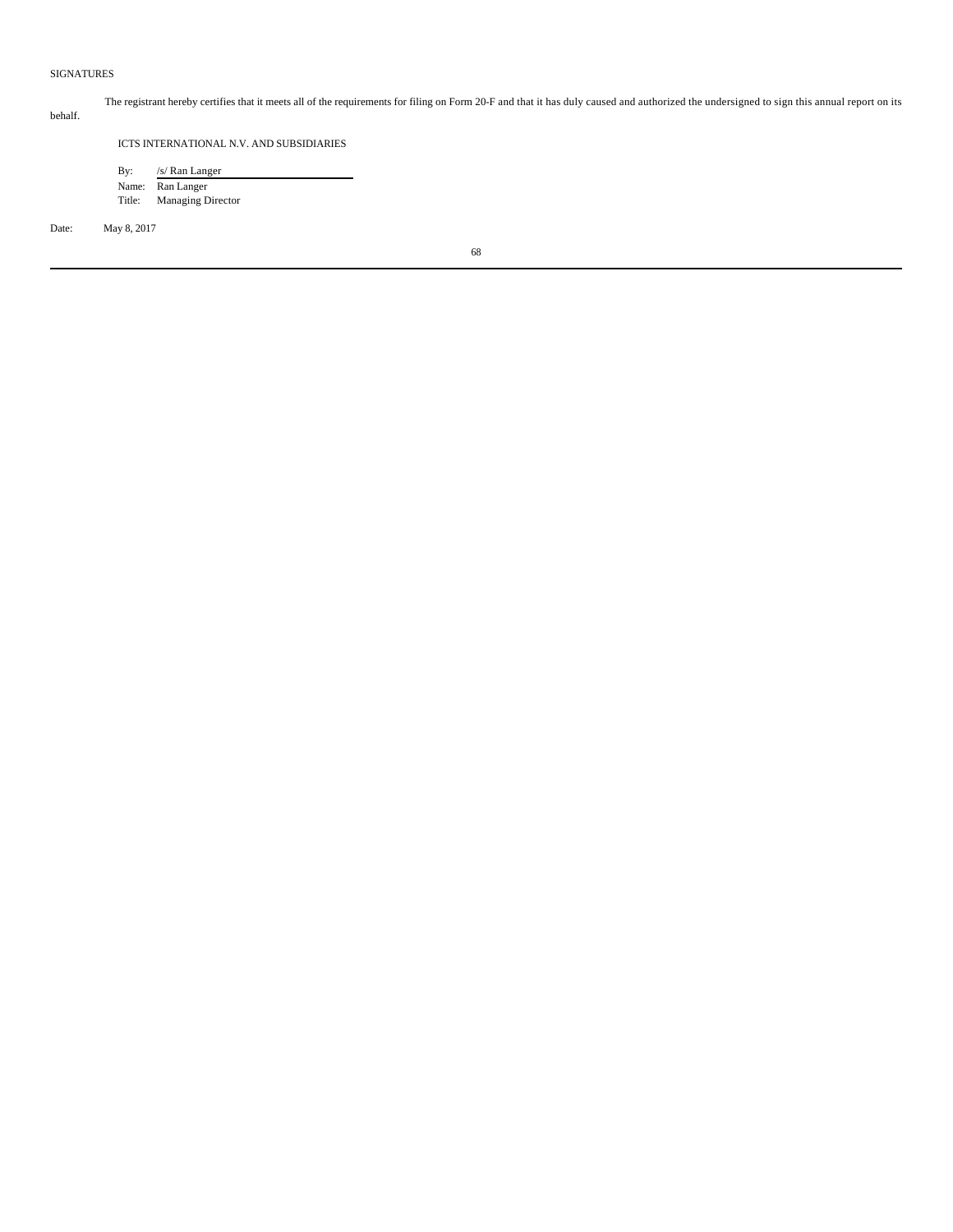SIGNATURES

The registrant hereby certifies that it meets all of the requirements for filing on Form 20-F and that it has duly caused and authorized the undersigned to sign this annual report on its behalf.

ICTS INTERNATIONAL N.V. AND SUBSIDIARIES

By: /s/ Ran Langer
Name: Ran Langer
Title: Managing Director

Date: May 8, 2017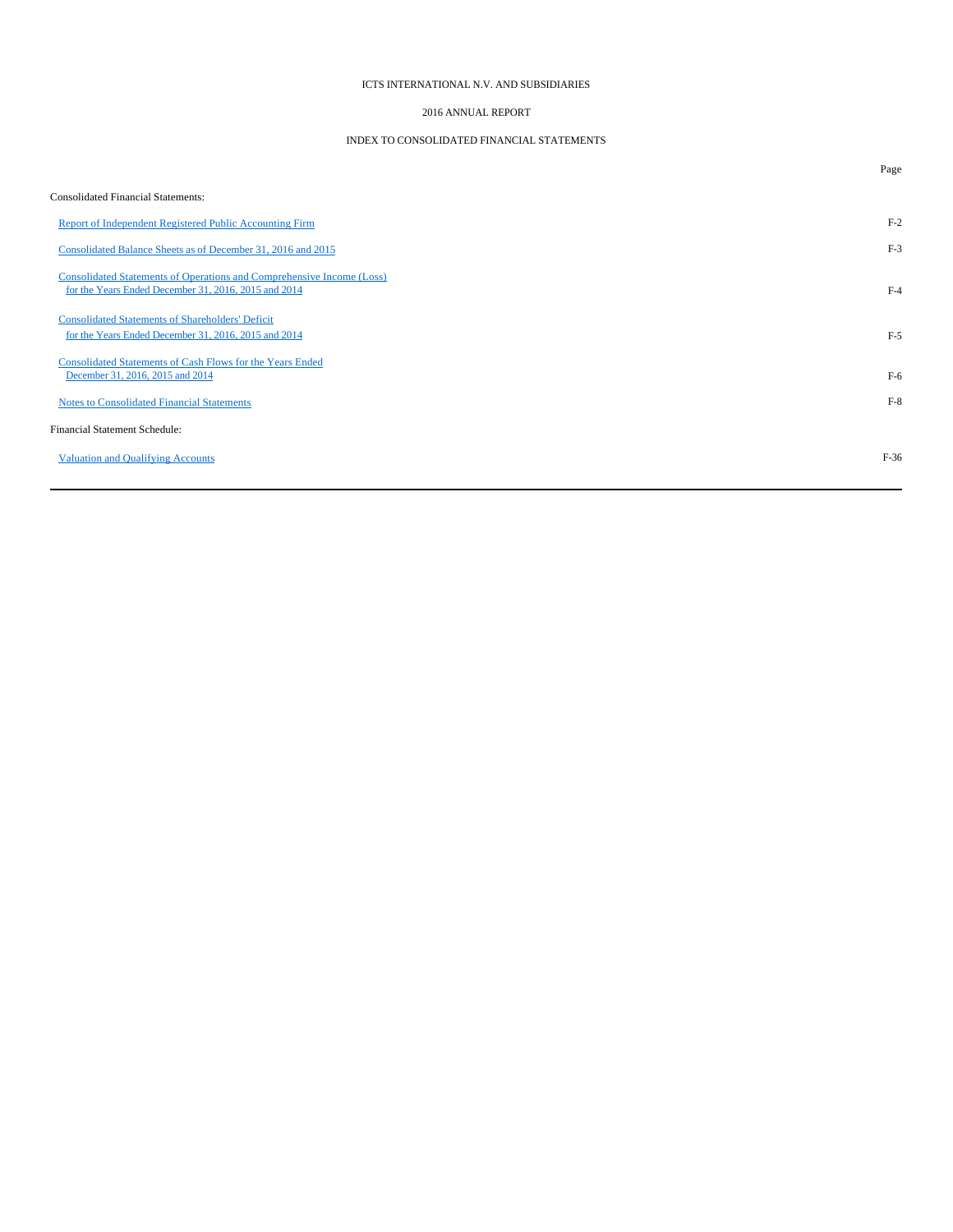ICTS INTERNATIONAL N.V. AND SUBSIDIARIES

2016 ANNUAL REPORT

INDEX TO CONSOLIDATED FINANCIAL STATEMENTS

| | Page |
|---|---|
| Consolidated Financial Statements: | |
| Report of Independent Registered Public Accounting Firm | F-2 |
| Consolidated Balance Sheets as of December 31, 2016 and 2015 | F-3 |
| Consolidated Statements of Operations and Comprehensive Income (Loss) for the Years Ended December 31, 2016, 2015 and 2014 | F-4 |
| Consolidated Statements of Shareholders' Deficit for the Years Ended December 31, 2016, 2015 and 2014 | F-5 |
| Consolidated Statements of Cash Flows for the Years Ended December 31, 2016, 2015 and 2014 | F-6 |
| Notes to Consolidated Financial Statements | F-8 |
| Financial Statement Schedule: | |
| Valuation and Qualifying Accounts | F-36 |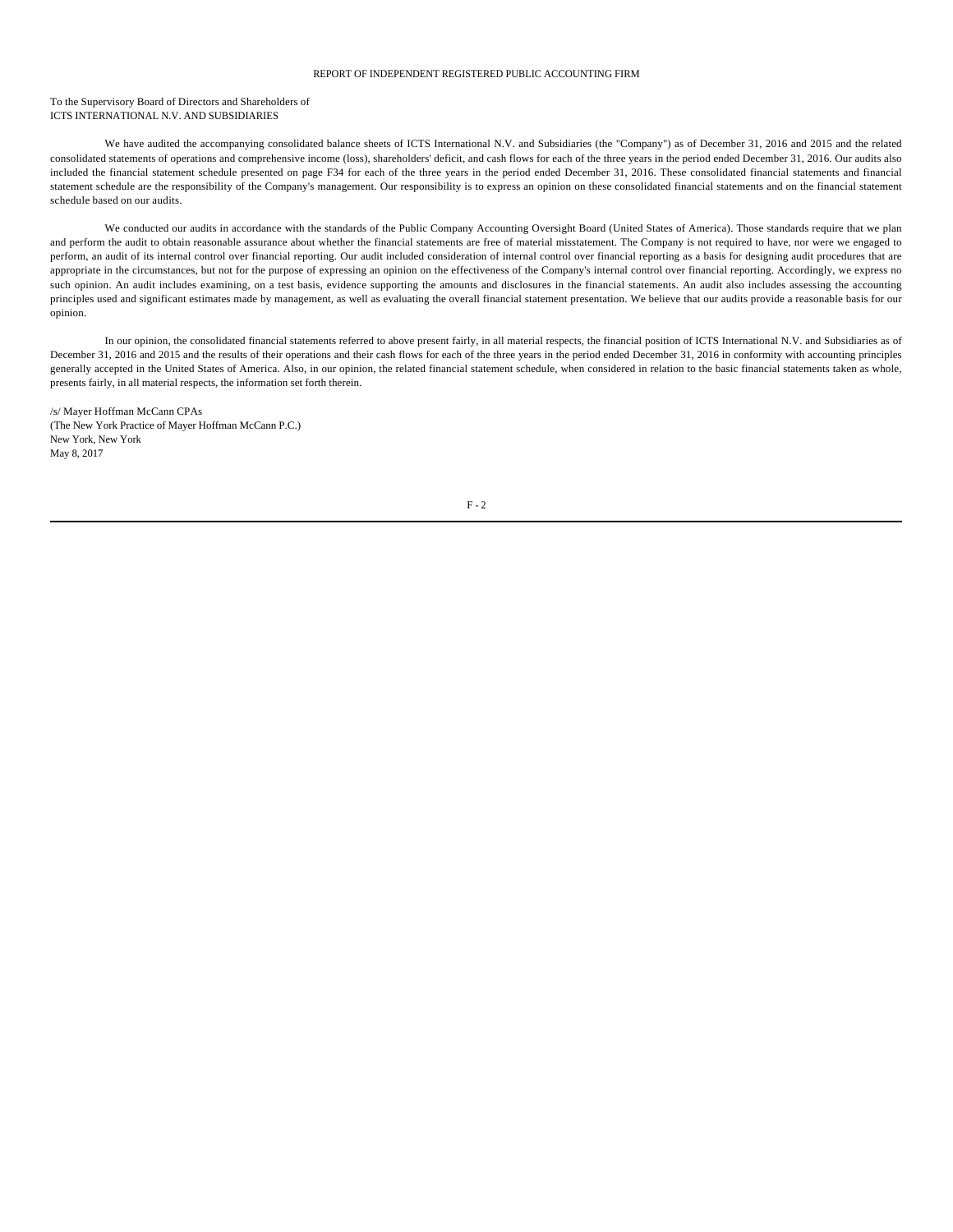# REPORT OF INDEPENDENT REGISTERED PUBLIC ACCOUNTING FIRM

To the Supervisory Board of Directors and Shareholders of
ICTS INTERNATIONAL N.V. AND SUBSIDIARIES

We have audited the accompanying consolidated balance sheets of ICTS International N.V. and Subsidiaries (the "Company") as of December 31, 2016 and 2015 and the related consolidated statements of operations and comprehensive income (loss), shareholders' deficit, and cash flows for each of the three years in the period ended December 31, 2016. Our audits also included the financial statement schedule presented on page F34 for each of the three years in the period ended December 31, 2016. These consolidated financial statements and financial statement schedule are the responsibility of the Company's management. Our responsibility is to express an opinion on these consolidated financial statements and on the financial statement schedule based on our audits.

We conducted our audits in accordance with the standards of the Public Company Accounting Oversight Board (United States of America). Those standards require that we plan and perform the audit to obtain reasonable assurance about whether the financial statements are free of material misstatement. The Company is not required to have, nor were we engaged to perform, an audit of its internal control over financial reporting. Our audit included consideration of internal control over financial reporting as a basis for designing audit procedures that are appropriate in the circumstances, but not for the purpose of expressing an opinion on the effectiveness of the Company's internal control over financial reporting. Accordingly, we express no such opinion. An audit includes examining, on a test basis, evidence supporting the amounts and disclosures in the financial statements. An audit also includes assessing the accounting principles used and significant estimates made by management, as well as evaluating the overall financial statement presentation. We believe that our audits provide a reasonable basis for our opinion.

In our opinion, the consolidated financial statements referred to above present fairly, in all material respects, the financial position of ICTS International N.V. and Subsidiaries as of December 31, 2016 and 2015 and the results of their operations and their cash flows for each of the three years in the period ended December 31, 2016 in conformity with accounting principles generally accepted in the United States of America. Also, in our opinion, the related financial statement schedule, when considered in relation to the basic financial statements taken as whole, presents fairly, in all material respects, the information set forth therein.

/s/ Mayer Hoffman McCann CPAs
(The New York Practice of Mayer Hoffman McCann P.C.)
New York, New York
May 8, 2017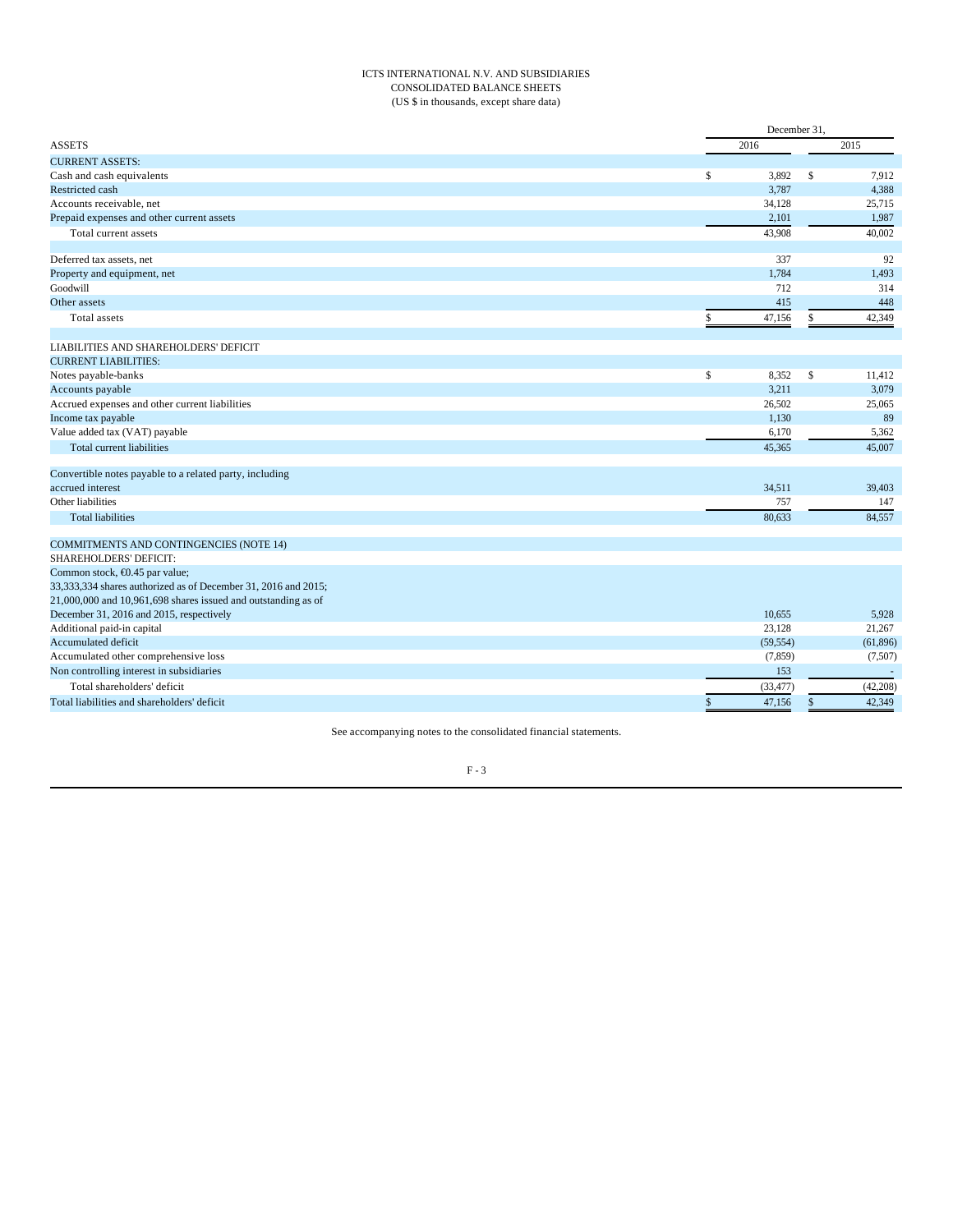ICTS INTERNATIONAL N.V. AND SUBSIDIARIES
CONSOLIDATED BALANCE SHEETS
(US $ in thousands, except share data)

| ASSETS | December 31, 2016 | December 31, 2015 |
|---|---|---|
| CURRENT ASSETS: | | |
| Cash and cash equivalents | $ 3,892 | $ 7,912 |
| Restricted cash | 3,787 | 4,388 |
| Accounts receivable, net | 34,128 | 25,715 |
| Prepaid expenses and other current assets | 2,101 | 1,987 |
| Total current assets | 43,908 | 40,002 |
| | | |
| Deferred tax assets, net | 337 | 92 |
| Property and equipment, net | 1,784 | 1,493 |
| Goodwill | 712 | 314 |
| Other assets | 415 | 448 |
| Total assets | $ 47,156 | $ 42,349 |
| | | |
| LIABILITIES AND SHAREHOLDERS' DEFICIT | | |
| CURRENT LIABILITIES: | | |
| Notes payable-banks | $ 8,352 | $ 11,412 |
| Accounts payable | 3,211 | 3,079 |
| Accrued expenses and other current liabilities | 26,502 | 25,065 |
| Income tax payable | 1,130 | 89 |
| Value added tax (VAT) payable | 6,170 | 5,362 |
| Total current liabilities | 45,365 | 45,007 |
| | | |
| Convertible notes payable to a related party, including accrued interest | 34,511 | 39,403 |
| Other liabilities | 757 | 147 |
| Total liabilities | 80,633 | 84,557 |
| | | |
| COMMITMENTS AND CONTINGENCIES (NOTE 14) | | |
| SHAREHOLDERS' DEFICIT: | | |
| Common stock, €0.45 par value; 33,333,334 shares authorized as of December 31, 2016 and 2015; 21,000,000 and 10,961,698 shares issued and outstanding as of December 31, 2016 and 2015, respectively | 10,655 | 5,928 |
| Additional paid-in capital | 23,128 | 21,267 |
| Accumulated deficit | (59,554) | (61,896) |
| Accumulated other comprehensive loss | (7,859) | (7,507) |
| Non controlling interest in subsidiaries | 153 | - |
| Total shareholders' deficit | (33,477) | (42,208) |
| Total liabilities and shareholders' deficit | $ 47,156 | $ 42,349 |

See accompanying notes to the consolidated financial statements.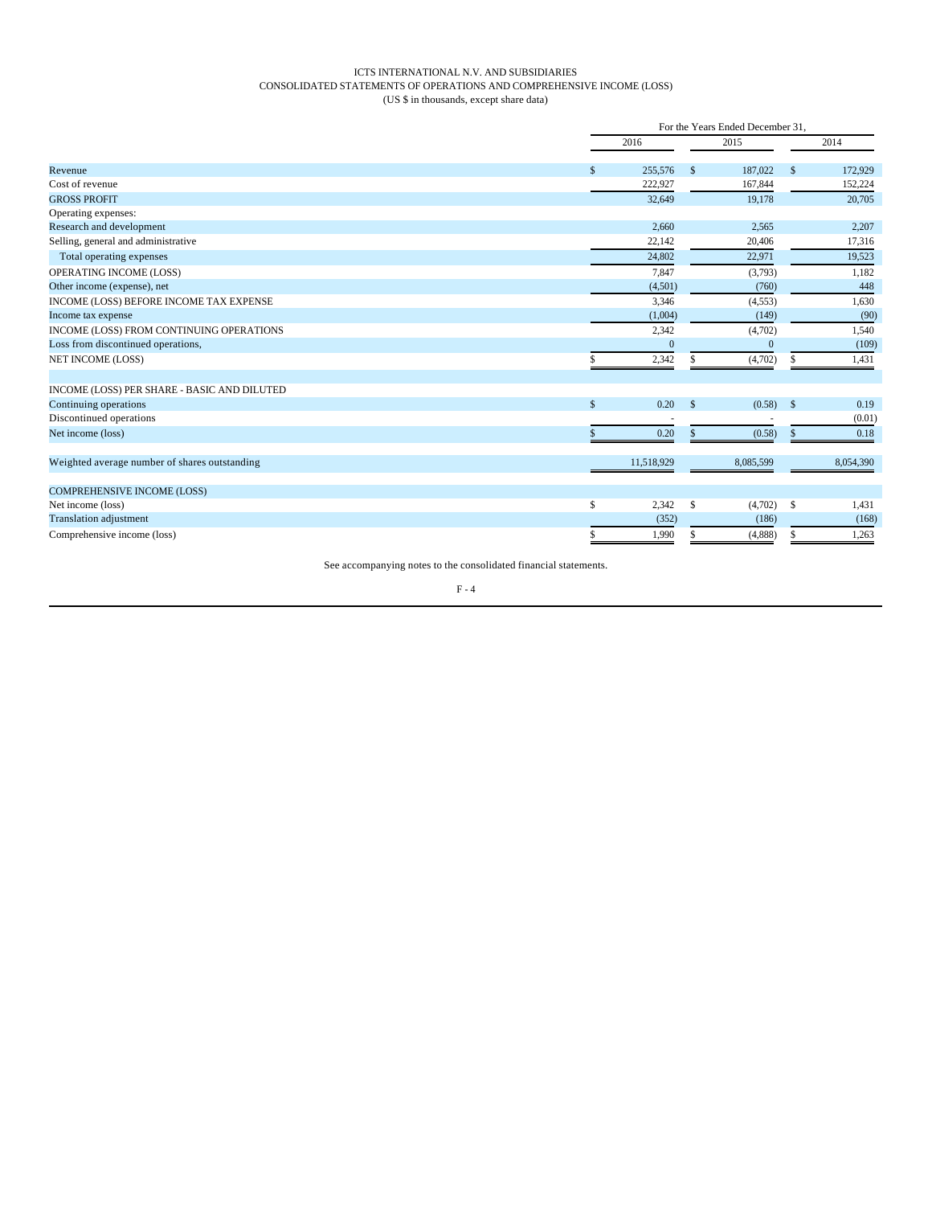ICTS INTERNATIONAL N.V. AND SUBSIDIARIES
CONSOLIDATED STATEMENTS OF OPERATIONS AND COMPREHENSIVE INCOME (LOSS)
(US $ in thousands, except share data)

| | For the Years Ended December 31, | | |
|---|---|---|---|
| | 2016 | 2015 | 2014 |
| Revenue | $ 255,576 | $ 187,022 | $ 172,929 |
| Cost of revenue | 222,927 | 167,844 | 152,224 |
| GROSS PROFIT | 32,649 | 19,178 | 20,705 |
| Operating expenses: | | | |
| Research and development | 2,660 | 2,565 | 2,207 |
| Selling, general and administrative | 22,142 | 20,406 | 17,316 |
| Total operating expenses | 24,802 | 22,971 | 19,523 |
| OPERATING INCOME (LOSS) | 7,847 | (3,793) | 1,182 |
| Other income (expense), net | (4,501) | (760) | 448 |
| INCOME (LOSS) BEFORE INCOME TAX EXPENSE | 3,346 | (4,553) | 1,630 |
| Income tax expense | (1,004) | (149) | (90) |
| INCOME (LOSS) FROM CONTINUING OPERATIONS | 2,342 | (4,702) | 1,540 |
| Loss from discontinued operations, | 0 | 0 | (109) |
| NET INCOME (LOSS) | $ 2,342 | $ (4,702) | $ 1,431 |
| | | | |
| INCOME (LOSS) PER SHARE - BASIC AND DILUTED | | | |
| Continuing operations | $ 0.20 | $ (0.58) | $ 0.19 |
| Discontinued operations | - | - | (0.01) |
| Net income (loss) | $ 0.20 | $ (0.58) | $ 0.18 |
| | | | |
| Weighted average number of shares outstanding | 11,518,929 | 8,085,599 | 8,054,390 |
| | | | |
| COMPREHENSIVE INCOME (LOSS) | | | |
| Net income (loss) | $ 2,342 | $ (4,702) | $ 1,431 |
| Translation adjustment | (352) | (186) | (168) |
| Comprehensive income (loss) | $ 1,990 | $ (4,888) | $ 1,263 |

See accompanying notes to the consolidated financial statements.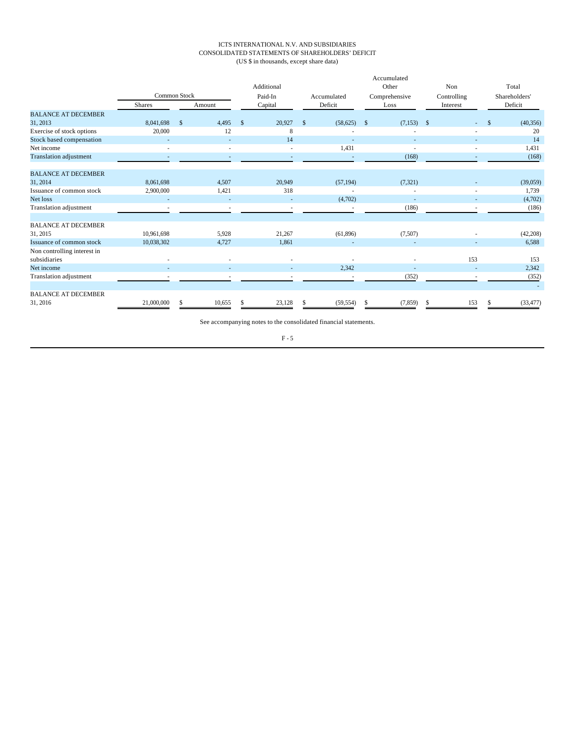ICTS INTERNATIONAL N.V. AND SUBSIDIARIES
CONSOLIDATED STATEMENTS OF SHAREHOLDERS' DEFICIT
(US $ in thousands, except share data)

| | Common Stock | | Additional Paid-In Capital | Accumulated Deficit | Accumulated Other Comprehensive Loss | Non Controlling Interest | Total Shareholders' Deficit |
|---|---|---|---|---|---|---|---|
| | Shares | Amount | | | | | |
| BALANCE AT DECEMBER 31, 2013 | 8,041,698 | $ 4,495 | $ 20,927 | $ (58,625) | $ (7,153) | $ - | $ (40,356) |
| Exercise of stock options | 20,000 | 12 | 8 | - | - | - | 20 |
| Stock based compensation | - | - | 14 | - | - | - | 14 |
| Net income | - | - | - | 1,431 | - | - | 1,431 |
| Translation adjustment | - | - | - | - | (168) | - | (168) |
| BALANCE AT DECEMBER 31, 2014 | 8,061,698 | 4,507 | 20,949 | (57,194) | (7,321) | - | (39,059) |
| Issuance of common stock | 2,900,000 | 1,421 | 318 | - | - | - | 1,739 |
| Net loss | - | - | - | (4,702) | - | - | (4,702) |
| Translation adjustment | - | - | - | - | (186) | - | (186) |
| BALANCE AT DECEMBER 31, 2015 | 10,961,698 | 5,928 | 21,267 | (61,896) | (7,507) | - | (42,208) |
| Issuance of common stock | 10,038,302 | 4,727 | 1,861 | - | - | - | 6,588 |
| Non controlling interest in subsidiaries | - | - | - | - | - | 153 | 153 |
| Net income | - | - | - | 2,342 | - | - | 2,342 |
| Translation adjustment | - | - | - | - | (352) | - | (352) |
| | | | | | | | - |
| BALANCE AT DECEMBER 31, 2016 | 21,000,000 | $ 10,655 | $ 23,128 | $ (59,554) | $ (7,859) | $ 153 | $ (33,477) |

See accompanying notes to the consolidated financial statements.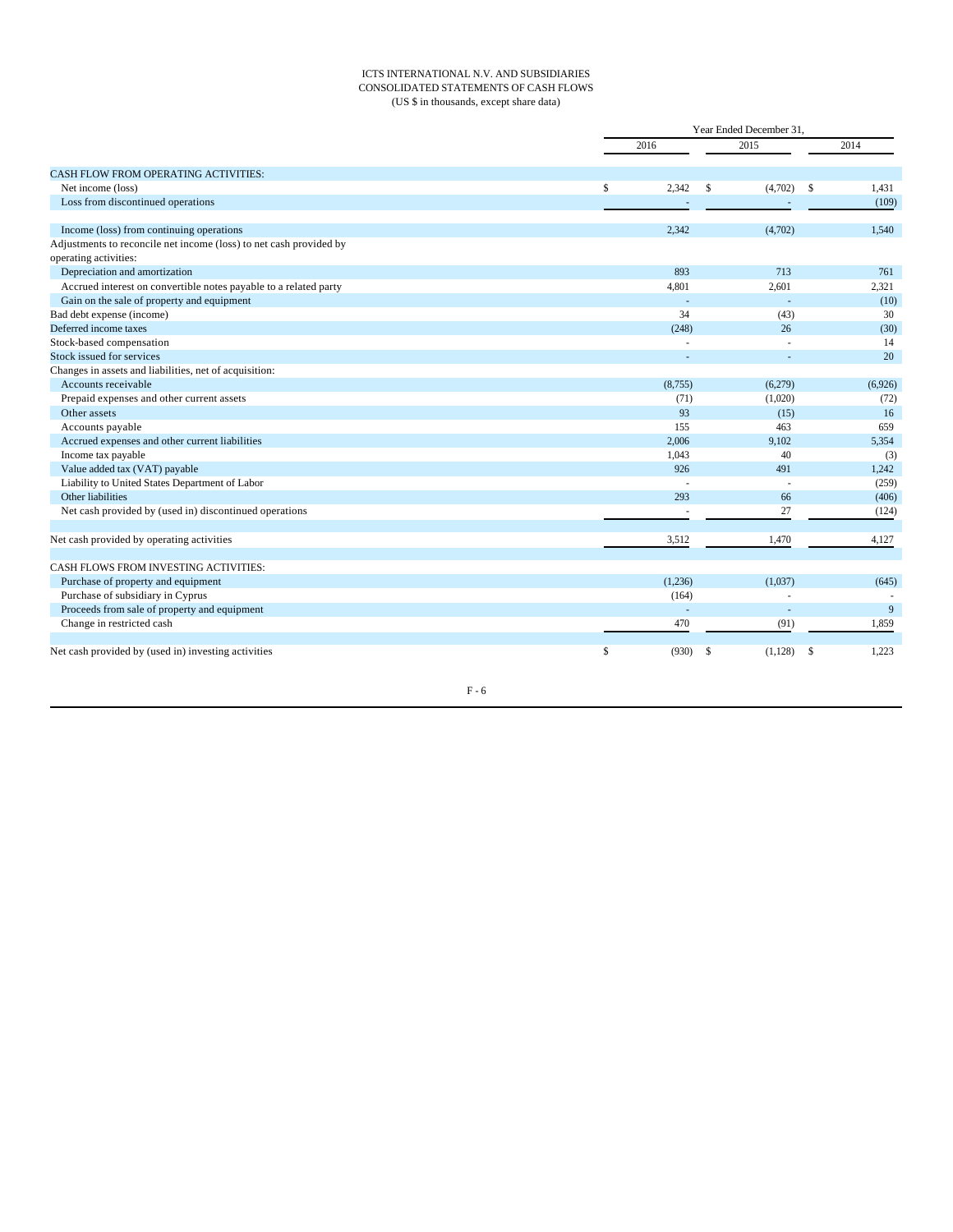ICTS INTERNATIONAL N.V. AND SUBSIDIARIES
CONSOLIDATED STATEMENTS OF CASH FLOWS
(US $ in thousands, except share data)

| | Year Ended December 31, | | |
|---|---|---|---|
| | 2016 | 2015 | 2014 |
| CASH FLOW FROM OPERATING ACTIVITIES: | | | |
| Net income (loss) | $ 2,342 | $ (4,702) | $ 1,431 |
| Loss from discontinued operations | - | - | (109) |
| Income (loss) from continuing operations | 2,342 | (4,702) | 1,540 |
| Adjustments to reconcile net income (loss) to net cash provided by operating activities: | | | |
| Depreciation and amortization | 893 | 713 | 761 |
| Accrued interest on convertible notes payable to a related party | 4,801 | 2,601 | 2,321 |
| Gain on the sale of property and equipment | - | - | (10) |
| Bad debt expense (income) | 34 | (43) | 30 |
| Deferred income taxes | (248) | 26 | (30) |
| Stock-based compensation | - | - | 14 |
| Stock issued for services | - | - | 20 |
| Changes in assets and liabilities, net of acquisition: | | | |
| Accounts receivable | (8,755) | (6,279) | (6,926) |
| Prepaid expenses and other current assets | (71) | (1,020) | (72) |
| Other assets | 93 | (15) | 16 |
| Accounts payable | 155 | 463 | 659 |
| Accrued expenses and other current liabilities | 2,006 | 9,102 | 5,354 |
| Income tax payable | 1,043 | 40 | (3) |
| Value added tax (VAT) payable | 926 | 491 | 1,242 |
| Liability to United States Department of Labor | - | - | (259) |
| Other liabilities | 293 | 66 | (406) |
| Net cash provided by (used in) discontinued operations | - | 27 | (124) |
| Net cash provided by operating activities | 3,512 | 1,470 | 4,127 |
| CASH FLOWS FROM INVESTING ACTIVITIES: | | | |
| Purchase of property and equipment | (1,236) | (1,037) | (645) |
| Purchase of subsidiary in Cyprus | (164) | - | - |
| Proceeds from sale of property and equipment | - | - | 9 |
| Change in restricted cash | 470 | (91) | 1,859 |
| Net cash provided by (used in) investing activities | $ (930) | $ (1,128) | $ 1,223 |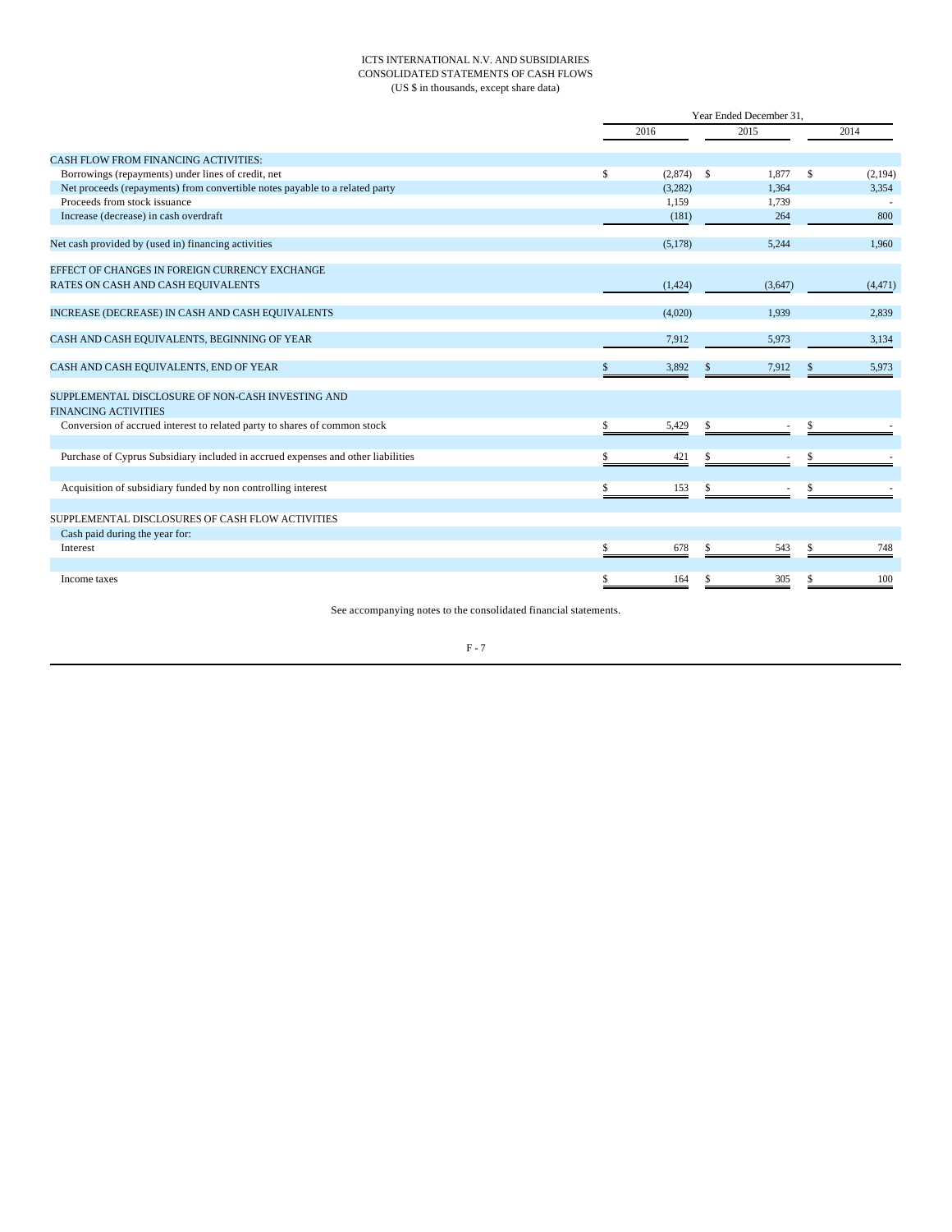ICTS INTERNATIONAL N.V. AND SUBSIDIARIES
CONSOLIDATED STATEMENTS OF CASH FLOWS
(US $ in thousands, except share data)

| | Year Ended December 31, | | |
|---|---|---|---|
| | 2016 | 2015 | 2014 |
| CASH FLOW FROM FINANCING ACTIVITIES: | | | |
| Borrowings (repayments) under lines of credit, net | $ (2,874) | $ 1,877 | $ (2,194) |
| Net proceeds (repayments) from convertible notes payable to a related party | (3,282) | 1,364 | 3,354 |
| Proceeds from stock issuance | 1,159 | 1,739 | - |
| Increase (decrease) in cash overdraft | (181) | 264 | 800 |
| Net cash provided by (used in) financing activities | (5,178) | 5,244 | 1,960 |
| EFFECT OF CHANGES IN FOREIGN CURRENCY EXCHANGE RATES ON CASH AND CASH EQUIVALENTS | (1,424) | (3,647) | (4,471) |
| INCREASE (DECREASE) IN CASH AND CASH EQUIVALENTS | (4,020) | 1,939 | 2,839 |
| CASH AND CASH EQUIVALENTS, BEGINNING OF YEAR | 7,912 | 5,973 | 3,134 |
| CASH AND CASH EQUIVALENTS, END OF YEAR | $ 3,892 | $ 7,912 | $ 5,973 |
| SUPPLEMENTAL DISCLOSURE OF NON-CASH INVESTING AND FINANCING ACTIVITIES | | | |
| Conversion of accrued interest to related party to shares of common stock | $ 5,429 | $ - | $ - |
| Purchase of Cyprus Subsidiary included in accrued expenses and other liabilities | $ 421 | $ - | $ - |
| Acquisition of subsidiary funded by non controlling interest | $ 153 | $ - | $ - |
| SUPPLEMENTAL DISCLOSURES OF CASH FLOW ACTIVITIES | | | |
| Cash paid during the year for: | | | |
| Interest | $ 678 | $ 543 | $ 748 |
| Income taxes | $ 164 | $ 305 | $ 100 |

See accompanying notes to the consolidated financial statements.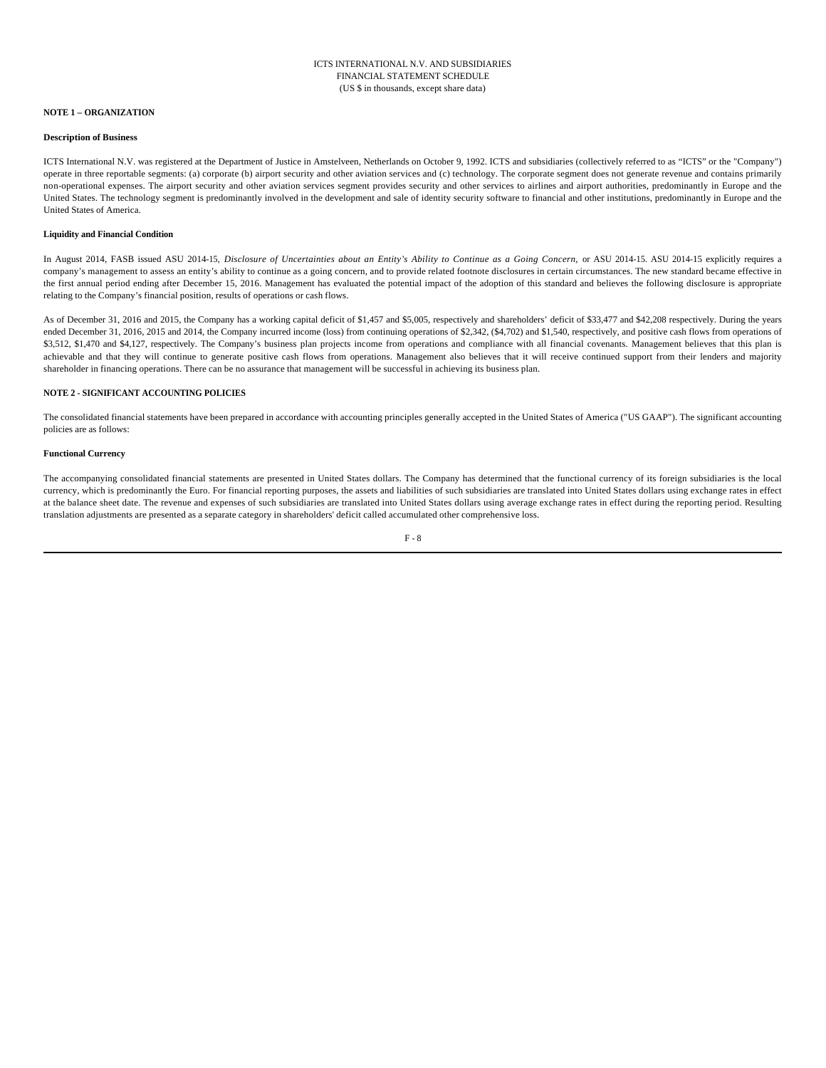ICTS INTERNATIONAL N.V. AND SUBSIDIARIES
FINANCIAL STATEMENT SCHEDULE
(US $ in thousands, except share data)

**NOTE 1 – ORGANIZATION**

**Description of Business**

ICTS International N.V. was registered at the Department of Justice in Amstelveen, Netherlands on October 9, 1992. ICTS and subsidiaries (collectively referred to as "ICTS" or the "Company") operate in three reportable segments: (a) corporate (b) airport security and other aviation services and (c) technology. The corporate segment does not generate revenue and contains primarily non-operational expenses. The airport security and other aviation services segment provides security and other services to airlines and airport authorities, predominantly in Europe and the United States. The technology segment is predominantly involved in the development and sale of identity security software to financial and other institutions, predominantly in Europe and the United States of America.

**Liquidity and Financial Condition**

In August 2014, FASB issued ASU 2014-15, *Disclosure of Uncertainties about an Entity's Ability to Continue as a Going Concern,* or ASU 2014-15. ASU 2014-15 explicitly requires a company's management to assess an entity's ability to continue as a going concern, and to provide related footnote disclosures in certain circumstances. The new standard became effective in the first annual period ending after December 15, 2016. Management has evaluated the potential impact of the adoption of this standard and believes the following disclosure is appropriate relating to the Company's financial position, results of operations or cash flows.

As of December 31, 2016 and 2015, the Company has a working capital deficit of $1,457 and $5,005, respectively and shareholders' deficit of $33,477 and $42,208 respectively. During the years ended December 31, 2016, 2015 and 2014, the Company incurred income (loss) from continuing operations of $2,342, ($4,702) and $1,540, respectively, and positive cash flows from operations of $3,512, $1,470 and $4,127, respectively. The Company's business plan projects income from operations and compliance with all financial covenants. Management believes that this plan is achievable and that they will continue to generate positive cash flows from operations. Management also believes that it will receive continued support from their lenders and majority shareholder in financing operations. There can be no assurance that management will be successful in achieving its business plan.

**NOTE 2 - SIGNIFICANT ACCOUNTING POLICIES**

The consolidated financial statements have been prepared in accordance with accounting principles generally accepted in the United States of America ("US GAAP"). The significant accounting policies are as follows:

**Functional Currency**

The accompanying consolidated financial statements are presented in United States dollars. The Company has determined that the functional currency of its foreign subsidiaries is the local currency, which is predominantly the Euro. For financial reporting purposes, the assets and liabilities of such subsidiaries are translated into United States dollars using exchange rates in effect at the balance sheet date. The revenue and expenses of such subsidiaries are translated into United States dollars using average exchange rates in effect during the reporting period. Resulting translation adjustments are presented as a separate category in shareholders' deficit called accumulated other comprehensive loss.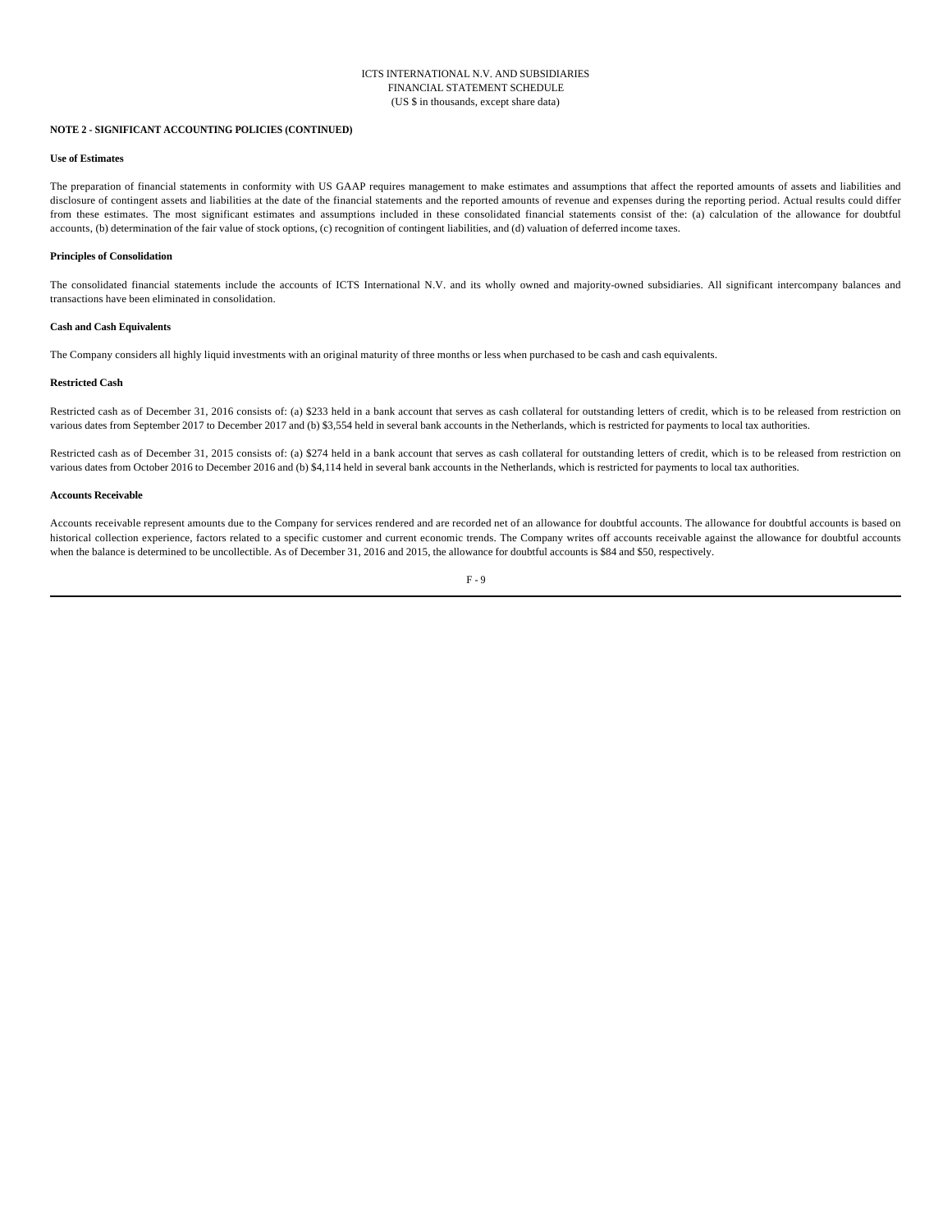ICTS INTERNATIONAL N.V. AND SUBSIDIARIES
FINANCIAL STATEMENT SCHEDULE
(US $ in thousands, except share data)

**NOTE 2 - SIGNIFICANT ACCOUNTING POLICIES (CONTINUED)**

**Use of Estimates**

The preparation of financial statements in conformity with US GAAP requires management to make estimates and assumptions that affect the reported amounts of assets and liabilities and disclosure of contingent assets and liabilities at the date of the financial statements and the reported amounts of revenue and expenses during the reporting period. Actual results could differ from these estimates. The most significant estimates and assumptions included in these consolidated financial statements consist of the: (a) calculation of the allowance for doubtful accounts, (b) determination of the fair value of stock options, (c) recognition of contingent liabilities, and (d) valuation of deferred income taxes.

**Principles of Consolidation**

The consolidated financial statements include the accounts of ICTS International N.V. and its wholly owned and majority-owned subsidiaries. All significant intercompany balances and transactions have been eliminated in consolidation.

**Cash and Cash Equivalents**

The Company considers all highly liquid investments with an original maturity of three months or less when purchased to be cash and cash equivalents.

**Restricted Cash**

Restricted cash as of December 31, 2016 consists of: (a) $233 held in a bank account that serves as cash collateral for outstanding letters of credit, which is to be released from restriction on various dates from September 2017 to December 2017 and (b) $3,554 held in several bank accounts in the Netherlands, which is restricted for payments to local tax authorities.

Restricted cash as of December 31, 2015 consists of: (a) $274 held in a bank account that serves as cash collateral for outstanding letters of credit, which is to be released from restriction on various dates from October 2016 to December 2016 and (b) $4,114 held in several bank accounts in the Netherlands, which is restricted for payments to local tax authorities.

**Accounts Receivable**

Accounts receivable represent amounts due to the Company for services rendered and are recorded net of an allowance for doubtful accounts. The allowance for doubtful accounts is based on historical collection experience, factors related to a specific customer and current economic trends. The Company writes off accounts receivable against the allowance for doubtful accounts when the balance is determined to be uncollectible. As of December 31, 2016 and 2015, the allowance for doubtful accounts is $84 and $50, respectively.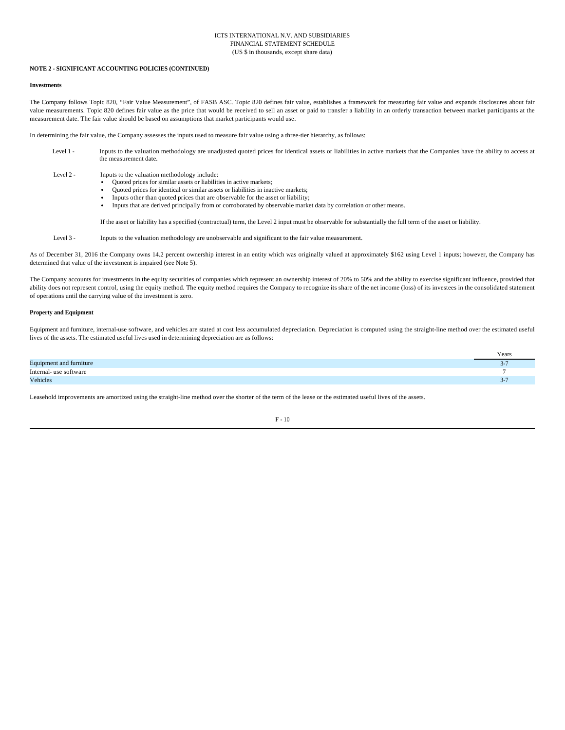ICTS INTERNATIONAL N.V. AND SUBSIDIARIES
FINANCIAL STATEMENT SCHEDULE
(US $ in thousands, except share data)

**NOTE 2 - SIGNIFICANT ACCOUNTING POLICIES (CONTINUED)**

**Investments**

The Company follows Topic 820, "Fair Value Measurement", of FASB ASC. Topic 820 defines fair value, establishes a framework for measuring fair value and expands disclosures about fair value measurements. Topic 820 defines fair value as the price that would be received to sell an asset or paid to transfer a liability in an orderly transaction between market participants at the measurement date. The fair value should be based on assumptions that market participants would use.

In determining the fair value, the Company assesses the inputs used to measure fair value using a three-tier hierarchy, as follows:

Level 1 - Inputs to the valuation methodology are unadjusted quoted prices for identical assets or liabilities in active markets that the Companies have the ability to access at the measurement date.

Level 2 - Inputs to the valuation methodology include:

- Quoted prices for similar assets or liabilities in active markets;
- Quoted prices for identical or similar assets or liabilities in inactive markets;
- Inputs other than quoted prices that are observable for the asset or liability;
- Inputs that are derived principally from or corroborated by observable market data by correlation or other means.

If the asset or liability has a specified (contractual) term, the Level 2 input must be observable for substantially the full term of the asset or liability.

Level 3 - Inputs to the valuation methodology are unobservable and significant to the fair value measurement.

As of December 31, 2016 the Company owns 14.2 percent ownership interest in an entity which was originally valued at approximately $162 using Level 1 inputs; however, the Company has determined that value of the investment is impaired (see Note 5).

The Company accounts for investments in the equity securities of companies which represent an ownership interest of 20% to 50% and the ability to exercise significant influence, provided that ability does not represent control, using the equity method. The equity method requires the Company to recognize its share of the net income (loss) of its investees in the consolidated statement of operations until the carrying value of the investment is zero.

**Property and Equipment**

Equipment and furniture, internal-use software, and vehicles are stated at cost less accumulated depreciation. Depreciation is computed using the straight-line method over the estimated useful lives of the assets. The estimated useful lives used in determining depreciation are as follows:

| | Years |
|---|---|
| Equipment and furniture | 3-7 |
| Internal- use software | 7 |
| Vehicles | 3-7 |

Leasehold improvements are amortized using the straight-line method over the shorter of the term of the lease or the estimated useful lives of the assets.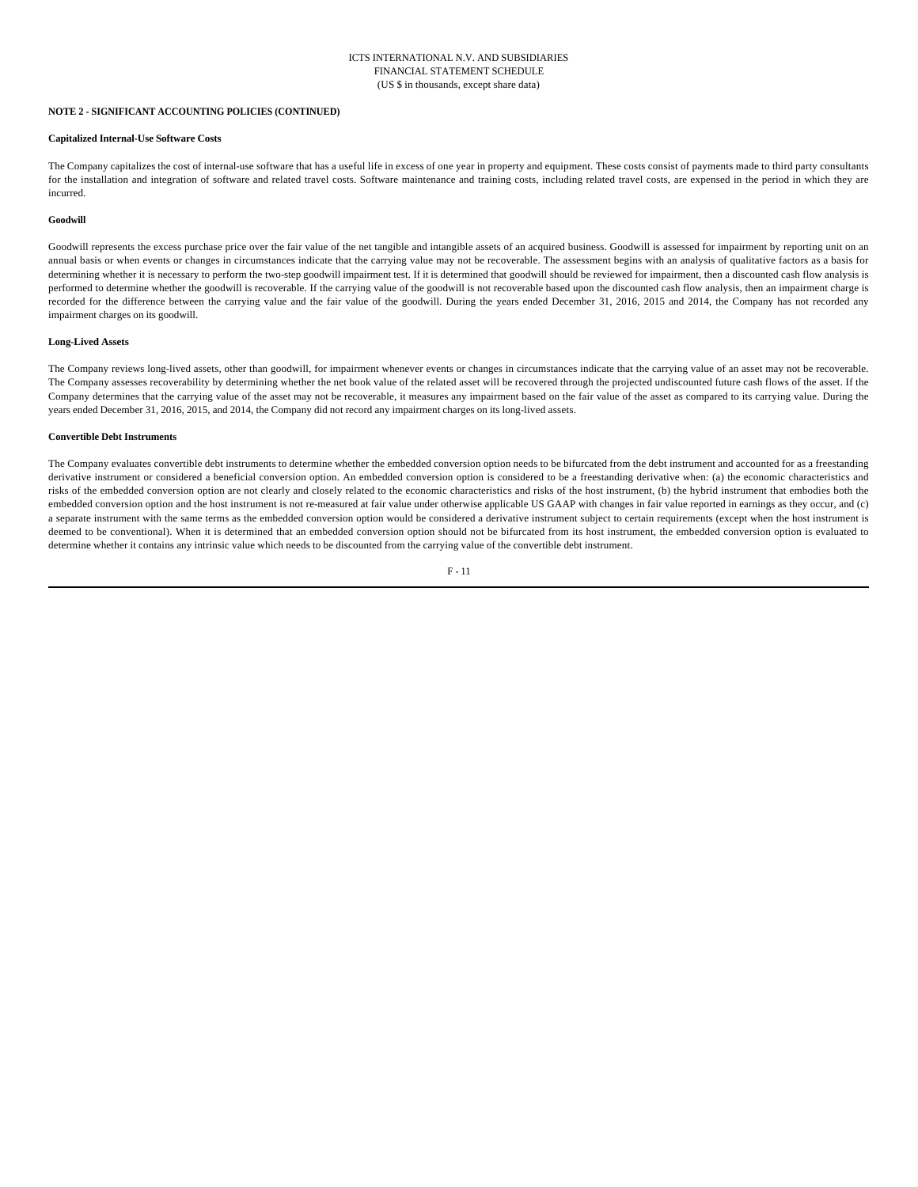**NOTE 2 - SIGNIFICANT ACCOUNTING POLICIES (CONTINUED)**

**Capitalized Internal-Use Software Costs**

The Company capitalizes the cost of internal-use software that has a useful life in excess of one year in property and equipment. These costs consist of payments made to third party consultants for the installation and integration of software and related travel costs. Software maintenance and training costs, including related travel costs, are expensed in the period in which they are incurred.

**Goodwill**

Goodwill represents the excess purchase price over the fair value of the net tangible and intangible assets of an acquired business. Goodwill is assessed for impairment by reporting unit on an annual basis or when events or changes in circumstances indicate that the carrying value may not be recoverable. The assessment begins with an analysis of qualitative factors as a basis for determining whether it is necessary to perform the two-step goodwill impairment test. If it is determined that goodwill should be reviewed for impairment, then a discounted cash flow analysis is performed to determine whether the goodwill is recoverable. If the carrying value of the goodwill is not recoverable based upon the discounted cash flow analysis, then an impairment charge is recorded for the difference between the carrying value and the fair value of the goodwill. During the years ended December 31, 2016, 2015 and 2014, the Company has not recorded any impairment charges on its goodwill.

**Long-Lived Assets**

The Company reviews long-lived assets, other than goodwill, for impairment whenever events or changes in circumstances indicate that the carrying value of an asset may not be recoverable. The Company assesses recoverability by determining whether the net book value of the related asset will be recovered through the projected undiscounted future cash flows of the asset. If the Company determines that the carrying value of the asset may not be recoverable, it measures any impairment based on the fair value of the asset as compared to its carrying value. During the years ended December 31, 2016, 2015, and 2014, the Company did not record any impairment charges on its long-lived assets.

**Convertible Debt Instruments**

The Company evaluates convertible debt instruments to determine whether the embedded conversion option needs to be bifurcated from the debt instrument and accounted for as a freestanding derivative instrument or considered a beneficial conversion option. An embedded conversion option is considered to be a freestanding derivative when: (a) the economic characteristics and risks of the embedded conversion option are not clearly and closely related to the economic characteristics and risks of the host instrument, (b) the hybrid instrument that embodies both the embedded conversion option and the host instrument is not re-measured at fair value under otherwise applicable US GAAP with changes in fair value reported in earnings as they occur, and (c) a separate instrument with the same terms as the embedded conversion option would be considered a derivative instrument subject to certain requirements (except when the host instrument is deemed to be conventional). When it is determined that an embedded conversion option should not be bifurcated from its host instrument, the embedded conversion option is evaluated to determine whether it contains any intrinsic value which needs to be discounted from the carrying value of the convertible debt instrument.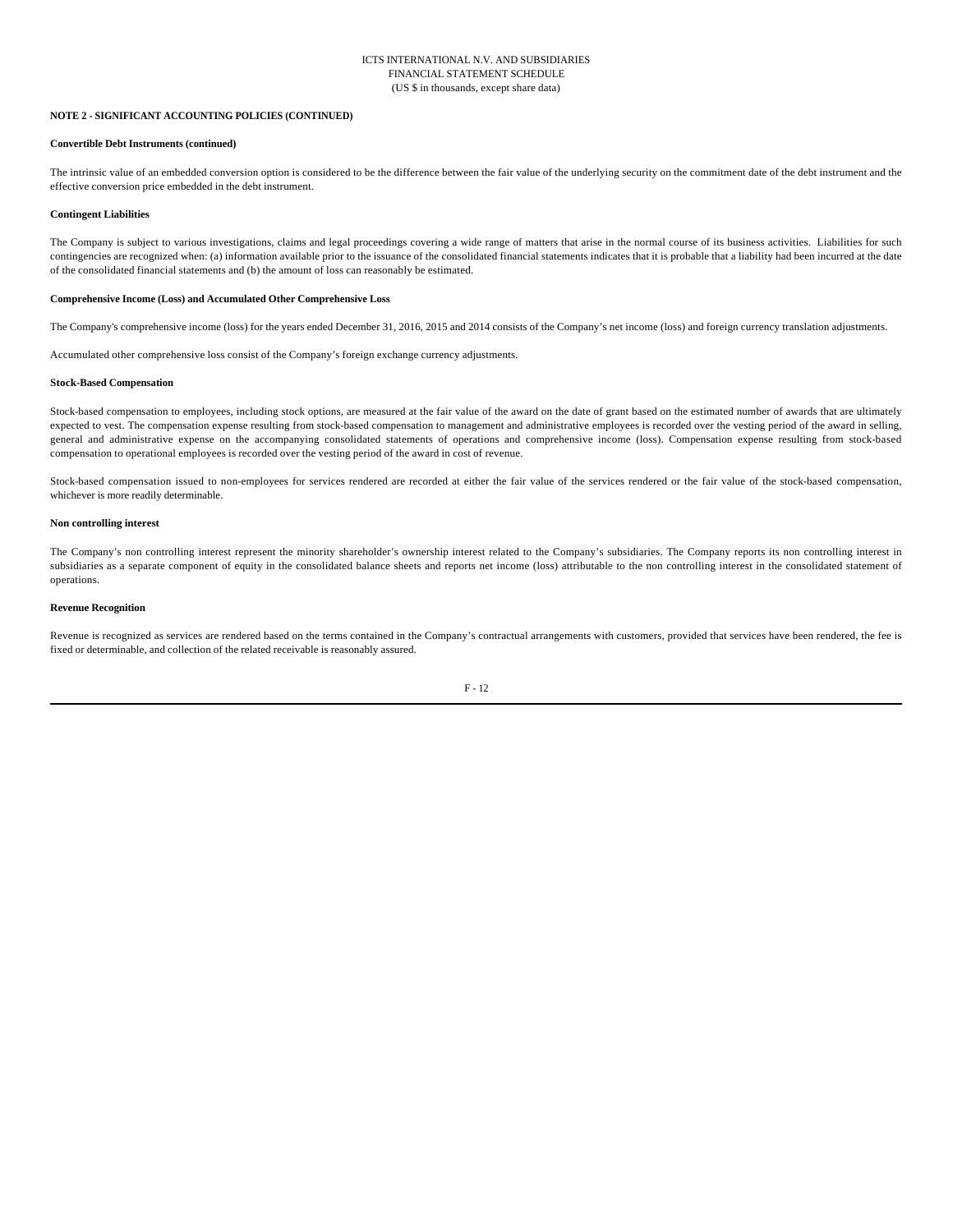**NOTE 2 - SIGNIFICANT ACCOUNTING POLICIES (CONTINUED)**

**Convertible Debt Instruments (continued)**

The intrinsic value of an embedded conversion option is considered to be the difference between the fair value of the underlying security on the commitment date of the debt instrument and the effective conversion price embedded in the debt instrument.

**Contingent Liabilities**

The Company is subject to various investigations, claims and legal proceedings covering a wide range of matters that arise in the normal course of its business activities. Liabilities for such contingencies are recognized when: (a) information available prior to the issuance of the consolidated financial statements indicates that it is probable that a liability had been incurred at the date of the consolidated financial statements and (b) the amount of loss can reasonably be estimated.

**Comprehensive Income (Loss) and Accumulated Other Comprehensive Loss**

The Company's comprehensive income (loss) for the years ended December 31, 2016, 2015 and 2014 consists of the Company's net income (loss) and foreign currency translation adjustments.

Accumulated other comprehensive loss consist of the Company's foreign exchange currency adjustments.

**Stock-Based Compensation**

Stock-based compensation to employees, including stock options, are measured at the fair value of the award on the date of grant based on the estimated number of awards that are ultimately expected to vest. The compensation expense resulting from stock-based compensation to management and administrative employees is recorded over the vesting period of the award in selling, general and administrative expense on the accompanying consolidated statements of operations and comprehensive income (loss). Compensation expense resulting from stock-based compensation to operational employees is recorded over the vesting period of the award in cost of revenue.

Stock-based compensation issued to non-employees for services rendered are recorded at either the fair value of the services rendered or the fair value of the stock-based compensation, whichever is more readily determinable.

**Non controlling interest**

The Company's non controlling interest represent the minority shareholder's ownership interest related to the Company's subsidiaries. The Company reports its non controlling interest in subsidiaries as a separate component of equity in the consolidated balance sheets and reports net income (loss) attributable to the non controlling interest in the consolidated statement of operations.

**Revenue Recognition**

Revenue is recognized as services are rendered based on the terms contained in the Company's contractual arrangements with customers, provided that services have been rendered, the fee is fixed or determinable, and collection of the related receivable is reasonably assured.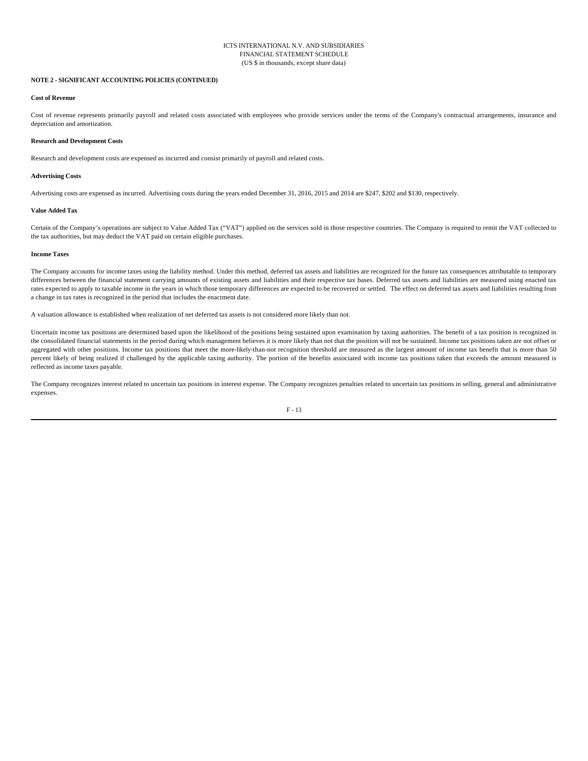ICTS INTERNATIONAL N.V. AND SUBSIDIARIES
FINANCIAL STATEMENT SCHEDULE
(US $ in thousands, except share data)

**NOTE 2 - SIGNIFICANT ACCOUNTING POLICIES (CONTINUED)**

**Cost of Revenue**

Cost of revenue represents primarily payroll and related costs associated with employees who provide services under the terms of the Company's contractual arrangements, insurance and depreciation and amortization.

**Research and Development Costs**

Research and development costs are expensed as incurred and consist primarily of payroll and related costs.

**Advertising Costs**

Advertising costs are expensed as incurred. Advertising costs during the years ended December 31, 2016, 2015 and 2014 are $247, $202 and $130, respectively.

**Value Added Tax**

Certain of the Company's operations are subject to Value Added Tax ("VAT") applied on the services sold in those respective countries. The Company is required to remit the VAT collected to the tax authorities, but may deduct the VAT paid on certain eligible purchases.

**Income Taxes**

The Company accounts for income taxes using the liability method. Under this method, deferred tax assets and liabilities are recognized for the future tax consequences attributable to temporary differences between the financial statement carrying amounts of existing assets and liabilities and their respective tax bases. Deferred tax assets and liabilities are measured using enacted tax rates expected to apply to taxable income in the years in which those temporary differences are expected to be recovered or settled. The effect on deferred tax assets and liabilities resulting from a change in tax rates is recognized in the period that includes the enactment date.

A valuation allowance is established when realization of net deferred tax assets is not considered more likely than not.

Uncertain income tax positions are determined based upon the likelihood of the positions being sustained upon examination by taxing authorities. The benefit of a tax position is recognized in the consolidated financial statements in the period during which management believes it is more likely than not that the position will not be sustained. Income tax positions taken are not offset or aggregated with other positions. Income tax positions that meet the more-likely-than-not recognition threshold are measured as the largest amount of income tax benefit that is more than 50 percent likely of being realized if challenged by the applicable taxing authority. The portion of the benefits associated with income tax positions taken that exceeds the amount measured is reflected as income taxes payable.

The Company recognizes interest related to uncertain tax positions in interest expense. The Company recognizes penalties related to uncertain tax positions in selling, general and administrative expenses.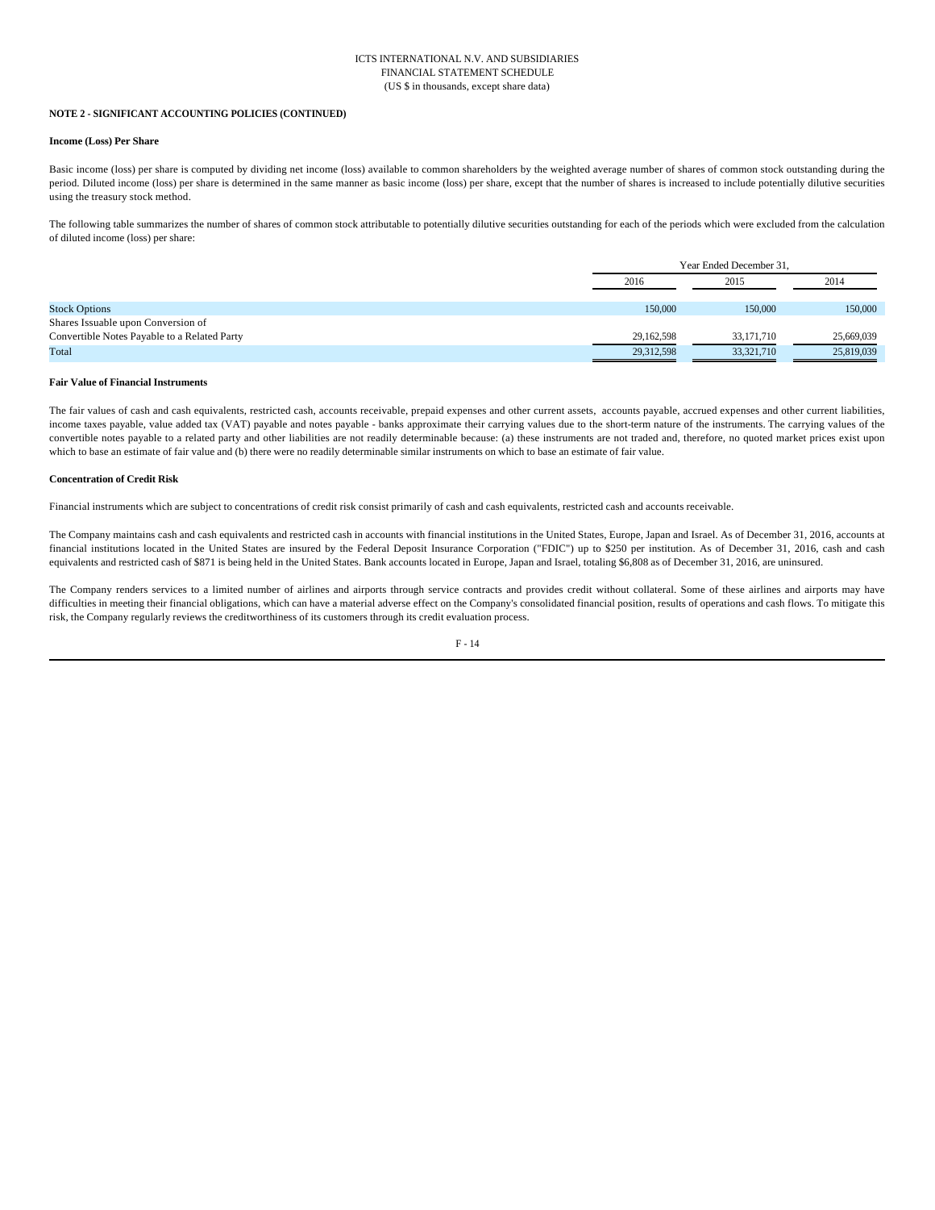ICTS INTERNATIONAL N.V. AND SUBSIDIARIES
FINANCIAL STATEMENT SCHEDULE
(US $ in thousands, except share data)

**NOTE 2 - SIGNIFICANT ACCOUNTING POLICIES (CONTINUED)**

**Income (Loss) Per Share**

Basic income (loss) per share is computed by dividing net income (loss) available to common shareholders by the weighted average number of shares of common stock outstanding during the period. Diluted income (loss) per share is determined in the same manner as basic income (loss) per share, except that the number of shares is increased to include potentially dilutive securities using the treasury stock method.

The following table summarizes the number of shares of common stock attributable to potentially dilutive securities outstanding for each of the periods which were excluded from the calculation of diluted income (loss) per share:

| | Year Ended December 31, | | |
|---|---|---|---|
| | 2016 | 2015 | 2014 |
| Stock Options | 150,000 | 150,000 | 150,000 |
| Shares Issuable upon Conversion of Convertible Notes Payable to a Related Party | 29,162,598 | 33,171,710 | 25,669,039 |
| Total | 29,312,598 | 33,321,710 | 25,819,039 |

**Fair Value of Financial Instruments**

The fair values of cash and cash equivalents, restricted cash, accounts receivable, prepaid expenses and other current assets, accounts payable, accrued expenses and other current liabilities, income taxes payable, value added tax (VAT) payable and notes payable - banks approximate their carrying values due to the short-term nature of the instruments. The carrying values of the convertible notes payable to a related party and other liabilities are not readily determinable because: (a) these instruments are not traded and, therefore, no quoted market prices exist upon which to base an estimate of fair value and (b) there were no readily determinable similar instruments on which to base an estimate of fair value.

**Concentration of Credit Risk**

Financial instruments which are subject to concentrations of credit risk consist primarily of cash and cash equivalents, restricted cash and accounts receivable.

The Company maintains cash and cash equivalents and restricted cash in accounts with financial institutions in the United States, Europe, Japan and Israel. As of December 31, 2016, accounts at financial institutions located in the United States are insured by the Federal Deposit Insurance Corporation ("FDIC") up to $250 per institution. As of December 31, 2016, cash and cash equivalents and restricted cash of $871 is being held in the United States. Bank accounts located in Europe, Japan and Israel, totaling $6,808 as of December 31, 2016, are uninsured.

The Company renders services to a limited number of airlines and airports through service contracts and provides credit without collateral. Some of these airlines and airports may have difficulties in meeting their financial obligations, which can have a material adverse effect on the Company's consolidated financial position, results of operations and cash flows. To mitigate this risk, the Company regularly reviews the creditworthiness of its customers through its credit evaluation process.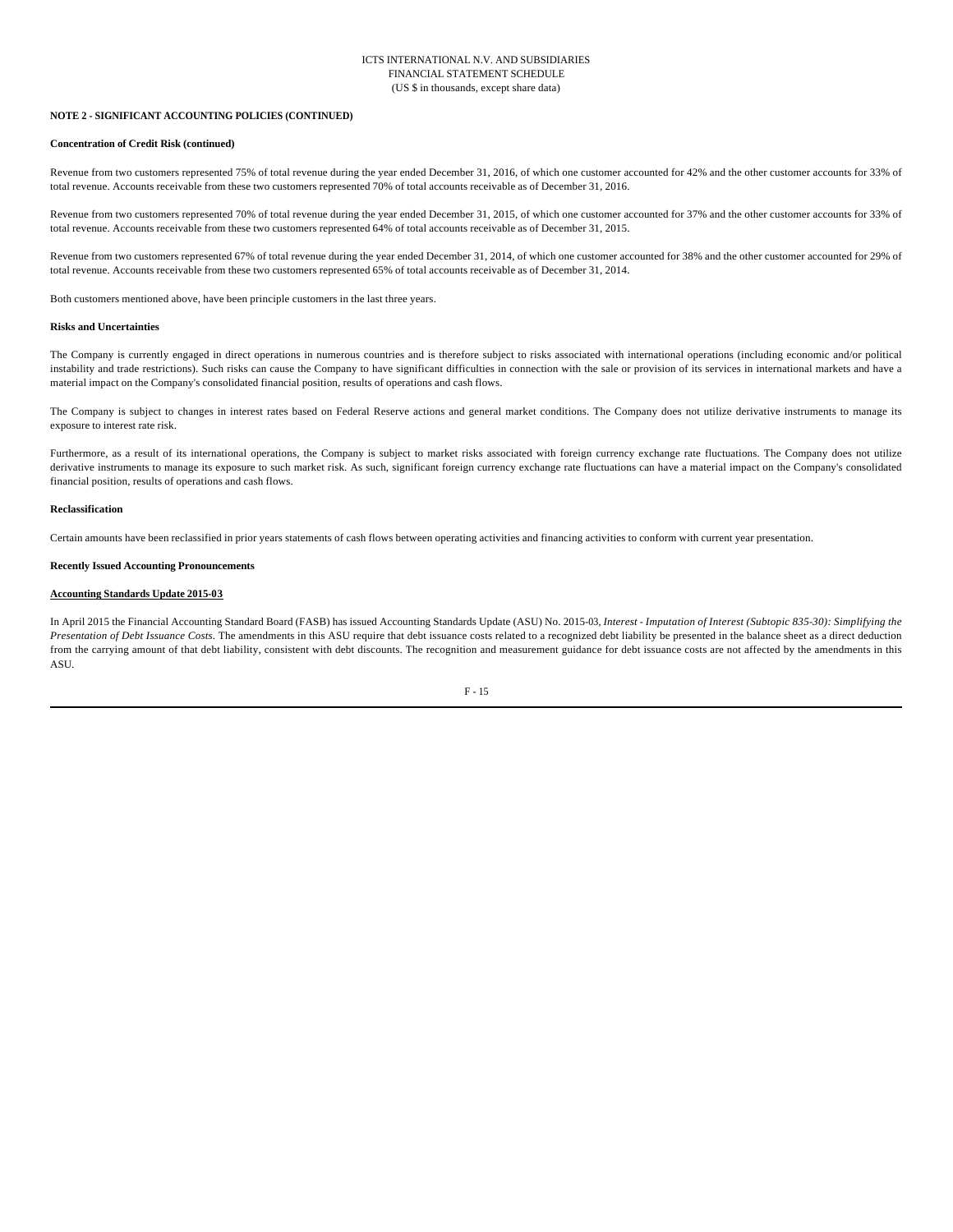**NOTE 2 - SIGNIFICANT ACCOUNTING POLICIES (CONTINUED)**

**Concentration of Credit Risk (continued)**

Revenue from two customers represented 75% of total revenue during the year ended December 31, 2016, of which one customer accounted for 42% and the other customer accounts for 33% of total revenue. Accounts receivable from these two customers represented 70% of total accounts receivable as of December 31, 2016.

Revenue from two customers represented 70% of total revenue during the year ended December 31, 2015, of which one customer accounted for 37% and the other customer accounts for 33% of total revenue. Accounts receivable from these two customers represented 64% of total accounts receivable as of December 31, 2015.

Revenue from two customers represented 67% of total revenue during the year ended December 31, 2014, of which one customer accounted for 38% and the other customer accounted for 29% of total revenue. Accounts receivable from these two customers represented 65% of total accounts receivable as of December 31, 2014.

Both customers mentioned above, have been principle customers in the last three years.

**Risks and Uncertainties**

The Company is currently engaged in direct operations in numerous countries and is therefore subject to risks associated with international operations (including economic and/or political instability and trade restrictions). Such risks can cause the Company to have significant difficulties in connection with the sale or provision of its services in international markets and have a material impact on the Company's consolidated financial position, results of operations and cash flows.

The Company is subject to changes in interest rates based on Federal Reserve actions and general market conditions. The Company does not utilize derivative instruments to manage its exposure to interest rate risk.

Furthermore, as a result of its international operations, the Company is subject to market risks associated with foreign currency exchange rate fluctuations. The Company does not utilize derivative instruments to manage its exposure to such market risk. As such, significant foreign currency exchange rate fluctuations can have a material impact on the Company's consolidated financial position, results of operations and cash flows.

**Reclassification**

Certain amounts have been reclassified in prior years statements of cash flows between operating activities and financing activities to conform with current year presentation.

**Recently Issued Accounting Pronouncements**

**Accounting Standards Update 2015-03**

In April 2015 the Financial Accounting Standard Board (FASB) has issued Accounting Standards Update (ASU) No. 2015-03, *Interest - Imputation of Interest (Subtopic 835-30): Simplifying the Presentation of Debt Issuance Costs*. The amendments in this ASU require that debt issuance costs related to a recognized debt liability be presented in the balance sheet as a direct deduction from the carrying amount of that debt liability, consistent with debt discounts. The recognition and measurement guidance for debt issuance costs are not affected by the amendments in this ASU.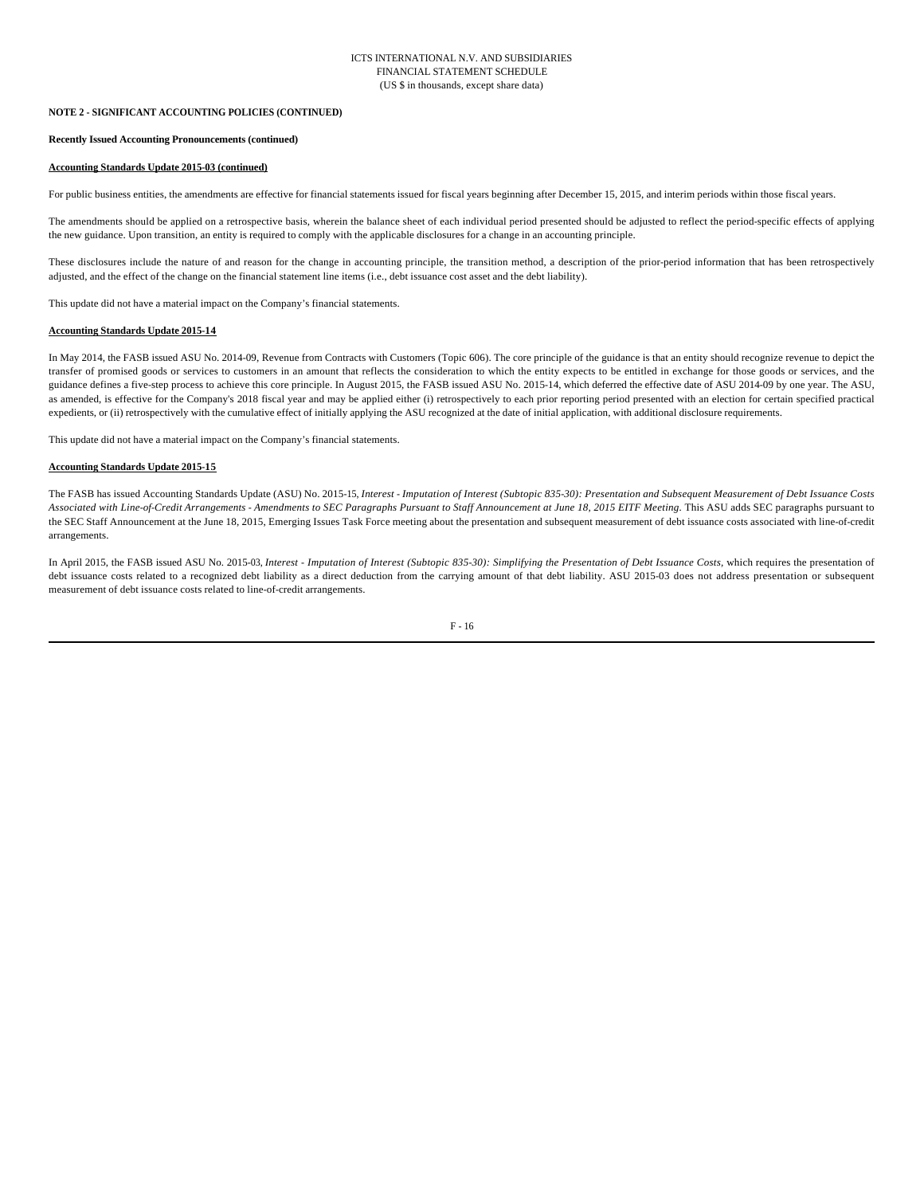**NOTE 2 - SIGNIFICANT ACCOUNTING POLICIES (CONTINUED)**

**Recently Issued Accounting Pronouncements (continued)**

**Accounting Standards Update 2015-03 (continued)**

For public business entities, the amendments are effective for financial statements issued for fiscal years beginning after December 15, 2015, and interim periods within those fiscal years.

The amendments should be applied on a retrospective basis, wherein the balance sheet of each individual period presented should be adjusted to reflect the period-specific effects of applying the new guidance. Upon transition, an entity is required to comply with the applicable disclosures for a change in an accounting principle.

These disclosures include the nature of and reason for the change in accounting principle, the transition method, a description of the prior-period information that has been retrospectively adjusted, and the effect of the change on the financial statement line items (i.e., debt issuance cost asset and the debt liability).

This update did not have a material impact on the Company's financial statements.

**Accounting Standards Update 2015-14**

In May 2014, the FASB issued ASU No. 2014-09, Revenue from Contracts with Customers (Topic 606). The core principle of the guidance is that an entity should recognize revenue to depict the transfer of promised goods or services to customers in an amount that reflects the consideration to which the entity expects to be entitled in exchange for those goods or services, and the guidance defines a five-step process to achieve this core principle. In August 2015, the FASB issued ASU No. 2015-14, which deferred the effective date of ASU 2014-09 by one year. The ASU, as amended, is effective for the Company's 2018 fiscal year and may be applied either (i) retrospectively to each prior reporting period presented with an election for certain specified practical expedients, or (ii) retrospectively with the cumulative effect of initially applying the ASU recognized at the date of initial application, with additional disclosure requirements.

This update did not have a material impact on the Company's financial statements.

**Accounting Standards Update 2015-15**

The FASB has issued Accounting Standards Update (ASU) No. 2015-15, *Interest - Imputation of Interest (Subtopic 835-30): Presentation and Subsequent Measurement of Debt Issuance Costs Associated with Line-of-Credit Arrangements - Amendments to SEC Paragraphs Pursuant to Staff Announcement at June 18, 2015 EITF Meeting*. This ASU adds SEC paragraphs pursuant to the SEC Staff Announcement at the June 18, 2015, Emerging Issues Task Force meeting about the presentation and subsequent measurement of debt issuance costs associated with line-of-credit arrangements.

In April 2015, the FASB issued ASU No. 2015-03, *Interest - Imputation of Interest (Subtopic 835-30): Simplifying the Presentation of Debt Issuance Costs*, which requires the presentation of debt issuance costs related to a recognized debt liability as a direct deduction from the carrying amount of that debt liability. ASU 2015-03 does not address presentation or subsequent measurement of debt issuance costs related to line-of-credit arrangements.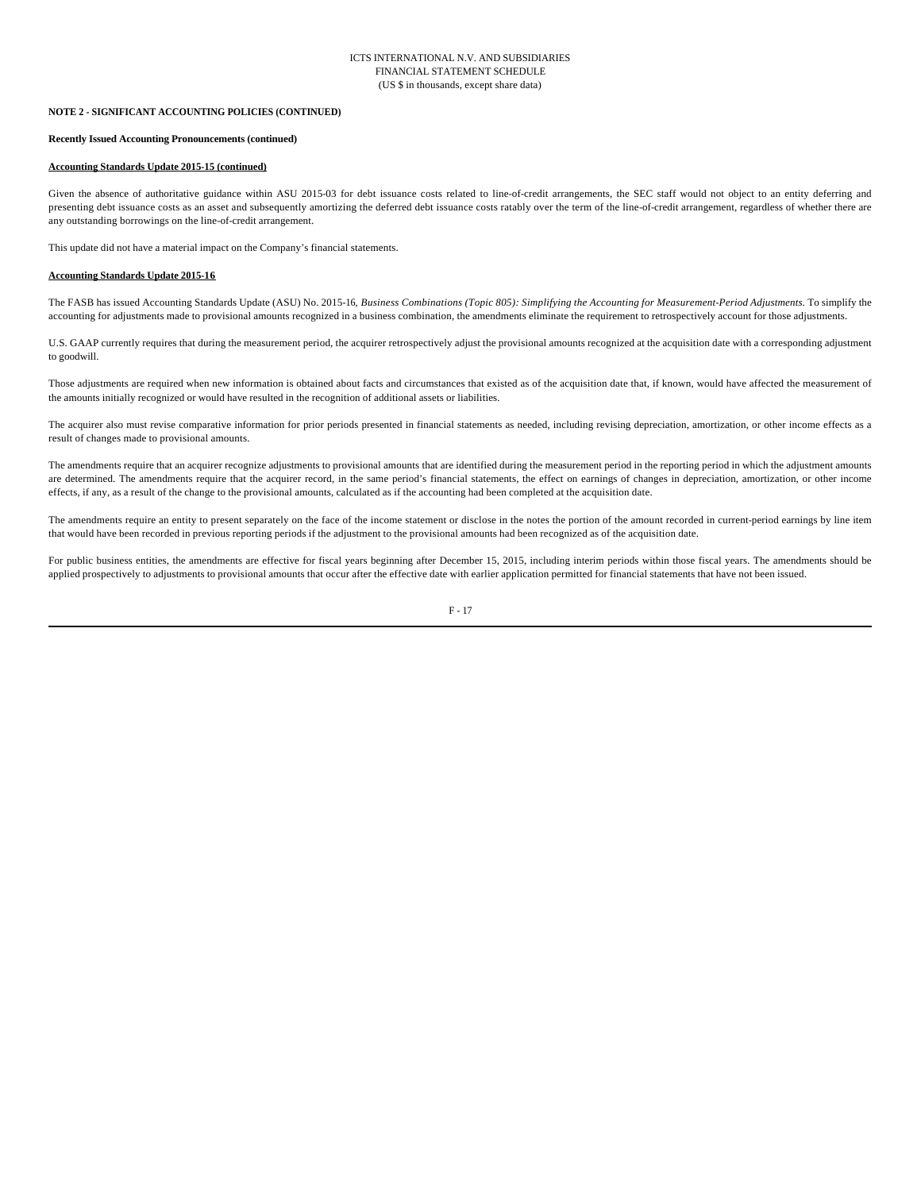**NOTE 2 - SIGNIFICANT ACCOUNTING POLICIES (CONTINUED)**

**Recently Issued Accounting Pronouncements (continued)**

**Accounting Standards Update 2015-15 (continued)**

Given the absence of authoritative guidance within ASU 2015-03 for debt issuance costs related to line-of-credit arrangements, the SEC staff would not object to an entity deferring and presenting debt issuance costs as an asset and subsequently amortizing the deferred debt issuance costs ratably over the term of the line-of-credit arrangement, regardless of whether there are any outstanding borrowings on the line-of-credit arrangement.

This update did not have a material impact on the Company's financial statements.

**Accounting Standards Update 2015-16**

The FASB has issued Accounting Standards Update (ASU) No. 2015-16, *Business Combinations (Topic 805): Simplifying the Accounting for Measurement-Period Adjustments.* To simplify the accounting for adjustments made to provisional amounts recognized in a business combination, the amendments eliminate the requirement to retrospectively account for those adjustments.

U.S. GAAP currently requires that during the measurement period, the acquirer retrospectively adjust the provisional amounts recognized at the acquisition date with a corresponding adjustment to goodwill.

Those adjustments are required when new information is obtained about facts and circumstances that existed as of the acquisition date that, if known, would have affected the measurement of the amounts initially recognized or would have resulted in the recognition of additional assets or liabilities.

The acquirer also must revise comparative information for prior periods presented in financial statements as needed, including revising depreciation, amortization, or other income effects as a result of changes made to provisional amounts.

The amendments require that an acquirer recognize adjustments to provisional amounts that are identified during the measurement period in the reporting period in which the adjustment amounts are determined. The amendments require that the acquirer record, in the same period's financial statements, the effect on earnings of changes in depreciation, amortization, or other income effects, if any, as a result of the change to the provisional amounts, calculated as if the accounting had been completed at the acquisition date.

The amendments require an entity to present separately on the face of the income statement or disclose in the notes the portion of the amount recorded in current-period earnings by line item that would have been recorded in previous reporting periods if the adjustment to the provisional amounts had been recognized as of the acquisition date.

For public business entities, the amendments are effective for fiscal years beginning after December 15, 2015, including interim periods within those fiscal years. The amendments should be applied prospectively to adjustments to provisional amounts that occur after the effective date with earlier application permitted for financial statements that have not been issued.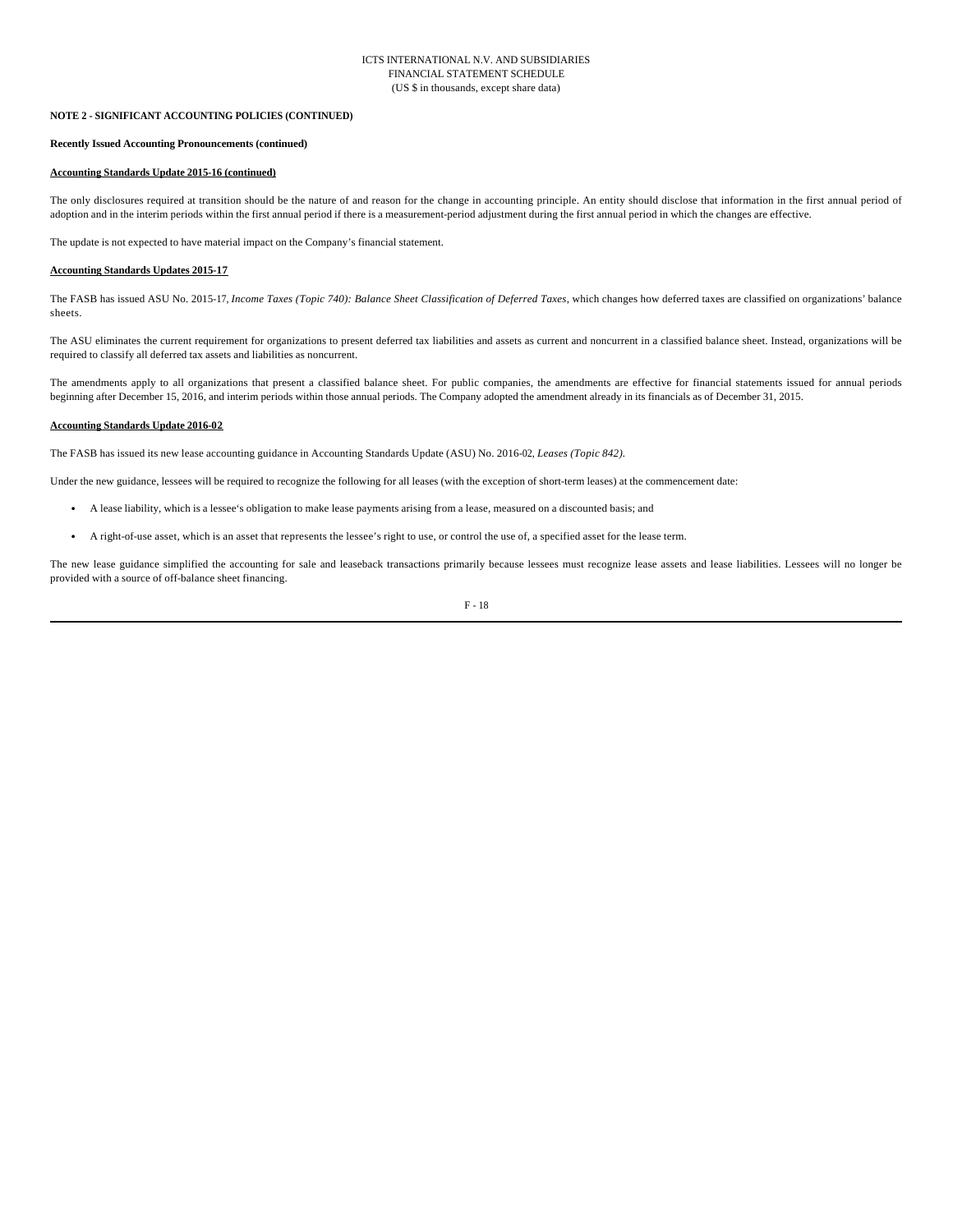**NOTE 2 - SIGNIFICANT ACCOUNTING POLICIES (CONTINUED)**

**Recently Issued Accounting Pronouncements (continued)**

**Accounting Standards Update 2015-16 (continued)**

The only disclosures required at transition should be the nature of and reason for the change in accounting principle. An entity should disclose that information in the first annual period of adoption and in the interim periods within the first annual period if there is a measurement-period adjustment during the first annual period in which the changes are effective.

The update is not expected to have material impact on the Company's financial statement.

**Accounting Standards Updates 2015-17**

The FASB has issued ASU No. 2015-17, *Income Taxes (Topic 740): Balance Sheet Classification of Deferred Taxes*, which changes how deferred taxes are classified on organizations' balance sheets.

The ASU eliminates the current requirement for organizations to present deferred tax liabilities and assets as current and noncurrent in a classified balance sheet. Instead, organizations will be required to classify all deferred tax assets and liabilities as noncurrent.

The amendments apply to all organizations that present a classified balance sheet. For public companies, the amendments are effective for financial statements issued for annual periods beginning after December 15, 2016, and interim periods within those annual periods. The Company adopted the amendment already in its financials as of December 31, 2015.

**Accounting Standards Update 2016-02**

The FASB has issued its new lease accounting guidance in Accounting Standards Update (ASU) No. 2016-02, *Leases (Topic 842)*.

Under the new guidance, lessees will be required to recognize the following for all leases (with the exception of short-term leases) at the commencement date:

- A lease liability, which is a lessee's obligation to make lease payments arising from a lease, measured on a discounted basis; and
- A right-of-use asset, which is an asset that represents the lessee's right to use, or control the use of, a specified asset for the lease term.

The new lease guidance simplified the accounting for sale and leaseback transactions primarily because lessees must recognize lease assets and lease liabilities. Lessees will no longer be provided with a source of off-balance sheet financing.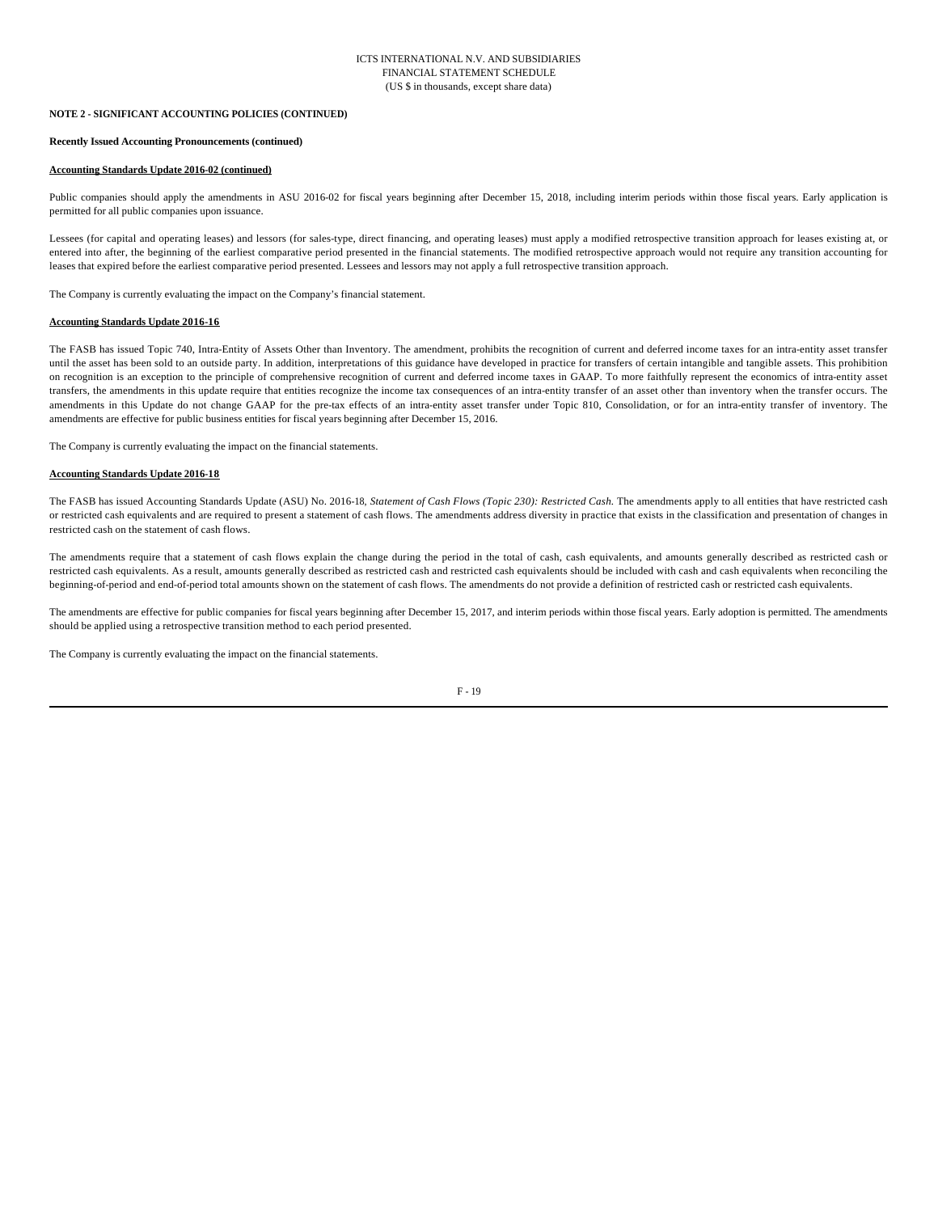**NOTE 2 - SIGNIFICANT ACCOUNTING POLICIES (CONTINUED)**

**Recently Issued Accounting Pronouncements (continued)**

**Accounting Standards Update 2016-02 (continued)**

Public companies should apply the amendments in ASU 2016-02 for fiscal years beginning after December 15, 2018, including interim periods within those fiscal years. Early application is permitted for all public companies upon issuance.

Lessees (for capital and operating leases) and lessors (for sales-type, direct financing, and operating leases) must apply a modified retrospective transition approach for leases existing at, or entered into after, the beginning of the earliest comparative period presented in the financial statements. The modified retrospective approach would not require any transition accounting for leases that expired before the earliest comparative period presented. Lessees and lessors may not apply a full retrospective transition approach.

The Company is currently evaluating the impact on the Company's financial statement.

**Accounting Standards Update 2016-16**

The FASB has issued Topic 740, Intra-Entity of Assets Other than Inventory. The amendment, prohibits the recognition of current and deferred income taxes for an intra-entity asset transfer until the asset has been sold to an outside party. In addition, interpretations of this guidance have developed in practice for transfers of certain intangible and tangible assets. This prohibition on recognition is an exception to the principle of comprehensive recognition of current and deferred income taxes in GAAP. To more faithfully represent the economics of intra-entity asset transfers, the amendments in this update require that entities recognize the income tax consequences of an intra-entity transfer of an asset other than inventory when the transfer occurs. The amendments in this Update do not change GAAP for the pre-tax effects of an intra-entity asset transfer under Topic 810, Consolidation, or for an intra-entity transfer of inventory. The amendments are effective for public business entities for fiscal years beginning after December 15, 2016.

The Company is currently evaluating the impact on the financial statements.

**Accounting Standards Update 2016-18**

The FASB has issued Accounting Standards Update (ASU) No. 2016-18, *Statement of Cash Flows (Topic 230): Restricted Cash.* The amendments apply to all entities that have restricted cash or restricted cash equivalents and are required to present a statement of cash flows. The amendments address diversity in practice that exists in the classification and presentation of changes in restricted cash on the statement of cash flows.

The amendments require that a statement of cash flows explain the change during the period in the total of cash, cash equivalents, and amounts generally described as restricted cash or restricted cash equivalents. As a result, amounts generally described as restricted cash and restricted cash equivalents should be included with cash and cash equivalents when reconciling the beginning-of-period and end-of-period total amounts shown on the statement of cash flows. The amendments do not provide a definition of restricted cash or restricted cash equivalents.

The amendments are effective for public companies for fiscal years beginning after December 15, 2017, and interim periods within those fiscal years. Early adoption is permitted. The amendments should be applied using a retrospective transition method to each period presented.

The Company is currently evaluating the impact on the financial statements.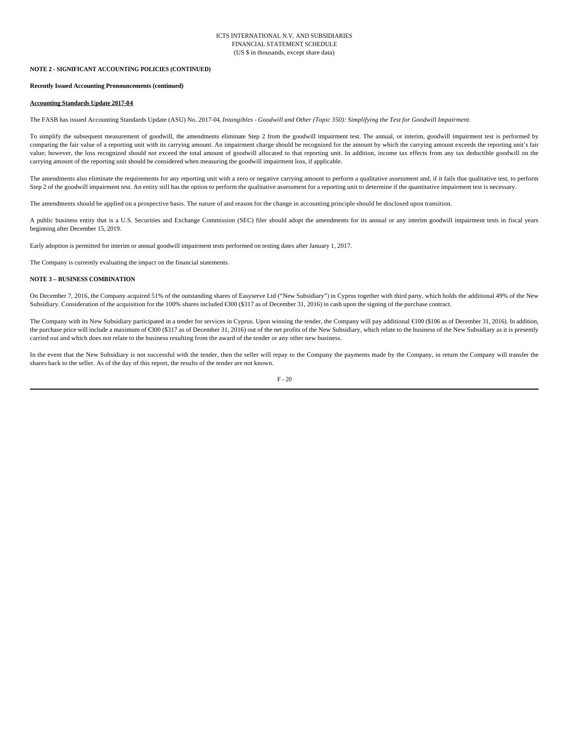**NOTE 2 - SIGNIFICANT ACCOUNTING POLICIES (CONTINUED)**

**Recently Issued Accounting Pronouncements (continued)**

**Accounting Standards Update 2017-04**

The FASB has issued Accounting Standards Update (ASU) No. 2017-04, *Intangibles - Goodwill and Other (Topic 350): Simplifying the Test for Goodwill Impairment.*

To simplify the subsequent measurement of goodwill, the amendments eliminate Step 2 from the goodwill impairment test. The annual, or interim, goodwill impairment test is performed by comparing the fair value of a reporting unit with its carrying amount. An impairment charge should be recognized for the amount by which the carrying amount exceeds the reporting unit's fair value; however, the loss recognized should not exceed the total amount of goodwill allocated to that reporting unit. In addition, income tax effects from any tax deductible goodwill on the carrying amount of the reporting unit should be considered when measuring the goodwill impairment loss, if applicable.

The amendments also eliminate the requirements for any reporting unit with a zero or negative carrying amount to perform a qualitative assessment and, if it fails that qualitative test, to perform Step 2 of the goodwill impairment test. An entity still has the option to perform the qualitative assessment for a reporting unit to determine if the quantitative impairment test is necessary.

The amendments should be applied on a prospective basis. The nature of and reason for the change in accounting principle should be disclosed upon transition.

A public business entity that is a U.S. Securities and Exchange Commission (SEC) filer should adopt the amendments for its annual or any interim goodwill impairment tests in fiscal years beginning after December 15, 2019.

Early adoption is permitted for interim or annual goodwill impairment tests performed on testing dates after January 1, 2017.

The Company is currently evaluating the impact on the financial statements.

**NOTE 3 – BUSINESS COMBINATION**

On December 7, 2016, the Company acquired 51% of the outstanding shares of Easyserve Ltd ("New Subsidiary") in Cyprus together with third party, which holds the additional 49% of the New Subsidiary. Consideration of the acquisition for the 100% shares included €300 ($317 as of December 31, 2016) in cash upon the signing of the purchase contract.

The Company with its New Subsidiary participated in a tender for services in Cyprus. Upon winning the tender, the Company will pay additional €100 ($106 as of December 31, 2016). In addition, the purchase price will include a maximum of €300 ($317 as of December 31, 2016) out of the net profits of the New Subsidiary, which relate to the business of the New Subsidiary as it is presently carried out and which does not relate to the business resulting from the award of the tender or any other new business.

In the event that the New Subsidiary is not successful with the tender, then the seller will repay to the Company the payments made by the Company, in return the Company will transfer the shares back to the seller. As of the day of this report, the results of the tender are not known.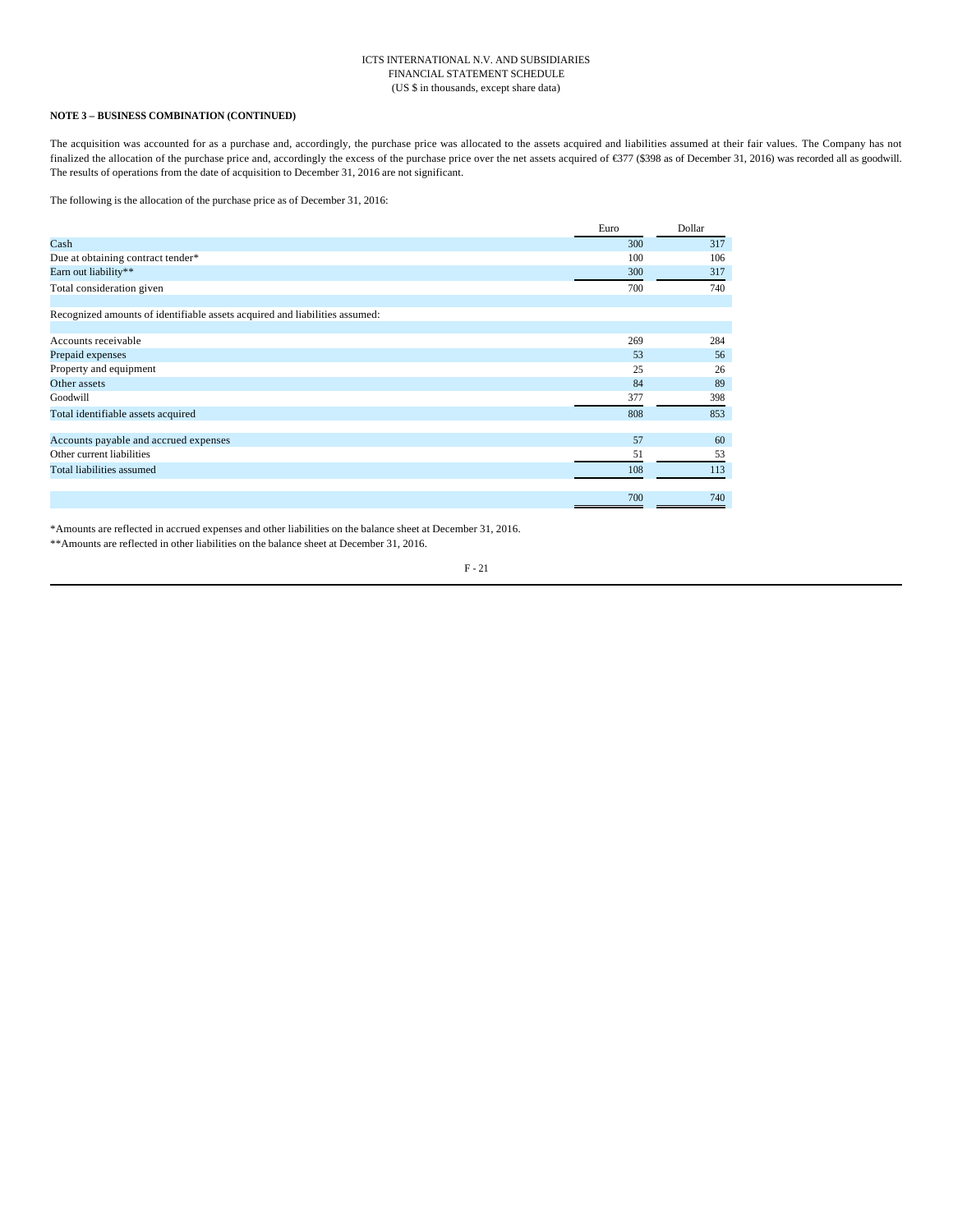**NOTE 3 – BUSINESS COMBINATION (CONTINUED)**

The acquisition was accounted for as a purchase and, accordingly, the purchase price was allocated to the assets acquired and liabilities assumed at their fair values. The Company has not finalized the allocation of the purchase price and, accordingly the excess of the purchase price over the net assets acquired of €377 ($398 as of December 31, 2016) was recorded all as goodwill. The results of operations from the date of acquisition to December 31, 2016 are not significant.

The following is the allocation of the purchase price as of December 31, 2016:

| | Euro | Dollar |
|---|---|---|
| Cash | 300 | 317 |
| Due at obtaining contract tender* | 100 | 106 |
| Earn out liability** | 300 | 317 |
| Total consideration given | 700 | 740 |
| | | |
| Recognized amounts of identifiable assets acquired and liabilities assumed: | | |
| | | |
| Accounts receivable | 269 | 284 |
| Prepaid expenses | 53 | 56 |
| Property and equipment | 25 | 26 |
| Other assets | 84 | 89 |
| Goodwill | 377 | 398 |
| Total identifiable assets acquired | 808 | 853 |
| | | |
| Accounts payable and accrued expenses | 57 | 60 |
| Other current liabilities | 51 | 53 |
| Total liabilities assumed | 108 | 113 |
| | | |
| | 700 | 740 |

*Amounts are reflected in accrued expenses and other liabilities on the balance sheet at December 31, 2016.

**Amounts are reflected in other liabilities on the balance sheet at December 31, 2016.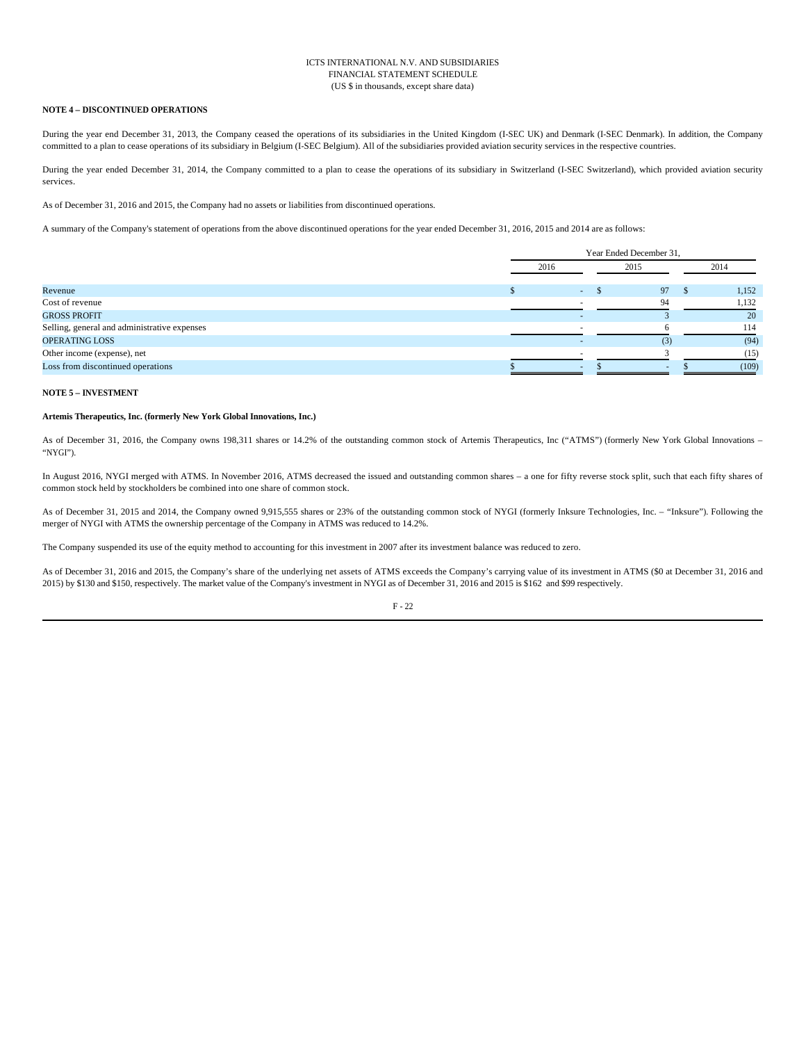ICTS INTERNATIONAL N.V. AND SUBSIDIARIES
FINANCIAL STATEMENT SCHEDULE
(US $ in thousands, except share data)

**NOTE 4 – DISCONTINUED OPERATIONS**

During the year end December 31, 2013, the Company ceased the operations of its subsidiaries in the United Kingdom (I-SEC UK) and Denmark (I-SEC Denmark). In addition, the Company committed to a plan to cease operations of its subsidiary in Belgium (I-SEC Belgium). All of the subsidiaries provided aviation security services in the respective countries.

During the year ended December 31, 2014, the Company committed to a plan to cease the operations of its subsidiary in Switzerland (I-SEC Switzerland), which provided aviation security services.

As of December 31, 2016 and 2015, the Company had no assets or liabilities from discontinued operations.

A summary of the Company's statement of operations from the above discontinued operations for the year ended December 31, 2016, 2015 and 2014 are as follows:

| | Year Ended December 31, | | |
|---|---|---|---|
| | 2016 | 2015 | 2014 |
| Revenue | $ - | $ 97 | $ 1,152 |
| Cost of revenue | - | 94 | 1,132 |
| GROSS PROFIT | - | 3 | 20 |
| Selling, general and administrative expenses | - | 6 | 114 |
| OPERATING LOSS | - | (3) | (94) |
| Other income (expense), net | - | 3 | (15) |
| Loss from discontinued operations | $ - | $ - | $ (109) |

**NOTE 5 – INVESTMENT**

**Artemis Therapeutics, Inc. (formerly New York Global Innovations, Inc.)**

As of December 31, 2016, the Company owns 198,311 shares or 14.2% of the outstanding common stock of Artemis Therapeutics, Inc ("ATMS") (formerly New York Global Innovations – "NYGI").

In August 2016, NYGI merged with ATMS. In November 2016, ATMS decreased the issued and outstanding common shares – a one for fifty reverse stock split, such that each fifty shares of common stock held by stockholders be combined into one share of common stock.

As of December 31, 2015 and 2014, the Company owned 9,915,555 shares or 23% of the outstanding common stock of NYGI (formerly Inksure Technologies, Inc. – "Inksure"). Following the merger of NYGI with ATMS the ownership percentage of the Company in ATMS was reduced to 14.2%.

The Company suspended its use of the equity method to accounting for this investment in 2007 after its investment balance was reduced to zero.

As of December 31, 2016 and 2015, the Company's share of the underlying net assets of ATMS exceeds the Company's carrying value of its investment in ATMS ($0 at December 31, 2016 and 2015) by $130 and $150, respectively. The market value of the Company's investment in NYGI as of December 31, 2016 and 2015 is $162 and $99 respectively.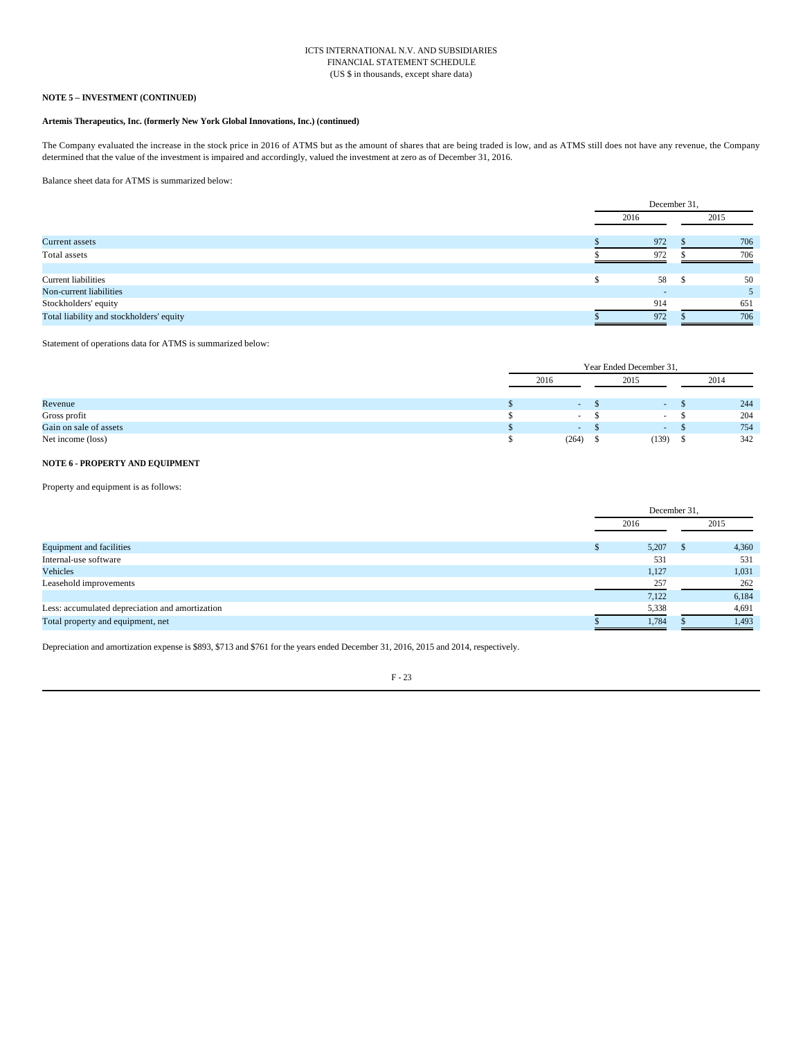ICTS INTERNATIONAL N.V. AND SUBSIDIARIES
FINANCIAL STATEMENT SCHEDULE
(US $ in thousands, except share data)

**NOTE 5 – INVESTMENT (CONTINUED)**

**Artemis Therapeutics, Inc. (formerly New York Global Innovations, Inc.) (continued)**

The Company evaluated the increase in the stock price in 2016 of ATMS but as the amount of shares that are being traded is low, and as ATMS still does not have any revenue, the Company determined that the value of the investment is impaired and accordingly, valued the investment at zero as of December 31, 2016.

Balance sheet data for ATMS is summarized below:

| | December 31, | |
|---|---|---|
| | 2016 | 2015 |
| Current assets | $ 972 | $ 706 |
| Total assets | $ 972 | $ 706 |
| | | |
| Current liabilities | $ 58 | $ 50 |
| Non-current liabilities | - | 5 |
| Stockholders' equity | 914 | 651 |
| Total liability and stockholders' equity | $ 972 | $ 706 |

Statement of operations data for ATMS is summarized below:

| | Year Ended December 31, | | |
|---|---|---|---|
| | 2016 | 2015 | 2014 |
| Revenue | $ - | $ - | $ 244 |
| Gross profit | $ - | $ - | $ 204 |
| Gain on sale of assets | $ - | $ - | $ 754 |
| Net income (loss) | $ (264) | $ (139) | $ 342 |

**NOTE 6 - PROPERTY AND EQUIPMENT**

Property and equipment is as follows:

| | December 31, | |
|---|---|---|
| | 2016 | 2015 |
| Equipment and facilities | $ 5,207 | $ 4,360 |
| Internal-use software | 531 | 531 |
| Vehicles | 1,127 | 1,031 |
| Leasehold improvements | 257 | 262 |
| | 7,122 | 6,184 |
| Less: accumulated depreciation and amortization | 5,338 | 4,691 |
| Total property and equipment, net | $ 1,784 | $ 1,493 |

Depreciation and amortization expense is $893, $713 and $761 for the years ended December 31, 2016, 2015 and 2014, respectively.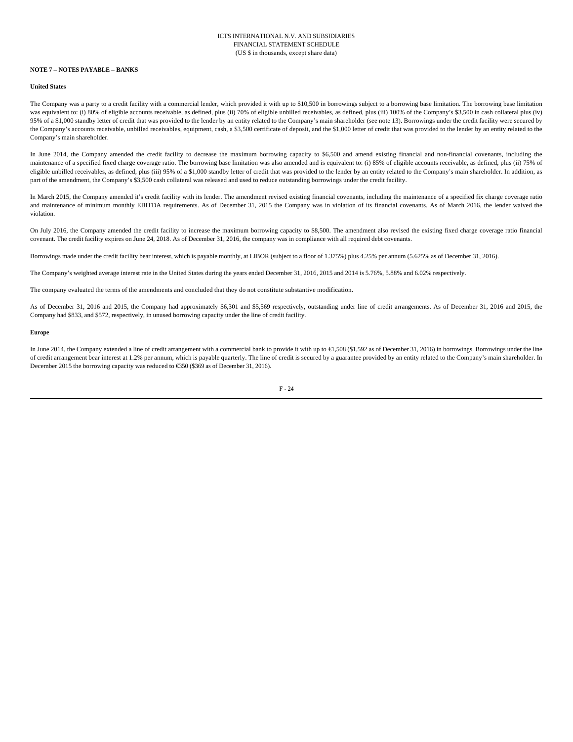**NOTE 7 – NOTES PAYABLE – BANKS**

**United States**

The Company was a party to a credit facility with a commercial lender, which provided it with up to $10,500 in borrowings subject to a borrowing base limitation. The borrowing base limitation was equivalent to: (i) 80% of eligible accounts receivable, as defined, plus (ii) 70% of eligible unbilled receivables, as defined, plus (iii) 100% of the Company's $3,500 in cash collateral plus (iv) 95% of a $1,000 standby letter of credit that was provided to the lender by an entity related to the Company's main shareholder (see note 13). Borrowings under the credit facility were secured by the Company's accounts receivable, unbilled receivables, equipment, cash, a $3,500 certificate of deposit, and the $1,000 letter of credit that was provided to the lender by an entity related to the Company's main shareholder.

In June 2014, the Company amended the credit facility to decrease the maximum borrowing capacity to $6,500 and amend existing financial and non-financial covenants, including the maintenance of a specified fixed charge coverage ratio. The borrowing base limitation was also amended and is equivalent to: (i) 85% of eligible accounts receivable, as defined, plus (ii) 75% of eligible unbilled receivables, as defined, plus (iii) 95% of a $1,000 standby letter of credit that was provided to the lender by an entity related to the Company's main shareholder. In addition, as part of the amendment, the Company's $3,500 cash collateral was released and used to reduce outstanding borrowings under the credit facility.

In March 2015, the Company amended it's credit facility with its lender. The amendment revised existing financial covenants, including the maintenance of a specified fix charge coverage ratio and maintenance of minimum monthly EBITDA requirements. As of December 31, 2015 the Company was in violation of its financial covenants. As of March 2016, the lender waived the violation.

On July 2016, the Company amended the credit facility to increase the maximum borrowing capacity to $8,500. The amendment also revised the existing fixed charge coverage ratio financial covenant. The credit facility expires on June 24, 2018. As of December 31, 2016, the company was in compliance with all required debt covenants.

Borrowings made under the credit facility bear interest, which is payable monthly, at LIBOR (subject to a floor of 1.375%) plus 4.25% per annum (5.625% as of December 31, 2016).

The Company's weighted average interest rate in the United States during the years ended December 31, 2016, 2015 and 2014 is 5.76%, 5.88% and 6.02% respectively.

The company evaluated the terms of the amendments and concluded that they do not constitute substantive modification.

As of December 31, 2016 and 2015, the Company had approximately $6,301 and $5,569 respectively, outstanding under line of credit arrangements. As of December 31, 2016 and 2015, the Company had $833, and $572, respectively, in unused borrowing capacity under the line of credit facility.

**Europe**

In June 2014, the Company extended a line of credit arrangement with a commercial bank to provide it with up to €1,508 ($1,592 as of December 31, 2016) in borrowings. Borrowings under the line of credit arrangement bear interest at 1.2% per annum, which is payable quarterly. The line of credit is secured by a guarantee provided by an entity related to the Company's main shareholder. In December 2015 the borrowing capacity was reduced to €350 ($369 as of December 31, 2016).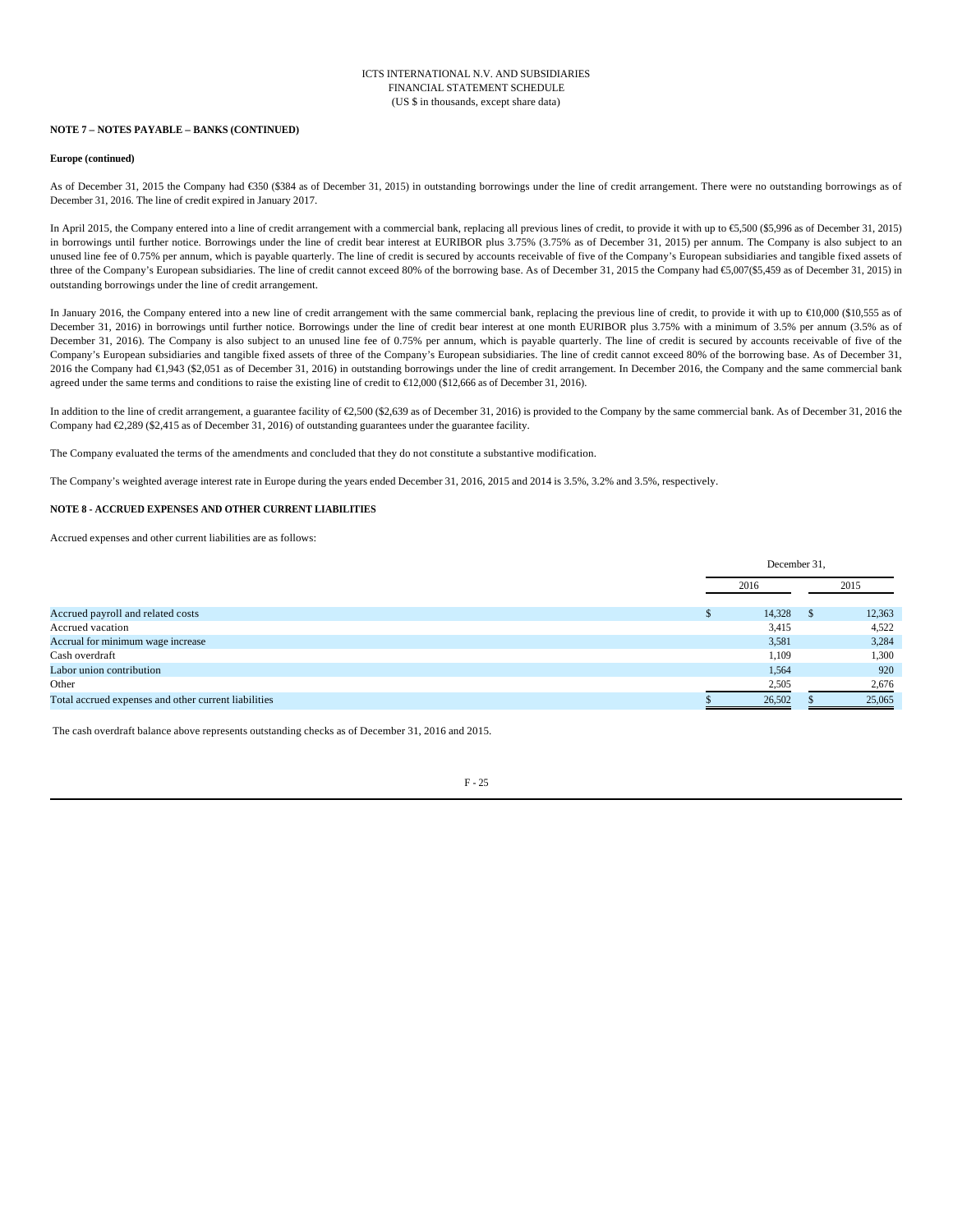ICTS INTERNATIONAL N.V. AND SUBSIDIARIES
FINANCIAL STATEMENT SCHEDULE
(US $ in thousands, except share data)

**NOTE 7 – NOTES PAYABLE – BANKS (CONTINUED)**

**Europe (continued)**

As of December 31, 2015 the Company had €350 ($384 as of December 31, 2015) in outstanding borrowings under the line of credit arrangement. There were no outstanding borrowings as of December 31, 2016. The line of credit expired in January 2017.

In April 2015, the Company entered into a line of credit arrangement with a commercial bank, replacing all previous lines of credit, to provide it with up to €5,500 ($5,996 as of December 31, 2015) in borrowings until further notice. Borrowings under the line of credit bear interest at EURIBOR plus 3.75% (3.75% as of December 31, 2015) per annum. The Company is also subject to an unused line fee of 0.75% per annum, which is payable quarterly. The line of credit is secured by accounts receivable of five of the Company's European subsidiaries and tangible fixed assets of three of the Company's European subsidiaries. The line of credit cannot exceed 80% of the borrowing base. As of December 31, 2015 the Company had €5,007($5,459 as of December 31, 2015) in outstanding borrowings under the line of credit arrangement.

In January 2016, the Company entered into a new line of credit arrangement with the same commercial bank, replacing the previous line of credit, to provide it with up to €10,000 ($10,555 as of December 31, 2016) in borrowings until further notice. Borrowings under the line of credit bear interest at one month EURIBOR plus 3.75% with a minimum of 3.5% per annum (3.5% as of December 31, 2016). The Company is also subject to an unused line fee of 0.75% per annum, which is payable quarterly. The line of credit is secured by accounts receivable of five of the Company's European subsidiaries and tangible fixed assets of three of the Company's European subsidiaries. The line of credit cannot exceed 80% of the borrowing base. As of December 31, 2016 the Company had €1,943 ($2,051 as of December 31, 2016) in outstanding borrowings under the line of credit arrangement. In December 2016, the Company and the same commercial bank agreed under the same terms and conditions to raise the existing line of credit to €12,000 ($12,666 as of December 31, 2016).

In addition to the line of credit arrangement, a guarantee facility of €2,500 ($2,639 as of December 31, 2016) is provided to the Company by the same commercial bank. As of December 31, 2016 the Company had €2,289 ($2,415 as of December 31, 2016) of outstanding guarantees under the guarantee facility.

The Company evaluated the terms of the amendments and concluded that they do not constitute a substantive modification.

The Company's weighted average interest rate in Europe during the years ended December 31, 2016, 2015 and 2014 is 3.5%, 3.2% and 3.5%, respectively.

**NOTE 8 - ACCRUED EXPENSES AND OTHER CURRENT LIABILITIES**

Accrued expenses and other current liabilities are as follows:

| | December 31, | |
|---|---|---|
| | 2016 | 2015 |
| Accrued payroll and related costs | $ 14,328 | $ 12,363 |
| Accrued vacation | 3,415 | 4,522 |
| Accrual for minimum wage increase | 3,581 | 3,284 |
| Cash overdraft | 1,109 | 1,300 |
| Labor union contribution | 1,564 | 920 |
| Other | 2,505 | 2,676 |
| Total accrued expenses and other current liabilities | $ 26,502 | $ 25,065 |

The cash overdraft balance above represents outstanding checks as of December 31, 2016 and 2015.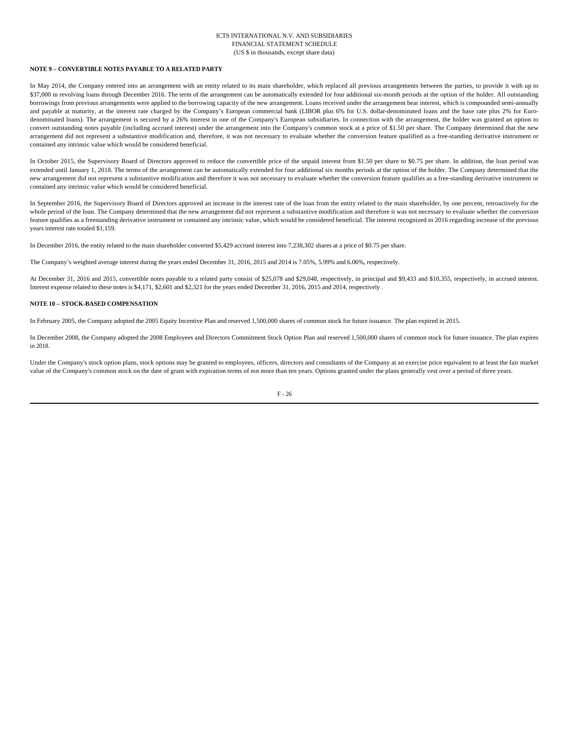**NOTE 9 – CONVERTIBLE NOTES PAYABLE TO A RELATED PARTY**

In May 2014, the Company entered into an arrangement with an entity related to its main shareholder, which replaced all previous arrangements between the parties, to provide it with up to $37,000 in revolving loans through December 2016. The term of the arrangement can be automatically extended for four additional six-month periods at the option of the holder. All outstanding borrowings from previous arrangements were applied to the borrowing capacity of the new arrangement. Loans received under the arrangement bear interest, which is compounded semi-annually and payable at maturity, at the interest rate charged by the Company's European commercial bank (LIBOR plus 6% for U.S. dollar-denominated loans and the base rate plus 2% for Euro-denominated loans). The arrangement is secured by a 26% interest in one of the Company's European subsidiaries. In connection with the arrangement, the holder was granted an option to convert outstanding notes payable (including accrued interest) under the arrangement into the Company's common stock at a price of $1.50 per share. The Company determined that the new arrangement did not represent a substantive modification and, therefore, it was not necessary to evaluate whether the conversion feature qualified as a free-standing derivative instrument or contained any intrinsic value which would be considered beneficial.

In October 2015, the Supervisory Board of Directors approved to reduce the convertible price of the unpaid interest from $1.50 per share to $0.75 per share. In addition, the loan period was extended until January 1, 2018. The terms of the arrangement can be automatically extended for four additional six months periods at the option of the holder. The Company determined that the new arrangement did not represent a substantive modification and therefore it was not necessary to evaluate whether the conversion feature qualifies as a free-standing derivative instrument or contained any intrinsic value which would be considered beneficial.

In September 2016, the Supervisory Board of Directors approved an increase in the interest rate of the loan from the entity related to the main shareholder, by one percent, retroactively for the whole period of the loan. The Company determined that the new arrangement did not represent a substantive modification and therefore it was not necessary to evaluate whether the conversion feature qualifies as a freestanding derivative instrument or contained any intrinsic value, which would be considered beneficial. The interest recognized in 2016 regarding increase of the previous years interest rate totaled $1,159.

In December 2016, the entity related to the main shareholder converted $5,429 accrued interest into 7,238,302 shares at a price of $0.75 per share.

The Company's weighted average interest during the years ended December 31, 2016, 2015 and 2014 is 7.05%, 5.99% and 6.06%, respectively.

At December 31, 2016 and 2015, convertible notes payable to a related party consist of $25,078 and $29,048, respectively, in principal and $9,433 and $10,355, respectively, in accrued interest. Interest expense related to these notes is $4,171, $2,601 and $2,321 for the years ended December 31, 2016, 2015 and 2014, respectively .

**NOTE 10 – STOCK-BASED COMPENSATION**

In February 2005, the Company adopted the 2005 Equity Incentive Plan and reserved 1,500,000 shares of common stock for future issuance. The plan expired in 2015.

In December 2008, the Company adopted the 2008 Employees and Directors Commitment Stock Option Plan and reserved 1,500,000 shares of common stock for future issuance. The plan expires in 2018.

Under the Company's stock option plans, stock options may be granted to employees, officers, directors and consultants of the Company at an exercise price equivalent to at least the fair market value of the Company's common stock on the date of grant with expiration terms of not more than ten years. Options granted under the plans generally vest over a period of three years.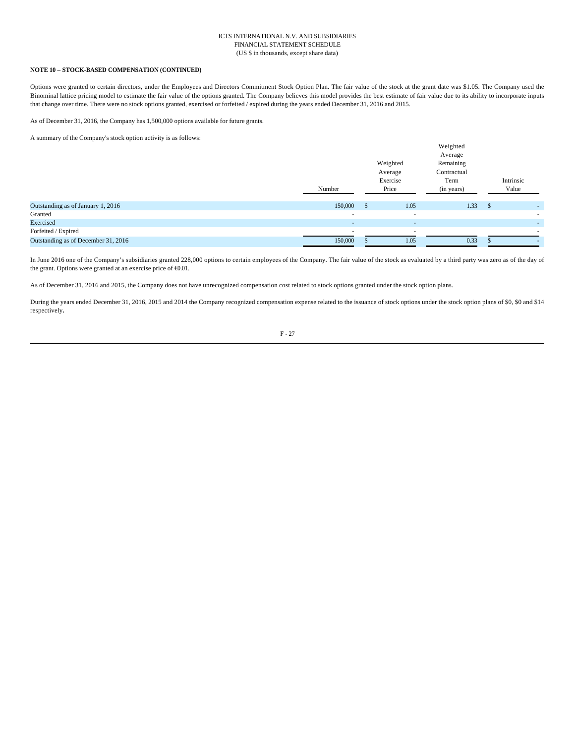**NOTE 10 – STOCK-BASED COMPENSATION (CONTINUED)**

Options were granted to certain directors, under the Employees and Directors Commitment Stock Option Plan. The fair value of the stock at the grant date was $1.05. The Company used the Binominal lattice pricing model to estimate the fair value of the options granted. The Company believes this model provides the best estimate of fair value due to its ability to incorporate inputs that change over time. There were no stock options granted, exercised or forfeited / expired during the years ended December 31, 2016 and 2015.

As of December 31, 2016, the Company has 1,500,000 options available for future grants.

A summary of the Company's stock option activity is as follows:

| | Number | Weighted Average Exercise Price | Weighted Average Remaining Contractual Term (in years) | Intrinsic Value |
|---|---|---|---|---|
| Outstanding as of January 1, 2016 | 150,000 | $ 1.05 | 1.33 | $ - |
| Granted | - | - | | - |
| Exercised | - | - | | - |
| Forfeited / Expired | - | - | | - |
| Outstanding as of December 31, 2016 | 150,000 | $ 1.05 | 0.33 | $ - |

In June 2016 one of the Company's subsidiaries granted 228,000 options to certain employees of the Company. The fair value of the stock as evaluated by a third party was zero as of the day of the grant. Options were granted at an exercise price of €0.01.

As of December 31, 2016 and 2015, the Company does not have unrecognized compensation cost related to stock options granted under the stock option plans.

During the years ended December 31, 2016, 2015 and 2014 the Company recognized compensation expense related to the issuance of stock options under the stock option plans of $0, $0 and $14 respectively.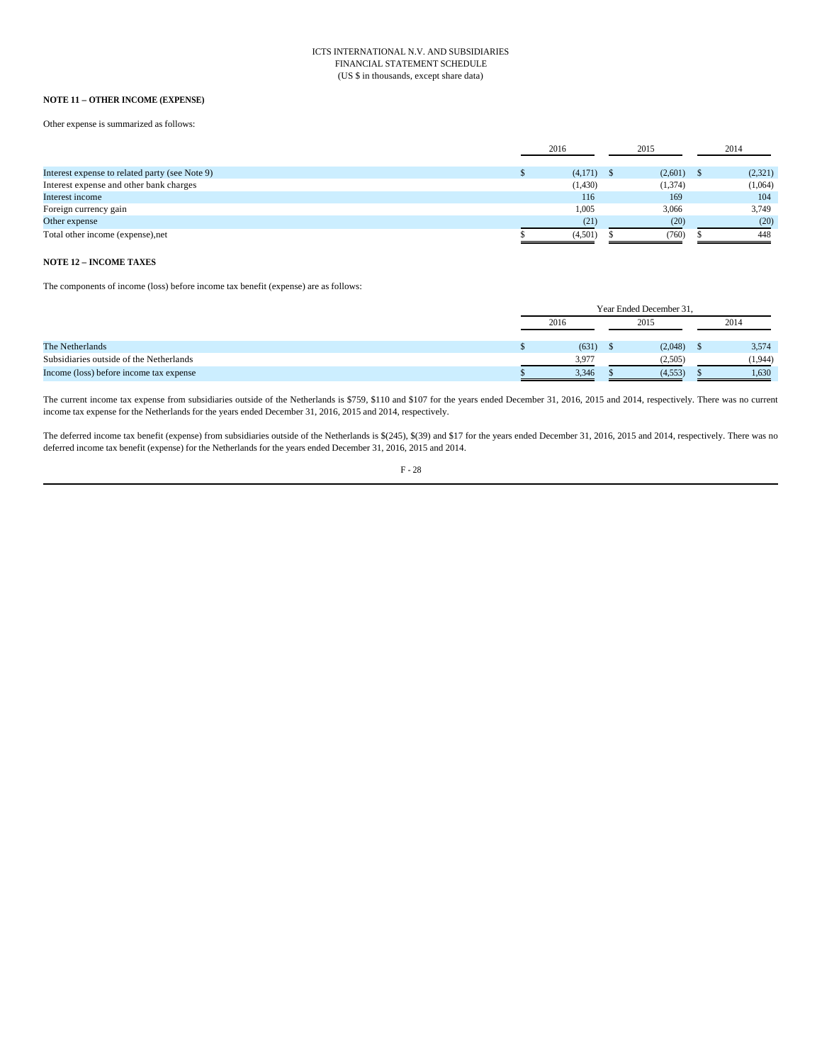ICTS INTERNATIONAL N.V. AND SUBSIDIARIES
FINANCIAL STATEMENT SCHEDULE
(US $ in thousands, except share data)

**NOTE 11 – OTHER INCOME (EXPENSE)**

Other expense is summarized as follows:

| | 2016 | 2015 | 2014 |
|---|---|---|---|
| Interest expense to related party (see Note 9) | $ (4,171) | $ (2,601) | $ (2,321) |
| Interest expense and other bank charges | (1,430) | (1,374) | (1,064) |
| Interest income | 116 | 169 | 104 |
| Foreign currency gain | 1,005 | 3,066 | 3,749 |
| Other expense | (21) | (20) | (20) |
| Total other income (expense),net | $ (4,501) | $ (760) | $ 448 |

**NOTE 12 – INCOME TAXES**

The components of income (loss) before income tax benefit (expense) are as follows:

| | Year Ended December 31, | | |
|---|---|---|---|
| | 2016 | 2015 | 2014 |
| The Netherlands | $ (631) | $ (2,048) | $ 3,574 |
| Subsidiaries outside of the Netherlands | 3,977 | (2,505) | (1,944) |
| Income (loss) before income tax expense | $ 3,346 | $ (4,553) | $ 1,630 |

The current income tax expense from subsidiaries outside of the Netherlands is $759, $110 and $107 for the years ended December 31, 2016, 2015 and 2014, respectively. There was no current income tax expense for the Netherlands for the years ended December 31, 2016, 2015 and 2014, respectively.

The deferred income tax benefit (expense) from subsidiaries outside of the Netherlands is $(245), $(39) and $17 for the years ended December 31, 2016, 2015 and 2014, respectively. There was no deferred income tax benefit (expense) for the Netherlands for the years ended December 31, 2016, 2015 and 2014.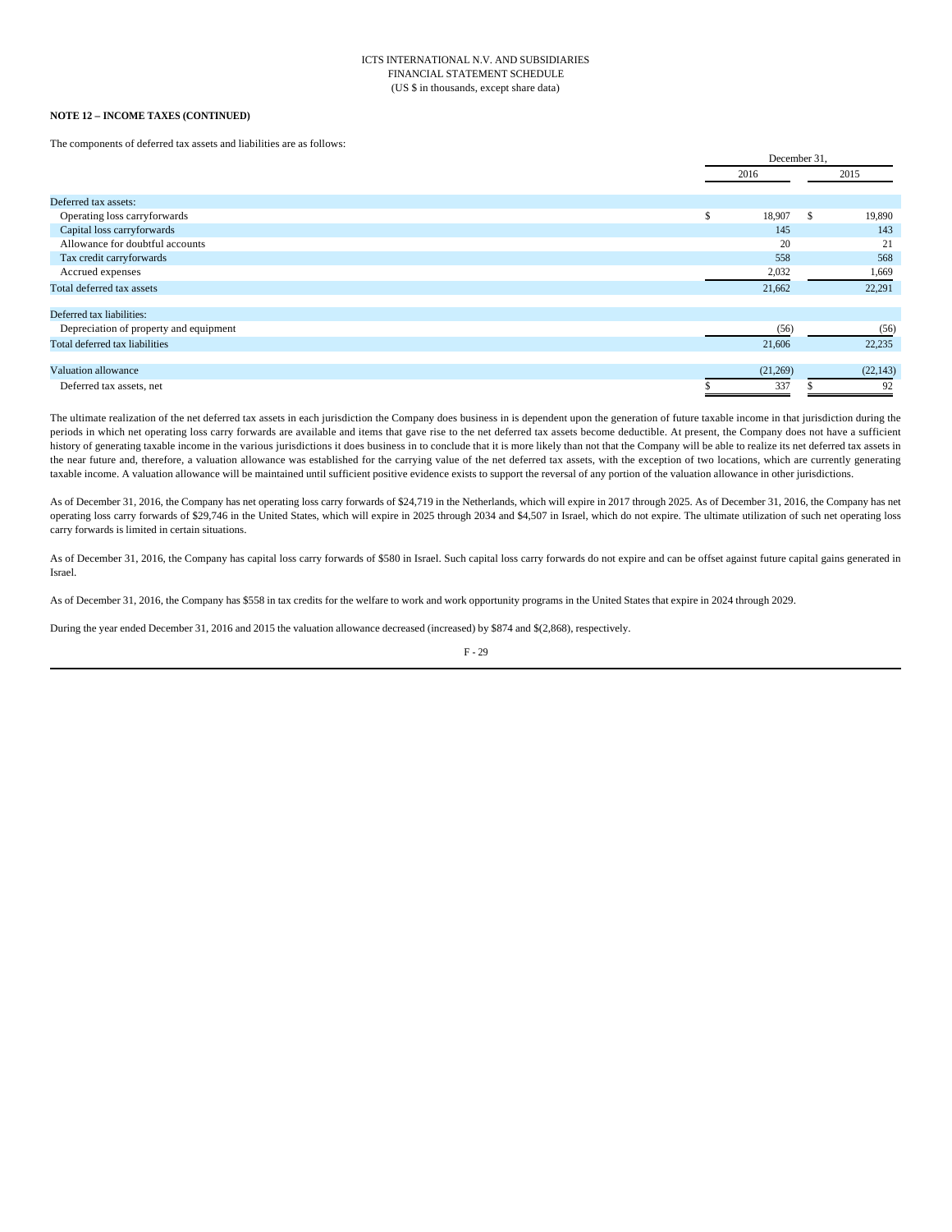**NOTE 12 – INCOME TAXES (CONTINUED)**

The components of deferred tax assets and liabilities are as follows:

| | December 31, | |
|---|---|---|
| | 2016 | 2015 |
| Deferred tax assets: | | |
| Operating loss carryforwards | $ 18,907 | $ 19,890 |
| Capital loss carryforwards | 145 | 143 |
| Allowance for doubtful accounts | 20 | 21 |
| Tax credit carryforwards | 558 | 568 |
| Accrued expenses | 2,032 | 1,669 |
| Total deferred tax assets | 21,662 | 22,291 |
| Deferred tax liabilities: | | |
| Depreciation of property and equipment | (56) | (56) |
| Total deferred tax liabilities | 21,606 | 22,235 |
| Valuation allowance | (21,269) | (22,143) |
| Deferred tax assets, net | $ 337 | $ 92 |

The ultimate realization of the net deferred tax assets in each jurisdiction the Company does business in is dependent upon the generation of future taxable income in that jurisdiction during the periods in which net operating loss carry forwards are available and items that gave rise to the net deferred tax assets become deductible. At present, the Company does not have a sufficient history of generating taxable income in the various jurisdictions it does business in to conclude that it is more likely than not that the Company will be able to realize its net deferred tax assets in the near future and, therefore, a valuation allowance was established for the carrying value of the net deferred tax assets, with the exception of two locations, which are currently generating taxable income. A valuation allowance will be maintained until sufficient positive evidence exists to support the reversal of any portion of the valuation allowance in other jurisdictions.

As of December 31, 2016, the Company has net operating loss carry forwards of $24,719 in the Netherlands, which will expire in 2017 through 2025. As of December 31, 2016, the Company has net operating loss carry forwards of $29,746 in the United States, which will expire in 2025 through 2034 and $4,507 in Israel, which do not expire. The ultimate utilization of such net operating loss carry forwards is limited in certain situations.

As of December 31, 2016, the Company has capital loss carry forwards of $580 in Israel. Such capital loss carry forwards do not expire and can be offset against future capital gains generated in Israel.

As of December 31, 2016, the Company has $558 in tax credits for the welfare to work and work opportunity programs in the United States that expire in 2024 through 2029.

During the year ended December 31, 2016 and 2015 the valuation allowance decreased (increased) by $874 and $(2,868), respectively.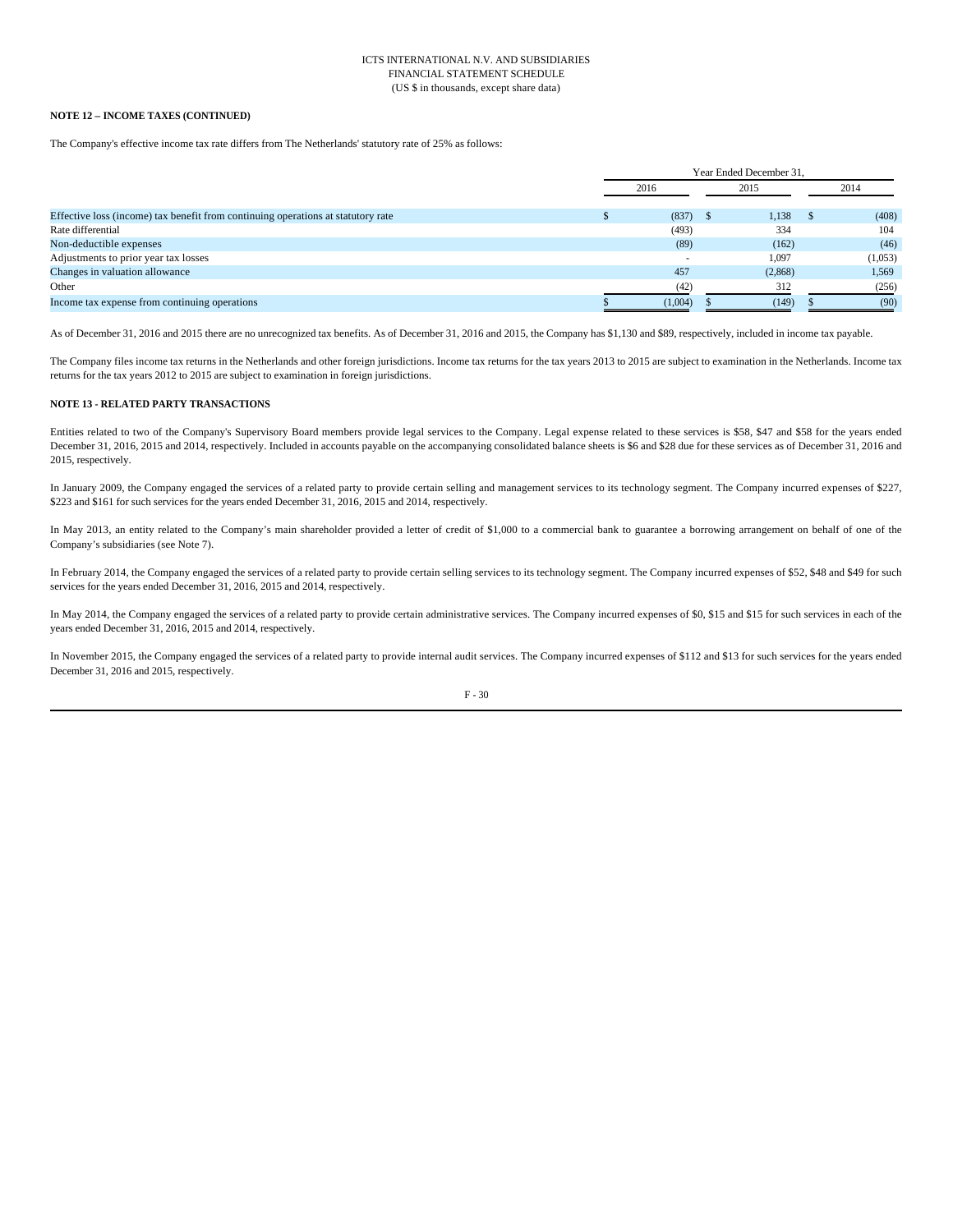ICTS INTERNATIONAL N.V. AND SUBSIDIARIES
FINANCIAL STATEMENT SCHEDULE
(US $ in thousands, except share data)

**NOTE 12 – INCOME TAXES (CONTINUED)**

The Company's effective income tax rate differs from The Netherlands' statutory rate of 25% as follows:

| | Year Ended December 31, | | |
|---|---|---|---|
| | 2016 | 2015 | 2014 |
| Effective loss (income) tax benefit from continuing operations at statutory rate | $ (837) | $ 1,138 | $ (408) |
| Rate differential | (493) | 334 | 104 |
| Non-deductible expenses | (89) | (162) | (46) |
| Adjustments to prior year tax losses | - | 1,097 | (1,053) |
| Changes in valuation allowance | 457 | (2,868) | 1,569 |
| Other | (42) | 312 | (256) |
| Income tax expense from continuing operations | $ (1,004) | $ (149) | $ (90) |

As of December 31, 2016 and 2015 there are no unrecognized tax benefits. As of December 31, 2016 and 2015, the Company has $1,130 and $89, respectively, included in income tax payable.

The Company files income tax returns in the Netherlands and other foreign jurisdictions. Income tax returns for the tax years 2013 to 2015 are subject to examination in the Netherlands. Income tax returns for the tax years 2012 to 2015 are subject to examination in foreign jurisdictions.

**NOTE 13 - RELATED PARTY TRANSACTIONS**

Entities related to two of the Company's Supervisory Board members provide legal services to the Company. Legal expense related to these services is $58, $47 and $58 for the years ended December 31, 2016, 2015 and 2014, respectively. Included in accounts payable on the accompanying consolidated balance sheets is $6 and $28 due for these services as of December 31, 2016 and 2015, respectively.

In January 2009, the Company engaged the services of a related party to provide certain selling and management services to its technology segment. The Company incurred expenses of $227, $223 and $161 for such services for the years ended December 31, 2016, 2015 and 2014, respectively.

In May 2013, an entity related to the Company's main shareholder provided a letter of credit of $1,000 to a commercial bank to guarantee a borrowing arrangement on behalf of one of the Company's subsidiaries (see Note 7).

In February 2014, the Company engaged the services of a related party to provide certain selling services to its technology segment. The Company incurred expenses of $52, $48 and $49 for such services for the years ended December 31, 2016, 2015 and 2014, respectively.

In May 2014, the Company engaged the services of a related party to provide certain administrative services. The Company incurred expenses of $0, $15 and $15 for such services in each of the years ended December 31, 2016, 2015 and 2014, respectively.

In November 2015, the Company engaged the services of a related party to provide internal audit services. The Company incurred expenses of $112 and $13 for such services for the years ended December 31, 2016 and 2015, respectively.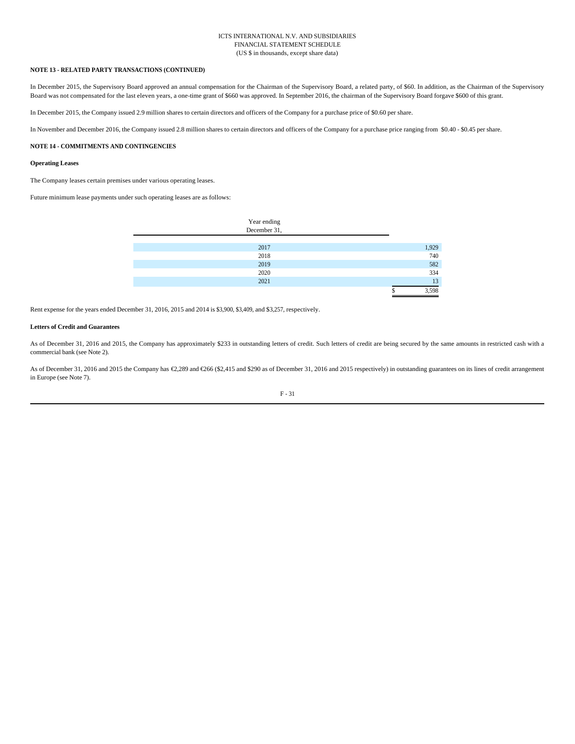**NOTE 13 - RELATED PARTY TRANSACTIONS (CONTINUED)**

In December 2015, the Supervisory Board approved an annual compensation for the Chairman of the Supervisory Board, a related party, of $60. In addition, as the Chairman of the Supervisory Board was not compensated for the last eleven years, a one-time grant of $660 was approved. In September 2016, the chairman of the Supervisory Board forgave $600 of this grant.

In December 2015, the Company issued 2.9 million shares to certain directors and officers of the Company for a purchase price of $0.60 per share.

In November and December 2016, the Company issued 2.8 million shares to certain directors and officers of the Company for a purchase price ranging from $0.40 - $0.45 per share.

**NOTE 14 - COMMITMENTS AND CONTINGENCIES**

**Operating Leases**

The Company leases certain premises under various operating leases.

Future minimum lease payments under such operating leases are as follows:

| Year ending December 31, | |
|---|---|
| 2017 | 1,929 |
| 2018 | 740 |
| 2019 | 582 |
| 2020 | 334 |
| 2021 | 13 |
| | $ 3,598 |

Rent expense for the years ended December 31, 2016, 2015 and 2014 is $3,900, $3,409, and $3,257, respectively.

**Letters of Credit and Guarantees**

As of December 31, 2016 and 2015, the Company has approximately $233 in outstanding letters of credit. Such letters of credit are being secured by the same amounts in restricted cash with a commercial bank (see Note 2).

As of December 31, 2016 and 2015 the Company has €2,289 and €266 ($2,415 and $290 as of December 31, 2016 and 2015 respectively) in outstanding guarantees on its lines of credit arrangement in Europe (see Note 7).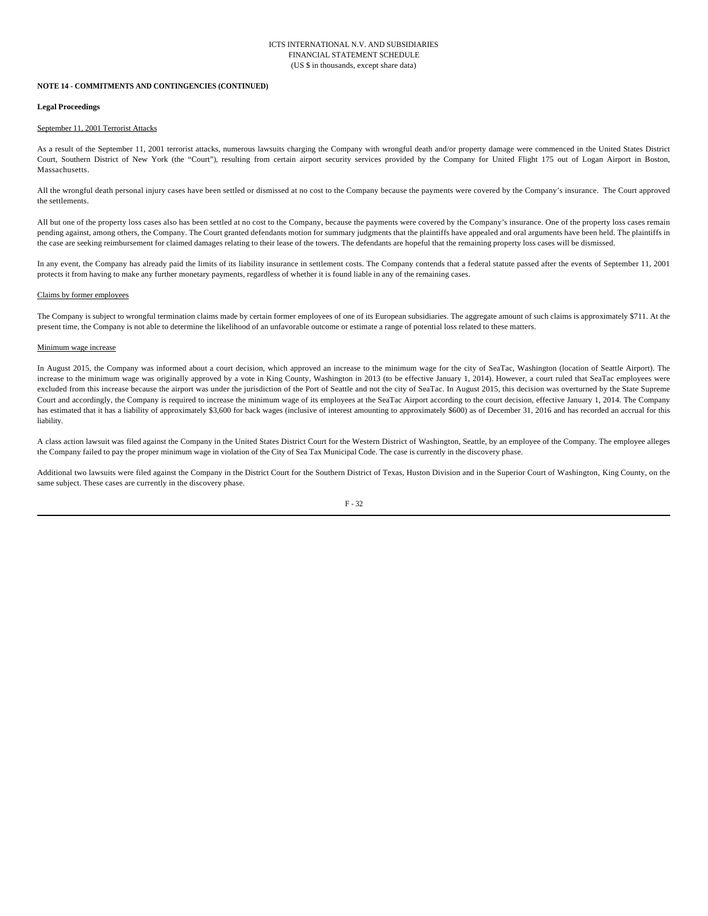**NOTE 14 - COMMITMENTS AND CONTINGENCIES (CONTINUED)**

**Legal Proceedings**

September 11, 2001 Terrorist Attacks

As a result of the September 11, 2001 terrorist attacks, numerous lawsuits charging the Company with wrongful death and/or property damage were commenced in the United States District Court, Southern District of New York (the "Court"), resulting from certain airport security services provided by the Company for United Flight 175 out of Logan Airport in Boston, Massachusetts.

All the wrongful death personal injury cases have been settled or dismissed at no cost to the Company because the payments were covered by the Company's insurance. The Court approved the settlements.

All but one of the property loss cases also has been settled at no cost to the Company, because the payments were covered by the Company's insurance. One of the property loss cases remain pending against, among others, the Company. The Court granted defendants motion for summary judgments that the plaintiffs have appealed and oral arguments have been held. The plaintiffs in the case are seeking reimbursement for claimed damages relating to their lease of the towers. The defendants are hopeful that the remaining property loss cases will be dismissed.

In any event, the Company has already paid the limits of its liability insurance in settlement costs. The Company contends that a federal statute passed after the events of September 11, 2001 protects it from having to make any further monetary payments, regardless of whether it is found liable in any of the remaining cases.

Claims by former employees

The Company is subject to wrongful termination claims made by certain former employees of one of its European subsidiaries. The aggregate amount of such claims is approximately $711. At the present time, the Company is not able to determine the likelihood of an unfavorable outcome or estimate a range of potential loss related to these matters.

Minimum wage increase

In August 2015, the Company was informed about a court decision, which approved an increase to the minimum wage for the city of SeaTac, Washington (location of Seattle Airport). The increase to the minimum wage was originally approved by a vote in King County, Washington in 2013 (to be effective January 1, 2014). However, a court ruled that SeaTac employees were excluded from this increase because the airport was under the jurisdiction of the Port of Seattle and not the city of SeaTac. In August 2015, this decision was overturned by the State Supreme Court and accordingly, the Company is required to increase the minimum wage of its employees at the SeaTac Airport according to the court decision, effective January 1, 2014. The Company has estimated that it has a liability of approximately $3,600 for back wages (inclusive of interest amounting to approximately $600) as of December 31, 2016 and has recorded an accrual for this liability.

A class action lawsuit was filed against the Company in the United States District Court for the Western District of Washington, Seattle, by an employee of the Company. The employee alleges the Company failed to pay the proper minimum wage in violation of the City of Sea Tax Municipal Code. The case is currently in the discovery phase.

Additional two lawsuits were filed against the Company in the District Court for the Southern District of Texas, Huston Division and in the Superior Court of Washington, King County, on the same subject. These cases are currently in the discovery phase.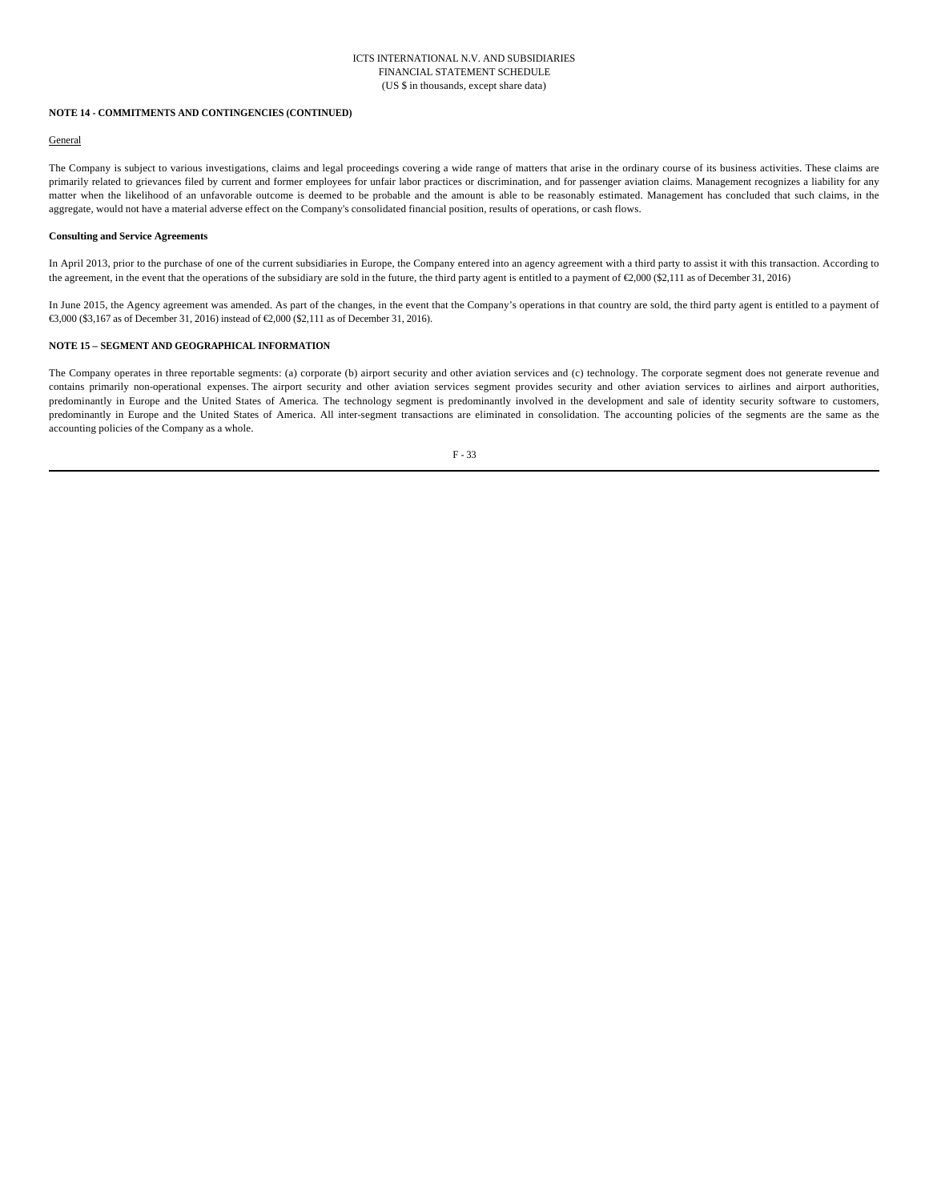**NOTE 14 - COMMITMENTS AND CONTINGENCIES (CONTINUED)**

General

The Company is subject to various investigations, claims and legal proceedings covering a wide range of matters that arise in the ordinary course of its business activities. These claims are primarily related to grievances filed by current and former employees for unfair labor practices or discrimination, and for passenger aviation claims. Management recognizes a liability for any matter when the likelihood of an unfavorable outcome is deemed to be probable and the amount is able to be reasonably estimated. Management has concluded that such claims, in the aggregate, would not have a material adverse effect on the Company's consolidated financial position, results of operations, or cash flows.

**Consulting and Service Agreements**

In April 2013, prior to the purchase of one of the current subsidiaries in Europe, the Company entered into an agency agreement with a third party to assist it with this transaction. According to the agreement, in the event that the operations of the subsidiary are sold in the future, the third party agent is entitled to a payment of €2,000 ($2,111 as of December 31, 2016)

In June 2015, the Agency agreement was amended. As part of the changes, in the event that the Company's operations in that country are sold, the third party agent is entitled to a payment of €3,000 ($3,167 as of December 31, 2016) instead of €2,000 ($2,111 as of December 31, 2016).

**NOTE 15 – SEGMENT AND GEOGRAPHICAL INFORMATION**

The Company operates in three reportable segments: (a) corporate (b) airport security and other aviation services and (c) technology. The corporate segment does not generate revenue and contains primarily non-operational expenses. The airport security and other aviation services segment provides security and other aviation services to airlines and airport authorities, predominantly in Europe and the United States of America. The technology segment is predominantly involved in the development and sale of identity security software to customers, predominantly in Europe and the United States of America. All inter-segment transactions are eliminated in consolidation. The accounting policies of the segments are the same as the accounting policies of the Company as a whole.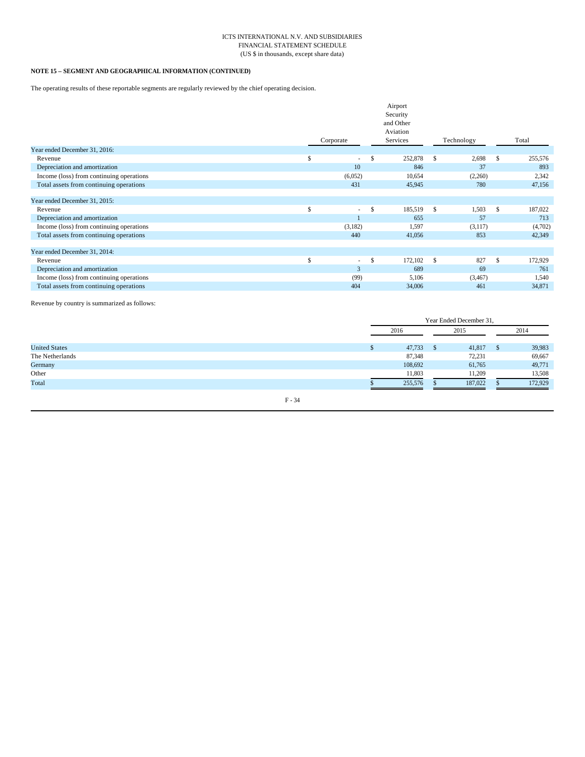ICTS INTERNATIONAL N.V. AND SUBSIDIARIES
FINANCIAL STATEMENT SCHEDULE
(US $ in thousands, except share data)

**NOTE 15 – SEGMENT AND GEOGRAPHICAL INFORMATION (CONTINUED)**

The operating results of these reportable segments are regularly reviewed by the chief operating decision.

| | Corporate | Airport Security and Other Aviation Services | Technology | Total |
|---|---|---|---|---|
| Year ended December 31, 2016: | | | | |
| Revenue | $ - | $ 252,878 | $ 2,698 | $ 255,576 |
| Depreciation and amortization | 10 | 846 | 37 | 893 |
| Income (loss) from continuing operations | (6,052) | 10,654 | (2,260) | 2,342 |
| Total assets from continuing operations | 431 | 45,945 | 780 | 47,156 |
| Year ended December 31, 2015: | | | | |
| Revenue | $ - | $ 185,519 | $ 1,503 | $ 187,022 |
| Depreciation and amortization | 1 | 655 | 57 | 713 |
| Income (loss) from continuing operations | (3,182) | 1,597 | (3,117) | (4,702) |
| Total assets from continuing operations | 440 | 41,056 | 853 | 42,349 |
| Year ended December 31, 2014: | | | | |
| Revenue | $ - | $ 172,102 | $ 827 | $ 172,929 |
| Depreciation and amortization | 3 | 689 | 69 | 761 |
| Income (loss) from continuing operations | (99) | 5,106 | (3,467) | 1,540 |
| Total assets from continuing operations | 404 | 34,006 | 461 | 34,871 |

Revenue by country is summarized as follows:

| | Year Ended December 31, | | |
|---|---|---|---|
| | 2016 | 2015 | 2014 |
| United States | $ 47,733 | $ 41,817 | $ 39,983 |
| The Netherlands | 87,348 | 72,231 | 69,667 |
| Germany | 108,692 | 61,765 | 49,771 |
| Other | 11,803 | 11,209 | 13,508 |
| Total | $ 255,576 | $ 187,022 | $ 172,929 |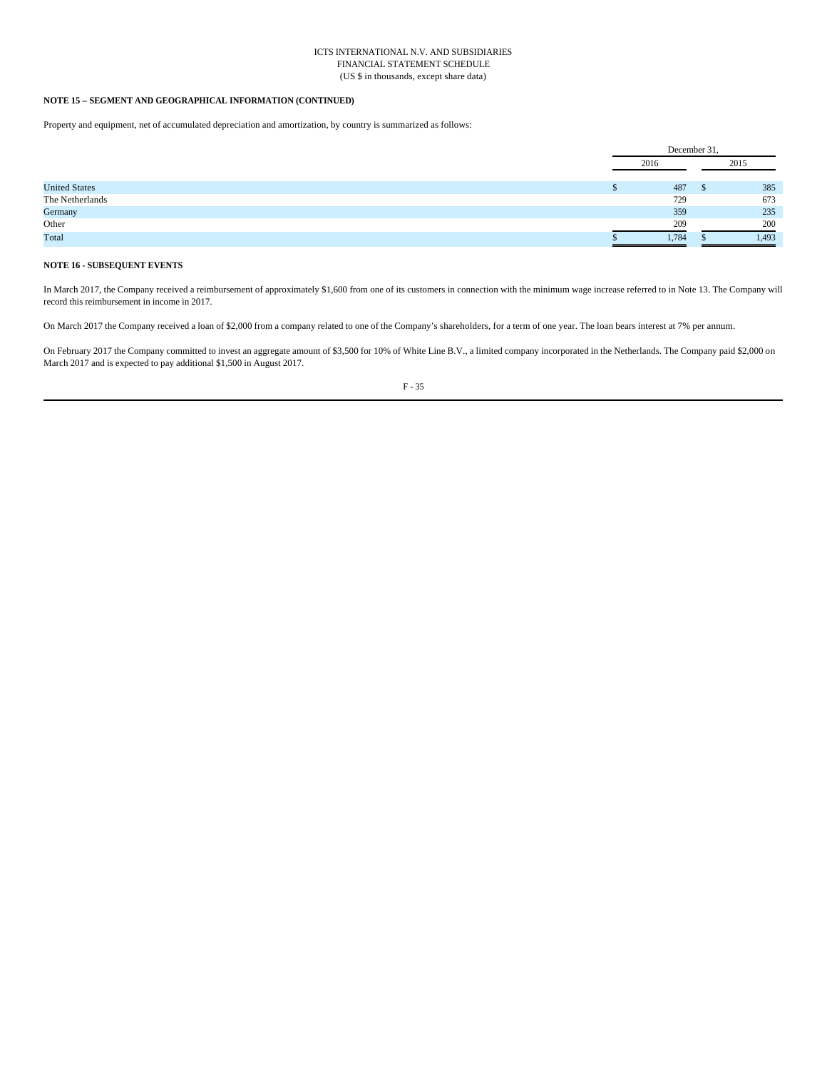## NOTE 15 – SEGMENT AND GEOGRAPHICAL INFORMATION (CONTINUED)

Property and equipment, net of accumulated depreciation and amortization, by country is summarized as follows:

| | December 31, 2016 | December 31, 2015 |
|---|---|---|
| United States | $ 487 | $ 385 |
| The Netherlands | 729 | 673 |
| Germany | 359 | 235 |
| Other | 209 | 200 |
| Total | $ 1,784 | $ 1,493 |

## NOTE 16 - SUBSEQUENT EVENTS

In March 2017, the Company received a reimbursement of approximately $1,600 from one of its customers in connection with the minimum wage increase referred to in Note 13. The Company will record this reimbursement in income in 2017.

On March 2017 the Company received a loan of $2,000 from a company related to one of the Company's shareholders, for a term of one year. The loan bears interest at 7% per annum.

On February 2017 the Company committed to invest an aggregate amount of $3,500 for 10% of White Line B.V., a limited company incorporated in the Netherlands. The Company paid $2,000 on March 2017 and is expected to pay additional $1,500 in August 2017.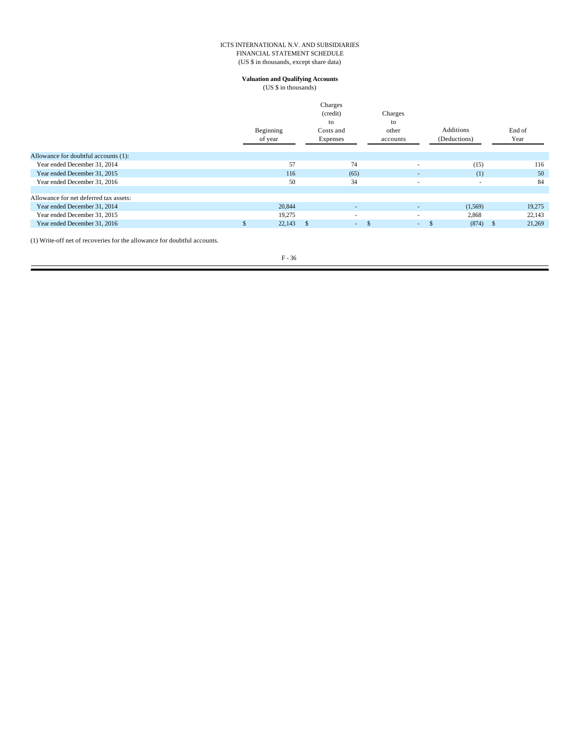ICTS INTERNATIONAL N.V. AND SUBSIDIARIES
FINANCIAL STATEMENT SCHEDULE
(US $ in thousands, except share data)

**Valuation and Qualifying Accounts**
(US $ in thousands)

| | Beginning of year | Charges (credit) to Costs and Expenses | Charges to other accounts | Additions (Deductions) | End of Year |
|---|---|---|---|---|---|
| Allowance for doubtful accounts (1): | | | | | |
| Year ended December 31, 2014 | 57 | 74 | - | (15) | 116 |
| Year ended December 31, 2015 | 116 | (65) | - | (1) | 50 |
| Year ended December 31, 2016 | 50 | 34 | - | - | 84 |
| | | | | | |
| Allowance for net deferred tax assets: | | | | | |
| Year ended December 31, 2014 | 20,844 | - | - | (1,569) | 19,275 |
| Year ended December 31, 2015 | 19,275 | - | - | 2,868 | 22,143 |
| Year ended December 31, 2016 | $ 22,143 | $ - | $ - | $ (874) | $ 21,269 |

(1) Write-off net of recoveries for the allowance for doubtful accounts.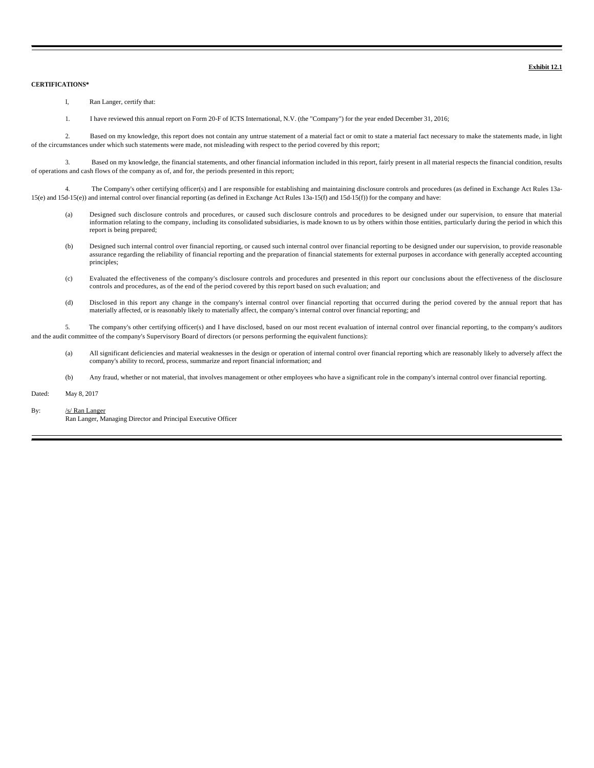**Exhibit 12.1**

**CERTIFICATIONS***

I, Ran Langer, certify that:

1. I have reviewed this annual report on Form 20-F of ICTS International, N.V. (the "Company") for the year ended December 31, 2016;

2. Based on my knowledge, this report does not contain any untrue statement of a material fact or omit to state a material fact necessary to make the statements made, in light of the circumstances under which such statements were made, not misleading with respect to the period covered by this report;

3. Based on my knowledge, the financial statements, and other financial information included in this report, fairly present in all material respects the financial condition, results of operations and cash flows of the company as of, and for, the periods presented in this report;

4. The Company's other certifying officer(s) and I are responsible for establishing and maintaining disclosure controls and procedures (as defined in Exchange Act Rules 13a-15(e) and 15d-15(e)) and internal control over financial reporting (as defined in Exchange Act Rules 13a-15(f) and 15d-15(f)) for the company and have:

(a) Designed such disclosure controls and procedures, or caused such disclosure controls and procedures to be designed under our supervision, to ensure that material information relating to the company, including its consolidated subsidiaries, is made known to us by others within those entities, particularly during the period in which this report is being prepared;

(b) Designed such internal control over financial reporting, or caused such internal control over financial reporting to be designed under our supervision, to provide reasonable assurance regarding the reliability of financial reporting and the preparation of financial statements for external purposes in accordance with generally accepted accounting principles;

(c) Evaluated the effectiveness of the company's disclosure controls and procedures and presented in this report our conclusions about the effectiveness of the disclosure controls and procedures, as of the end of the period covered by this report based on such evaluation; and

(d) Disclosed in this report any change in the company's internal control over financial reporting that occurred during the period covered by the annual report that has materially affected, or is reasonably likely to materially affect, the company's internal control over financial reporting; and

5. The company's other certifying officer(s) and I have disclosed, based on our most recent evaluation of internal control over financial reporting, to the company's auditors and the audit committee of the company's Supervisory Board of directors (or persons performing the equivalent functions):

(a) All significant deficiencies and material weaknesses in the design or operation of internal control over financial reporting which are reasonably likely to adversely affect the company's ability to record, process, summarize and report financial information; and

(b) Any fraud, whether or not material, that involves management or other employees who have a significant role in the company's internal control over financial reporting.

Dated: May 8, 2017

By: /s/ Ran Langer
Ran Langer, Managing Director and Principal Executive Officer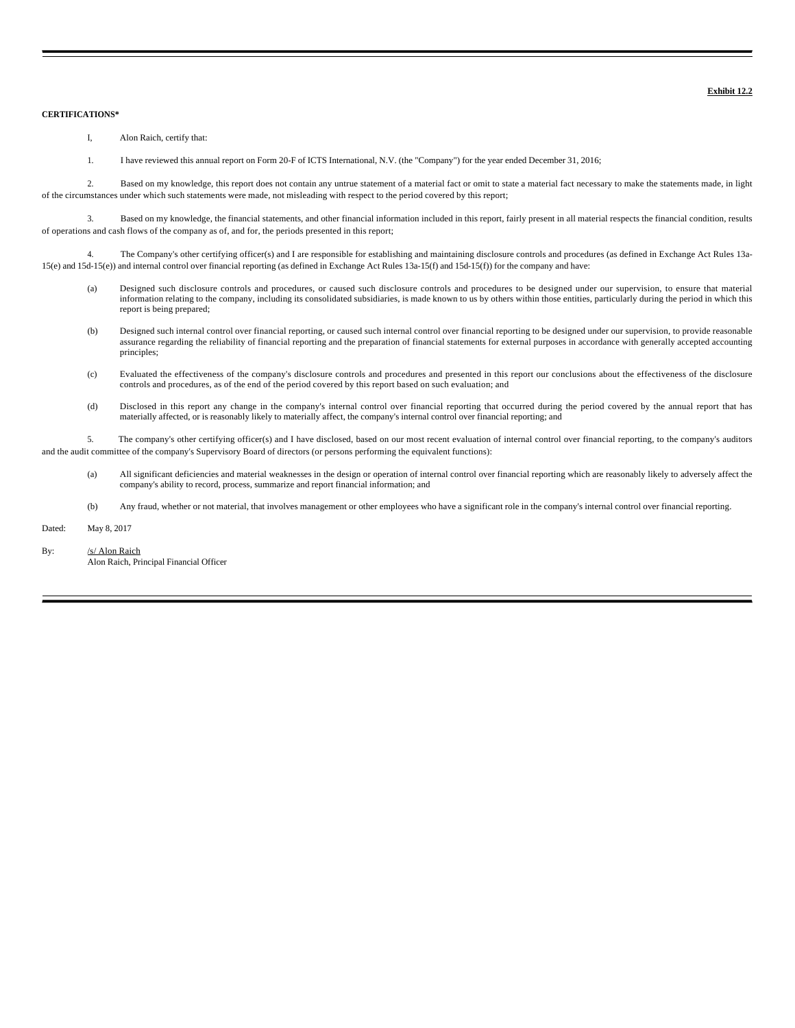**Exhibit 12.2**

**CERTIFICATIONS***

I, Alon Raich, certify that:

1. I have reviewed this annual report on Form 20-F of ICTS International, N.V. (the "Company") for the year ended December 31, 2016;

2. Based on my knowledge, this report does not contain any untrue statement of a material fact or omit to state a material fact necessary to make the statements made, in light of the circumstances under which such statements were made, not misleading with respect to the period covered by this report;

3. Based on my knowledge, the financial statements, and other financial information included in this report, fairly present in all material respects the financial condition, results of operations and cash flows of the company as of, and for, the periods presented in this report;

4. The Company's other certifying officer(s) and I are responsible for establishing and maintaining disclosure controls and procedures (as defined in Exchange Act Rules 13a-15(e) and 15d-15(e)) and internal control over financial reporting (as defined in Exchange Act Rules 13a-15(f) and 15d-15(f)) for the company and have:

(a) Designed such disclosure controls and procedures, or caused such disclosure controls and procedures to be designed under our supervision, to ensure that material information relating to the company, including its consolidated subsidiaries, is made known to us by others within those entities, particularly during the period in which this report is being prepared;

(b) Designed such internal control over financial reporting, or caused such internal control over financial reporting to be designed under our supervision, to provide reasonable assurance regarding the reliability of financial reporting and the preparation of financial statements for external purposes in accordance with generally accepted accounting principles;

(c) Evaluated the effectiveness of the company's disclosure controls and procedures and presented in this report our conclusions about the effectiveness of the disclosure controls and procedures, as of the end of the period covered by this report based on such evaluation; and

(d) Disclosed in this report any change in the company's internal control over financial reporting that occurred during the period covered by the annual report that has materially affected, or is reasonably likely to materially affect, the company's internal control over financial reporting; and

5. The company's other certifying officer(s) and I have disclosed, based on our most recent evaluation of internal control over financial reporting, to the company's auditors and the audit committee of the company's Supervisory Board of directors (or persons performing the equivalent functions):

(a) All significant deficiencies and material weaknesses in the design or operation of internal control over financial reporting which are reasonably likely to adversely affect the company's ability to record, process, summarize and report financial information; and

(b) Any fraud, whether or not material, that involves management or other employees who have a significant role in the company's internal control over financial reporting.

Dated: May 8, 2017

By: /s/ Alon Raich
Alon Raich, Principal Financial Officer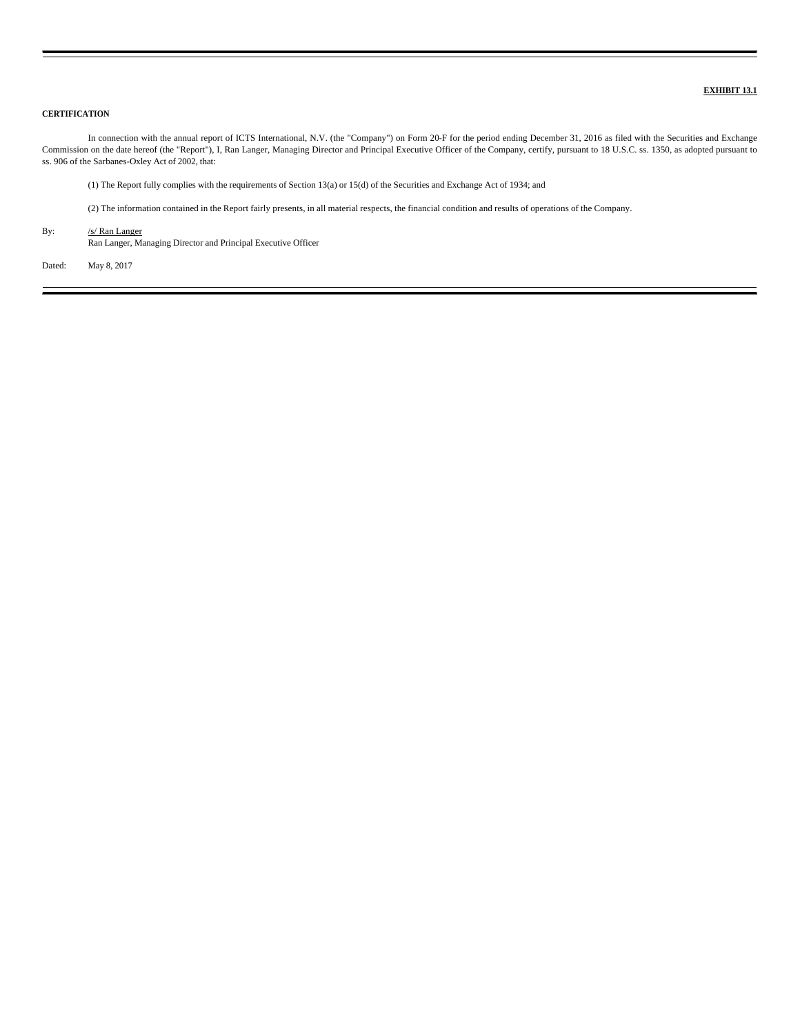**EXHIBIT 13.1**

**CERTIFICATION**

In connection with the annual report of ICTS International, N.V. (the "Company") on Form 20-F for the period ending December 31, 2016 as filed with the Securities and Exchange Commission on the date hereof (the "Report"), I, Ran Langer, Managing Director and Principal Executive Officer of the Company, certify, pursuant to 18 U.S.C. ss. 1350, as adopted pursuant to ss. 906 of the Sarbanes-Oxley Act of 2002, that:

(1) The Report fully complies with the requirements of Section 13(a) or 15(d) of the Securities and Exchange Act of 1934; and

(2) The information contained in the Report fairly presents, in all material respects, the financial condition and results of operations of the Company.

By: /s/ Ran Langer
Ran Langer, Managing Director and Principal Executive Officer

Dated: May 8, 2017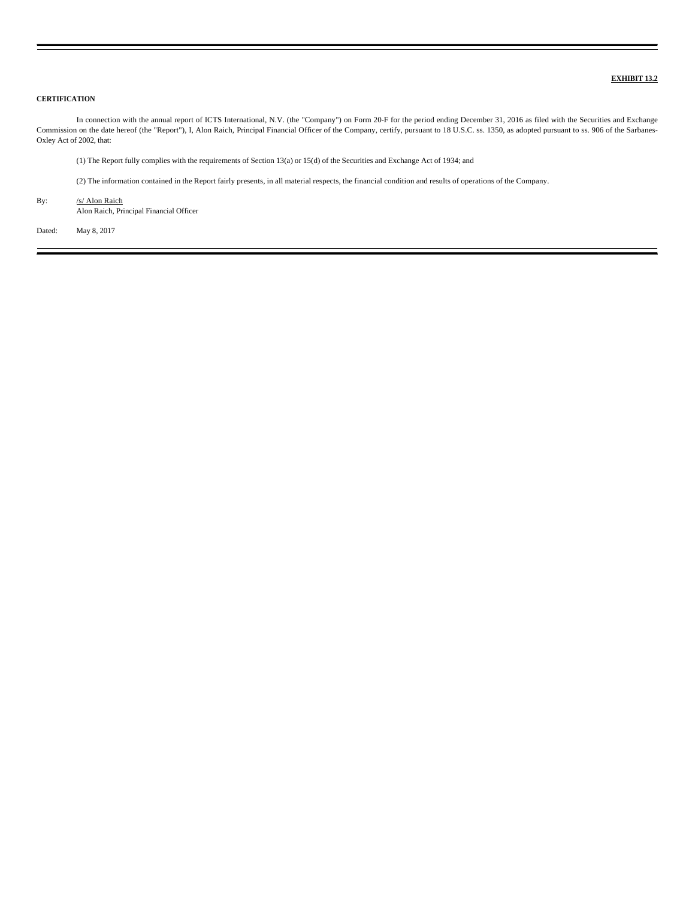**EXHIBIT 13.2**

**CERTIFICATION**

In connection with the annual report of ICTS International, N.V. (the "Company") on Form 20-F for the period ending December 31, 2016 as filed with the Securities and Exchange Commission on the date hereof (the "Report"), I, Alon Raich, Principal Financial Officer of the Company, certify, pursuant to 18 U.S.C. ss. 1350, as adopted pursuant to ss. 906 of the Sarbanes-Oxley Act of 2002, that:

(1) The Report fully complies with the requirements of Section 13(a) or 15(d) of the Securities and Exchange Act of 1934; and

(2) The information contained in the Report fairly presents, in all material respects, the financial condition and results of operations of the Company.

By: /s/ Alon Raich
Alon Raich, Principal Financial Officer

Dated: May 8, 2017